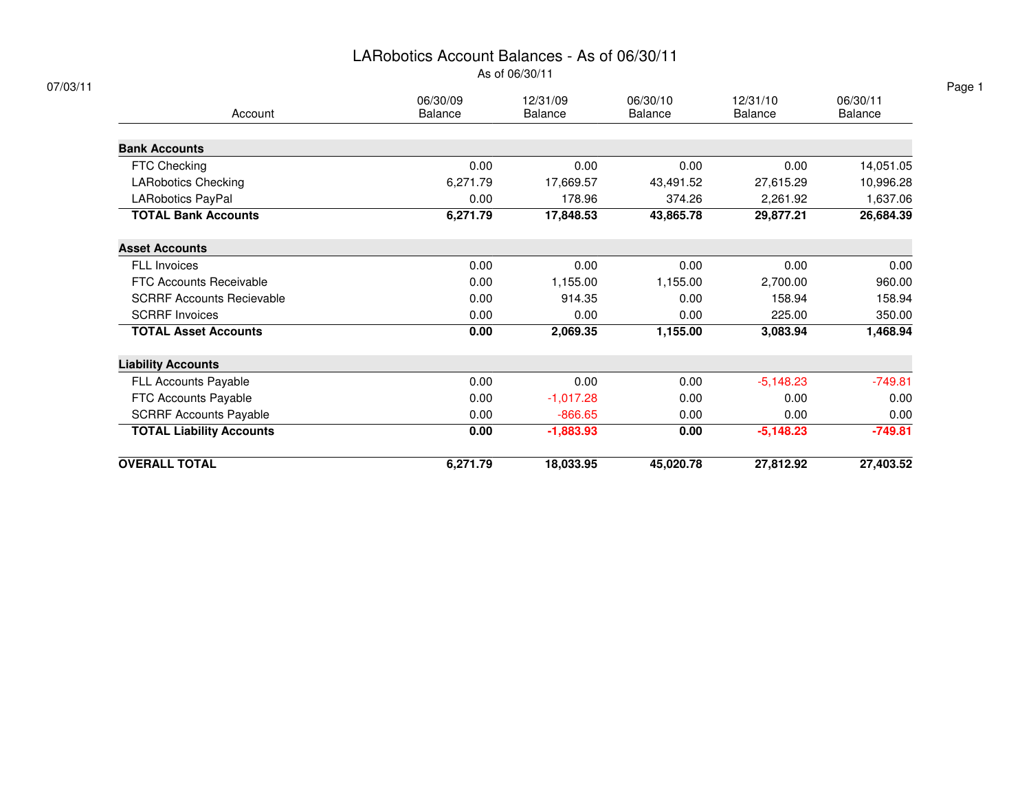# LARobotics Account Balances - As of 06/30/11

As of 06/30/11

07/03/11

| Account | 06/30/09 Balance | 12/31/09 Balance | 06/30/10 Balance | 12/31/10 Balance | 06/30/11 Balance |
|---|---|---|---|---|---|
| **Bank Accounts** | | | | | |
| FTC Checking | 0.00 | 0.00 | 0.00 | 0.00 | 14,051.05 |
| LARobotics Checking | 6,271.79 | 17,669.57 | 43,491.52 | 27,615.29 | 10,996.28 |
| LARobotics PayPal | 0.00 | 178.96 | 374.26 | 2,261.92 | 1,637.06 |
| **TOTAL Bank Accounts** | **6,271.79** | **17,848.53** | **43,865.78** | **29,877.21** | **26,684.39** |
| **Asset Accounts** | | | | | |
| FLL Invoices | 0.00 | 0.00 | 0.00 | 0.00 | 0.00 |
| FTC Accounts Receivable | 0.00 | 1,155.00 | 1,155.00 | 2,700.00 | 960.00 |
| SCRRF Accounts Recievable | 0.00 | 914.35 | 0.00 | 158.94 | 158.94 |
| SCRRF Invoices | 0.00 | 0.00 | 0.00 | 225.00 | 350.00 |
| **TOTAL Asset Accounts** | **0.00** | **2,069.35** | **1,155.00** | **3,083.94** | **1,468.94** |
| **Liability Accounts** | | | | | |
| FLL Accounts Payable | 0.00 | 0.00 | 0.00 | -5,148.23 | -749.81 |
| FTC Accounts Payable | 0.00 | -1,017.28 | 0.00 | 0.00 | 0.00 |
| SCRRF Accounts Payable | 0.00 | -866.65 | 0.00 | 0.00 | 0.00 |
| **TOTAL Liability Accounts** | **0.00** | **-1,883.93** | **0.00** | **-5,148.23** | **-749.81** |
| **OVERALL TOTAL** | **6,271.79** | **18,033.95** | **45,020.78** | **27,812.92** | **27,403.52** |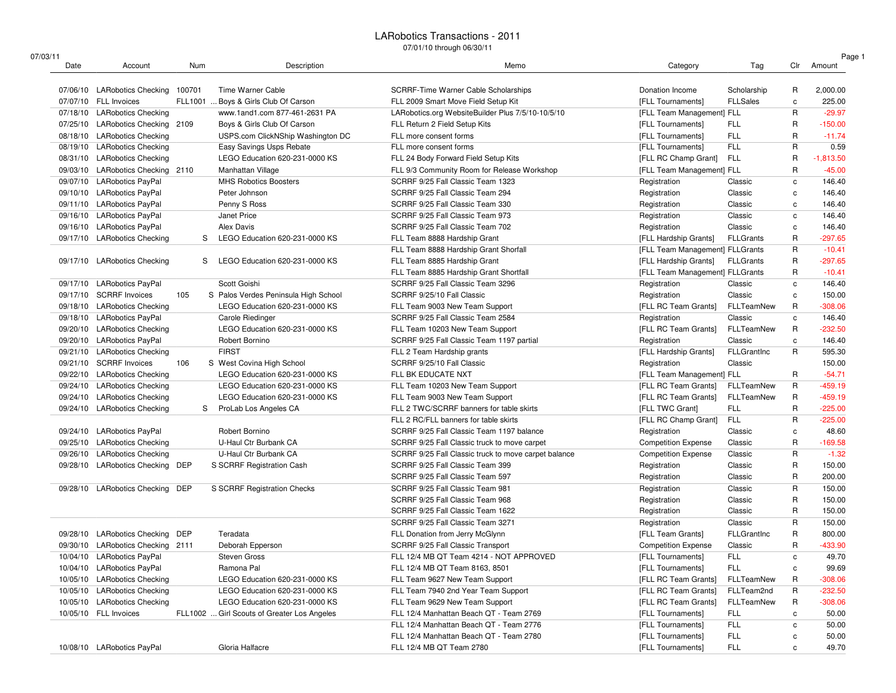# LARobotics Transactions - 2011

07/01/10 through 06/30/11

07/03/11

| Date | Account | Num | | Description | Memo | Category | Tag | Clr | Amount |
|---|---|---|---|---|---|---|---|---|---|
| 07/06/10 | LARobotics Checking | 100701 | | Time Warner Cable | SCRRF-Time Warner Cable Scholarships | Donation Income | Scholarship | R | 2,000.00 |
| 07/07/10 | FLL Invoices | FLL1001 | ... | Boys & Girls Club Of Carson | FLL 2009 Smart Move Field Setup Kit | [FLL Tournaments] | FLLSales | c | 225.00 |
| 07/18/10 | LARobotics Checking | | | www.1and1.com 877-461-2631 PA | LARobotics.org WebsiteBuilder Plus 7/5/10-10/5/10 | [FLL Team Management] | FLL | R | -29.97 |
| 07/25/10 | LARobotics Checking | 2109 | | Boys & Girls Club Of Carson | FLL Return 2 Field Setup Kits | [FLL Tournaments] | FLL | R | -150.00 |
| 08/18/10 | LARobotics Checking | | | USPS.com ClickNShip Washington DC | FLL more consent forms | [FLL Tournaments] | FLL | R | -11.74 |
| 08/19/10 | LARobotics Checking | | | Easy Savings Usps Rebate | FLL more consent forms | [FLL Tournaments] | FLL | R | 0.59 |
| 08/31/10 | LARobotics Checking | | | LEGO Education 620-231-0000 KS | FLL 24 Body Forward Field Setup Kits | [FLL RC Champ Grant] | FLL | R | -1,813.50 |
| 09/03/10 | LARobotics Checking | 2110 | | Manhattan Village | FLL 9/3 Community Room for Release Workshop | [FLL Team Management] | FLL | R | -45.00 |
| 09/07/10 | LARobotics PayPal | | | MHS Robotics Boosters | SCRRF 9/25 Fall Classic Team 1323 | Registration | Classic | c | 146.40 |
| 09/10/10 | LARobotics PayPal | | | Peter Johnson | SCRRF 9/25 Fall Classic Team 294 | Registration | Classic | c | 146.40 |
| 09/11/10 | LARobotics PayPal | | | Penny S Ross | SCRRF 9/25 Fall Classic Team 330 | Registration | Classic | c | 146.40 |
| 09/16/10 | LARobotics PayPal | | | Janet Price | SCRRF 9/25 Fall Classic Team 973 | Registration | Classic | c | 146.40 |
| 09/16/10 | LARobotics PayPal | | | Alex Davis | SCRRF 9/25 Fall Classic Team 702 | Registration | Classic | c | 146.40 |
| 09/17/10 | LARobotics Checking | | S | LEGO Education 620-231-0000 KS | FLL Team 8888 Hardship Grant | [FLL Hardship Grants] | FLLGrants | R | -297.65 |
| | | | | | FLL Team 8888 Hardship Grant Shorfall | [FLL Team Management] | FLLGrants | R | -10.41 |
| 09/17/10 | LARobotics Checking | | S | LEGO Education 620-231-0000 KS | FLL Team 8885 Hardship Grant | [FLL Hardship Grants] | FLLGrants | R | -297.65 |
| | | | | | FLL Team 8885 Hardship Grant Shortfall | [FLL Team Management] | FLLGrants | R | -10.41 |
| 09/17/10 | LARobotics PayPal | | | Scott Goishi | SCRRF 9/25 Fall Classic Team 3296 | Registration | Classic | c | 146.40 |
| 09/17/10 | SCRRF Invoices | 105 | S | Palos Verdes Peninsula High School | SCRRF 9/25/10 Fall Classic | Registration | Classic | c | 150.00 |
| 09/18/10 | LARobotics Checking | | | LEGO Education 620-231-0000 KS | FLL Team 9003 New Team Support | [FLL RC Team Grants] | FLLTeamNew | R | -308.06 |
| 09/18/10 | LARobotics PayPal | | | Carole Riedinger | SCRRF 9/25 Fall Classic Team 2584 | Registration | Classic | c | 146.40 |
| 09/20/10 | LARobotics Checking | | | LEGO Education 620-231-0000 KS | FLL Team 10203 New Team Support | [FLL RC Team Grants] | FLLTeamNew | R | -232.50 |
| 09/20/10 | LARobotics PayPal | | | Robert Bornino | SCRRF 9/25 Fall Classic Team 1197 partial | Registration | Classic | c | 146.40 |
| 09/21/10 | LARobotics Checking | | | FIRST | FLL 2 Team Hardship grants | [FLL Hardship Grants] | FLLGrantInc | R | 595.30 |
| 09/21/10 | SCRRF Invoices | 106 | S | West Covina High School | SCRRF 9/25/10 Fall Classic | Registration | Classic | | 150.00 |
| 09/22/10 | LARobotics Checking | | | LEGO Education 620-231-0000 KS | FLL BK EDUCATE NXT | [FLL Team Management] | FLL | R | -54.71 |
| 09/24/10 | LARobotics Checking | | | LEGO Education 620-231-0000 KS | FLL Team 10203 New Team Support | [FLL RC Team Grants] | FLLTeamNew | R | -459.19 |
| 09/24/10 | LARobotics Checking | | | LEGO Education 620-231-0000 KS | FLL Team 9003 New Team Support | [FLL RC Team Grants] | FLLTeamNew | R | -459.19 |
| 09/24/10 | LARobotics Checking | | S | ProLab Los Angeles CA | FLL 2 TWC/SCRRF banners for table skirts | [FLL TWC Grant] | FLL | R | -225.00 |
| | | | | | FLL 2 RC/FLL banners for table skirts | [FLL RC Champ Grant] | FLL | R | -225.00 |
| 09/24/10 | LARobotics PayPal | | | Robert Bornino | SCRRF 9/25 Fall Classic Team 1197 balance | Registration | Classic | c | 48.60 |
| 09/25/10 | LARobotics Checking | | | U-Haul Ctr Burbank CA | SCRRF 9/25 Fall Classic truck to move carpet | Competition Expense | Classic | R | -169.58 |
| 09/26/10 | LARobotics Checking | | | U-Haul Ctr Burbank CA | SCRRF 9/25 Fall Classic truck to move carpet balance | Competition Expense | Classic | R | -1.32 |
| 09/28/10 | LARobotics Checking | DEP | S | SCRRF Registration Cash | SCRRF 9/25 Fall Classic Team 399 | Registration | Classic | R | 150.00 |
| | | | | | SCRRF 9/25 Fall Classic Team 597 | Registration | Classic | R | 200.00 |
| 09/28/10 | LARobotics Checking | DEP | S | SCRRF Registration Checks | SCRRF 9/25 Fall Classic Team 981 | Registration | Classic | R | 150.00 |
| | | | | | SCRRF 9/25 Fall Classic Team 968 | Registration | Classic | R | 150.00 |
| | | | | | SCRRF 9/25 Fall Classic Team 1622 | Registration | Classic | R | 150.00 |
| | | | | | SCRRF 9/25 Fall Classic Team 3271 | Registration | Classic | R | 150.00 |
| 09/28/10 | LARobotics Checking | DEP | | Teradata | FLL Donation from Jerry McGlynn | [FLL Team Grants] | FLLGrantInc | R | 800.00 |
| 09/30/10 | LARobotics Checking | 2111 | | Deborah Epperson | SCRRF 9/25 Fall Classic Transport | Competition Expense | Classic | R | -433.90 |
| 10/04/10 | LARobotics PayPal | | | Steven Gross | FLL 12/4 MB QT Team 4214 - NOT APPROVED | [FLL Tournaments] | FLL | c | 49.70 |
| 10/04/10 | LARobotics PayPal | | | Ramona Pal | FLL 12/4 MB QT Team 8163, 8501 | [FLL Tournaments] | FLL | c | 99.69 |
| 10/05/10 | LARobotics Checking | | | LEGO Education 620-231-0000 KS | FLL Team 9627 New Team Support | [FLL RC Team Grants] | FLLTeamNew | R | -308.06 |
| 10/05/10 | LARobotics Checking | | | LEGO Education 620-231-0000 KS | FLL Team 7940 2nd Year Team Support | [FLL RC Team Grants] | FLLTeam2nd | R | -232.50 |
| 10/05/10 | LARobotics Checking | | | LEGO Education 620-231-0000 KS | FLL Team 9629 New Team Support | [FLL RC Team Grants] | FLLTeamNew | R | -308.06 |
| 10/05/10 | FLL Invoices | FLL1002 | ... | Girl Scouts of Greater Los Angeles | FLL 12/4 Manhattan Beach QT - Team 2769 | [FLL Tournaments] | FLL | c | 50.00 |
| | | | | | FLL 12/4 Manhattan Beach QT - Team 2776 | [FLL Tournaments] | FLL | c | 50.00 |
| | | | | | FLL 12/4 Manhattan Beach QT - Team 2780 | [FLL Tournaments] | FLL | c | 50.00 |
| 10/08/10 | LARobotics PayPal | | | Gloria Halfacre | FLL 12/4 MB QT Team 2780 | [FLL Tournaments] | FLL | c | 49.70 |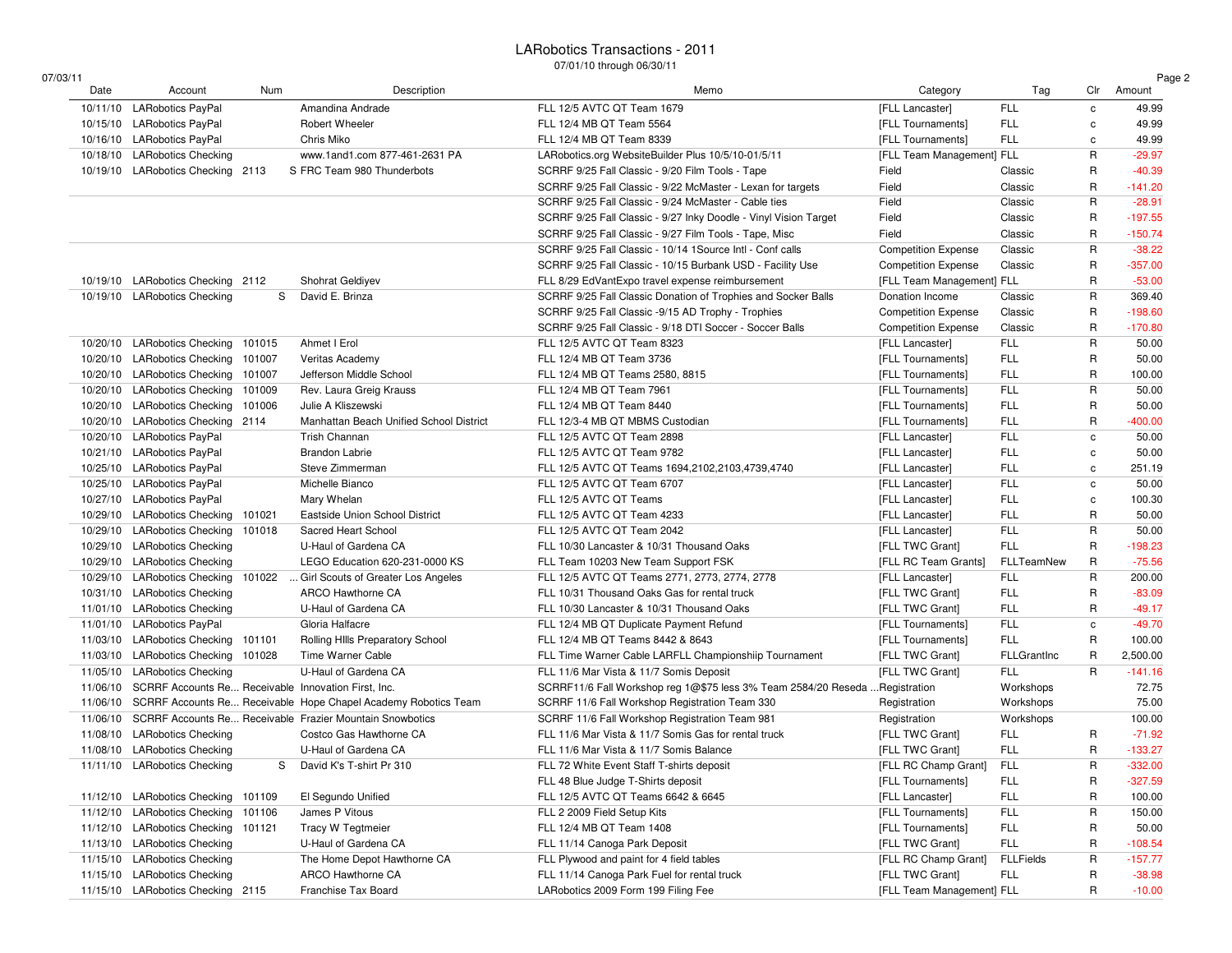# LARobotics Transactions - 2011

07/01/10 through 06/30/11

07/03/11

| Date | Account | Num | Description | Memo | Category | Tag | Clr | Amount |
|---|---|---|---|---|---|---|---|---|
| 10/11/10 | LARobotics PayPal | | Amandina Andrade | FLL 12/5 AVTC QT Team 1679 | [FLL Lancaster] | FLL | c | 49.99 |
| 10/15/10 | LARobotics PayPal | | Robert Wheeler | FLL 12/4 MB QT Team 5564 | [FLL Tournaments] | FLL | c | 49.99 |
| 10/16/10 | LARobotics PayPal | | Chris Miko | FLL 12/4 MB QT Team 8339 | [FLL Tournaments] | FLL | c | 49.99 |
| 10/18/10 | LARobotics Checking | | www.1and1.com 877-461-2631 PA | LARobotics.org WebsiteBuilder Plus 10/5/10-01/5/11 | [FLL Team Management] | FLL | R | -29.97 |
| 10/19/10 | LARobotics Checking | 2113 | S FRC Team 980 Thunderbots | SCRRF 9/25 Fall Classic - 9/20 Film Tools - Tape | Field | Classic | R | -40.39 |
| | | | | SCRRF 9/25 Fall Classic - 9/22 McMaster - Lexan for targets | Field | Classic | R | -141.20 |
| | | | | SCRRF 9/25 Fall Classic - 9/24 McMaster - Cable ties | Field | Classic | R | -28.91 |
| | | | | SCRRF 9/25 Fall Classic - 9/27 Inky Doodle - Vinyl Vision Target | Field | Classic | R | -197.55 |
| | | | | SCRRF 9/25 Fall Classic - 9/27 Film Tools - Tape, Misc | Field | Classic | R | -150.74 |
| | | | | SCRRF 9/25 Fall Classic - 10/14 1Source Intl - Conf calls | Competition Expense | Classic | R | -38.22 |
| | | | | SCRRF 9/25 Fall Classic - 10/15 Burbank USD - Facility Use | Competition Expense | Classic | R | -357.00 |
| 10/19/10 | LARobotics Checking | 2112 | Shohrat Geldiyev | FLL 8/29 EdVantExpo travel expense reimbursement | [FLL Team Management] | FLL | R | -53.00 |
| 10/19/10 | LARobotics Checking | S | David E. Brinza | SCRRF 9/25 Fall Classic Donation of Trophies and Socker Balls | Donation Income | Classic | R | 369.40 |
| | | | | SCRRF 9/25 Fall Classic -9/15 AD Trophy - Trophies | Competition Expense | Classic | R | -198.60 |
| | | | | SCRRF 9/25 Fall Classic - 9/18 DTI Soccer - Soccer Balls | Competition Expense | Classic | R | -170.80 |
| 10/20/10 | LARobotics Checking | 101015 | Ahmet I Erol | FLL 12/5 AVTC QT Team 8323 | [FLL Lancaster] | FLL | R | 50.00 |
| 10/20/10 | LARobotics Checking | 101007 | Veritas Academy | FLL 12/4 MB QT Team 3736 | [FLL Tournaments] | FLL | R | 50.00 |
| 10/20/10 | LARobotics Checking | 101007 | Jefferson Middle School | FLL 12/4 MB QT Teams 2580, 8815 | [FLL Tournaments] | FLL | R | 100.00 |
| 10/20/10 | LARobotics Checking | 101009 | Rev. Laura Greig Krauss | FLL 12/4 MB QT Team 7961 | [FLL Tournaments] | FLL | R | 50.00 |
| 10/20/10 | LARobotics Checking | 101006 | Julie A Kliszewski | FLL 12/4 MB QT Team 8440 | [FLL Tournaments] | FLL | R | 50.00 |
| 10/20/10 | LARobotics Checking | 2114 | Manhattan Beach Unified School District | FLL 12/3-4 MB QT MBMS Custodian | [FLL Tournaments] | FLL | R | -400.00 |
| 10/20/10 | LARobotics PayPal | | Trish Channan | FLL 12/5 AVTC QT Team 2898 | [FLL Lancaster] | FLL | c | 50.00 |
| 10/21/10 | LARobotics PayPal | | Brandon Labrie | FLL 12/5 AVTC QT Team 9782 | [FLL Lancaster] | FLL | c | 50.00 |
| 10/25/10 | LARobotics PayPal | | Steve Zimmerman | FLL 12/5 AVTC QT Teams 1694,2102,2103,4739,4740 | [FLL Lancaster] | FLL | c | 251.19 |
| 10/25/10 | LARobotics PayPal | | Michelle Bianco | FLL 12/5 AVTC QT Team 6707 | [FLL Lancaster] | FLL | c | 50.00 |
| 10/27/10 | LARobotics PayPal | | Mary Whelan | FLL 12/5 AVTC QT Teams | [FLL Lancaster] | FLL | c | 100.30 |
| 10/29/10 | LARobotics Checking | 101021 | Eastside Union School District | FLL 12/5 AVTC QT Team 4233 | [FLL Lancaster] | FLL | R | 50.00 |
| 10/29/10 | LARobotics Checking | 101018 | Sacred Heart School | FLL 12/5 AVTC QT Team 2042 | [FLL Lancaster] | FLL | R | 50.00 |
| 10/29/10 | LARobotics Checking | | U-Haul of Gardena CA | FLL 10/30 Lancaster & 10/31 Thousand Oaks | [FLL TWC Grant] | FLL | R | -198.23 |
| 10/29/10 | LARobotics Checking | | LEGO Education 620-231-0000 KS | FLL Team 10203 New Team Support FSK | [FLL RC Team Grants] | FLLTeamNew | R | -75.56 |
| 10/29/10 | LARobotics Checking | 101022 | ... Girl Scouts of Greater Los Angeles | FLL 12/5 AVTC QT Teams 2771, 2773, 2774, 2778 | [FLL Lancaster] | FLL | R | 200.00 |
| 10/31/10 | LARobotics Checking | | ARCO Hawthorne CA | FLL 10/31 Thousand Oaks Gas for rental truck | [FLL TWC Grant] | FLL | R | -83.09 |
| 11/01/10 | LARobotics Checking | | U-Haul of Gardena CA | FLL 10/30 Lancaster & 10/31 Thousand Oaks | [FLL TWC Grant] | FLL | R | -49.17 |
| 11/01/10 | LARobotics PayPal | | Gloria Halfacre | FLL 12/4 MB QT Duplicate Payment Refund | [FLL Tournaments] | FLL | c | -49.70 |
| 11/03/10 | LARobotics Checking | 101101 | Rolling HIlls Preparatory School | FLL 12/4 MB QT Teams 8442 & 8643 | [FLL Tournaments] | FLL | R | 100.00 |
| 11/03/10 | LARobotics Checking | 101028 | Time Warner Cable | FLL Time Warner Cable LARFLL Championshiip Tournament | [FLL TWC Grant] | FLLGrantInc | R | 2,500.00 |
| 11/05/10 | LARobotics Checking | | U-Haul of Gardena CA | FLL 11/6 Mar Vista & 11/7 Somis Deposit | [FLL TWC Grant] | FLL | R | -141.16 |
| 11/06/10 | SCRRF Accounts Re... Receivable | | Innovation First, Inc. | SCRRF11/6 Fall Workshop reg 1@$75 less 3% Team 2584/20 Reseda ... | Registration | Workshops | | 72.75 |
| 11/06/10 | SCRRF Accounts Re... Receivable | | Hope Chapel Academy Robotics Team | SCRRF 11/6 Fall Workshop Registration Team 330 | Registration | Workshops | | 75.00 |
| 11/06/10 | SCRRF Accounts Re... Receivable | | Frazier Mountain Snowbotics | SCRRF 11/6 Fall Workshop Registration Team 981 | Registration | Workshops | | 100.00 |
| 11/08/10 | LARobotics Checking | | Costco Gas Hawthorne CA | FLL 11/6 Mar Vista & 11/7 Somis Gas for rental truck | [FLL TWC Grant] | FLL | R | -71.92 |
| 11/08/10 | LARobotics Checking | | U-Haul of Gardena CA | FLL 11/6 Mar Vista & 11/7 Somis Balance | [FLL TWC Grant] | FLL | R | -133.27 |
| 11/11/10 | LARobotics Checking | S | David K's T-shirt Pr 310 | FLL 72 White Event Staff T-shirts deposit | [FLL RC Champ Grant] | FLL | R | -332.00 |
| | | | | FLL 48 Blue Judge T-Shirts deposit | [FLL Tournaments] | FLL | R | -327.59 |
| 11/12/10 | LARobotics Checking | 101109 | El Segundo Unified | FLL 12/5 AVTC QT Teams 6642 & 6645 | [FLL Lancaster] | FLL | R | 100.00 |
| 11/12/10 | LARobotics Checking | 101106 | James P Vitous | FLL 2 2009 Field Setup Kits | [FLL Tournaments] | FLL | R | 150.00 |
| 11/12/10 | LARobotics Checking | 101121 | Tracy W Tegtmeier | FLL 12/4 MB QT Team 1408 | [FLL Tournaments] | FLL | R | 50.00 |
| 11/13/10 | LARobotics Checking | | U-Haul of Gardena CA | FLL 11/14 Canoga Park Deposit | [FLL TWC Grant] | FLL | R | -108.54 |
| 11/15/10 | LARobotics Checking | | The Home Depot Hawthorne CA | FLL Plywood and paint for 4 field tables | [FLL RC Champ Grant] | FLLFields | R | -157.77 |
| 11/15/10 | LARobotics Checking | | ARCO Hawthorne CA | FLL 11/14 Canoga Park Fuel for rental truck | [FLL TWC Grant] | FLL | R | -38.98 |
| 11/15/10 | LARobotics Checking | 2115 | Franchise Tax Board | LARobotics 2009 Form 199 Filing Fee | [FLL Team Management] | FLL | R | -10.00 |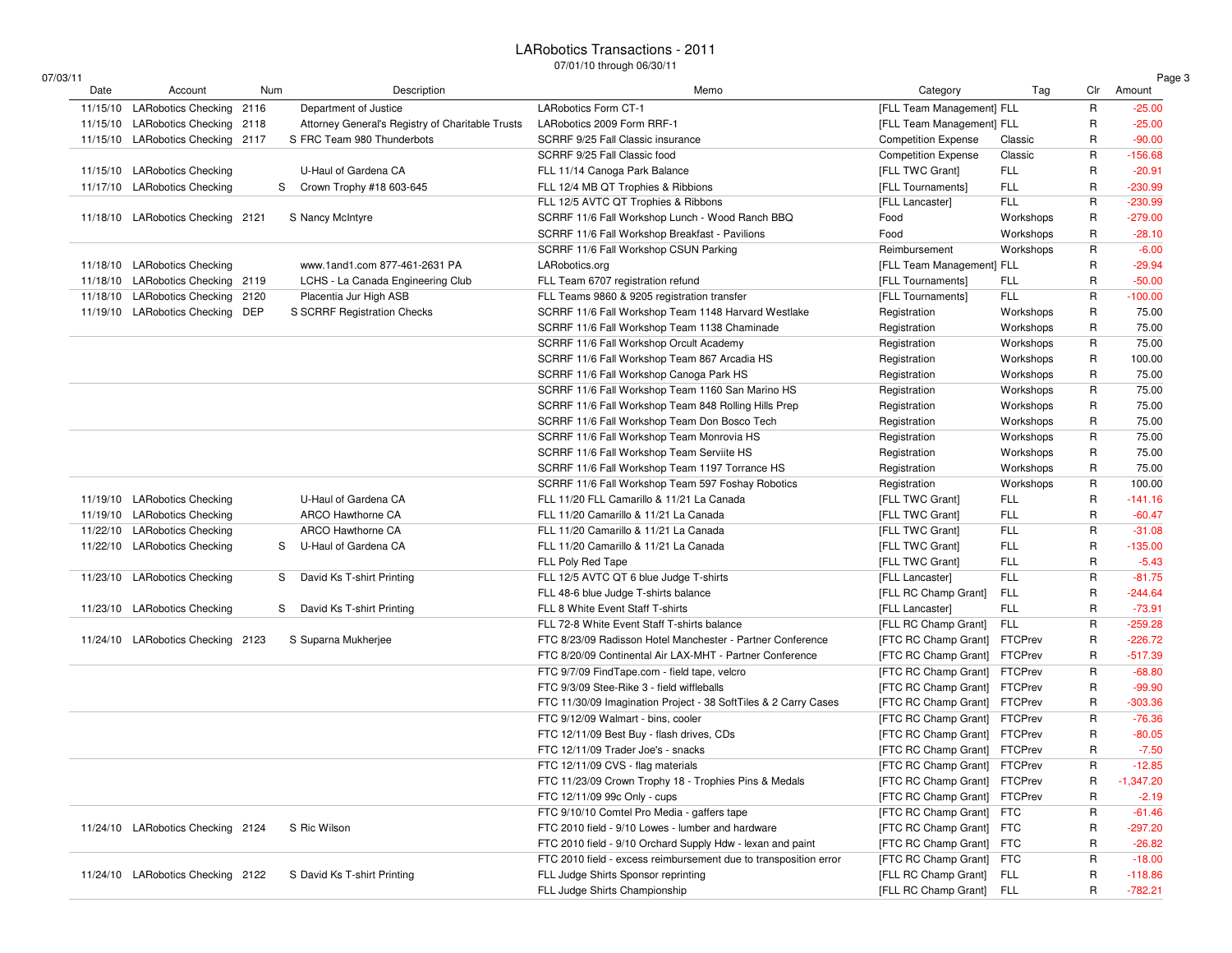# LARobotics Transactions - 2011

07/01/10 through 06/30/11

07/03/11

| Date | Account | Num | Description | Memo | Category | Tag | Clr | Amount |
|---|---|---|---|---|---|---|---|---|
| 11/15/10 | LARobotics Checking | 2116 | Department of Justice | LARobotics Form CT-1 | [FLL Team Management] | FLL | R | -25.00 |
| 11/15/10 | LARobotics Checking | 2118 | Attorney General's Registry of Charitable Trusts | LARobotics 2009 Form RRF-1 | [FLL Team Management] | FLL | R | -25.00 |
| 11/15/10 | LARobotics Checking | 2117 | S FRC Team 980 Thunderbots | SCRRF 9/25 Fall Classic insurance | Competition Expense | Classic | R | -90.00 |
| | | | | SCRRF 9/25 Fall Classic food | Competition Expense | Classic | R | -156.68 |
| 11/15/10 | LARobotics Checking | | U-Haul of Gardena CA | FLL 11/14 Canoga Park Balance | [FLL TWC Grant] | FLL | R | -20.91 |
| 11/17/10 | LARobotics Checking | | S Crown Trophy #18 603-645 | FLL 12/4 MB QT Trophies & Ribbons | [FLL Tournaments] | FLL | R | -230.99 |
| | | | | FLL 12/5 AVTC QT Trophies & Ribbons | [FLL Lancaster] | FLL | R | -230.99 |
| 11/18/10 | LARobotics Checking | 2121 | S Nancy McIntyre | SCRRF 11/6 Fall Workshop Lunch - Wood Ranch BBQ | Food | Workshops | R | -279.00 |
| | | | | SCRRF 11/6 Fall Workshop Breakfast - Pavilions | Food | Workshops | R | -28.10 |
| | | | | SCRRF 11/6 Fall Workshop CSUN Parking | Reimbursement | Workshops | R | -6.00 |
| 11/18/10 | LARobotics Checking | | www.1and1.com 877-461-2631 PA | LARobotics.org | [FLL Team Management] | FLL | R | -29.94 |
| 11/18/10 | LARobotics Checking | 2119 | LCHS - La Canada Engineering Club | FLL Team 6707 registration refund | [FLL Tournaments] | FLL | R | -50.00 |
| 11/18/10 | LARobotics Checking | 2120 | Placentia Jur High ASB | FLL Teams 9860 & 9205 registration transfer | [FLL Tournaments] | FLL | R | -100.00 |
| 11/19/10 | LARobotics Checking | DEP | S SCRRF Registration Checks | SCRRF 11/6 Fall Workshop Team 1148 Harvard Westlake | Registration | Workshops | R | 75.00 |
| | | | | SCRRF 11/6 Fall Workshop Team 1138 Chaminade | Registration | Workshops | R | 75.00 |
| | | | | SCRRF 11/6 Fall Workshop Orcult Academy | Registration | Workshops | R | 75.00 |
| | | | | SCRRF 11/6 Fall Workshop Team 867 Arcadia HS | Registration | Workshops | R | 100.00 |
| | | | | SCRRF 11/6 Fall Workshop Canoga Park HS | Registration | Workshops | R | 75.00 |
| | | | | SCRRF 11/6 Fall Workshop Team 1160 San Marino HS | Registration | Workshops | R | 75.00 |
| | | | | SCRRF 11/6 Fall Workshop Team 848 Rolling Hills Prep | Registration | Workshops | R | 75.00 |
| | | | | SCRRF 11/6 Fall Workshop Team Don Bosco Tech | Registration | Workshops | R | 75.00 |
| | | | | SCRRF 11/6 Fall Workshop Team Monrovia HS | Registration | Workshops | R | 75.00 |
| | | | | SCRRF 11/6 Fall Workshop Team Serviite HS | Registration | Workshops | R | 75.00 |
| | | | | SCRRF 11/6 Fall Workshop Team 1197 Torrance HS | Registration | Workshops | R | 75.00 |
| | | | | SCRRF 11/6 Fall Workshop Team 597 Foshay Robotics | Registration | Workshops | R | 100.00 |
| 11/19/10 | LARobotics Checking | | U-Haul of Gardena CA | FLL 11/20 FLL Camarillo & 11/21 La Canada | [FLL TWC Grant] | FLL | R | -141.16 |
| 11/19/10 | LARobotics Checking | | ARCO Hawthorne CA | FLL 11/20 Camarillo & 11/21 La Canada | [FLL TWC Grant] | FLL | R | -60.47 |
| 11/22/10 | LARobotics Checking | | ARCO Hawthorne CA | FLL 11/20 Camarillo & 11/21 La Canada | [FLL TWC Grant] | FLL | R | -31.08 |
| 11/22/10 | LARobotics Checking | | S U-Haul of Gardena CA | FLL 11/20 Camarillo & 11/21 La Canada | [FLL TWC Grant] | FLL | R | -135.00 |
| | | | | FLL Poly Red Tape | [FLL TWC Grant] | FLL | R | -5.43 |
| 11/23/10 | LARobotics Checking | | S David Ks T-shirt Printing | FLL 12/5 AVTC QT 6 blue Judge T-shirts | [FLL Lancaster] | FLL | R | -81.75 |
| | | | | FLL 48-6 blue Judge T-shirts balance | [FLL RC Champ Grant] | FLL | R | -244.64 |
| 11/23/10 | LARobotics Checking | | S David Ks T-shirt Printing | FLL 8 White Event Staff T-shirts | [FLL Lancaster] | FLL | R | -73.91 |
| | | | | FLL 72-8 White Event Staff T-shirts balance | [FLL RC Champ Grant] | FLL | R | -259.28 |
| 11/24/10 | LARobotics Checking | 2123 | S Suparna Mukherjee | FTC 8/23/09 Radisson Hotel Manchester - Partner Conference | [FTC RC Champ Grant] | FTCPrev | R | -226.72 |
| | | | | FTC 8/20/09 Continental Air LAX-MHT - Partner Conference | [FTC RC Champ Grant] | FTCPrev | R | -517.39 |
| | | | | FTC 9/7/09 FindTape.com - field tape, velcro | [FTC RC Champ Grant] | FTCPrev | R | -68.80 |
| | | | | FTC 9/3/09 Stee-Rike 3 - field wiffleballs | [FTC RC Champ Grant] | FTCPrev | R | -99.90 |
| | | | | FTC 11/30/09 Imagination Project - 38 SoftTiles & 2 Carry Cases | [FTC RC Champ Grant] | FTCPrev | R | -303.36 |
| | | | | FTC 9/12/09 Walmart - bins, cooler | [FTC RC Champ Grant] | FTCPrev | R | -76.36 |
| | | | | FTC 12/11/09 Best Buy - flash drives, CDs | [FTC RC Champ Grant] | FTCPrev | R | -80.05 |
| | | | | FTC 12/11/09 Trader Joe's - snacks | [FTC RC Champ Grant] | FTCPrev | R | -7.50 |
| | | | | FTC 12/11/09 CVS - flag materials | [FTC RC Champ Grant] | FTCPrev | R | -12.85 |
| | | | | FTC 11/23/09 Crown Trophy 18 - Trophies Pins & Medals | [FTC RC Champ Grant] | FTCPrev | R | -1,347.20 |
| | | | | FTC 12/11/09 99c Only - cups | [FTC RC Champ Grant] | FTCPrev | R | -2.19 |
| | | | | FTC 9/10/10 Comtel Pro Media - gaffers tape | [FTC RC Champ Grant] | FTC | R | -61.46 |
| 11/24/10 | LARobotics Checking | 2124 | S Ric Wilson | FTC 2010 field - 9/10 Lowes - lumber and hardware | [FTC RC Champ Grant] | FTC | R | -297.20 |
| | | | | FTC 2010 field - 9/10 Orchard Supply Hdw - lexan and paint | [FTC RC Champ Grant] | FTC | R | -26.82 |
| | | | | FTC 2010 field - excess reimbursement due to transposition error | [FTC RC Champ Grant] | FTC | R | -18.00 |
| 11/24/10 | LARobotics Checking | 2122 | S David Ks T-shirt Printing | FLL Judge Shirts Sponsor reprinting | [FLL RC Champ Grant] | FLL | R | -118.86 |
| | | | | FLL Judge Shirts Championship | [FLL RC Champ Grant] | FLL | R | -782.21 |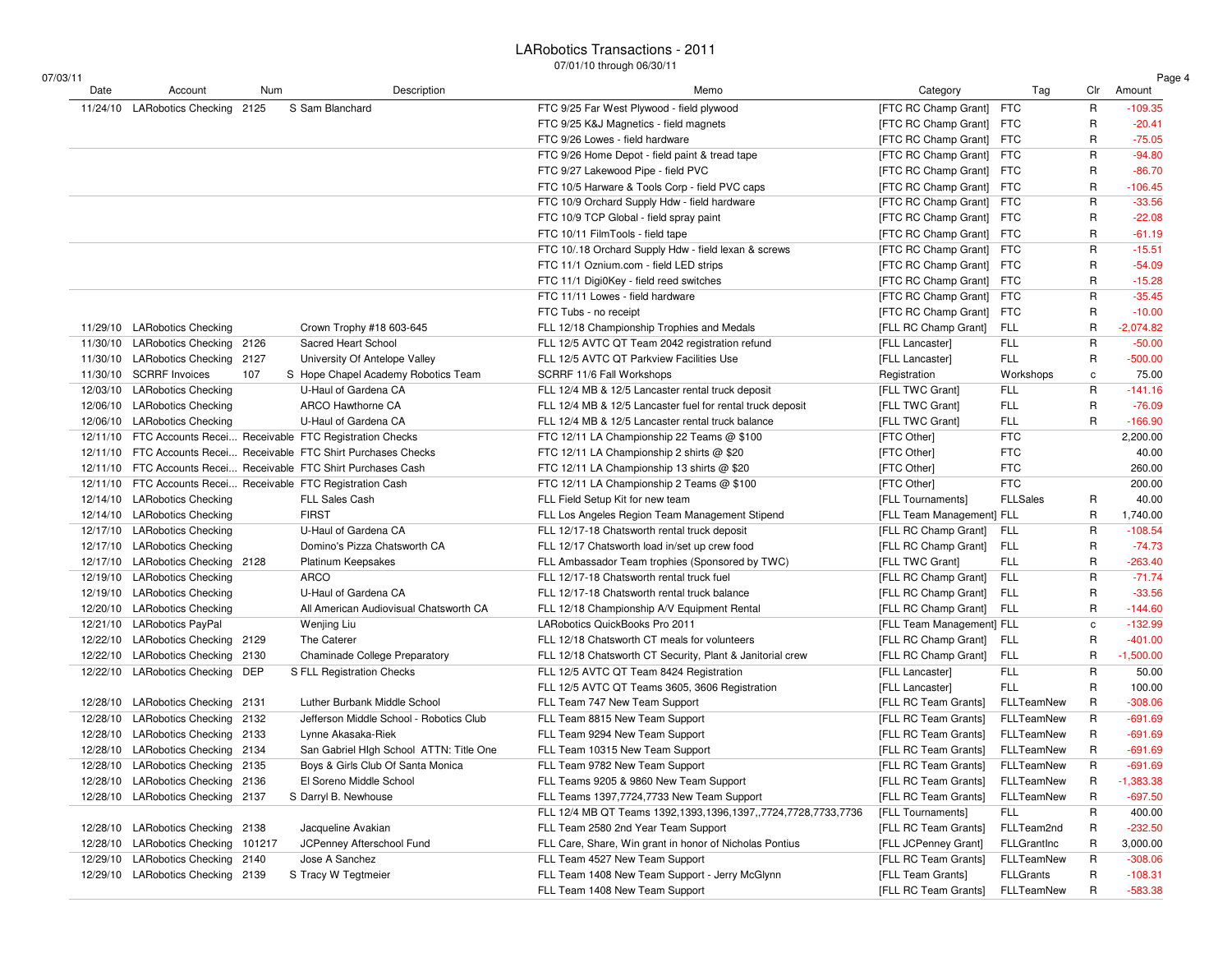# LARobotics Transactions - 2011

07/01/10 through 06/30/11

07/03/11

| Date | Account | Num | Description | Memo | Category | Tag | Clr | Amount |
|---|---|---|---|---|---|---|---|---|
| 11/24/10 | LARobotics Checking | 2125 | S Sam Blanchard | FTC 9/25 Far West Plywood - field plywood | [FTC RC Champ Grant] | FTC | R | -109.35 |
| | | | | FTC 9/25 K&J Magnetics - field magnets | [FTC RC Champ Grant] | FTC | R | -20.41 |
| | | | | FTC 9/26 Lowes - field hardware | [FTC RC Champ Grant] | FTC | R | -75.05 |
| | | | | FTC 9/26 Home Depot - field paint & tread tape | [FTC RC Champ Grant] | FTC | R | -94.80 |
| | | | | FTC 9/27 Lakewood Pipe - field PVC | [FTC RC Champ Grant] | FTC | R | -86.70 |
| | | | | FTC 10/5 Harware & Tools Corp - field PVC caps | [FTC RC Champ Grant] | FTC | R | -106.45 |
| | | | | FTC 10/9 Orchard Supply Hdw - field hardware | [FTC RC Champ Grant] | FTC | R | -33.56 |
| | | | | FTC 10/9 TCP Global - field spray paint | [FTC RC Champ Grant] | FTC | R | -22.08 |
| | | | | FTC 10/11 FilmTools - field tape | [FTC RC Champ Grant] | FTC | R | -61.19 |
| | | | | FTC 10/.18 Orchard Supply Hdw - field lexan & screws | [FTC RC Champ Grant] | FTC | R | -15.51 |
| | | | | FTC 11/1 Oznium.com - field LED strips | [FTC RC Champ Grant] | FTC | R | -54.09 |
| | | | | FTC 11/1 Digi0Key - field reed switches | [FTC RC Champ Grant] | FTC | R | -15.28 |
| | | | | FTC 11/11 Lowes - field hardware | [FTC RC Champ Grant] | FTC | R | -35.45 |
| | | | | FTC Tubs - no receipt | [FTC RC Champ Grant] | FTC | R | -10.00 |
| 11/29/10 | LARobotics Checking | | Crown Trophy #18 603-645 | FLL 12/18 Championship Trophies and Medals | [FLL RC Champ Grant] | FLL | R | -2,074.82 |
| 11/30/10 | LARobotics Checking | 2126 | Sacred Heart School | FLL 12/5 AVTC QT Team 2042 registration refund | [FLL Lancaster] | FLL | R | -50.00 |
| 11/30/10 | LARobotics Checking | 2127 | University Of Antelope Valley | FLL 12/5 AVTC QT Parkview Facilities Use | [FLL Lancaster] | FLL | R | -500.00 |
| 11/30/10 | SCRRF Invoices | 107 | S Hope Chapel Academy Robotics Team | SCRRF 11/6 Fall Workshops | Registration | Workshops | c | 75.00 |
| 12/03/10 | LARobotics Checking | | U-Haul of Gardena CA | FLL 12/4 MB & 12/5 Lancaster rental truck deposit | [FLL TWC Grant] | FLL | R | -141.16 |
| 12/06/10 | LARobotics Checking | | ARCO Hawthorne CA | FLL 12/4 MB & 12/5 Lancaster fuel for rental truck deposit | [FLL TWC Grant] | FLL | R | -76.09 |
| 12/06/10 | LARobotics Checking | | U-Haul of Gardena CA | FLL 12/4 MB & 12/5 Lancaster rental truck balance | [FLL TWC Grant] | FLL | R | -166.90 |
| 12/11/10 | FTC Accounts Recei... | Receivable | FTC Registration Checks | FTC 12/11 LA Championship 22 Teams @ $100 | [FTC Other] | FTC | | 2,200.00 |
| 12/11/10 | FTC Accounts Recei... | Receivable | FTC Shirt Purchases Checks | FTC 12/11 LA Championship 2 shirts @ $20 | [FTC Other] | FTC | | 40.00 |
| 12/11/10 | FTC Accounts Recei... | Receivable | FTC Shirt Purchases Cash | FTC 12/11 LA Championship 13 shirts @ $20 | [FTC Other] | FTC | | 260.00 |
| 12/11/10 | FTC Accounts Recei... | Receivable | FTC Registration Cash | FTC 12/11 LA Championship 2 Teams @ $100 | [FTC Other] | FTC | | 200.00 |
| 12/14/10 | LARobotics Checking | | FLL Sales Cash | FLL Field Setup Kit for new team | [FLL Tournaments] | FLLSales | R | 40.00 |
| 12/14/10 | LARobotics Checking | | FIRST | FLL Los Angeles Region Team Management Stipend | [FLL Team Management] | FLL | R | 1,740.00 |
| 12/17/10 | LARobotics Checking | | U-Haul of Gardena CA | FLL 12/17-18 Chatsworth rental truck deposit | [FLL RC Champ Grant] | FLL | R | -108.54 |
| 12/17/10 | LARobotics Checking | | Domino's Pizza Chatsworth CA | FLL 12/17 Chatsworth load in/set up crew food | [FLL RC Champ Grant] | FLL | R | -74.73 |
| 12/17/10 | LARobotics Checking | 2128 | Platinum Keepsakes | FLL Ambassador Team trophies (Sponsored by TWC) | [FLL TWC Grant] | FLL | R | -263.40 |
| 12/19/10 | LARobotics Checking | | ARCO | FLL 12/17-18 Chatsworth rental truck fuel | [FLL RC Champ Grant] | FLL | R | -71.74 |
| 12/19/10 | LARobotics Checking | | U-Haul of Gardena CA | FLL 12/17-18 Chatsworth rental truck balance | [FLL RC Champ Grant] | FLL | R | -33.56 |
| 12/20/10 | LARobotics Checking | | All American Audiovisual Chatsworth CA | FLL 12/18 Championship A/V Equipment Rental | [FLL RC Champ Grant] | FLL | R | -144.60 |
| 12/21/10 | LARobotics PayPal | | Wenjing Liu | LARobotics QuickBooks Pro 2011 | [FLL Team Management] | FLL | c | -132.99 |
| 12/22/10 | LARobotics Checking | 2129 | The Caterer | FLL 12/18 Chatsworth CT meals for volunteers | [FLL RC Champ Grant] | FLL | R | -401.00 |
| 12/22/10 | LARobotics Checking | 2130 | Chaminade College Preparatory | FLL 12/18 Chatsworth CT Security, Plant & Janitorial crew | [FLL RC Champ Grant] | FLL | R | -1,500.00 |
| 12/22/10 | LARobotics Checking | DEP | S FLL Registration Checks | FLL 12/5 AVTC QT Team 8424 Registration | [FLL Lancaster] | FLL | R | 50.00 |
| | | | | FLL 12/5 AVTC QT Teams 3605, 3606 Registration | [FLL Lancaster] | FLL | R | 100.00 |
| 12/28/10 | LARobotics Checking | 2131 | Luther Burbank Middle School | FLL Team 747 New Team Support | [FLL RC Team Grants] | FLLTeamNew | R | -308.06 |
| 12/28/10 | LARobotics Checking | 2132 | Jefferson Middle School - Robotics Club | FLL Team 8815 New Team Support | [FLL RC Team Grants] | FLLTeamNew | R | -691.69 |
| 12/28/10 | LARobotics Checking | 2133 | Lynne Akasaka-Riek | FLL Team 9294 New Team Support | [FLL RC Team Grants] | FLLTeamNew | R | -691.69 |
| 12/28/10 | LARobotics Checking | 2134 | San Gabriel HIgh School ATTN: Title One | FLL Team 10315 New Team Support | [FLL RC Team Grants] | FLLTeamNew | R | -691.69 |
| 12/28/10 | LARobotics Checking | 2135 | Boys & Girls Club Of Santa Monica | FLL Team 9782 New Team Support | [FLL RC Team Grants] | FLLTeamNew | R | -691.69 |
| 12/28/10 | LARobotics Checking | 2136 | El Soreno Middle School | FLL Teams 9205 & 9860 New Team Support | [FLL RC Team Grants] | FLLTeamNew | R | -1,383.38 |
| 12/28/10 | LARobotics Checking | 2137 | S Darryl B. Newhouse | FLL Teams 1397,7724,7733 New Team Support | [FLL RC Team Grants] | FLLTeamNew | R | -697.50 |
| | | | | FLL 12/4 MB QT Teams 1392,1393,1396,1397,,7724,7728,7733,7736 | [FLL Tournaments] | FLL | R | 400.00 |
| 12/28/10 | LARobotics Checking | 2138 | Jacqueline Avakian | FLL Team 2580 2nd Year Team Support | [FLL RC Team Grants] | FLLTeam2nd | R | -232.50 |
| 12/28/10 | LARobotics Checking | 101217 | JCPenney Afterschool Fund | FLL Care, Share, Win grant in honor of Nicholas Pontius | [FLL JCPenney Grant] | FLLGrantInc | R | 3,000.00 |
| 12/29/10 | LARobotics Checking | 2140 | Jose A Sanchez | FLL Team 4527 New Team Support | [FLL RC Team Grants] | FLLTeamNew | R | -308.06 |
| 12/29/10 | LARobotics Checking | 2139 | S Tracy W Tegtmeier | FLL Team 1408 New Team Support - Jerry McGlynn | [FLL Team Grants] | FLLGrants | R | -108.31 |
| | | | | FLL Team 1408 New Team Support | [FLL RC Team Grants] | FLLTeamNew | R | -583.38 |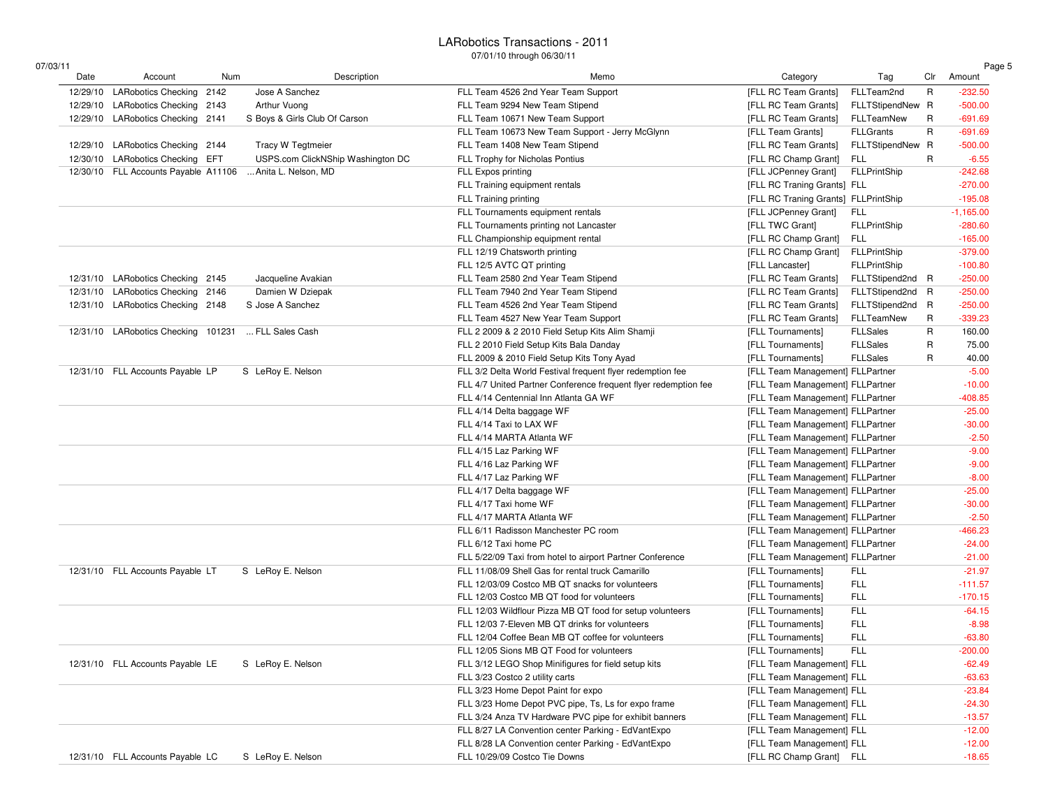# LARobotics Transactions - 2011

07/01/10 through 06/30/11

07/03/11

| Date | Account | Num | Description | Memo | Category | Tag | Clr | Amount |
|---|---|---|---|---|---|---|---|---|
| 12/29/10 | LARobotics Checking | 2142 | Jose A Sanchez | FLL Team 4526 2nd Year Team Support | [FLL RC Team Grants] | FLLTeam2nd | R | -232.50 |
| 12/29/10 | LARobotics Checking | 2143 | Arthur Vuong | FLL Team 9294 New Team Stipend | [FLL RC Team Grants] | FLLTStipendNew | R | -500.00 |
| 12/29/10 | LARobotics Checking | 2141 | S Boys & Girls Club Of Carson | FLL Team 10671 New Team Support | [FLL RC Team Grants] | FLLTeamNew | R | -691.69 |
| | | | | FLL Team 10673 New Team Support - Jerry McGlynn | [FLL Team Grants] | FLLGrants | R | -691.69 |
| 12/29/10 | LARobotics Checking | 2144 | Tracy W Tegtmeier | FLL Team 1408 New Team Stipend | [FLL RC Team Grants] | FLLTStipendNew | R | -500.00 |
| 12/30/10 | LARobotics Checking | EFT | USPS.com ClickNShip Washington DC | FLL Trophy for Nicholas Pontius | [FLL RC Champ Grant] | FLL | R | -6.55 |
| 12/30/10 | FLL Accounts Payable | A11106 | ... Anita L. Nelson, MD | FLL Expos printing | [FLL JCPenney Grant] | FLLPrintShip | | -242.68 |
| | | | | FLL Training equipment rentals | [FLL RC Traning Grants] | FLL | | -270.00 |
| | | | | FLL Training printing | [FLL RC Traning Grants] | FLLPrintShip | | -195.08 |
| | | | | FLL Tournaments equipment rentals | [FLL JCPenney Grant] | FLL | | -1,165.00 |
| | | | | FLL Tournaments printing not Lancaster | [FLL TWC Grant] | FLLPrintShip | | -280.60 |
| | | | | FLL Championship equipment rental | [FLL RC Champ Grant] | FLL | | -165.00 |
| | | | | FLL 12/19 Chatsworth printing | [FLL RC Champ Grant] | FLLPrintShip | | -379.00 |
| | | | | FLL 12/5 AVTC QT printing | [FLL Lancaster] | FLLPrintShip | | -100.80 |
| 12/31/10 | LARobotics Checking | 2145 | Jacqueline Avakian | FLL Team 2580 2nd Year Team Stipend | [FLL RC Team Grants] | FLLTStipend2nd | R | -250.00 |
| 12/31/10 | LARobotics Checking | 2146 | Damien W Dziepak | FLL Team 7940 2nd Year Team Stipend | [FLL RC Team Grants] | FLLTStipend2nd | R | -250.00 |
| 12/31/10 | LARobotics Checking | 2148 | S Jose A Sanchez | FLL Team 4526 2nd Year Team Stipend | [FLL RC Team Grants] | FLLTStipend2nd | R | -250.00 |
| | | | | FLL Team 4527 New Year Team Support | [FLL RC Team Grants] | FLLTeamNew | R | -339.23 |
| 12/31/10 | LARobotics Checking | 101231 | ... FLL Sales Cash | FLL 2 2009 & 2 2010 Field Setup Kits Alim Shamji | [FLL Tournaments] | FLLSales | R | 160.00 |
| | | | | FLL 2 2010 Field Setup Kits Bala Danday | [FLL Tournaments] | FLLSales | R | 75.00 |
| | | | | FLL 2009 & 2010 Field Setup Kits Tony Ayad | [FLL Tournaments] | FLLSales | R | 40.00 |
| 12/31/10 | FLL Accounts Payable | LP | S LeRoy E. Nelson | FLL 3/2 Delta World Festival frequent flyer redemption fee | [FLL Team Management] | FLLPartner | | -5.00 |
| | | | | FLL 4/7 United Partner Conference frequent flyer redemption fee | [FLL Team Management] | FLLPartner | | -10.00 |
| | | | | FLL 4/14 Centennial Inn Atlanta GA WF | [FLL Team Management] | FLLPartner | | -408.85 |
| | | | | FLL 4/14 Delta baggage WF | [FLL Team Management] | FLLPartner | | -25.00 |
| | | | | FLL 4/14 Taxi to LAX WF | [FLL Team Management] | FLLPartner | | -30.00 |
| | | | | FLL 4/14 MARTA Atlanta WF | [FLL Team Management] | FLLPartner | | -2.50 |
| | | | | FLL 4/15 Laz Parking WF | [FLL Team Management] | FLLPartner | | -9.00 |
| | | | | FLL 4/16 Laz Parking WF | [FLL Team Management] | FLLPartner | | -9.00 |
| | | | | FLL 4/17 Laz Parking WF | [FLL Team Management] | FLLPartner | | -8.00 |
| | | | | FLL 4/17 Delta baggage WF | [FLL Team Management] | FLLPartner | | -25.00 |
| | | | | FLL 4/17 Taxi home WF | [FLL Team Management] | FLLPartner | | -30.00 |
| | | | | FLL 4/17 MARTA Atlanta WF | [FLL Team Management] | FLLPartner | | -2.50 |
| | | | | FLL 6/11 Radisson Manchester PC room | [FLL Team Management] | FLLPartner | | -466.23 |
| | | | | FLL 6/12 Taxi home PC | [FLL Team Management] | FLLPartner | | -24.00 |
| | | | | FLL 5/22/09 Taxi from hotel to airport Partner Conference | [FLL Team Management] | FLLPartner | | -21.00 |
| 12/31/10 | FLL Accounts Payable | LT | S LeRoy E. Nelson | FLL 11/08/09 Shell Gas for rental truck Camarillo | [FLL Tournaments] | FLL | | -21.97 |
| | | | | FLL 12/03/09 Costco MB QT snacks for volunteers | [FLL Tournaments] | FLL | | -111.57 |
| | | | | FLL 12/03 Costco MB QT food for volunteers | [FLL Tournaments] | FLL | | -170.15 |
| | | | | FLL 12/03 Wildflour Pizza MB QT food for setup volunteers | [FLL Tournaments] | FLL | | -64.15 |
| | | | | FLL 12/03 7-Eleven MB QT drinks for volunteers | [FLL Tournaments] | FLL | | -8.98 |
| | | | | FLL 12/04 Coffee Bean MB QT coffee for volunteers | [FLL Tournaments] | FLL | | -63.80 |
| | | | | FLL 12/05 Sions MB QT Food for volunteers | [FLL Tournaments] | FLL | | -200.00 |
| 12/31/10 | FLL Accounts Payable | LE | S LeRoy E. Nelson | FLL 3/12 LEGO Shop Minifigures for field setup kits | [FLL Team Management] | FLL | | -62.49 |
| | | | | FLL 3/23 Costco 2 utility carts | [FLL Team Management] | FLL | | -63.63 |
| | | | | FLL 3/23 Home Depot Paint for expo | [FLL Team Management] | FLL | | -23.84 |
| | | | | FLL 3/23 Home Depot PVC pipe, Ts, Ls for expo frame | [FLL Team Management] | FLL | | -24.30 |
| | | | | FLL 3/24 Anza TV Hardware PVC pipe for exhibit banners | [FLL Team Management] | FLL | | -13.57 |
| | | | | FLL 8/27 LA Convention center Parking - EdVantExpo | [FLL Team Management] | FLL | | -12.00 |
| | | | | FLL 8/28 LA Convention center Parking - EdVantExpo | [FLL Team Management] | FLL | | -12.00 |
| 12/31/10 | FLL Accounts Payable | LC | S LeRoy E. Nelson | FLL 10/29/09 Costco Tie Downs | [FLL RC Champ Grant] | FLL | | -18.65 |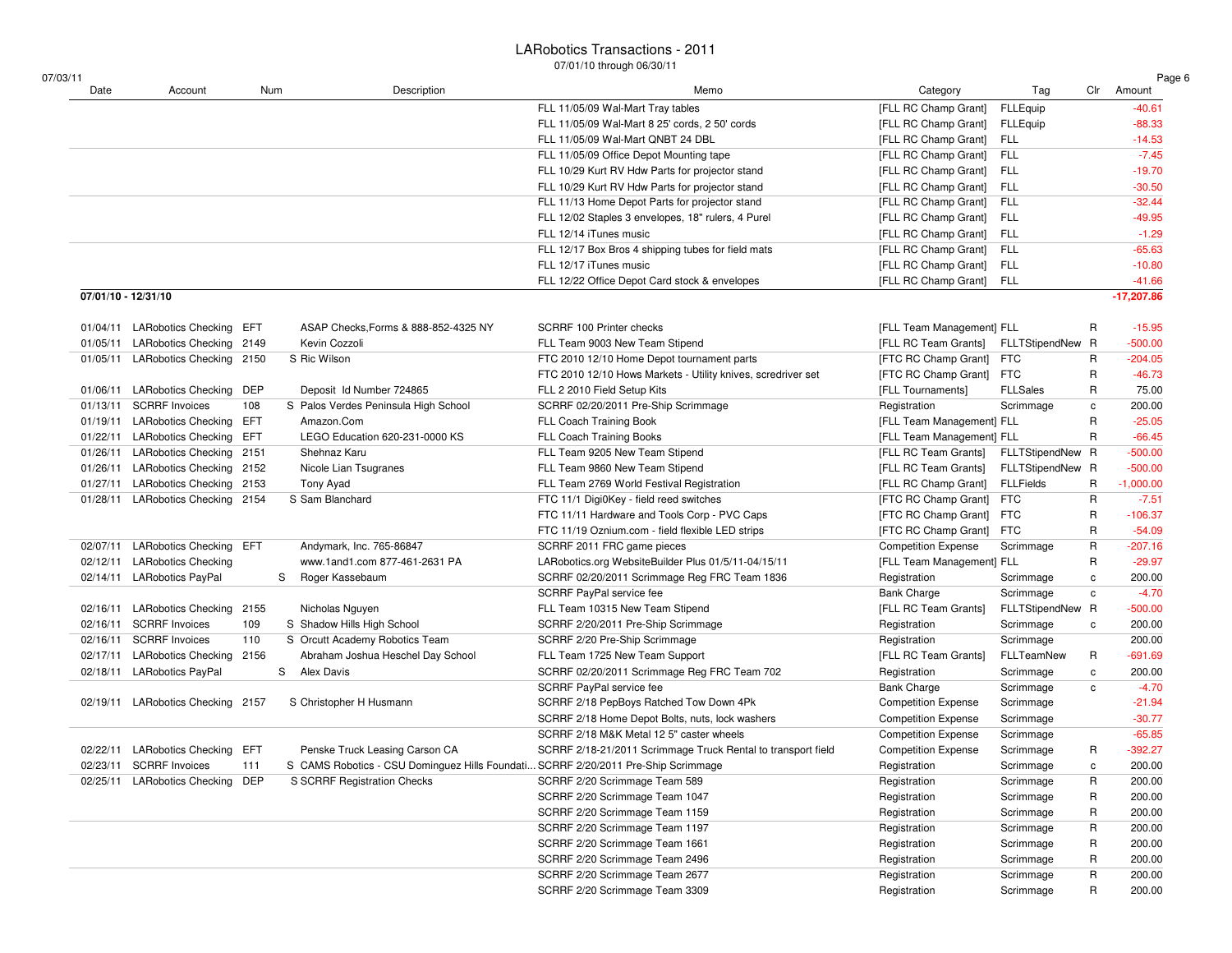# LARobotics Transactions - 2011

07/01/10 through 06/30/11

| Date | Account | Num | Description | Memo | Category | Tag | Clr | Amount |
|---|---|---|---|---|---|---|---|---|
| | | | | FLL 11/05/09 Wal-Mart Tray tables | [FLL RC Champ Grant] | FLLEquip | | -40.61 |
| | | | | FLL 11/05/09 Wal-Mart 8 25' cords, 2 50' cords | [FLL RC Champ Grant] | FLLEquip | | -88.33 |
| | | | | FLL 11/05/09 Wal-Mart QNBT 24 DBL | [FLL RC Champ Grant] | FLL | | -14.53 |
| | | | | FLL 11/05/09 Office Depot Mounting tape | [FLL RC Champ Grant] | FLL | | -7.45 |
| | | | | FLL 10/29 Kurt RV Hdw Parts for projector stand | [FLL RC Champ Grant] | FLL | | -19.70 |
| | | | | FLL 10/29 Kurt RV Hdw Parts for projector stand | [FLL RC Champ Grant] | FLL | | -30.50 |
| | | | | FLL 11/13 Home Depot Parts for projector stand | [FLL RC Champ Grant] | FLL | | -32.44 |
| | | | | FLL 12/02 Staples 3 envelopes, 18" rulers, 4 Purel | [FLL RC Champ Grant] | FLL | | -49.95 |
| | | | | FLL 12/14 iTunes music | [FLL RC Champ Grant] | FLL | | -1.29 |
| | | | | FLL 12/17 Box Bros 4 shipping tubes for field mats | [FLL RC Champ Grant] | FLL | | -65.63 |
| | | | | FLL 12/17 iTunes music | [FLL RC Champ Grant] | FLL | | -10.80 |
| | | | | FLL 12/22 Office Depot Card stock & envelopes | [FLL RC Champ Grant] | FLL | | -41.66 |
| **07/01/10 - 12/31/10** | | | | | | | | **-17,207.86** |
| 01/04/11 | LARobotics Checking | EFT | ASAP Checks,Forms & 888-852-4325 NY | SCRRF 100 Printer checks | [FLL Team Management] | FLL | R | -15.95 |
| 01/05/11 | LARobotics Checking | 2149 | Kevin Cozzoli | FLL Team 9003 New Team Stipend | [FLL RC Team Grants] | FLLTStipendNew | R | -500.00 |
| 01/05/11 | LARobotics Checking | 2150 | S Ric Wilson | FTC 2010 12/10 Home Depot tournament parts | [FTC RC Champ Grant] | FTC | R | -204.05 |
| | | | | FTC 2010 12/10 Hows Markets - Utility knives, scredriver set | [FTC RC Champ Grant] | FTC | R | -46.73 |
| 01/06/11 | LARobotics Checking | DEP | Deposit Id Number 724865 | FLL 2 2010 Field Setup Kits | [FLL Tournaments] | FLLSales | R | 75.00 |
| 01/13/11 | SCRRF Invoices | 108 | S Palos Verdes Peninsula High School | SCRRF 02/20/2011 Pre-Ship Scrimmage | Registration | Scrimmage | c | 200.00 |
| 01/19/11 | LARobotics Checking | EFT | Amazon.Com | FLL Coach Training Book | [FLL Team Management] | FLL | R | -25.05 |
| 01/22/11 | LARobotics Checking | EFT | LEGO Education 620-231-0000 KS | FLL Coach Training Books | [FLL Team Management] | FLL | R | -66.45 |
| 01/26/11 | LARobotics Checking | 2151 | Shehnaz Karu | FLL Team 9205 New Team Stipend | [FLL RC Team Grants] | FLLTStipendNew | R | -500.00 |
| 01/26/11 | LARobotics Checking | 2152 | Nicole Lian Tsugranes | FLL Team 9860 New Team Stipend | [FLL RC Team Grants] | FLLTStipendNew | R | -500.00 |
| 01/27/11 | LARobotics Checking | 2153 | Tony Ayad | FLL Team 2769 World Festival Registration | [FLL RC Champ Grant] | FLLFields | R | -1,000.00 |
| 01/28/11 | LARobotics Checking | 2154 | S Sam Blanchard | FTC 11/1 Digi0Key - field reed switches | [FTC RC Champ Grant] | FTC | R | -7.51 |
| | | | | FTC 11/11 Hardware and Tools Corp - PVC Caps | [FTC RC Champ Grant] | FTC | R | -106.37 |
| | | | | FTC 11/19 Oznium.com - field flexible LED strips | [FTC RC Champ Grant] | FTC | R | -54.09 |
| 02/07/11 | LARobotics Checking | EFT | Andymark, Inc. 765-86847 | SCRRF 2011 FRC game pieces | Competition Expense | Scrimmage | R | -207.16 |
| 02/12/11 | LARobotics Checking | | www.1and1.com 877-461-2631 PA | LARobotics.org WebsiteBuilder Plus 01/5/11-04/15/11 | [FLL Team Management] | FLL | R | -29.97 |
| 02/14/11 | LARobotics PayPal | | S Roger Kassebaum | SCRRF 02/20/2011 Scrimmage Reg FRC Team 1836 | Registration | Scrimmage | c | 200.00 |
| | | | | SCRRF PayPal service fee | Bank Charge | Scrimmage | c | -4.70 |
| 02/16/11 | LARobotics Checking | 2155 | Nicholas Nguyen | FLL Team 10315 New Team Stipend | [FLL RC Team Grants] | FLLTStipendNew | R | -500.00 |
| 02/16/11 | SCRRF Invoices | 109 | S Shadow Hills High School | SCRRF 2/20/2011 Pre-Ship Scrimmage | Registration | Scrimmage | c | 200.00 |
| 02/16/11 | SCRRF Invoices | 110 | S Orcutt Academy Robotics Team | SCRRF 2/20 Pre-Ship Scrimmage | Registration | Scrimmage | | 200.00 |
| 02/17/11 | LARobotics Checking | 2156 | Abraham Joshua Heschel Day School | FLL Team 1725 New Team Support | [FLL RC Team Grants] | FLLTeamNew | R | -691.69 |
| 02/18/11 | LARobotics PayPal | | S Alex Davis | SCRRF 02/20/2011 Scrimmage Reg FRC Team 702 | Registration | Scrimmage | c | 200.00 |
| | | | | SCRRF PayPal service fee | Bank Charge | Scrimmage | c | -4.70 |
| 02/19/11 | LARobotics Checking | 2157 | S Christopher H Husmann | SCRRF 2/18 PepBoys Ratched Tow Down 4Pk | Competition Expense | Scrimmage | | -21.94 |
| | | | | SCRRF 2/18 Home Depot Bolts, nuts, lock washers | Competition Expense | Scrimmage | | -30.77 |
| | | | | SCRRF 2/18 M&K Metal 12 5" caster wheels | Competition Expense | Scrimmage | | -65.85 |
| 02/22/11 | LARobotics Checking | EFT | Penske Truck Leasing Carson CA | SCRRF 2/18-21/2011 Scrimmage Truck Rental to transport field | Competition Expense | Scrimmage | R | -392.27 |
| 02/23/11 | SCRRF Invoices | 111 | S CAMS Robotics - CSU Dominguez Hills Foundati... | SCRRF 2/20/2011 Pre-Ship Scrimmage | Registration | Scrimmage | c | 200.00 |
| 02/25/11 | LARobotics Checking | DEP | S SCRRF Registration Checks | SCRRF 2/20 Scrimmage Team 589 | Registration | Scrimmage | R | 200.00 |
| | | | | SCRRF 2/20 Scrimmage Team 1047 | Registration | Scrimmage | R | 200.00 |
| | | | | SCRRF 2/20 Scrimmage Team 1159 | Registration | Scrimmage | R | 200.00 |
| | | | | SCRRF 2/20 Scrimmage Team 1197 | Registration | Scrimmage | R | 200.00 |
| | | | | SCRRF 2/20 Scrimmage Team 1661 | Registration | Scrimmage | R | 200.00 |
| | | | | SCRRF 2/20 Scrimmage Team 2496 | Registration | Scrimmage | R | 200.00 |
| | | | | SCRRF 2/20 Scrimmage Team 2677 | Registration | Scrimmage | R | 200.00 |
| | | | | SCRRF 2/20 Scrimmage Team 3309 | Registration | Scrimmage | R | 200.00 |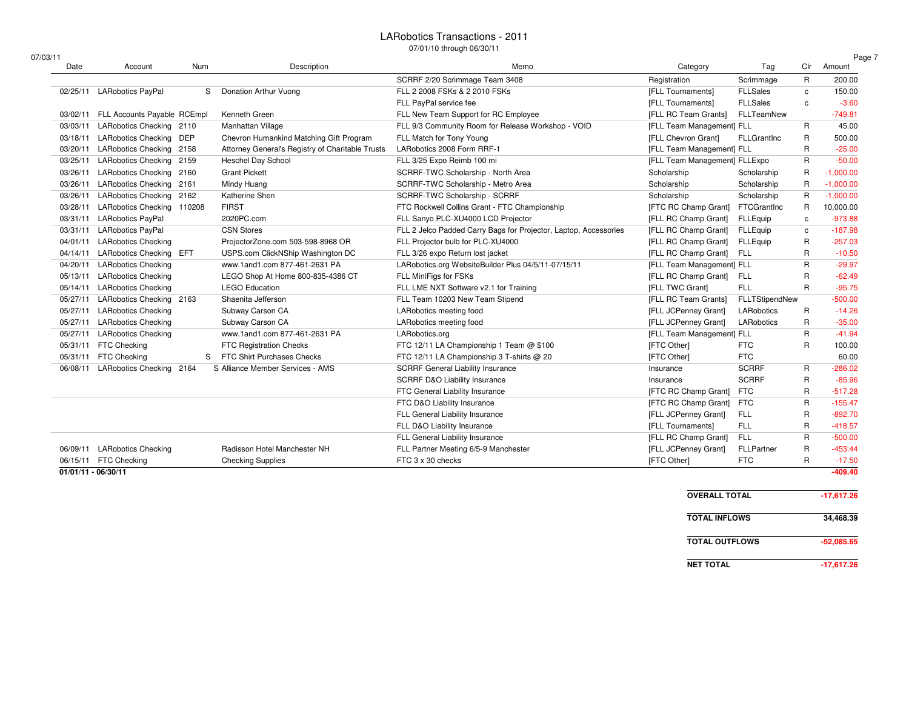# LARobotics Transactions - 2011

07/01/10 through 06/30/11

07/03/11

| Date | Account | Num | Description | Memo | Category | Tag | Clr | Amount |
|---|---|---|---|---|---|---|---|---|
| | | | | SCRRF 2/20 Scrimmage Team 3408 | Registration | Scrimmage | R | 200.00 |
| 02/25/11 | LARobotics PayPal | S | Donation Arthur Vuong | FLL 2 2008 FSKs & 2 2010 FSKs | [FLL Tournaments] | FLLSales | c | 150.00 |
| | | | | FLL PayPal service fee | [FLL Tournaments] | FLLSales | c | -3.60 |
| 03/02/11 | FLL Accounts Payable | RCEmpl | Kenneth Green | FLL New Team Support for RC Employee | [FLL RC Team Grants] | FLLTeamNew | | -749.81 |
| 03/03/11 | LARobotics Checking | 2110 | Manhattan Village | FLL 9/3 Community Room for Release Workshop - VOID | [FLL Team Management] | FLL | R | 45.00 |
| 03/18/11 | LARobotics Checking | DEP | Chevron Humankind Matching Gift Program | FLL Match for Tony Young | [FLL Chevron Grant] | FLLGrantInc | R | 500.00 |
| 03/20/11 | LARobotics Checking | 2158 | Attorney General's Registry of Charitable Trusts | LARobotics 2008 Form RRF-1 | [FLL Team Management] | FLL | R | -25.00 |
| 03/25/11 | LARobotics Checking | 2159 | Heschel Day School | FLL 3/25 Expo Reimb 100 mi | [FLL Team Management] | FLLExpo | R | -50.00 |
| 03/26/11 | LARobotics Checking | 2160 | Grant Pickett | SCRRF-TWC Scholarship - North Area | Scholarship | Scholarship | R | -1,000.00 |
| 03/26/11 | LARobotics Checking | 2161 | Mindy Huang | SCRRF-TWC Scholarship - Metro Area | Scholarship | Scholarship | R | -1,000.00 |
| 03/26/11 | LARobotics Checking | 2162 | Katherine Shen | SCRRF-TWC Scholarship - SCRRF | Scholarship | Scholarship | R | -1,000.00 |
| 03/28/11 | LARobotics Checking | 110208 | FIRST | FTC Rockwell Collins Grant - FTC Championship | [FTC RC Champ Grant] | FTCGrantInc | R | 10,000.00 |
| 03/31/11 | LARobotics PayPal | | 2020PC.com | FLL Sanyo PLC-XU4000 LCD Projector | [FLL RC Champ Grant] | FLLEquip | c | -973.88 |
| 03/31/11 | LARobotics PayPal | | CSN Stores | FLL 2 Jelco Padded Carry Bags for Projector, Laptop, Accessories | [FLL RC Champ Grant] | FLLEquip | c | -187.98 |
| 04/01/11 | LARobotics Checking | | ProjectorZone.com 503-598-8968 OR | FLL Projector bulb for PLC-XU4000 | [FLL RC Champ Grant] | FLLEquip | R | -257.03 |
| 04/14/11 | LARobotics Checking | EFT | USPS.com ClickNShip Washington DC | FLL 3/26 expo Return lost jacket | [FLL RC Champ Grant] | FLL | R | -10.50 |
| 04/20/11 | LARobotics Checking | | www.1and1.com 877-461-2631 PA | LARobotics.org WebsiteBuilder Plus 04/5/11-07/15/11 | [FLL Team Management] | FLL | R | -29.97 |
| 05/13/11 | LARobotics Checking | | LEGO Shop At Home 800-835-4386 CT | FLL MiniFigs for FSKs | [FLL RC Champ Grant] | FLL | R | -62.49 |
| 05/14/11 | LARobotics Checking | | LEGO Education | FLL LME NXT Software v2.1 for Training | [FLL TWC Grant] | FLL | R | -95.75 |
| 05/27/11 | LARobotics Checking | 2163 | Shaenita Jefferson | FLL Team 10203 New Team Stipend | [FLL RC Team Grants] | FLLTStipendNew | | -500.00 |
| 05/27/11 | LARobotics Checking | | Subway Carson CA | LARobotics meeting food | [FLL JCPenney Grant] | LARobotics | R | -14.26 |
| 05/27/11 | LARobotics Checking | | Subway Carson CA | LARobotics meeting food | [FLL JCPenney Grant] | LARobotics | R | -35.00 |
| 05/27/11 | LARobotics Checking | | www.1and1.com 877-461-2631 PA | LARobotics.org | [FLL Team Management] | FLL | R | -41.94 |
| 05/31/11 | FTC Checking | | FTC Registration Checks | FTC 12/11 LA Championship 1 Team @ $100 | [FTC Other] | FTC | R | 100.00 |
| 05/31/11 | FTC Checking | S | FTC Shirt Purchases Checks | FTC 12/11 LA Championship 3 T-shirts @ 20 | [FTC Other] | FTC | | 60.00 |
| 06/08/11 | LARobotics Checking | 2164 | S Alliance Member Services - AMS | SCRRF General Liability Insurance | Insurance | SCRRF | R | -286.02 |
| | | | | SCRRF D&O Liability Insurance | Insurance | SCRRF | R | -85.96 |
| | | | | FTC General Liability Insurance | [FTC RC Champ Grant] | FTC | R | -517.28 |
| | | | | FTC D&O Liability Insurance | [FTC RC Champ Grant] | FTC | R | -155.47 |
| | | | | FLL General Liability Insurance | [FLL JCPenney Grant] | FLL | R | -892.70 |
| | | | | FLL D&O Liability Insurance | [FLL Tournaments] | FLL | R | -418.57 |
| | | | | FLL General Liability Insurance | [FLL RC Champ Grant] | FLL | R | -500.00 |
| 06/09/11 | LARobotics Checking | | Radisson Hotel Manchester NH | FLL Partner Meeting 6/5-9 Manchester | [FLL JCPenney Grant] | FLLPartner | R | -453.44 |
| 06/15/11 | FTC Checking | | Checking Supplies | FTC 3 x 30 checks | [FTC Other] | FTC | R | -17.50 |
| **01/01/11 - 06/30/11** | | | | | | | | **-409.40** |

| | |
|---|---|
| **OVERALL TOTAL** | **-17,617.26** |
| **TOTAL INFLOWS** | **34,468.39** |
| **TOTAL OUTFLOWS** | **-52,085.65** |
| **NET TOTAL** | **-17,617.26** |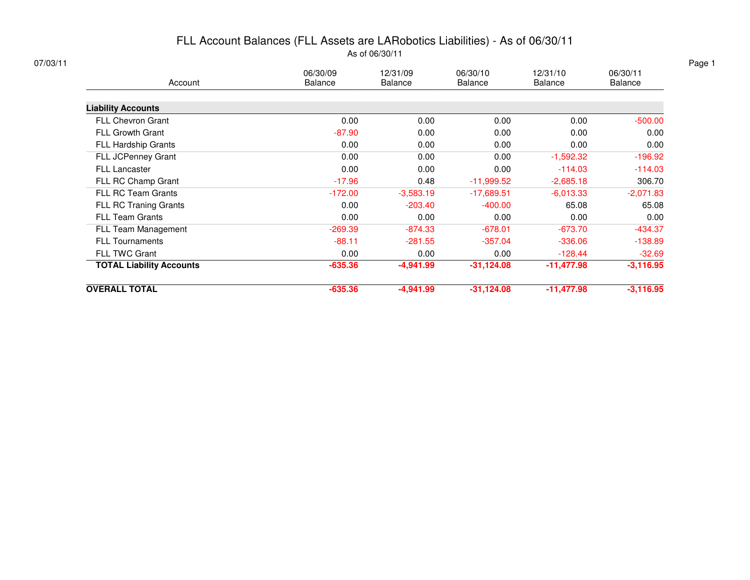# FLL Account Balances (FLL Assets are LARobotics Liabilities) - As of 06/30/11

As of 06/30/11

07/03/11

| Account | 06/30/09 Balance | 12/31/09 Balance | 06/30/10 Balance | 12/31/10 Balance | 06/30/11 Balance |
|---|---|---|---|---|---|
| **Liability Accounts** | | | | | |
| FLL Chevron Grant | 0.00 | 0.00 | 0.00 | 0.00 | -500.00 |
| FLL Growth Grant | -87.90 | 0.00 | 0.00 | 0.00 | 0.00 |
| FLL Hardship Grants | 0.00 | 0.00 | 0.00 | 0.00 | 0.00 |
| FLL JCPenney Grant | 0.00 | 0.00 | 0.00 | -1,592.32 | -196.92 |
| FLL Lancaster | 0.00 | 0.00 | 0.00 | -114.03 | -114.03 |
| FLL RC Champ Grant | -17.96 | 0.48 | -11,999.52 | -2,685.18 | 306.70 |
| FLL RC Team Grants | -172.00 | -3,583.19 | -17,689.51 | -6,013.33 | -2,071.83 |
| FLL RC Traning Grants | 0.00 | -203.40 | -400.00 | 65.08 | 65.08 |
| FLL Team Grants | 0.00 | 0.00 | 0.00 | 0.00 | 0.00 |
| FLL Team Management | -269.39 | -874.33 | -678.01 | -673.70 | -434.37 |
| FLL Tournaments | -88.11 | -281.55 | -357.04 | -336.06 | -138.89 |
| FLL TWC Grant | 0.00 | 0.00 | 0.00 | -128.44 | -32.69 |
| **TOTAL Liability Accounts** | **-635.36** | **-4,941.99** | **-31,124.08** | **-11,477.98** | **-3,116.95** |
| **OVERALL TOTAL** | **-635.36** | **-4,941.99** | **-31,124.08** | **-11,477.98** | **-3,116.95** |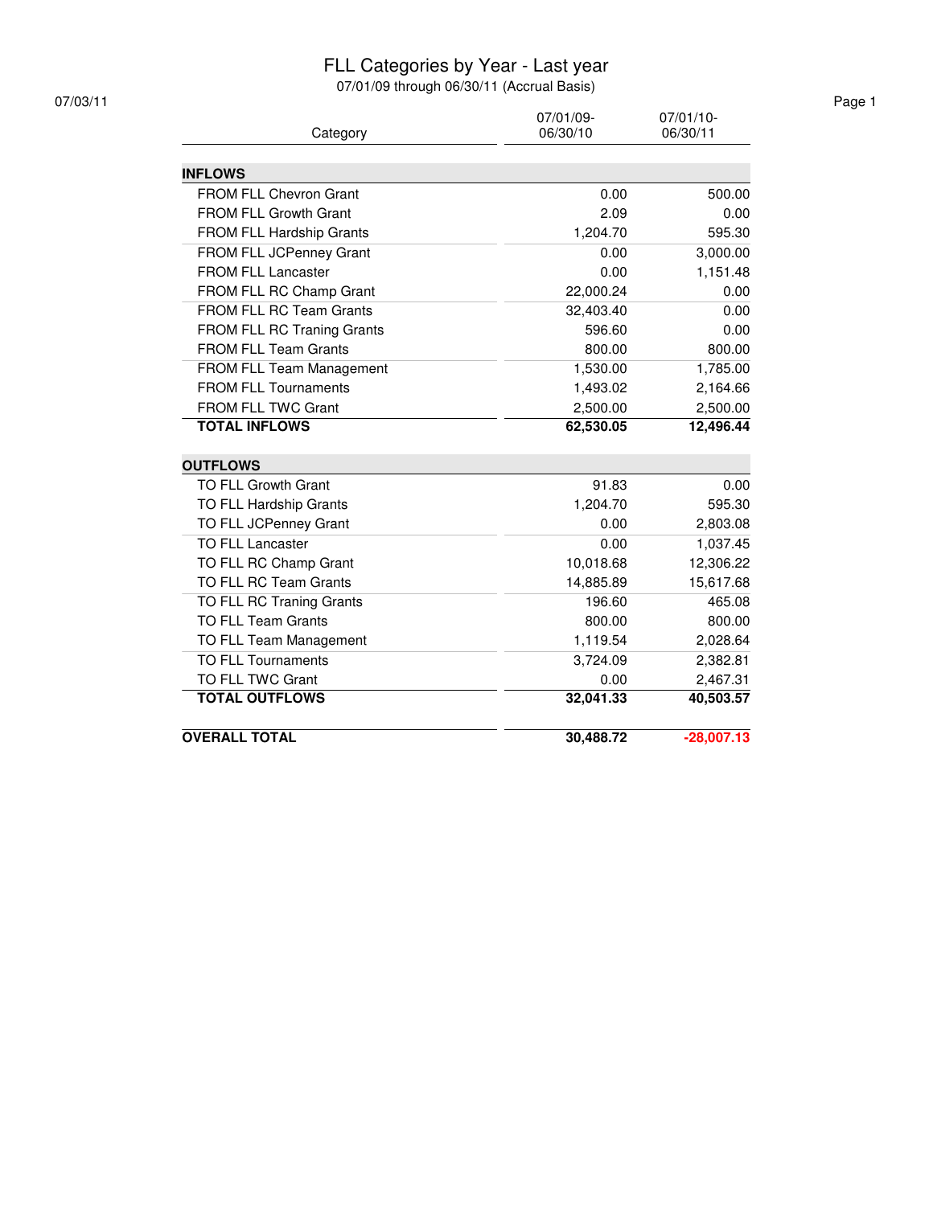# FLL Categories by Year - Last year

07/01/09 through 06/30/11 (Accrual Basis)

07/03/11

| Category | 07/01/09-06/30/10 | 07/01/10-06/30/11 |
|---|---|---|
| **INFLOWS** | | |
| FROM FLL Chevron Grant | 0.00 | 500.00 |
| FROM FLL Growth Grant | 2.09 | 0.00 |
| FROM FLL Hardship Grants | 1,204.70 | 595.30 |
| FROM FLL JCPenney Grant | 0.00 | 3,000.00 |
| FROM FLL Lancaster | 0.00 | 1,151.48 |
| FROM FLL RC Champ Grant | 22,000.24 | 0.00 |
| FROM FLL RC Team Grants | 32,403.40 | 0.00 |
| FROM FLL RC Traning Grants | 596.60 | 0.00 |
| FROM FLL Team Grants | 800.00 | 800.00 |
| FROM FLL Team Management | 1,530.00 | 1,785.00 |
| FROM FLL Tournaments | 1,493.02 | 2,164.66 |
| FROM FLL TWC Grant | 2,500.00 | 2,500.00 |
| **TOTAL INFLOWS** | **62,530.05** | **12,496.44** |
| **OUTFLOWS** | | |
| TO FLL Growth Grant | 91.83 | 0.00 |
| TO FLL Hardship Grants | 1,204.70 | 595.30 |
| TO FLL JCPenney Grant | 0.00 | 2,803.08 |
| TO FLL Lancaster | 0.00 | 1,037.45 |
| TO FLL RC Champ Grant | 10,018.68 | 12,306.22 |
| TO FLL RC Team Grants | 14,885.89 | 15,617.68 |
| TO FLL RC Traning Grants | 196.60 | 465.08 |
| TO FLL Team Grants | 800.00 | 800.00 |
| TO FLL Team Management | 1,119.54 | 2,028.64 |
| TO FLL Tournaments | 3,724.09 | 2,382.81 |
| TO FLL TWC Grant | 0.00 | 2,467.31 |
| **TOTAL OUTFLOWS** | **32,041.33** | **40,503.57** |
| **OVERALL TOTAL** | **30,488.72** | **-28,007.13** |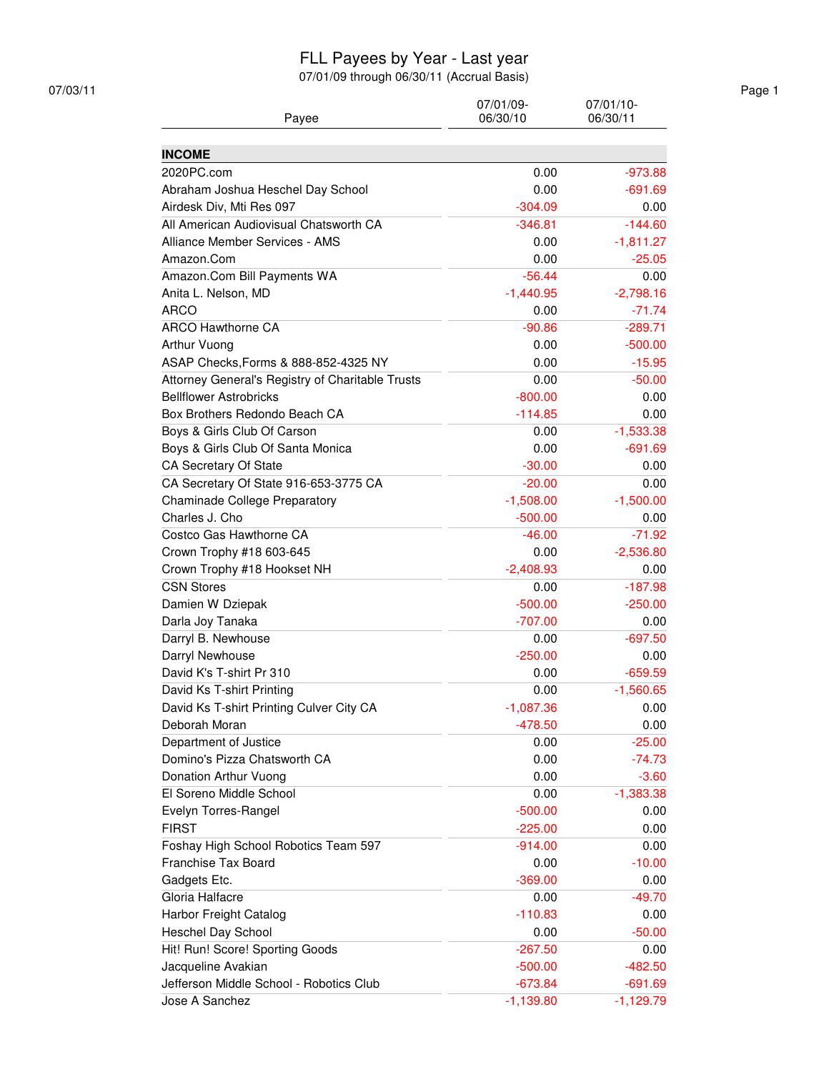# FLL Payees by Year - Last year

07/01/09 through 06/30/11 (Accrual Basis)

07/03/11

| Payee | 07/01/09-06/30/10 | 07/01/10-06/30/11 |
|---|---|---|
| **INCOME** | | |
| 2020PC.com | 0.00 | -973.88 |
| Abraham Joshua Heschel Day School | 0.00 | -691.69 |
| Airdesk Div, Mti Res 097 | -304.09 | 0.00 |
| All American Audiovisual Chatsworth CA | -346.81 | -144.60 |
| Alliance Member Services - AMS | 0.00 | -1,811.27 |
| Amazon.Com | 0.00 | -25.05 |
| Amazon.Com Bill Payments WA | -56.44 | 0.00 |
| Anita L. Nelson, MD | -1,440.95 | -2,798.16 |
| ARCO | 0.00 | -71.74 |
| ARCO Hawthorne CA | -90.86 | -289.71 |
| Arthur Vuong | 0.00 | -500.00 |
| ASAP Checks,Forms & 888-852-4325 NY | 0.00 | -15.95 |
| Attorney General's Registry of Charitable Trusts | 0.00 | -50.00 |
| Bellflower Astrobricks | -800.00 | 0.00 |
| Box Brothers Redondo Beach CA | -114.85 | 0.00 |
| Boys & Girls Club Of Carson | 0.00 | -1,533.38 |
| Boys & Girls Club Of Santa Monica | 0.00 | -691.69 |
| CA Secretary Of State | -30.00 | 0.00 |
| CA Secretary Of State 916-653-3775 CA | -20.00 | 0.00 |
| Chaminade College Preparatory | -1,508.00 | -1,500.00 |
| Charles J. Cho | -500.00 | 0.00 |
| Costco Gas Hawthorne CA | -46.00 | -71.92 |
| Crown Trophy #18 603-645 | 0.00 | -2,536.80 |
| Crown Trophy #18 Hookset NH | -2,408.93 | 0.00 |
| CSN Stores | 0.00 | -187.98 |
| Damien W Dziepak | -500.00 | -250.00 |
| Darla Joy Tanaka | -707.00 | 0.00 |
| Darryl B. Newhouse | 0.00 | -697.50 |
| Darryl Newhouse | -250.00 | 0.00 |
| David K's T-shirt Pr 310 | 0.00 | -659.59 |
| David Ks T-shirt Printing | 0.00 | -1,560.65 |
| David Ks T-shirt Printing Culver City CA | -1,087.36 | 0.00 |
| Deborah Moran | -478.50 | 0.00 |
| Department of Justice | 0.00 | -25.00 |
| Domino's Pizza Chatsworth CA | 0.00 | -74.73 |
| Donation Arthur Vuong | 0.00 | -3.60 |
| El Soreno Middle School | 0.00 | -1,383.38 |
| Evelyn Torres-Rangel | -500.00 | 0.00 |
| FIRST | -225.00 | 0.00 |
| Foshay High School Robotics Team 597 | -914.00 | 0.00 |
| Franchise Tax Board | 0.00 | -10.00 |
| Gadgets Etc. | -369.00 | 0.00 |
| Gloria Halfacre | 0.00 | -49.70 |
| Harbor Freight Catalog | -110.83 | 0.00 |
| Heschel Day School | 0.00 | -50.00 |
| Hit! Run! Score! Sporting Goods | -267.50 | 0.00 |
| Jacqueline Avakian | -500.00 | -482.50 |
| Jefferson Middle School - Robotics Club | -673.84 | -691.69 |
| Jose A Sanchez | -1,139.80 | -1,129.79 |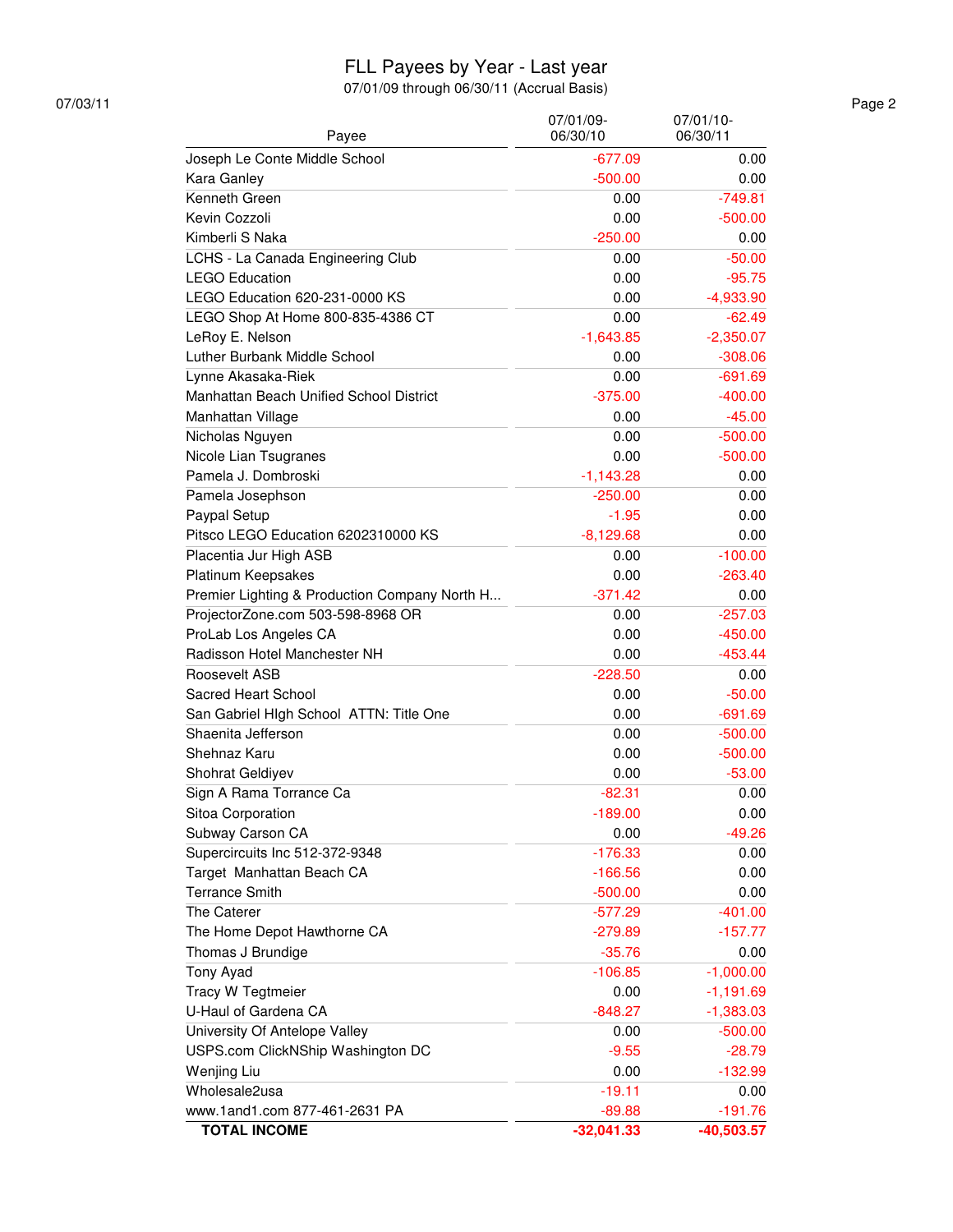# FLL Payees by Year - Last year

07/01/09 through 06/30/11 (Accrual Basis)

07/03/11

| Payee | 07/01/09-06/30/10 | 07/01/10-06/30/11 |
|---|---|---|
| Joseph Le Conte Middle School | -677.09 | 0.00 |
| Kara Ganley | -500.00 | 0.00 |
| Kenneth Green | 0.00 | -749.81 |
| Kevin Cozzoli | 0.00 | -500.00 |
| Kimberli S Naka | -250.00 | 0.00 |
| LCHS - La Canada Engineering Club | 0.00 | -50.00 |
| LEGO Education | 0.00 | -95.75 |
| LEGO Education 620-231-0000 KS | 0.00 | -4,933.90 |
| LEGO Shop At Home 800-835-4386 CT | 0.00 | -62.49 |
| LeRoy E. Nelson | -1,643.85 | -2,350.07 |
| Luther Burbank Middle School | 0.00 | -308.06 |
| Lynne Akasaka-Riek | 0.00 | -691.69 |
| Manhattan Beach Unified School District | -375.00 | -400.00 |
| Manhattan Village | 0.00 | -45.00 |
| Nicholas Nguyen | 0.00 | -500.00 |
| Nicole Lian Tsugranes | 0.00 | -500.00 |
| Pamela J. Dombroski | -1,143.28 | 0.00 |
| Pamela Josephson | -250.00 | 0.00 |
| Paypal Setup | -1.95 | 0.00 |
| Pitsco LEGO Education 6202310000 KS | -8,129.68 | 0.00 |
| Placentia Jur High ASB | 0.00 | -100.00 |
| Platinum Keepsakes | 0.00 | -263.40 |
| Premier Lighting & Production Company North H... | -371.42 | 0.00 |
| ProjectorZone.com 503-598-8968 OR | 0.00 | -257.03 |
| ProLab Los Angeles CA | 0.00 | -450.00 |
| Radisson Hotel Manchester NH | 0.00 | -453.44 |
| Roosevelt ASB | -228.50 | 0.00 |
| Sacred Heart School | 0.00 | -50.00 |
| San Gabriel HIgh School ATTN: Title One | 0.00 | -691.69 |
| Shaenita Jefferson | 0.00 | -500.00 |
| Shehnaz Karu | 0.00 | -500.00 |
| Shohrat Geldiyev | 0.00 | -53.00 |
| Sign A Rama Torrance Ca | -82.31 | 0.00 |
| Sitoa Corporation | -189.00 | 0.00 |
| Subway Carson CA | 0.00 | -49.26 |
| Supercircuits Inc 512-372-9348 | -176.33 | 0.00 |
| Target Manhattan Beach CA | -166.56 | 0.00 |
| Terrance Smith | -500.00 | 0.00 |
| The Caterer | -577.29 | -401.00 |
| The Home Depot Hawthorne CA | -279.89 | -157.77 |
| Thomas J Brundige | -35.76 | 0.00 |
| Tony Ayad | -106.85 | -1,000.00 |
| Tracy W Tegtmeier | 0.00 | -1,191.69 |
| U-Haul of Gardena CA | -848.27 | -1,383.03 |
| University Of Antelope Valley | 0.00 | -500.00 |
| USPS.com ClickNShip Washington DC | -9.55 | -28.79 |
| Wenjing Liu | 0.00 | -132.99 |
| Wholesale2usa | -19.11 | 0.00 |
| www.1and1.com 877-461-2631 PA | -89.88 | -191.76 |
| **TOTAL INCOME** | **-32,041.33** | **-40,503.57** |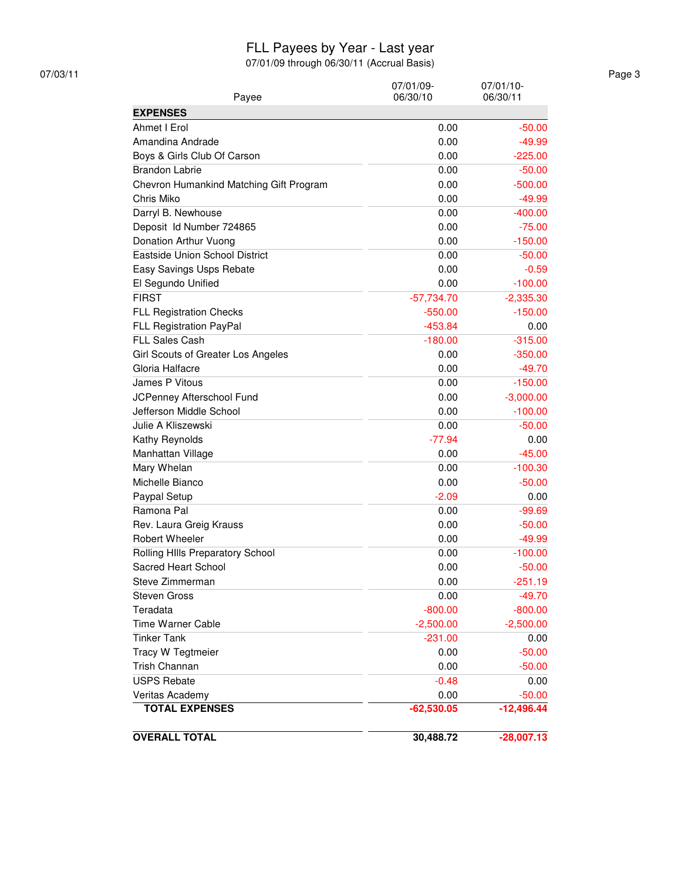# FLL Payees by Year - Last year

07/01/09 through 06/30/11 (Accrual Basis)

07/03/11

| Payee | 07/01/09-06/30/10 | 07/01/10-06/30/11 |
|---|---|---|
| **EXPENSES** | | |
| Ahmet I Erol | 0.00 | -50.00 |
| Amandina Andrade | 0.00 | -49.99 |
| Boys & Girls Club Of Carson | 0.00 | -225.00 |
| Brandon Labrie | 0.00 | -50.00 |
| Chevron Humankind Matching Gift Program | 0.00 | -500.00 |
| Chris Miko | 0.00 | -49.99 |
| Darryl B. Newhouse | 0.00 | -400.00 |
| Deposit Id Number 724865 | 0.00 | -75.00 |
| Donation Arthur Vuong | 0.00 | -150.00 |
| Eastside Union School District | 0.00 | -50.00 |
| Easy Savings Usps Rebate | 0.00 | -0.59 |
| El Segundo Unified | 0.00 | -100.00 |
| FIRST | -57,734.70 | -2,335.30 |
| FLL Registration Checks | -550.00 | -150.00 |
| FLL Registration PayPal | -453.84 | 0.00 |
| FLL Sales Cash | -180.00 | -315.00 |
| Girl Scouts of Greater Los Angeles | 0.00 | -350.00 |
| Gloria Halfacre | 0.00 | -49.70 |
| James P Vitous | 0.00 | -150.00 |
| JCPenney Afterschool Fund | 0.00 | -3,000.00 |
| Jefferson Middle School | 0.00 | -100.00 |
| Julie A Kliszewski | 0.00 | -50.00 |
| Kathy Reynolds | -77.94 | 0.00 |
| Manhattan Village | 0.00 | -45.00 |
| Mary Whelan | 0.00 | -100.30 |
| Michelle Bianco | 0.00 | -50.00 |
| Paypal Setup | -2.09 | 0.00 |
| Ramona Pal | 0.00 | -99.69 |
| Rev. Laura Greig Krauss | 0.00 | -50.00 |
| Robert Wheeler | 0.00 | -49.99 |
| Rolling HIlls Preparatory School | 0.00 | -100.00 |
| Sacred Heart School | 0.00 | -50.00 |
| Steve Zimmerman | 0.00 | -251.19 |
| Steven Gross | 0.00 | -49.70 |
| Teradata | -800.00 | -800.00 |
| Time Warner Cable | -2,500.00 | -2,500.00 |
| Tinker Tank | -231.00 | 0.00 |
| Tracy W Tegtmeier | 0.00 | -50.00 |
| Trish Channan | 0.00 | -50.00 |
| USPS Rebate | -0.48 | 0.00 |
| Veritas Academy | 0.00 | -50.00 |
| **TOTAL EXPENSES** | **-62,530.05** | **-12,496.44** |
| **OVERALL TOTAL** | **30,488.72** | **-28,007.13** |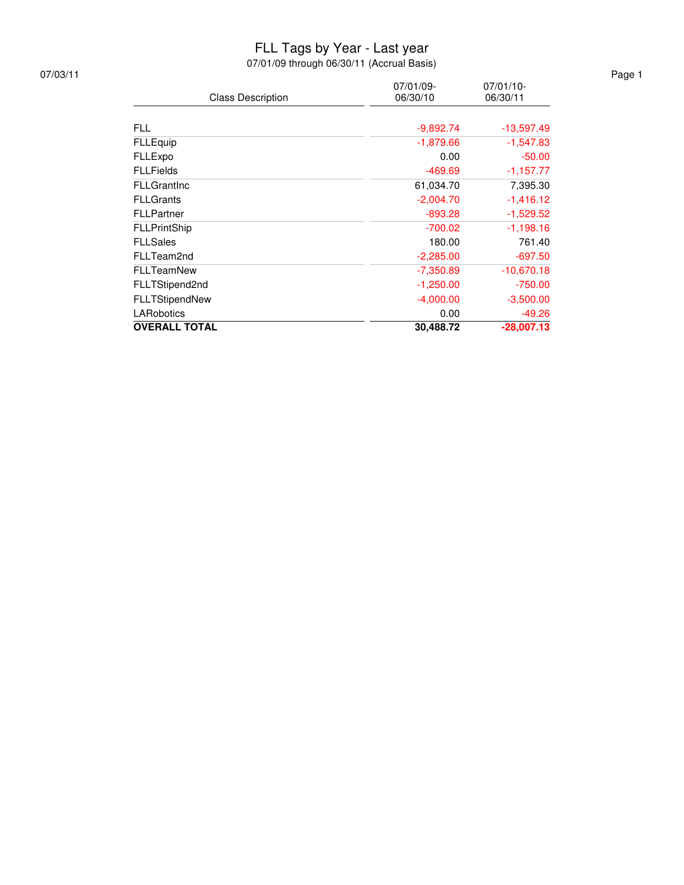# FLL Tags by Year - Last year

07/01/09 through 06/30/11 (Accrual Basis)

07/03/11

| Class Description | 07/01/09-06/30/10 | 07/01/10-06/30/11 |
|---|---|---|
| FLL | -9,892.74 | -13,597.49 |
| FLLEquip | -1,879.66 | -1,547.83 |
| FLLExpo | 0.00 | -50.00 |
| FLLFields | -469.69 | -1,157.77 |
| FLLGrantInc | 61,034.70 | 7,395.30 |
| FLLGrants | -2,004.70 | -1,416.12 |
| FLLPartner | -893.28 | -1,529.52 |
| FLLPrintShip | -700.02 | -1,198.16 |
| FLLSales | 180.00 | 761.40 |
| FLLTeam2nd | -2,285.00 | -697.50 |
| FLLTeamNew | -7,350.89 | -10,670.18 |
| FLLTStipend2nd | -1,250.00 | -750.00 |
| FLLTStipendNew | -4,000.00 | -3,500.00 |
| LARobotics | 0.00 | -49.26 |
| **OVERALL TOTAL** | **30,488.72** | **-28,007.13** |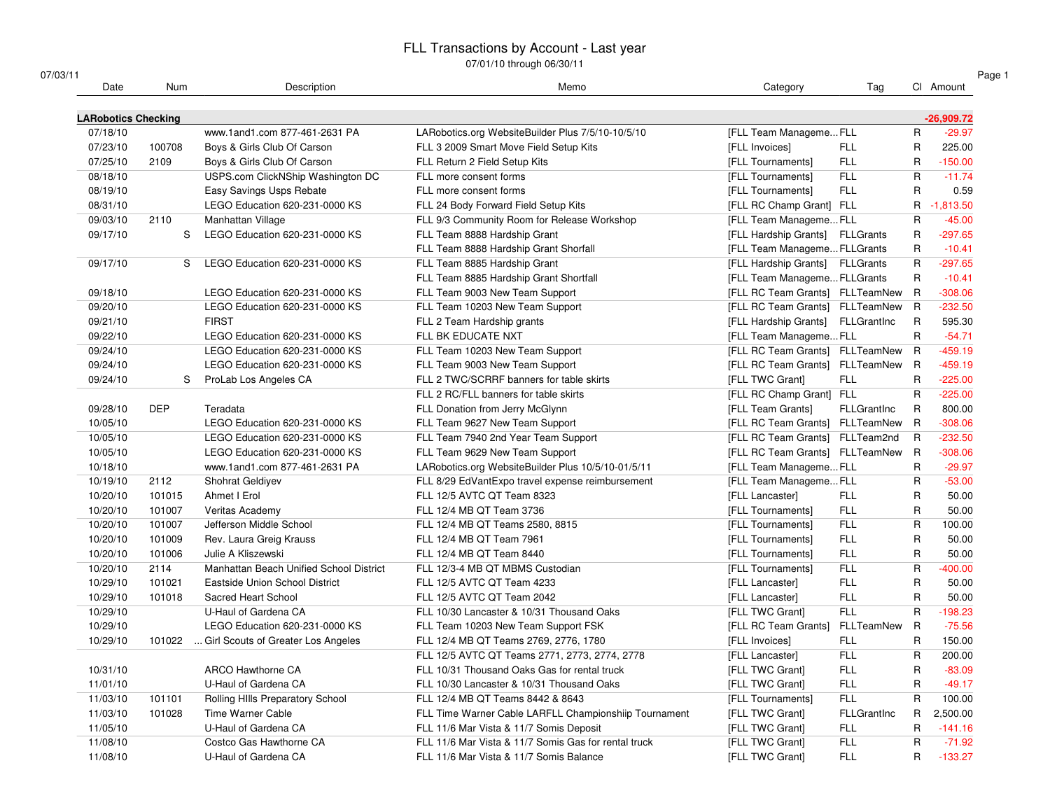# FLL Transactions by Account - Last year

07/01/10 through 06/30/11

07/03/11

| Date | Num | Description | Memo | Category | Tag | Cl | Amount |
|---|---|---|---|---|---|---|---|
| **LARobotics Checking** | | | | | | | **-26,909.72** |
| 07/18/10 | | www.1and1.com 877-461-2631 PA | LARobotics.org WebsiteBuilder Plus 7/5/10-10/5/10 | [FLL Team Manageme... | FLL | R | -29.97 |
| 07/23/10 | 100708 | Boys & Girls Club Of Carson | FLL 3 2009 Smart Move Field Setup Kits | [FLL Invoices] | FLL | R | 225.00 |
| 07/25/10 | 2109 | Boys & Girls Club Of Carson | FLL Return 2 Field Setup Kits | [FLL Tournaments] | FLL | R | -150.00 |
| 08/18/10 | | USPS.com ClickNShip Washington DC | FLL more consent forms | [FLL Tournaments] | FLL | R | -11.74 |
| 08/19/10 | | Easy Savings Usps Rebate | FLL more consent forms | [FLL Tournaments] | FLL | R | 0.59 |
| 08/31/10 | | LEGO Education 620-231-0000 KS | FLL 24 Body Forward Field Setup Kits | [FLL RC Champ Grant] | FLL | R | -1,813.50 |
| 09/03/10 | 2110 | Manhattan Village | FLL 9/3 Community Room for Release Workshop | [FLL Team Manageme... | FLL | R | -45.00 |
| 09/17/10 | S | LEGO Education 620-231-0000 KS | FLL Team 8888 Hardship Grant | [FLL Hardship Grants] | FLLGrants | R | -297.65 |
| | | | FLL Team 8888 Hardship Grant Shorfall | [FLL Team Manageme... | FLLGrants | R | -10.41 |
| 09/17/10 | S | LEGO Education 620-231-0000 KS | FLL Team 8885 Hardship Grant | [FLL Hardship Grants] | FLLGrants | R | -297.65 |
| | | | FLL Team 8885 Hardship Grant Shortfall | [FLL Team Manageme... | FLLGrants | R | -10.41 |
| 09/18/10 | | LEGO Education 620-231-0000 KS | FLL Team 9003 New Team Support | [FLL RC Team Grants] | FLLTeamNew | R | -308.06 |
| 09/20/10 | | LEGO Education 620-231-0000 KS | FLL Team 10203 New Team Support | [FLL RC Team Grants] | FLLTeamNew | R | -232.50 |
| 09/21/10 | | FIRST | FLL 2 Team Hardship grants | [FLL Hardship Grants] | FLLGrantInc | R | 595.30 |
| 09/22/10 | | LEGO Education 620-231-0000 KS | FLL BK EDUCATE NXT | [FLL Team Manageme... | FLL | R | -54.71 |
| 09/24/10 | | LEGO Education 620-231-0000 KS | FLL Team 10203 New Team Support | [FLL RC Team Grants] | FLLTeamNew | R | -459.19 |
| 09/24/10 | | LEGO Education 620-231-0000 KS | FLL Team 9003 New Team Support | [FLL RC Team Grants] | FLLTeamNew | R | -459.19 |
| 09/24/10 | S | ProLab Los Angeles CA | FLL 2 TWC/SCRRF banners for table skirts | [FLL TWC Grant] | FLL | R | -225.00 |
| | | | FLL 2 RC/FLL banners for table skirts | [FLL RC Champ Grant] | FLL | R | -225.00 |
| 09/28/10 | DEP | Teradata | FLL Donation from Jerry McGlynn | [FLL Team Grants] | FLLGrantInc | R | 800.00 |
| 10/05/10 | | LEGO Education 620-231-0000 KS | FLL Team 9627 New Team Support | [FLL RC Team Grants] | FLLTeamNew | R | -308.06 |
| 10/05/10 | | LEGO Education 620-231-0000 KS | FLL Team 7940 2nd Year Team Support | [FLL RC Team Grants] | FLLTeam2nd | R | -232.50 |
| 10/05/10 | | LEGO Education 620-231-0000 KS | FLL Team 9629 New Team Support | [FLL RC Team Grants] | FLLTeamNew | R | -308.06 |
| 10/18/10 | | www.1and1.com 877-461-2631 PA | LARobotics.org WebsiteBuilder Plus 10/5/10-01/5/11 | [FLL Team Manageme... | FLL | R | -29.97 |
| 10/19/10 | 2112 | Shohrat Geldiyev | FLL 8/29 EdVantExpo travel expense reimbursement | [FLL Team Manageme... | FLL | R | -53.00 |
| 10/20/10 | 101015 | Ahmet I Erol | FLL 12/5 AVTC QT Team 8323 | [FLL Lancaster] | FLL | R | 50.00 |
| 10/20/10 | 101007 | Veritas Academy | FLL 12/4 MB QT Team 3736 | [FLL Tournaments] | FLL | R | 50.00 |
| 10/20/10 | 101007 | Jefferson Middle School | FLL 12/4 MB QT Teams 2580, 8815 | [FLL Tournaments] | FLL | R | 100.00 |
| 10/20/10 | 101009 | Rev. Laura Greig Krauss | FLL 12/4 MB QT Team 7961 | [FLL Tournaments] | FLL | R | 50.00 |
| 10/20/10 | 101006 | Julie A Kliszewski | FLL 12/4 MB QT Team 8440 | [FLL Tournaments] | FLL | R | 50.00 |
| 10/20/10 | 2114 | Manhattan Beach Unified School District | FLL 12/3-4 MB QT MBMS Custodian | [FLL Tournaments] | FLL | R | -400.00 |
| 10/29/10 | 101021 | Eastside Union School District | FLL 12/5 AVTC QT Team 4233 | [FLL Lancaster] | FLL | R | 50.00 |
| 10/29/10 | 101018 | Sacred Heart School | FLL 12/5 AVTC QT Team 2042 | [FLL Lancaster] | FLL | R | 50.00 |
| 10/29/10 | | U-Haul of Gardena CA | FLL 10/30 Lancaster & 10/31 Thousand Oaks | [FLL TWC Grant] | FLL | R | -198.23 |
| 10/29/10 | | LEGO Education 620-231-0000 KS | FLL Team 10203 New Team Support FSK | [FLL RC Team Grants] | FLLTeamNew | R | -75.56 |
| 10/29/10 | 101022 | ... Girl Scouts of Greater Los Angeles | FLL 12/4 MB QT Teams 2769, 2776, 1780 | [FLL Invoices] | FLL | R | 150.00 |
| | | | FLL 12/5 AVTC QT Teams 2771, 2773, 2774, 2778 | [FLL Lancaster] | FLL | R | 200.00 |
| 10/31/10 | | ARCO Hawthorne CA | FLL 10/31 Thousand Oaks Gas for rental truck | [FLL TWC Grant] | FLL | R | -83.09 |
| 11/01/10 | | U-Haul of Gardena CA | FLL 10/30 Lancaster & 10/31 Thousand Oaks | [FLL TWC Grant] | FLL | R | -49.17 |
| 11/03/10 | 101101 | Rolling HIlls Preparatory School | FLL 12/4 MB QT Teams 8442 & 8643 | [FLL Tournaments] | FLL | R | 100.00 |
| 11/03/10 | 101028 | Time Warner Cable | FLL Time Warner Cable LARFLL Championshiip Tournament | [FLL TWC Grant] | FLLGrantInc | R | 2,500.00 |
| 11/05/10 | | U-Haul of Gardena CA | FLL 11/6 Mar Vista & 11/7 Somis Deposit | [FLL TWC Grant] | FLL | R | -141.16 |
| 11/08/10 | | Costco Gas Hawthorne CA | FLL 11/6 Mar Vista & 11/7 Somis Gas for rental truck | [FLL TWC Grant] | FLL | R | -71.92 |
| 11/08/10 | | U-Haul of Gardena CA | FLL 11/6 Mar Vista & 11/7 Somis Balance | [FLL TWC Grant] | FLL | R | -133.27 |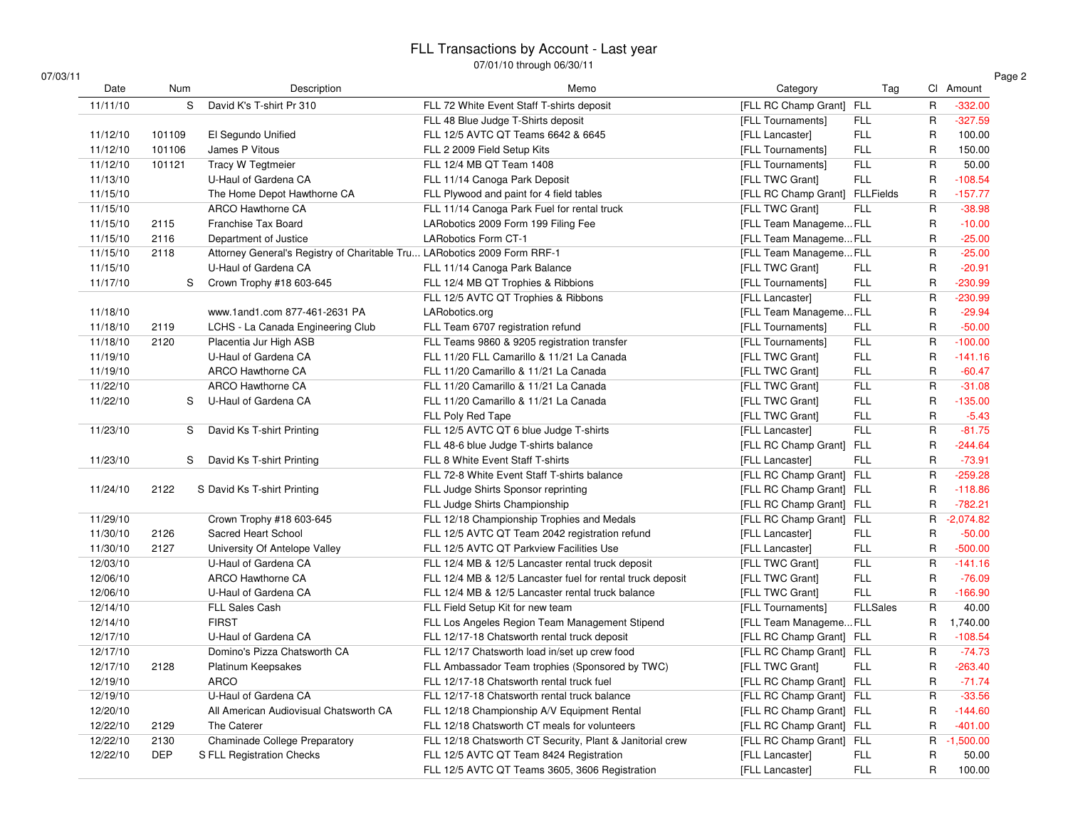# FLL Transactions by Account - Last year

07/01/10 through 06/30/11

07/03/11

| Date | Num | Description | Memo | Category | Tag | Cl | Amount |
|---|---|---|---|---|---|---|---|
| 11/11/10 | S | David K's T-shirt Pr 310 | FLL 72 White Event Staff T-shirts deposit | [FLL RC Champ Grant] | FLL | R | -332.00 |
| | | | FLL 48 Blue Judge T-Shirts deposit | [FLL Tournaments] | FLL | R | -327.59 |
| 11/12/10 | 101109 | El Segundo Unified | FLL 12/5 AVTC QT Teams 6642 & 6645 | [FLL Lancaster] | FLL | R | 100.00 |
| 11/12/10 | 101106 | James P Vitous | FLL 2 2009 Field Setup Kits | [FLL Tournaments] | FLL | R | 150.00 |
| 11/12/10 | 101121 | Tracy W Tegtmeier | FLL 12/4 MB QT Team 1408 | [FLL Tournaments] | FLL | R | 50.00 |
| 11/13/10 | | U-Haul of Gardena CA | FLL 11/14 Canoga Park Deposit | [FLL TWC Grant] | FLL | R | -108.54 |
| 11/15/10 | | The Home Depot Hawthorne CA | FLL Plywood and paint for 4 field tables | [FLL RC Champ Grant] | FLLFields | R | -157.77 |
| 11/15/10 | | ARCO Hawthorne CA | FLL 11/14 Canoga Park Fuel for rental truck | [FLL TWC Grant] | FLL | R | -38.98 |
| 11/15/10 | 2115 | Franchise Tax Board | LARobotics 2009 Form 199 Filing Fee | [FLL Team Manageme... | FLL | R | -10.00 |
| 11/15/10 | 2116 | Department of Justice | LARobotics Form CT-1 | [FLL Team Manageme... | FLL | R | -25.00 |
| 11/15/10 | 2118 | Attorney General's Registry of Charitable Tru... | LARobotics 2009 Form RRF-1 | [FLL Team Manageme... | FLL | R | -25.00 |
| 11/15/10 | | U-Haul of Gardena CA | FLL 11/14 Canoga Park Balance | [FLL TWC Grant] | FLL | R | -20.91 |
| 11/17/10 | S | Crown Trophy #18 603-645 | FLL 12/4 MB QT Trophies & Ribbions | [FLL Tournaments] | FLL | R | -230.99 |
| | | | FLL 12/5 AVTC QT Trophies & Ribbons | [FLL Lancaster] | FLL | R | -230.99 |
| 11/18/10 | | www.1and1.com 877-461-2631 PA | LARobotics.org | [FLL Team Manageme... | FLL | R | -29.94 |
| 11/18/10 | 2119 | LCHS - La Canada Engineering Club | FLL Team 6707 registration refund | [FLL Tournaments] | FLL | R | -50.00 |
| 11/18/10 | 2120 | Placentia Jur High ASB | FLL Teams 9860 & 9205 registration transfer | [FLL Tournaments] | FLL | R | -100.00 |
| 11/19/10 | | U-Haul of Gardena CA | FLL 11/20 FLL Camarillo & 11/21 La Canada | [FLL TWC Grant] | FLL | R | -141.16 |
| 11/19/10 | | ARCO Hawthorne CA | FLL 11/20 Camarillo & 11/21 La Canada | [FLL TWC Grant] | FLL | R | -60.47 |
| 11/22/10 | | ARCO Hawthorne CA | FLL 11/20 Camarillo & 11/21 La Canada | [FLL TWC Grant] | FLL | R | -31.08 |
| 11/22/10 | S | U-Haul of Gardena CA | FLL 11/20 Camarillo & 11/21 La Canada | [FLL TWC Grant] | FLL | R | -135.00 |
| | | | FLL Poly Red Tape | [FLL TWC Grant] | FLL | R | -5.43 |
| 11/23/10 | S | David Ks T-shirt Printing | FLL 12/5 AVTC QT 6 blue Judge T-shirts | [FLL Lancaster] | FLL | R | -81.75 |
| | | | FLL 48-6 blue Judge T-shirts balance | [FLL RC Champ Grant] | FLL | R | -244.64 |
| 11/23/10 | S | David Ks T-shirt Printing | FLL 8 White Event Staff T-shirts | [FLL Lancaster] | FLL | R | -73.91 |
| | | | FLL 72-8 White Event Staff T-shirts balance | [FLL RC Champ Grant] | FLL | R | -259.28 |
| 11/24/10 | 2122 | S David Ks T-shirt Printing | FLL Judge Shirts Sponsor reprinting | [FLL RC Champ Grant] | FLL | R | -118.86 |
| | | | FLL Judge Shirts Championship | [FLL RC Champ Grant] | FLL | R | -782.21 |
| 11/29/10 | | Crown Trophy #18 603-645 | FLL 12/18 Championship Trophies and Medals | [FLL RC Champ Grant] | FLL | R | -2,074.82 |
| 11/30/10 | 2126 | Sacred Heart School | FLL 12/5 AVTC QT Team 2042 registration refund | [FLL Lancaster] | FLL | R | -50.00 |
| 11/30/10 | 2127 | University Of Antelope Valley | FLL 12/5 AVTC QT Parkview Facilities Use | [FLL Lancaster] | FLL | R | -500.00 |
| 12/03/10 | | U-Haul of Gardena CA | FLL 12/4 MB & 12/5 Lancaster rental truck deposit | [FLL TWC Grant] | FLL | R | -141.16 |
| 12/06/10 | | ARCO Hawthorne CA | FLL 12/4 MB & 12/5 Lancaster fuel for rental truck deposit | [FLL TWC Grant] | FLL | R | -76.09 |
| 12/06/10 | | U-Haul of Gardena CA | FLL 12/4 MB & 12/5 Lancaster rental truck balance | [FLL TWC Grant] | FLL | R | -166.90 |
| 12/14/10 | | FLL Sales Cash | FLL Field Setup Kit for new team | [FLL Tournaments] | FLLSales | R | 40.00 |
| 12/14/10 | | FIRST | FLL Los Angeles Region Team Management Stipend | [FLL Team Manageme... | FLL | R | 1,740.00 |
| 12/17/10 | | U-Haul of Gardena CA | FLL 12/17-18 Chatsworth rental truck deposit | [FLL RC Champ Grant] | FLL | R | -108.54 |
| 12/17/10 | | Domino's Pizza Chatsworth CA | FLL 12/17 Chatsworth load in/set up crew food | [FLL RC Champ Grant] | FLL | R | -74.73 |
| 12/17/10 | 2128 | Platinum Keepsakes | FLL Ambassador Team trophies (Sponsored by TWC) | [FLL TWC Grant] | FLL | R | -263.40 |
| 12/19/10 | | ARCO | FLL 12/17-18 Chatsworth rental truck fuel | [FLL RC Champ Grant] | FLL | R | -71.74 |
| 12/19/10 | | U-Haul of Gardena CA | FLL 12/17-18 Chatsworth rental truck balance | [FLL RC Champ Grant] | FLL | R | -33.56 |
| 12/20/10 | | All American Audiovisual Chatsworth CA | FLL 12/18 Championship A/V Equipment Rental | [FLL RC Champ Grant] | FLL | R | -144.60 |
| 12/22/10 | 2129 | The Caterer | FLL 12/18 Chatsworth CT meals for volunteers | [FLL RC Champ Grant] | FLL | R | -401.00 |
| 12/22/10 | 2130 | Chaminade College Preparatory | FLL 12/18 Chatsworth CT Security, Plant & Janitorial crew | [FLL RC Champ Grant] | FLL | R | -1,500.00 |
| 12/22/10 | DEP | S FLL Registration Checks | FLL 12/5 AVTC QT Team 8424 Registration | [FLL Lancaster] | FLL | R | 50.00 |
| | | | FLL 12/5 AVTC QT Teams 3605, 3606 Registration | [FLL Lancaster] | FLL | R | 100.00 |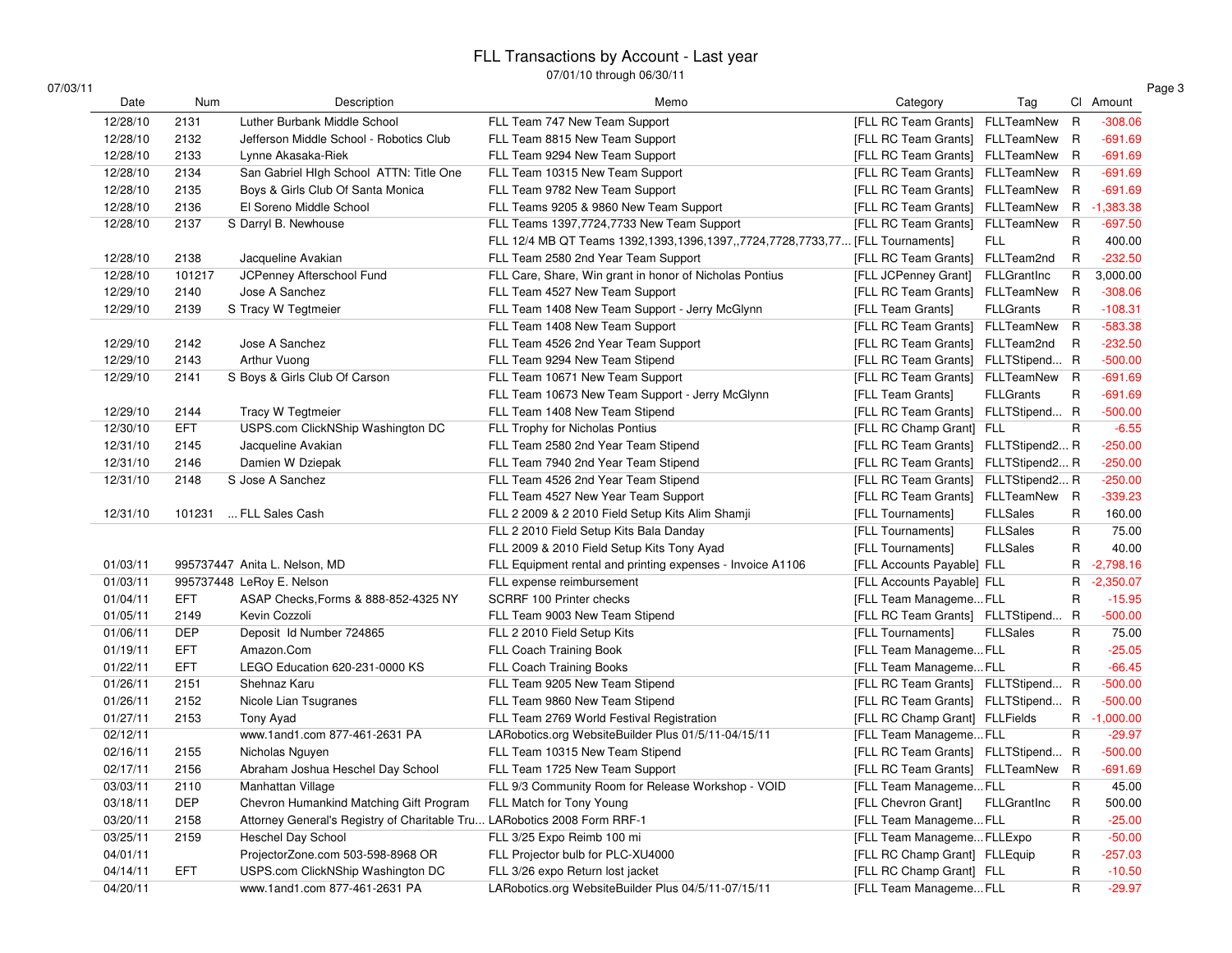# FLL Transactions by Account - Last year

07/01/10 through 06/30/11

07/03/11

| Date | Num | Description | Memo | Category | Tag | Cl | Amount |
|---|---|---|---|---|---|---|---|
| 12/28/10 | 2131 | Luther Burbank Middle School | FLL Team 747 New Team Support | [FLL RC Team Grants] | FLLTeamNew | R | -308.06 |
| 12/28/10 | 2132 | Jefferson Middle School - Robotics Club | FLL Team 8815 New Team Support | [FLL RC Team Grants] | FLLTeamNew | R | -691.69 |
| 12/28/10 | 2133 | Lynne Akasaka-Riek | FLL Team 9294 New Team Support | [FLL RC Team Grants] | FLLTeamNew | R | -691.69 |
| 12/28/10 | 2134 | San Gabriel HIgh School ATTN: Title One | FLL Team 10315 New Team Support | [FLL RC Team Grants] | FLLTeamNew | R | -691.69 |
| 12/28/10 | 2135 | Boys & Girls Club Of Santa Monica | FLL Team 9782 New Team Support | [FLL RC Team Grants] | FLLTeamNew | R | -691.69 |
| 12/28/10 | 2136 | El Soreno Middle School | FLL Teams 9205 & 9860 New Team Support | [FLL RC Team Grants] | FLLTeamNew | R | -1,383.38 |
| 12/28/10 | 2137 | S Darryl B. Newhouse | FLL Teams 1397,7724,7733 New Team Support | [FLL RC Team Grants] | FLLTeamNew | R | -697.50 |
| | | | FLL 12/4 MB QT Teams 1392,1393,1396,1397,,7724,7728,7733,77... | [FLL Tournaments] | FLL | R | 400.00 |
| 12/28/10 | 2138 | Jacqueline Avakian | FLL Team 2580 2nd Year Team Support | [FLL RC Team Grants] | FLLTeam2nd | R | -232.50 |
| 12/28/10 | 101217 | JCPenney Afterschool Fund | FLL Care, Share, Win grant in honor of Nicholas Pontius | [FLL JCPenney Grant] | FLLGrantInc | R | 3,000.00 |
| 12/29/10 | 2140 | Jose A Sanchez | FLL Team 4527 New Team Support | [FLL RC Team Grants] | FLLTeamNew | R | -308.06 |
| 12/29/10 | 2139 | S Tracy W Tegtmeier | FLL Team 1408 New Team Support - Jerry McGlynn | [FLL Team Grants] | FLLGrants | R | -108.31 |
| | | | FLL Team 1408 New Team Support | [FLL RC Team Grants] | FLLTeamNew | R | -583.38 |
| 12/29/10 | 2142 | Jose A Sanchez | FLL Team 4526 2nd Year Team Support | [FLL RC Team Grants] | FLLTeam2nd | R | -232.50 |
| 12/29/10 | 2143 | Arthur Vuong | FLL Team 9294 New Team Stipend | [FLL RC Team Grants] | FLLTStipend... | R | -500.00 |
| 12/29/10 | 2141 | S Boys & Girls Club Of Carson | FLL Team 10671 New Team Support | [FLL RC Team Grants] | FLLTeamNew | R | -691.69 |
| | | | FLL Team 10673 New Team Support - Jerry McGlynn | [FLL Team Grants] | FLLGrants | R | -691.69 |
| 12/29/10 | 2144 | Tracy W Tegtmeier | FLL Team 1408 New Team Stipend | [FLL RC Team Grants] | FLLTStipend... | R | -500.00 |
| 12/30/10 | EFT | USPS.com ClickNShip Washington DC | FLL Trophy for Nicholas Pontius | [FLL RC Champ Grant] | FLL | R | -6.55 |
| 12/31/10 | 2145 | Jacqueline Avakian | FLL Team 2580 2nd Year Team Stipend | [FLL RC Team Grants] | FLLTStipend2... | R | -250.00 |
| 12/31/10 | 2146 | Damien W Dziepak | FLL Team 7940 2nd Year Team Stipend | [FLL RC Team Grants] | FLLTStipend2... | R | -250.00 |
| 12/31/10 | 2148 | S Jose A Sanchez | FLL Team 4526 2nd Year Team Stipend | [FLL RC Team Grants] | FLLTStipend2... | R | -250.00 |
| | | | FLL Team 4527 New Year Team Support | [FLL RC Team Grants] | FLLTeamNew | R | -339.23 |
| 12/31/10 | 101231 | ... FLL Sales Cash | FLL 2 2009 & 2 2010 Field Setup Kits Alim Shamji | [FLL Tournaments] | FLLSales | R | 160.00 |
| | | | FLL 2 2010 Field Setup Kits Bala Danday | [FLL Tournaments] | FLLSales | R | 75.00 |
| | | | FLL 2009 & 2010 Field Setup Kits Tony Ayad | [FLL Tournaments] | FLLSales | R | 40.00 |
| 01/03/11 | 995737447 | Anita L. Nelson, MD | FLL Equipment rental and printing expenses - Invoice A1106 | [FLL Accounts Payable] | FLL | R | -2,798.16 |
| 01/03/11 | 995737448 | LeRoy E. Nelson | FLL expense reimbursement | [FLL Accounts Payable] | FLL | R | -2,350.07 |
| 01/04/11 | EFT | ASAP Checks,Forms & 888-852-4325 NY | SCRRF 100 Printer checks | [FLL Team Manageme... | FLL | R | -15.95 |
| 01/05/11 | 2149 | Kevin Cozzoli | FLL Team 9003 New Team Stipend | [FLL RC Team Grants] | FLLTStipend... | R | -500.00 |
| 01/06/11 | DEP | Deposit Id Number 724865 | FLL 2 2010 Field Setup Kits | [FLL Tournaments] | FLLSales | R | 75.00 |
| 01/19/11 | EFT | Amazon.Com | FLL Coach Training Book | [FLL Team Manageme... | FLL | R | -25.05 |
| 01/22/11 | EFT | LEGO Education 620-231-0000 KS | FLL Coach Training Books | [FLL Team Manageme... | FLL | R | -66.45 |
| 01/26/11 | 2151 | Shehnaz Karu | FLL Team 9205 New Team Stipend | [FLL RC Team Grants] | FLLTStipend... | R | -500.00 |
| 01/26/11 | 2152 | Nicole Lian Tsugranes | FLL Team 9860 New Team Stipend | [FLL RC Team Grants] | FLLTStipend... | R | -500.00 |
| 01/27/11 | 2153 | Tony Ayad | FLL Team 2769 World Festival Registration | [FLL RC Champ Grant] | FLLFields | R | -1,000.00 |
| 02/12/11 | | www.1and1.com 877-461-2631 PA | LARobotics.org WebsiteBuilder Plus 01/5/11-04/15/11 | [FLL Team Manageme... | FLL | R | -29.97 |
| 02/16/11 | 2155 | Nicholas Nguyen | FLL Team 10315 New Team Stipend | [FLL RC Team Grants] | FLLTStipend... | R | -500.00 |
| 02/17/11 | 2156 | Abraham Joshua Heschel Day School | FLL Team 1725 New Team Support | [FLL RC Team Grants] | FLLTeamNew | R | -691.69 |
| 03/03/11 | 2110 | Manhattan Village | FLL 9/3 Community Room for Release Workshop - VOID | [FLL Team Manageme... | FLL | R | 45.00 |
| 03/18/11 | DEP | Chevron Humankind Matching Gift Program | FLL Match for Tony Young | [FLL Chevron Grant] | FLLGrantInc | R | 500.00 |
| 03/20/11 | 2158 | Attorney General's Registry of Charitable Tru... | LARobotics 2008 Form RRF-1 | [FLL Team Manageme... | FLL | R | -25.00 |
| 03/25/11 | 2159 | Heschel Day School | FLL 3/25 Expo Reimb 100 mi | [FLL Team Manageme... | FLLExpo | R | -50.00 |
| 04/01/11 | | ProjectorZone.com 503-598-8968 OR | FLL Projector bulb for PLC-XU4000 | [FLL RC Champ Grant] | FLLEquip | R | -257.03 |
| 04/14/11 | EFT | USPS.com ClickNShip Washington DC | FLL 3/26 expo Return lost jacket | [FLL RC Champ Grant] | FLL | R | -10.50 |
| 04/20/11 | | www.1and1.com 877-461-2631 PA | LARobotics.org WebsiteBuilder Plus 04/5/11-07/15/11 | [FLL Team Manageme... | FLL | R | -29.97 |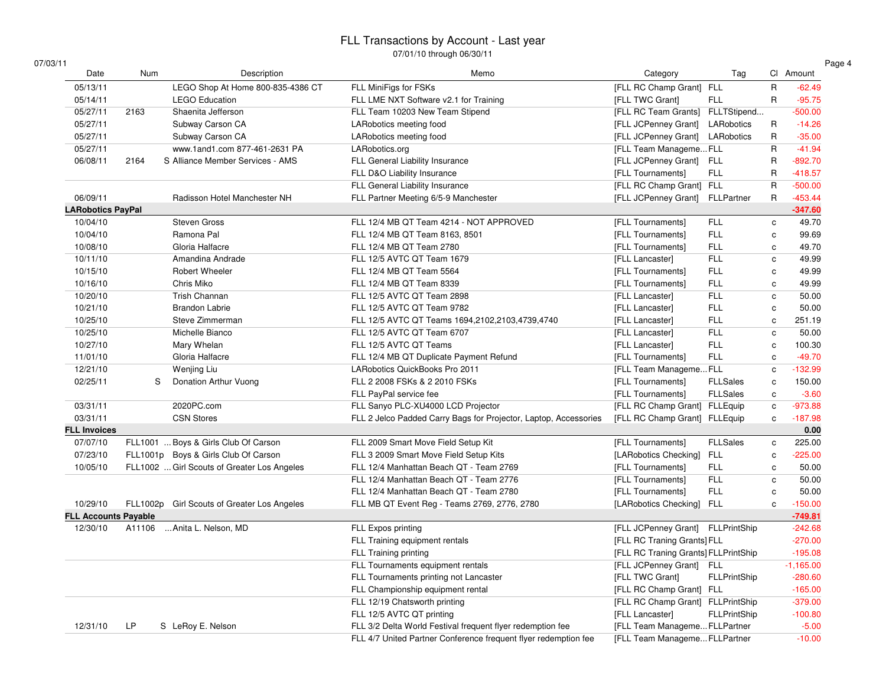# FLL Transactions by Account - Last year

07/01/10 through 06/30/11

07/03/11

| Date | Num | Description | Memo | Category | Tag | Cl | Amount |
|---|---|---|---|---|---|---|---|
| 05/13/11 | | LEGO Shop At Home 800-835-4386 CT | FLL MiniFigs for FSKs | [FLL RC Champ Grant] | FLL | R | -62.49 |
| 05/14/11 | | LEGO Education | FLL LME NXT Software v2.1 for Training | [FLL TWC Grant] | FLL | R | -95.75 |
| 05/27/11 | 2163 | Shaenita Jefferson | FLL Team 10203 New Team Stipend | [FLL RC Team Grants] | FLLTStipend... | | -500.00 |
| 05/27/11 | | Subway Carson CA | LARobotics meeting food | [FLL JCPenney Grant] | LARobotics | R | -14.26 |
| 05/27/11 | | Subway Carson CA | LARobotics meeting food | [FLL JCPenney Grant] | LARobotics | R | -35.00 |
| 05/27/11 | | www.1and1.com 877-461-2631 PA | LARobotics.org | [FLL Team Manageme... | FLL | R | -41.94 |
| 06/08/11 | 2164 | S Alliance Member Services - AMS | FLL General Liability Insurance | [FLL JCPenney Grant] | FLL | R | -892.70 |
| | | | FLL D&O Liability Insurance | [FLL Tournaments] | FLL | R | -418.57 |
| | | | FLL General Liability Insurance | [FLL RC Champ Grant] | FLL | R | -500.00 |
| 06/09/11 | | Radisson Hotel Manchester NH | FLL Partner Meeting 6/5-9 Manchester | [FLL JCPenney Grant] | FLLPartner | R | -453.44 |
| **LARobotics PayPal** | | | | | | | **-347.60** |
| 10/04/10 | | Steven Gross | FLL 12/4 MB QT Team 4214 - NOT APPROVED | [FLL Tournaments] | FLL | c | 49.70 |
| 10/04/10 | | Ramona Pal | FLL 12/4 MB QT Team 8163, 8501 | [FLL Tournaments] | FLL | c | 99.69 |
| 10/08/10 | | Gloria Halfacre | FLL 12/4 MB QT Team 2780 | [FLL Tournaments] | FLL | c | 49.70 |
| 10/11/10 | | Amandina Andrade | FLL 12/5 AVTC QT Team 1679 | [FLL Lancaster] | FLL | c | 49.99 |
| 10/15/10 | | Robert Wheeler | FLL 12/4 MB QT Team 5564 | [FLL Tournaments] | FLL | c | 49.99 |
| 10/16/10 | | Chris Miko | FLL 12/4 MB QT Team 8339 | [FLL Tournaments] | FLL | c | 49.99 |
| 10/20/10 | | Trish Channan | FLL 12/5 AVTC QT Team 2898 | [FLL Lancaster] | FLL | c | 50.00 |
| 10/21/10 | | Brandon Labrie | FLL 12/5 AVTC QT Team 9782 | [FLL Lancaster] | FLL | c | 50.00 |
| 10/25/10 | | Steve Zimmerman | FLL 12/5 AVTC QT Teams 1694,2102,2103,4739,4740 | [FLL Lancaster] | FLL | c | 251.19 |
| 10/25/10 | | Michelle Bianco | FLL 12/5 AVTC QT Team 6707 | [FLL Lancaster] | FLL | c | 50.00 |
| 10/27/10 | | Mary Whelan | FLL 12/5 AVTC QT Teams | [FLL Lancaster] | FLL | c | 100.30 |
| 11/01/10 | | Gloria Halfacre | FLL 12/4 MB QT Duplicate Payment Refund | [FLL Tournaments] | FLL | c | -49.70 |
| 12/21/10 | | Wenjing Liu | LARobotics QuickBooks Pro 2011 | [FLL Team Manageme... | FLL | c | -132.99 |
| 02/25/11 | S | Donation Arthur Vuong | FLL 2 2008 FSKs & 2 2010 FSKs | [FLL Tournaments] | FLLSales | c | 150.00 |
| | | | FLL PayPal service fee | [FLL Tournaments] | FLLSales | c | -3.60 |
| 03/31/11 | | 2020PC.com | FLL Sanyo PLC-XU4000 LCD Projector | [FLL RC Champ Grant] | FLLEquip | c | -973.88 |
| 03/31/11 | | CSN Stores | FLL 2 Jelco Padded Carry Bags for Projector, Laptop, Accessories | [FLL RC Champ Grant] | FLLEquip | c | -187.98 |
| **FLL Invoices** | | | | | | | **0.00** |
| 07/07/10 | FLL1001 | ... Boys & Girls Club Of Carson | FLL 2009 Smart Move Field Setup Kit | [FLL Tournaments] | FLLSales | c | 225.00 |
| 07/23/10 | FLL1001p | Boys & Girls Club Of Carson | FLL 3 2009 Smart Move Field Setup Kits | [LARobotics Checking] | FLL | c | -225.00 |
| 10/05/10 | FLL1002 | ... Girl Scouts of Greater Los Angeles | FLL 12/4 Manhattan Beach QT - Team 2769 | [FLL Tournaments] | FLL | c | 50.00 |
| | | | FLL 12/4 Manhattan Beach QT - Team 2776 | [FLL Tournaments] | FLL | c | 50.00 |
| | | | FLL 12/4 Manhattan Beach QT - Team 2780 | [FLL Tournaments] | FLL | c | 50.00 |
| 10/29/10 | FLL1002p | Girl Scouts of Greater Los Angeles | FLL MB QT Event Reg - Teams 2769, 2776, 2780 | [LARobotics Checking] | FLL | c | -150.00 |
| **FLL Accounts Payable** | | | | | | | **-749.81** |
| 12/30/10 | A11106 | ... Anita L. Nelson, MD | FLL Expos printing | [FLL JCPenney Grant] | FLLPrintShip | | -242.68 |
| | | | FLL Training equipment rentals | [FLL RC Traning Grants] | FLL | | -270.00 |
| | | | FLL Training printing | [FLL RC Traning Grants] | FLLPrintShip | | -195.08 |
| | | | FLL Tournaments equipment rentals | [FLL JCPenney Grant] | FLL | | -1,165.00 |
| | | | FLL Tournaments printing not Lancaster | [FLL TWC Grant] | FLLPrintShip | | -280.60 |
| | | | FLL Championship equipment rental | [FLL RC Champ Grant] | FLL | | -165.00 |
| | | | FLL 12/19 Chatsworth printing | [FLL RC Champ Grant] | FLLPrintShip | | -379.00 |
| | | | FLL 12/5 AVTC QT printing | [FLL Lancaster] | FLLPrintShip | | -100.80 |
| 12/31/10 | LP | S LeRoy E. Nelson | FLL 3/2 Delta World Festival frequent flyer redemption fee | [FLL Team Manageme... | FLLPartner | | -5.00 |
| | | | FLL 4/7 United Partner Conference frequent flyer redemption fee | [FLL Team Manageme... | FLLPartner | | -10.00 |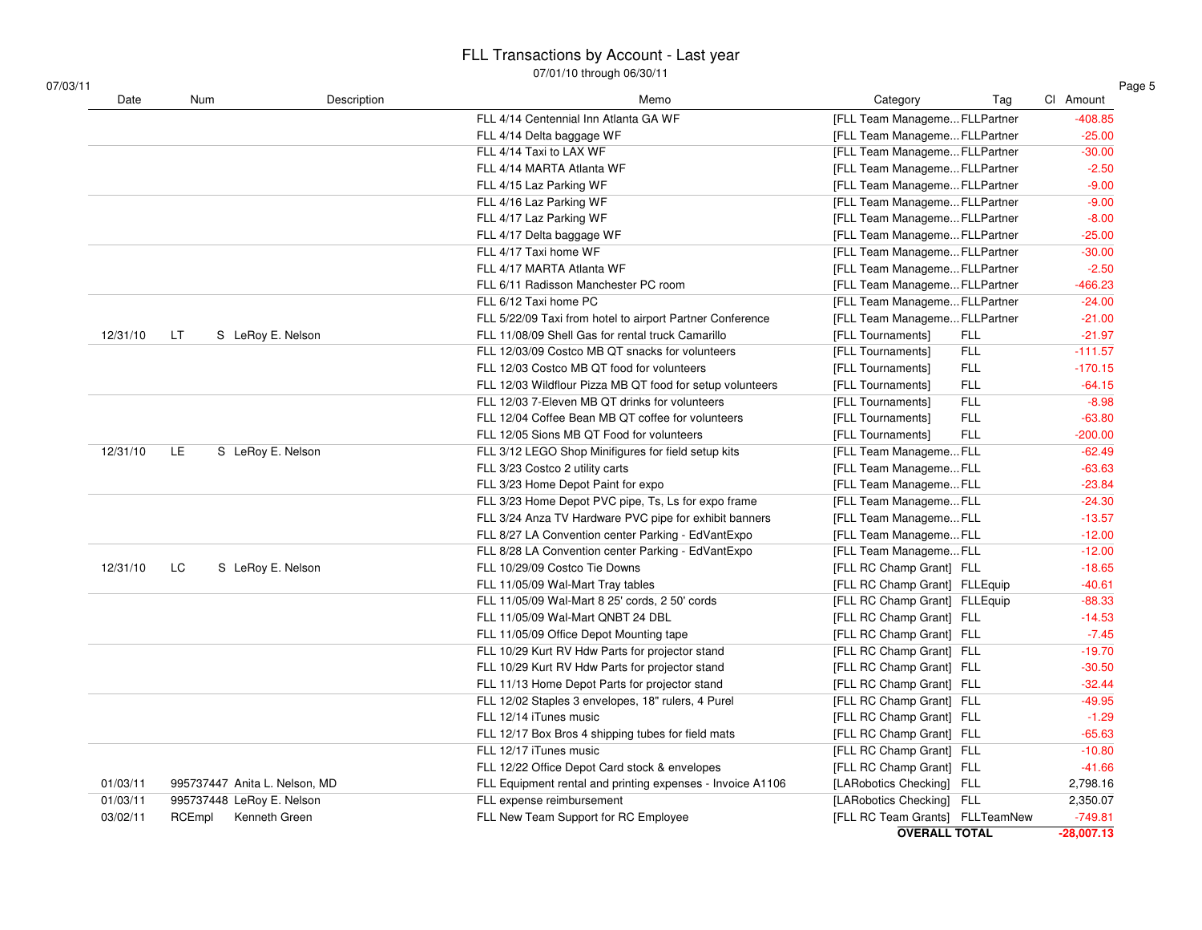# FLL Transactions by Account - Last year

07/01/10 through 06/30/11

| Date | Num | | Description | Memo | Category | Tag | Cl | Amount |
|---|---|---|---|---|---|---|---|---|
| | | | | FLL 4/14 Centennial Inn Atlanta GA WF | [FLL Team Manageme... | FLLPartner | | -408.85 |
| | | | | FLL 4/14 Delta baggage WF | [FLL Team Manageme... | FLLPartner | | -25.00 |
| | | | | FLL 4/14 Taxi to LAX WF | [FLL Team Manageme... | FLLPartner | | -30.00 |
| | | | | FLL 4/14 MARTA Atlanta WF | [FLL Team Manageme... | FLLPartner | | -2.50 |
| | | | | FLL 4/15 Laz Parking WF | [FLL Team Manageme... | FLLPartner | | -9.00 |
| | | | | FLL 4/16 Laz Parking WF | [FLL Team Manageme... | FLLPartner | | -9.00 |
| | | | | FLL 4/17 Laz Parking WF | [FLL Team Manageme... | FLLPartner | | -8.00 |
| | | | | FLL 4/17 Delta baggage WF | [FLL Team Manageme... | FLLPartner | | -25.00 |
| | | | | FLL 4/17 Taxi home WF | [FLL Team Manageme... | FLLPartner | | -30.00 |
| | | | | FLL 4/17 MARTA Atlanta WF | [FLL Team Manageme... | FLLPartner | | -2.50 |
| | | | | FLL 6/11 Radisson Manchester PC room | [FLL Team Manageme... | FLLPartner | | -466.23 |
| | | | | FLL 6/12 Taxi home PC | [FLL Team Manageme... | FLLPartner | | -24.00 |
| | | | | FLL 5/22/09 Taxi from hotel to airport Partner Conference | [FLL Team Manageme... | FLLPartner | | -21.00 |
| 12/31/10 | LT | S | LeRoy E. Nelson | FLL 11/08/09 Shell Gas for rental truck Camarillo | [FLL Tournaments] | FLL | | -21.97 |
| | | | | FLL 12/03/09 Costco MB QT snacks for volunteers | [FLL Tournaments] | FLL | | -111.57 |
| | | | | FLL 12/03 Costco MB QT food for volunteers | [FLL Tournaments] | FLL | | -170.15 |
| | | | | FLL 12/03 Wildflour Pizza MB QT food for setup volunteers | [FLL Tournaments] | FLL | | -64.15 |
| | | | | FLL 12/03 7-Eleven MB QT drinks for volunteers | [FLL Tournaments] | FLL | | -8.98 |
| | | | | FLL 12/04 Coffee Bean MB QT coffee for volunteers | [FLL Tournaments] | FLL | | -63.80 |
| | | | | FLL 12/05 Sions MB QT Food for volunteers | [FLL Tournaments] | FLL | | -200.00 |
| 12/31/10 | LE | S | LeRoy E. Nelson | FLL 3/12 LEGO Shop Minifigures for field setup kits | [FLL Team Manageme... | FLL | | -62.49 |
| | | | | FLL 3/23 Costco 2 utility carts | [FLL Team Manageme... | FLL | | -63.63 |
| | | | | FLL 3/23 Home Depot Paint for expo | [FLL Team Manageme... | FLL | | -23.84 |
| | | | | FLL 3/23 Home Depot PVC pipe, Ts, Ls for expo frame | [FLL Team Manageme... | FLL | | -24.30 |
| | | | | FLL 3/24 Anza TV Hardware PVC pipe for exhibit banners | [FLL Team Manageme... | FLL | | -13.57 |
| | | | | FLL 8/27 LA Convention center Parking - EdVantExpo | [FLL Team Manageme... | FLL | | -12.00 |
| | | | | FLL 8/28 LA Convention center Parking - EdVantExpo | [FLL Team Manageme... | FLL | | -12.00 |
| 12/31/10 | LC | S | LeRoy E. Nelson | FLL 10/29/09 Costco Tie Downs | [FLL RC Champ Grant] | FLL | | -18.65 |
| | | | | FLL 11/05/09 Wal-Mart Tray tables | [FLL RC Champ Grant] | FLLEquip | | -40.61 |
| | | | | FLL 11/05/09 Wal-Mart 8 25' cords, 2 50' cords | [FLL RC Champ Grant] | FLLEquip | | -88.33 |
| | | | | FLL 11/05/09 Wal-Mart QNBT 24 DBL | [FLL RC Champ Grant] | FLL | | -14.53 |
| | | | | FLL 11/05/09 Office Depot Mounting tape | [FLL RC Champ Grant] | FLL | | -7.45 |
| | | | | FLL 10/29 Kurt RV Hdw Parts for projector stand | [FLL RC Champ Grant] | FLL | | -19.70 |
| | | | | FLL 10/29 Kurt RV Hdw Parts for projector stand | [FLL RC Champ Grant] | FLL | | -30.50 |
| | | | | FLL 11/13 Home Depot Parts for projector stand | [FLL RC Champ Grant] | FLL | | -32.44 |
| | | | | FLL 12/02 Staples 3 envelopes, 18" rulers, 4 Purel | [FLL RC Champ Grant] | FLL | | -49.95 |
| | | | | FLL 12/14 iTunes music | [FLL RC Champ Grant] | FLL | | -1.29 |
| | | | | FLL 12/17 Box Bros 4 shipping tubes for field mats | [FLL RC Champ Grant] | FLL | | -65.63 |
| | | | | FLL 12/17 iTunes music | [FLL RC Champ Grant] | FLL | | -10.80 |
| | | | | FLL 12/22 Office Depot Card stock & envelopes | [FLL RC Champ Grant] | FLL | | -41.66 |
| 01/03/11 | 995737447 | | Anita L. Nelson, MD | FLL Equipment rental and printing expenses - Invoice A1106 | [LARobotics Checking] | FLL | | 2,798.16 |
| 01/03/11 | 995737448 | | LeRoy E. Nelson | FLL expense reimbursement | [LARobotics Checking] | FLL | | 2,350.07 |
| 03/02/11 | RCEmpl | | Kenneth Green | FLL New Team Support for RC Employee | [FLL RC Team Grants] | FLLTeamNew | | -749.81 |
| | | | | | **OVERALL TOTAL** | | | **-28,007.13** |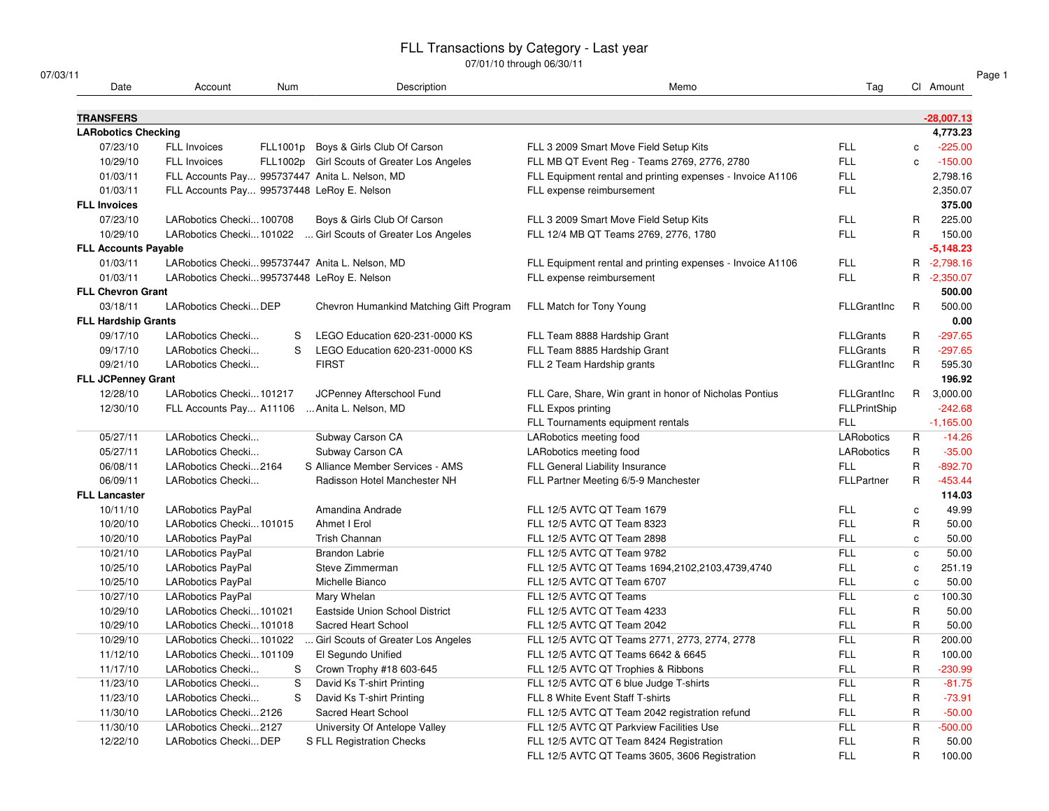# FLL Transactions by Category - Last year

07/01/10 through 06/30/11

07/03/11

| Date | Account | Num | Description | Memo | Tag | Cl | Amount |
|---|---|---|---|---|---|---|---|
| **TRANSFERS** | | | | | | | **-28,007.13** |
| **LARobotics Checking** | | | | | | | **4,773.23** |
| 07/23/10 | FLL Invoices | FLL1001p | Boys & Girls Club Of Carson | FLL 3 2009 Smart Move Field Setup Kits | FLL | c | -225.00 |
| 10/29/10 | FLL Invoices | FLL1002p | Girl Scouts of Greater Los Angeles | FLL MB QT Event Reg - Teams 2769, 2776, 2780 | FLL | c | -150.00 |
| 01/03/11 | FLL Accounts Pay... | 995737447 | Anita L. Nelson, MD | FLL Equipment rental and printing expenses - Invoice A1106 | FLL | | 2,798.16 |
| 01/03/11 | FLL Accounts Pay... | 995737448 | LeRoy E. Nelson | FLL expense reimbursement | FLL | | 2,350.07 |
| **FLL Invoices** | | | | | | | **375.00** |
| 07/23/10 | LARobotics Checki... | 100708 | Boys & Girls Club Of Carson | FLL 3 2009 Smart Move Field Setup Kits | FLL | R | 225.00 |
| 10/29/10 | LARobotics Checki... | 101022 | ... Girl Scouts of Greater Los Angeles | FLL 12/4 MB QT Teams 2769, 2776, 1780 | FLL | R | 150.00 |
| **FLL Accounts Payable** | | | | | | | **-5,148.23** |
| 01/03/11 | LARobotics Checki... | 995737447 | Anita L. Nelson, MD | FLL Equipment rental and printing expenses - Invoice A1106 | FLL | R | -2,798.16 |
| 01/03/11 | LARobotics Checki... | 995737448 | LeRoy E. Nelson | FLL expense reimbursement | FLL | R | -2,350.07 |
| **FLL Chevron Grant** | | | | | | | **500.00** |
| 03/18/11 | LARobotics Checki... | DEP | Chevron Humankind Matching Gift Program | FLL Match for Tony Young | FLLGrantInc | R | 500.00 |
| **FLL Hardship Grants** | | | | | | | **0.00** |
| 09/17/10 | LARobotics Checki... | S | LEGO Education 620-231-0000 KS | FLL Team 8888 Hardship Grant | FLLGrants | R | -297.65 |
| 09/17/10 | LARobotics Checki... | S | LEGO Education 620-231-0000 KS | FLL Team 8885 Hardship Grant | FLLGrants | R | -297.65 |
| 09/21/10 | LARobotics Checki... | | FIRST | FLL 2 Team Hardship grants | FLLGrantInc | R | 595.30 |
| **FLL JCPenney Grant** | | | | | | | **196.92** |
| 12/28/10 | LARobotics Checki... | 101217 | JCPenney Afterschool Fund | FLL Care, Share, Win grant in honor of Nicholas Pontius | FLLGrantInc | R | 3,000.00 |
| 12/30/10 | FLL Accounts Pay... | A11106 | ... Anita L. Nelson, MD | FLL Expos printing | FLLPrintShip | | -242.68 |
| | | | | FLL Tournaments equipment rentals | FLL | | -1,165.00 |
| 05/27/11 | LARobotics Checki... | | Subway Carson CA | LARobotics meeting food | LARobotics | R | -14.26 |
| 05/27/11 | LARobotics Checki... | | Subway Carson CA | LARobotics meeting food | LARobotics | R | -35.00 |
| 06/08/11 | LARobotics Checki... | 2164 | S Alliance Member Services - AMS | FLL General Liability Insurance | FLL | R | -892.70 |
| 06/09/11 | LARobotics Checki... | | Radisson Hotel Manchester NH | FLL Partner Meeting 6/5-9 Manchester | FLLPartner | R | -453.44 |
| **FLL Lancaster** | | | | | | | **114.03** |
| 10/11/10 | LARobotics PayPal | | Amandina Andrade | FLL 12/5 AVTC QT Team 1679 | FLL | c | 49.99 |
| 10/20/10 | LARobotics Checki... | 101015 | Ahmet I Erol | FLL 12/5 AVTC QT Team 8323 | FLL | R | 50.00 |
| 10/20/10 | LARobotics PayPal | | Trish Channan | FLL 12/5 AVTC QT Team 2898 | FLL | c | 50.00 |
| 10/21/10 | LARobotics PayPal | | Brandon Labrie | FLL 12/5 AVTC QT Team 9782 | FLL | c | 50.00 |
| 10/25/10 | LARobotics PayPal | | Steve Zimmerman | FLL 12/5 AVTC QT Teams 1694,2102,2103,4739,4740 | FLL | c | 251.19 |
| 10/25/10 | LARobotics PayPal | | Michelle Bianco | FLL 12/5 AVTC QT Team 6707 | FLL | c | 50.00 |
| 10/27/10 | LARobotics PayPal | | Mary Whelan | FLL 12/5 AVTC QT Teams | FLL | c | 100.30 |
| 10/29/10 | LARobotics Checki... | 101021 | Eastside Union School District | FLL 12/5 AVTC QT Team 4233 | FLL | R | 50.00 |
| 10/29/10 | LARobotics Checki... | 101018 | Sacred Heart School | FLL 12/5 AVTC QT Team 2042 | FLL | R | 50.00 |
| 10/29/10 | LARobotics Checki... | 101022 | ... Girl Scouts of Greater Los Angeles | FLL 12/5 AVTC QT Teams 2771, 2773, 2774, 2778 | FLL | R | 200.00 |
| 11/12/10 | LARobotics Checki... | 101109 | El Segundo Unified | FLL 12/5 AVTC QT Teams 6642 & 6645 | FLL | R | 100.00 |
| 11/17/10 | LARobotics Checki... | S | Crown Trophy #18 603-645 | FLL 12/5 AVTC QT Trophies & Ribbons | FLL | R | -230.99 |
| 11/23/10 | LARobotics Checki... | S | David Ks T-shirt Printing | FLL 12/5 AVTC QT 6 blue Judge T-shirts | FLL | R | -81.75 |
| 11/23/10 | LARobotics Checki... | S | David Ks T-shirt Printing | FLL 8 White Event Staff T-shirts | FLL | R | -73.91 |
| 11/30/10 | LARobotics Checki... | 2126 | Sacred Heart School | FLL 12/5 AVTC QT Team 2042 registration refund | FLL | R | -50.00 |
| 11/30/10 | LARobotics Checki... | 2127 | University Of Antelope Valley | FLL 12/5 AVTC QT Parkview Facilities Use | FLL | R | -500.00 |
| 12/22/10 | LARobotics Checki... | DEP | S FLL Registration Checks | FLL 12/5 AVTC QT Team 8424 Registration | FLL | R | 50.00 |
| | | | | FLL 12/5 AVTC QT Teams 3605, 3606 Registration | FLL | R | 100.00 |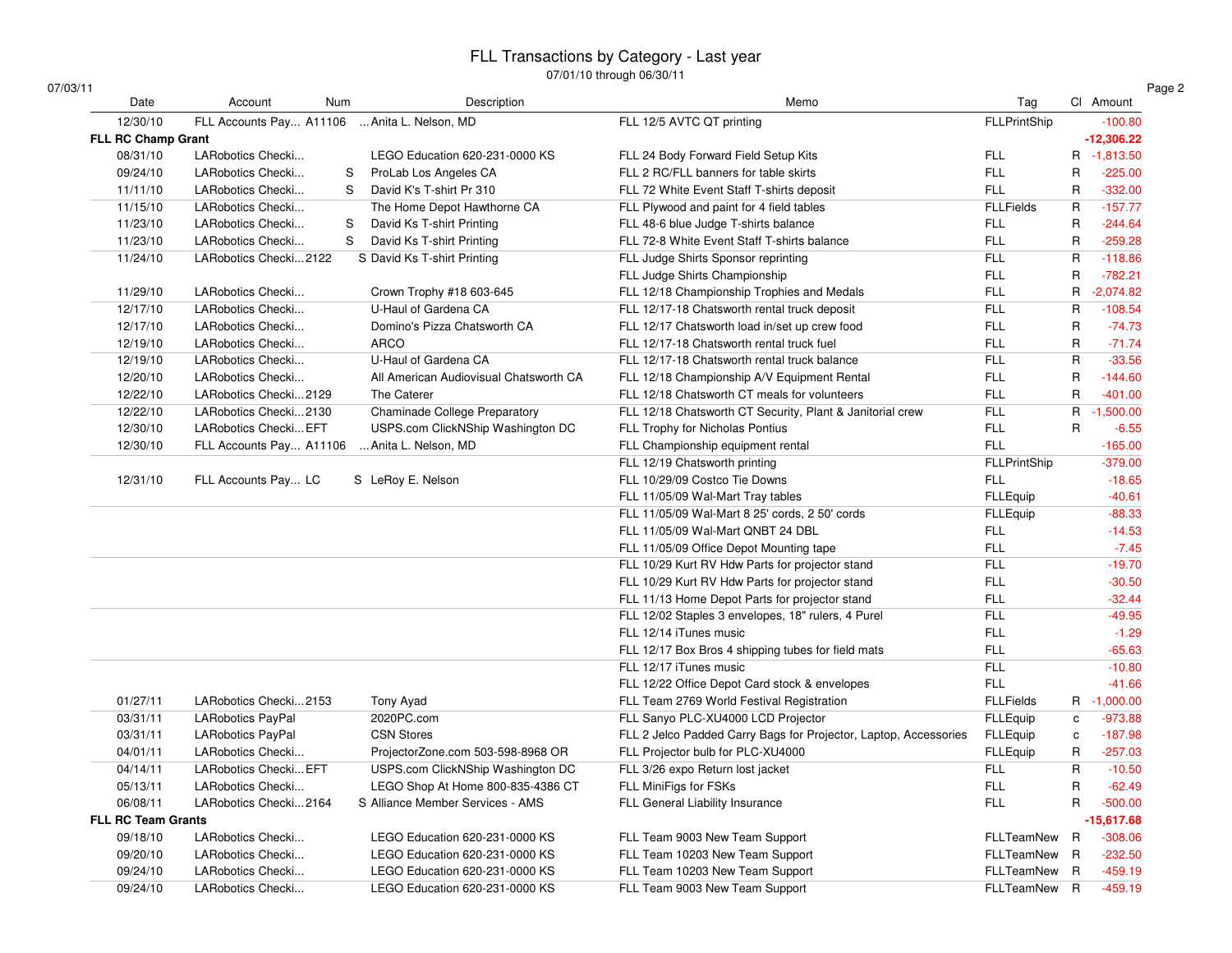# FLL Transactions by Category - Last year

07/01/10 through 06/30/11

07/03/11

| Date | Account | Num | Description | Memo | Tag | Cl | Amount |
|---|---|---|---|---|---|---|---|
| 12/30/10 | FLL Accounts Pay... | A11106 | ...Anita L. Nelson, MD | FLL 12/5 AVTC QT printing | FLLPrintShip | | -100.80 |
| **FLL RC Champ Grant** | | | | | | | **-12,306.22** |
| 08/31/10 | LARobotics Checki... | | LEGO Education 620-231-0000 KS | FLL 24 Body Forward Field Setup Kits | FLL | R | -1,813.50 |
| 09/24/10 | LARobotics Checki... | S | ProLab Los Angeles CA | FLL 2 RC/FLL banners for table skirts | FLL | R | -225.00 |
| 11/11/10 | LARobotics Checki... | S | David K's T-shirt Pr 310 | FLL 72 White Event Staff T-shirts deposit | FLL | R | -332.00 |
| 11/15/10 | LARobotics Checki... | | The Home Depot Hawthorne CA | FLL Plywood and paint for 4 field tables | FLLFields | R | -157.77 |
| 11/23/10 | LARobotics Checki... | S | David Ks T-shirt Printing | FLL 48-6 blue Judge T-shirts balance | FLL | R | -244.64 |
| 11/23/10 | LARobotics Checki... | S | David Ks T-shirt Printing | FLL 72-8 White Event Staff T-shirts balance | FLL | R | -259.28 |
| 11/24/10 | LARobotics Checki... | 2122 | S David Ks T-shirt Printing | FLL Judge Shirts Sponsor reprinting | FLL | R | -118.86 |
| | | | | FLL Judge Shirts Championship | FLL | R | -782.21 |
| 11/29/10 | LARobotics Checki... | | Crown Trophy #18 603-645 | FLL 12/18 Championship Trophies and Medals | FLL | R | -2,074.82 |
| 12/17/10 | LARobotics Checki... | | U-Haul of Gardena CA | FLL 12/17-18 Chatsworth rental truck deposit | FLL | R | -108.54 |
| 12/17/10 | LARobotics Checki... | | Domino's Pizza Chatsworth CA | FLL 12/17 Chatsworth load in/set up crew food | FLL | R | -74.73 |
| 12/19/10 | LARobotics Checki... | | ARCO | FLL 12/17-18 Chatsworth rental truck fuel | FLL | R | -71.74 |
| 12/19/10 | LARobotics Checki... | | U-Haul of Gardena CA | FLL 12/17-18 Chatsworth rental truck balance | FLL | R | -33.56 |
| 12/20/10 | LARobotics Checki... | | All American Audiovisual Chatsworth CA | FLL 12/18 Championship A/V Equipment Rental | FLL | R | -144.60 |
| 12/22/10 | LARobotics Checki... | 2129 | The Caterer | FLL 12/18 Chatsworth CT meals for volunteers | FLL | R | -401.00 |
| 12/22/10 | LARobotics Checki... | 2130 | Chaminade College Preparatory | FLL 12/18 Chatsworth CT Security, Plant & Janitorial crew | FLL | R | -1,500.00 |
| 12/30/10 | LARobotics Checki... | EFT | USPS.com ClickNShip Washington DC | FLL Trophy for Nicholas Pontius | FLL | R | -6.55 |
| 12/30/10 | FLL Accounts Pay... | A11106 | ...Anita L. Nelson, MD | FLL Championship equipment rental | FLL | | -165.00 |
| | | | | FLL 12/19 Chatsworth printing | FLLPrintShip | | -379.00 |
| 12/31/10 | FLL Accounts Pay... | LC | S LeRoy E. Nelson | FLL 10/29/09 Costco Tie Downs | FLL | | -18.65 |
| | | | | FLL 11/05/09 Wal-Mart Tray tables | FLLEquip | | -40.61 |
| | | | | FLL 11/05/09 Wal-Mart 8 25' cords, 2 50' cords | FLLEquip | | -88.33 |
| | | | | FLL 11/05/09 Wal-Mart QNBT 24 DBL | FLL | | -14.53 |
| | | | | FLL 11/05/09 Office Depot Mounting tape | FLL | | -7.45 |
| | | | | FLL 10/29 Kurt RV Hdw Parts for projector stand | FLL | | -19.70 |
| | | | | FLL 10/29 Kurt RV Hdw Parts for projector stand | FLL | | -30.50 |
| | | | | FLL 11/13 Home Depot Parts for projector stand | FLL | | -32.44 |
| | | | | FLL 12/02 Staples 3 envelopes, 18" rulers, 4 Purel | FLL | | -49.95 |
| | | | | FLL 12/14 iTunes music | FLL | | -1.29 |
| | | | | FLL 12/17 Box Bros 4 shipping tubes for field mats | FLL | | -65.63 |
| | | | | FLL 12/17 iTunes music | FLL | | -10.80 |
| | | | | FLL 12/22 Office Depot Card stock & envelopes | FLL | | -41.66 |
| 01/27/11 | LARobotics Checki... | 2153 | Tony Ayad | FLL Team 2769 World Festival Registration | FLLFields | R | -1,000.00 |
| 03/31/11 | LARobotics PayPal | | 2020PC.com | FLL Sanyo PLC-XU4000 LCD Projector | FLLEquip | c | -973.88 |
| 03/31/11 | LARobotics PayPal | | CSN Stores | FLL 2 Jelco Padded Carry Bags for Projector, Laptop, Accessories | FLLEquip | c | -187.98 |
| 04/01/11 | LARobotics Checki... | | ProjectorZone.com 503-598-8968 OR | FLL Projector bulb for PLC-XU4000 | FLLEquip | R | -257.03 |
| 04/14/11 | LARobotics Checki... | EFT | USPS.com ClickNShip Washington DC | FLL 3/26 expo Return lost jacket | FLL | R | -10.50 |
| 05/13/11 | LARobotics Checki... | | LEGO Shop At Home 800-835-4386 CT | FLL MiniFigs for FSKs | FLL | R | -62.49 |
| 06/08/11 | LARobotics Checki... | 2164 | S Alliance Member Services - AMS | FLL General Liability Insurance | FLL | R | -500.00 |
| **FLL RC Team Grants** | | | | | | | **-15,617.68** |
| 09/18/10 | LARobotics Checki... | | LEGO Education 620-231-0000 KS | FLL Team 9003 New Team Support | FLLTeamNew | R | -308.06 |
| 09/20/10 | LARobotics Checki... | | LEGO Education 620-231-0000 KS | FLL Team 10203 New Team Support | FLLTeamNew | R | -232.50 |
| 09/24/10 | LARobotics Checki... | | LEGO Education 620-231-0000 KS | FLL Team 10203 New Team Support | FLLTeamNew | R | -459.19 |
| 09/24/10 | LARobotics Checki... | | LEGO Education 620-231-0000 KS | FLL Team 9003 New Team Support | FLLTeamNew | R | -459.19 |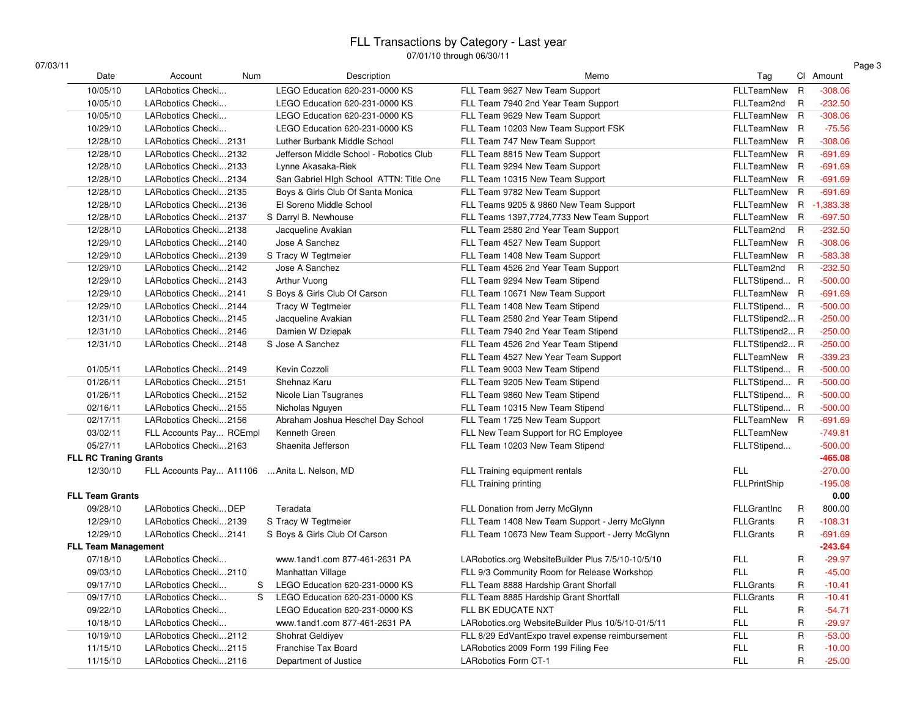# FLL Transactions by Category - Last year

07/01/10 through 06/30/11

07/03/11

| Date | Account | Num | Description | Memo | Tag | Cl | Amount |
|---|---|---|---|---|---|---|---|
| 10/05/10 | LARobotics Checki... | | LEGO Education 620-231-0000 KS | FLL Team 9627 New Team Support | FLLTeamNew | R | -308.06 |
| 10/05/10 | LARobotics Checki... | | LEGO Education 620-231-0000 KS | FLL Team 7940 2nd Year Team Support | FLLTeam2nd | R | -232.50 |
| 10/05/10 | LARobotics Checki... | | LEGO Education 620-231-0000 KS | FLL Team 9629 New Team Support | FLLTeamNew | R | -308.06 |
| 10/29/10 | LARobotics Checki... | | LEGO Education 620-231-0000 KS | FLL Team 10203 New Team Support FSK | FLLTeamNew | R | -75.56 |
| 12/28/10 | LARobotics Checki... | 2131 | Luther Burbank Middle School | FLL Team 747 New Team Support | FLLTeamNew | R | -308.06 |
| 12/28/10 | LARobotics Checki... | 2132 | Jefferson Middle School - Robotics Club | FLL Team 8815 New Team Support | FLLTeamNew | R | -691.69 |
| 12/28/10 | LARobotics Checki... | 2133 | Lynne Akasaka-Riek | FLL Team 9294 New Team Support | FLLTeamNew | R | -691.69 |
| 12/28/10 | LARobotics Checki... | 2134 | San Gabriel HIgh School ATTN: Title One | FLL Team 10315 New Team Support | FLLTeamNew | R | -691.69 |
| 12/28/10 | LARobotics Checki... | 2135 | Boys & Girls Club Of Santa Monica | FLL Team 9782 New Team Support | FLLTeamNew | R | -691.69 |
| 12/28/10 | LARobotics Checki... | 2136 | El Soreno Middle School | FLL Teams 9205 & 9860 New Team Support | FLLTeamNew | R | -1,383.38 |
| 12/28/10 | LARobotics Checki... | 2137 | S Darryl B. Newhouse | FLL Teams 1397,7724,7733 New Team Support | FLLTeamNew | R | -697.50 |
| 12/28/10 | LARobotics Checki... | 2138 | Jacqueline Avakian | FLL Team 2580 2nd Year Team Support | FLLTeam2nd | R | -232.50 |
| 12/29/10 | LARobotics Checki... | 2140 | Jose A Sanchez | FLL Team 4527 New Team Support | FLLTeamNew | R | -308.06 |
| 12/29/10 | LARobotics Checki... | 2139 | S Tracy W Tegtmeier | FLL Team 1408 New Team Support | FLLTeamNew | R | -583.38 |
| 12/29/10 | LARobotics Checki... | 2142 | Jose A Sanchez | FLL Team 4526 2nd Year Team Support | FLLTeam2nd | R | -232.50 |
| 12/29/10 | LARobotics Checki... | 2143 | Arthur Vuong | FLL Team 9294 New Team Stipend | FLLTStipend... | R | -500.00 |
| 12/29/10 | LARobotics Checki... | 2141 | S Boys & Girls Club Of Carson | FLL Team 10671 New Team Support | FLLTeamNew | R | -691.69 |
| 12/29/10 | LARobotics Checki... | 2144 | Tracy W Tegtmeier | FLL Team 1408 New Team Stipend | FLLTStipend... | R | -500.00 |
| 12/31/10 | LARobotics Checki... | 2145 | Jacqueline Avakian | FLL Team 2580 2nd Year Team Stipend | FLLTStipend2... | R | -250.00 |
| 12/31/10 | LARobotics Checki... | 2146 | Damien W Dziepak | FLL Team 7940 2nd Year Team Stipend | FLLTStipend2... | R | -250.00 |
| 12/31/10 | LARobotics Checki... | 2148 | S Jose A Sanchez | FLL Team 4526 2nd Year Team Stipend | FLLTStipend2... | R | -250.00 |
| | | | | FLL Team 4527 New Year Team Support | FLLTeamNew | R | -339.23 |
| 01/05/11 | LARobotics Checki... | 2149 | Kevin Cozzoli | FLL Team 9003 New Team Stipend | FLLTStipend... | R | -500.00 |
| 01/26/11 | LARobotics Checki... | 2151 | Shehnaz Karu | FLL Team 9205 New Team Stipend | FLLTStipend... | R | -500.00 |
| 01/26/11 | LARobotics Checki... | 2152 | Nicole Lian Tsugranes | FLL Team 9860 New Team Stipend | FLLTStipend... | R | -500.00 |
| 02/16/11 | LARobotics Checki... | 2155 | Nicholas Nguyen | FLL Team 10315 New Team Stipend | FLLTStipend... | R | -500.00 |
| 02/17/11 | LARobotics Checki... | 2156 | Abraham Joshua Heschel Day School | FLL Team 1725 New Team Support | FLLTeamNew | R | -691.69 |
| 03/02/11 | FLL Accounts Pay... | RCEmpl | Kenneth Green | FLL New Team Support for RC Employee | FLLTeamNew | | -749.81 |
| 05/27/11 | LARobotics Checki... | 2163 | Shaenita Jefferson | FLL Team 10203 New Team Stipend | FLLTStipend... | | -500.00 |
| **FLL RC Traning Grants** | | | | | | | **-465.08** |
| 12/30/10 | FLL Accounts Pay... | A11106 | ... Anita L. Nelson, MD | FLL Training equipment rentals | FLL | | -270.00 |
| | | | | FLL Training printing | FLLPrintShip | | -195.08 |
| **FLL Team Grants** | | | | | | | **0.00** |
| 09/28/10 | LARobotics Checki... | DEP | Teradata | FLL Donation from Jerry McGlynn | FLLGrantInc | R | 800.00 |
| 12/29/10 | LARobotics Checki... | 2139 | S Tracy W Tegtmeier | FLL Team 1408 New Team Support - Jerry McGlynn | FLLGrants | R | -108.31 |
| 12/29/10 | LARobotics Checki... | 2141 | S Boys & Girls Club Of Carson | FLL Team 10673 New Team Support - Jerry McGlynn | FLLGrants | R | -691.69 |
| **FLL Team Management** | | | | | | | **-243.64** |
| 07/18/10 | LARobotics Checki... | | www.1and1.com 877-461-2631 PA | LARobotics.org WebsiteBuilder Plus 7/5/10-10/5/10 | FLL | R | -29.97 |
| 09/03/10 | LARobotics Checki... | 2110 | Manhattan Village | FLL 9/3 Community Room for Release Workshop | FLL | R | -45.00 |
| 09/17/10 | LARobotics Checki... | S | LEGO Education 620-231-0000 KS | FLL Team 8888 Hardship Grant Shorfall | FLLGrants | R | -10.41 |
| 09/17/10 | LARobotics Checki... | S | LEGO Education 620-231-0000 KS | FLL Team 8885 Hardship Grant Shortfall | FLLGrants | R | -10.41 |
| 09/22/10 | LARobotics Checki... | | LEGO Education 620-231-0000 KS | FLL BK EDUCATE NXT | FLL | R | -54.71 |
| 10/18/10 | LARobotics Checki... | | www.1and1.com 877-461-2631 PA | LARobotics.org WebsiteBuilder Plus 10/5/10-01/5/11 | FLL | R | -29.97 |
| 10/19/10 | LARobotics Checki... | 2112 | Shohrat Geldiyev | FLL 8/29 EdVantExpo travel expense reimbursement | FLL | R | -53.00 |
| 11/15/10 | LARobotics Checki... | 2115 | Franchise Tax Board | LARobotics 2009 Form 199 Filing Fee | FLL | R | -10.00 |
| 11/15/10 | LARobotics Checki... | 2116 | Department of Justice | LARobotics Form CT-1 | FLL | R | -25.00 |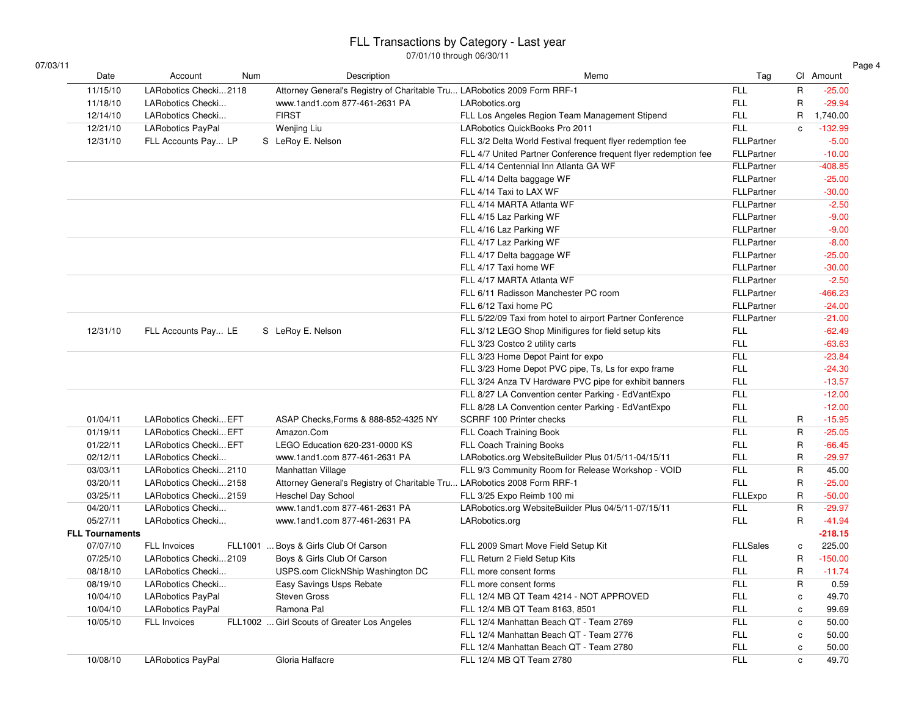# FLL Transactions by Category - Last year

07/01/10 through 06/30/11

| Date | Account | Num | Description | Memo | Tag | Cl | Amount |
|---|---|---|---|---|---|---|---|
| 11/15/10 | LARobotics Checki... | 2118 | Attorney General's Registry of Charitable Tru... | LARobotics 2009 Form RRF-1 | FLL | R | -25.00 |
| 11/18/10 | LARobotics Checki... | | www.1and1.com 877-461-2631 PA | LARobotics.org | FLL | R | -29.94 |
| 12/14/10 | LARobotics Checki... | | FIRST | FLL Los Angeles Region Team Management Stipend | FLL | R | 1,740.00 |
| 12/21/10 | LARobotics PayPal | | Wenjing Liu | LARobotics QuickBooks Pro 2011 | FLL | c | -132.99 |
| 12/31/10 | FLL Accounts Pay... LP | S | LeRoy E. Nelson | FLL 3/2 Delta World Festival frequent flyer redemption fee | FLLPartner | | -5.00 |
| | | | | FLL 4/7 United Partner Conference frequent flyer redemption fee | FLLPartner | | -10.00 |
| | | | | FLL 4/14 Centennial Inn Atlanta GA WF | FLLPartner | | -408.85 |
| | | | | FLL 4/14 Delta baggage WF | FLLPartner | | -25.00 |
| | | | | FLL 4/14 Taxi to LAX WF | FLLPartner | | -30.00 |
| | | | | FLL 4/14 MARTA Atlanta WF | FLLPartner | | -2.50 |
| | | | | FLL 4/15 Laz Parking WF | FLLPartner | | -9.00 |
| | | | | FLL 4/16 Laz Parking WF | FLLPartner | | -9.00 |
| | | | | FLL 4/17 Laz Parking WF | FLLPartner | | -8.00 |
| | | | | FLL 4/17 Delta baggage WF | FLLPartner | | -25.00 |
| | | | | FLL 4/17 Taxi home WF | FLLPartner | | -30.00 |
| | | | | FLL 4/17 MARTA Atlanta WF | FLLPartner | | -2.50 |
| | | | | FLL 6/11 Radisson Manchester PC room | FLLPartner | | -466.23 |
| | | | | FLL 6/12 Taxi home PC | FLLPartner | | -24.00 |
| | | | | FLL 5/22/09 Taxi from hotel to airport Partner Conference | FLLPartner | | -21.00 |
| 12/31/10 | FLL Accounts Pay... LE | S | LeRoy E. Nelson | FLL 3/12 LEGO Shop Minifigures for field setup kits | FLL | | -62.49 |
| | | | | FLL 3/23 Costco 2 utility carts | FLL | | -63.63 |
| | | | | FLL 3/23 Home Depot Paint for expo | FLL | | -23.84 |
| | | | | FLL 3/23 Home Depot PVC pipe, Ts, Ls for expo frame | FLL | | -24.30 |
| | | | | FLL 3/24 Anza TV Hardware PVC pipe for exhibit banners | FLL | | -13.57 |
| | | | | FLL 8/27 LA Convention center Parking - EdVantExpo | FLL | | -12.00 |
| | | | | FLL 8/28 LA Convention center Parking - EdVantExpo | FLL | | -12.00 |
| 01/04/11 | LARobotics Checki... | EFT | ASAP Checks,Forms & 888-852-4325 NY | SCRRF 100 Printer checks | FLL | R | -15.95 |
| 01/19/11 | LARobotics Checki... | EFT | Amazon.Com | FLL Coach Training Book | FLL | R | -25.05 |
| 01/22/11 | LARobotics Checki... | EFT | LEGO Education 620-231-0000 KS | FLL Coach Training Books | FLL | R | -66.45 |
| 02/12/11 | LARobotics Checki... | | www.1and1.com 877-461-2631 PA | LARobotics.org WebsiteBuilder Plus 01/5/11-04/15/11 | FLL | R | -29.97 |
| 03/03/11 | LARobotics Checki... | 2110 | Manhattan Village | FLL 9/3 Community Room for Release Workshop - VOID | FLL | R | 45.00 |
| 03/20/11 | LARobotics Checki... | 2158 | Attorney General's Registry of Charitable Tru... | LARobotics 2008 Form RRF-1 | FLL | R | -25.00 |
| 03/25/11 | LARobotics Checki... | 2159 | Heschel Day School | FLL 3/25 Expo Reimb 100 mi | FLLExpo | R | -50.00 |
| 04/20/11 | LARobotics Checki... | | www.1and1.com 877-461-2631 PA | LARobotics.org WebsiteBuilder Plus 04/5/11-07/15/11 | FLL | R | -29.97 |
| 05/27/11 | LARobotics Checki... | | www.1and1.com 877-461-2631 PA | LARobotics.org | FLL | R | -41.94 |
| **FLL Tournaments** | | | | | | | **-218.15** |
| 07/07/10 | FLL Invoices | FLL1001 | ... Boys & Girls Club Of Carson | FLL 2009 Smart Move Field Setup Kit | FLLSales | c | 225.00 |
| 07/25/10 | LARobotics Checki... | 2109 | Boys & Girls Club Of Carson | FLL Return 2 Field Setup Kits | FLL | R | -150.00 |
| 08/18/10 | LARobotics Checki... | | USPS.com ClickNShip Washington DC | FLL more consent forms | FLL | R | -11.74 |
| 08/19/10 | LARobotics Checki... | | Easy Savings Usps Rebate | FLL more consent forms | FLL | R | 0.59 |
| 10/04/10 | LARobotics PayPal | | Steven Gross | FLL 12/4 MB QT Team 4214 - NOT APPROVED | FLL | c | 49.70 |
| 10/04/10 | LARobotics PayPal | | Ramona Pal | FLL 12/4 MB QT Team 8163, 8501 | FLL | c | 99.69 |
| 10/05/10 | FLL Invoices | FLL1002 | ... Girl Scouts of Greater Los Angeles | FLL 12/4 Manhattan Beach QT - Team 2769 | FLL | c | 50.00 |
| | | | | FLL 12/4 Manhattan Beach QT - Team 2776 | FLL | c | 50.00 |
| | | | | FLL 12/4 Manhattan Beach QT - Team 2780 | FLL | c | 50.00 |
| 10/08/10 | LARobotics PayPal | | Gloria Halfacre | FLL 12/4 MB QT Team 2780 | FLL | c | 49.70 |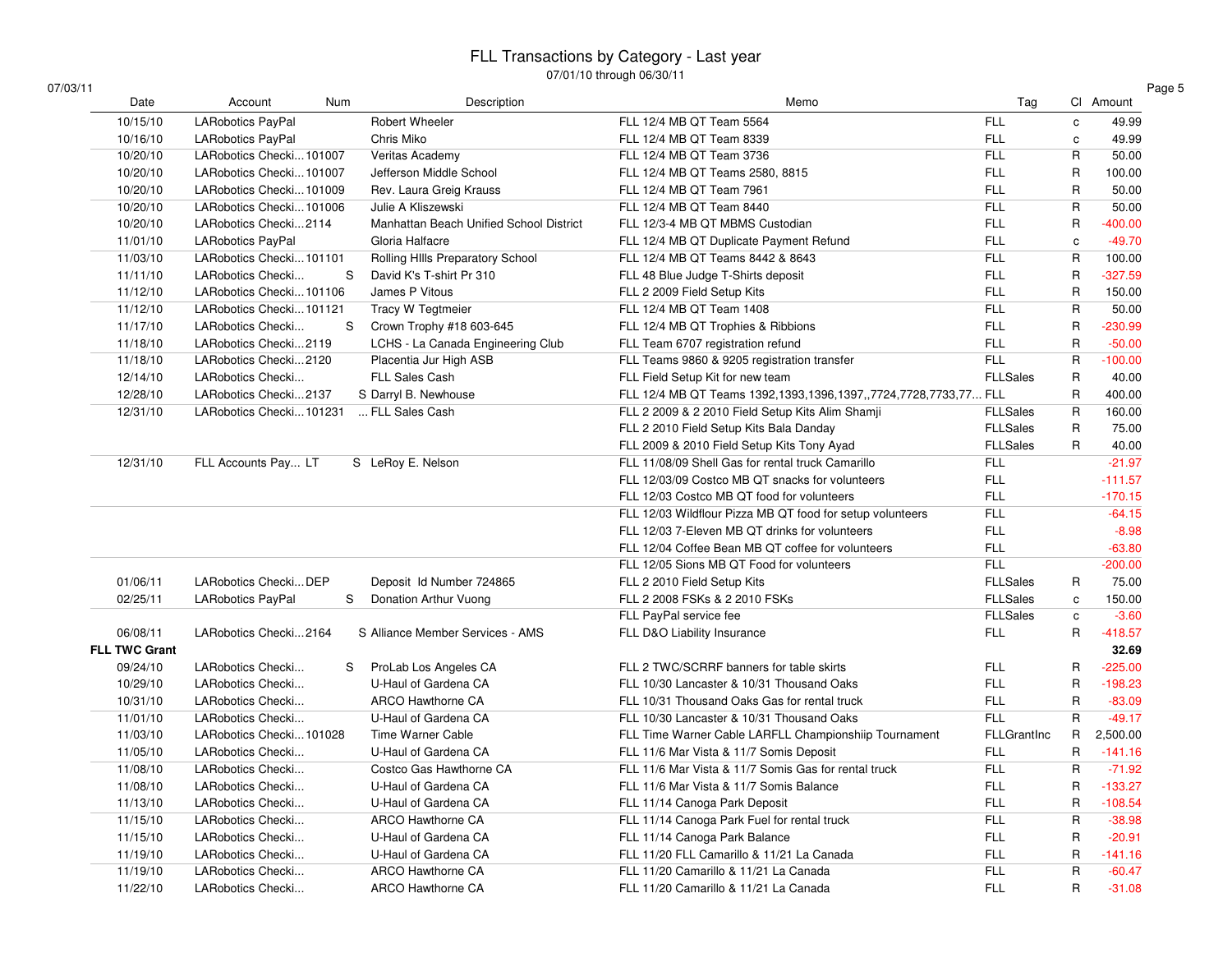# FLL Transactions by Category - Last year

07/01/10 through 06/30/11

| Date | Account | Num | Description | Memo | Tag | Cl | Amount |
|---|---|---|---|---|---|---|---|
| 10/15/10 | LARobotics PayPal | | Robert Wheeler | FLL 12/4 MB QT Team 5564 | FLL | c | 49.99 |
| 10/16/10 | LARobotics PayPal | | Chris Miko | FLL 12/4 MB QT Team 8339 | FLL | c | 49.99 |
| 10/20/10 | LARobotics Checki... | 101007 | Veritas Academy | FLL 12/4 MB QT Team 3736 | FLL | R | 50.00 |
| 10/20/10 | LARobotics Checki... | 101007 | Jefferson Middle School | FLL 12/4 MB QT Teams 2580, 8815 | FLL | R | 100.00 |
| 10/20/10 | LARobotics Checki... | 101009 | Rev. Laura Greig Krauss | FLL 12/4 MB QT Team 7961 | FLL | R | 50.00 |
| 10/20/10 | LARobotics Checki... | 101006 | Julie A Kliszewski | FLL 12/4 MB QT Team 8440 | FLL | R | 50.00 |
| 10/20/10 | LARobotics Checki... | 2114 | Manhattan Beach Unified School District | FLL 12/3-4 MB QT MBMS Custodian | FLL | R | -400.00 |
| 11/01/10 | LARobotics PayPal | | Gloria Halfacre | FLL 12/4 MB QT Duplicate Payment Refund | FLL | c | -49.70 |
| 11/03/10 | LARobotics Checki... | 101101 | Rolling HIlls Preparatory School | FLL 12/4 MB QT Teams 8442 & 8643 | FLL | R | 100.00 |
| 11/11/10 | LARobotics Checki... | S | David K's T-shirt Pr 310 | FLL 48 Blue Judge T-Shirts deposit | FLL | R | -327.59 |
| 11/12/10 | LARobotics Checki... | 101106 | James P Vitous | FLL 2 2009 Field Setup Kits | FLL | R | 150.00 |
| 11/12/10 | LARobotics Checki... | 101121 | Tracy W Tegtmeier | FLL 12/4 MB QT Team 1408 | FLL | R | 50.00 |
| 11/17/10 | LARobotics Checki... | S | Crown Trophy #18 603-645 | FLL 12/4 MB QT Trophies & Ribbions | FLL | R | -230.99 |
| 11/18/10 | LARobotics Checki... | 2119 | LCHS - La Canada Engineering Club | FLL Team 6707 registration refund | FLL | R | -50.00 |
| 11/18/10 | LARobotics Checki... | 2120 | Placentia Jur High ASB | FLL Teams 9860 & 9205 registration transfer | FLL | R | -100.00 |
| 12/14/10 | LARobotics Checki... | | FLL Sales Cash | FLL Field Setup Kit for new team | FLLSales | R | 40.00 |
| 12/28/10 | LARobotics Checki... | 2137 | S Darryl B. Newhouse | FLL 12/4 MB QT Teams 1392,1393,1396,1397,,7724,7728,7733,77... | FLL | R | 400.00 |
| 12/31/10 | LARobotics Checki... | 101231 | ... FLL Sales Cash | FLL 2 2009 & 2 2010 Field Setup Kits Alim Shamji | FLLSales | R | 160.00 |
| | | | | FLL 2 2010 Field Setup Kits Bala Danday | FLLSales | R | 75.00 |
| | | | | FLL 2009 & 2010 Field Setup Kits Tony Ayad | FLLSales | R | 40.00 |
| 12/31/10 | FLL Accounts Pay... | LT | S LeRoy E. Nelson | FLL 11/08/09 Shell Gas for rental truck Camarillo | FLL | | -21.97 |
| | | | | FLL 12/03/09 Costco MB QT snacks for volunteers | FLL | | -111.57 |
| | | | | FLL 12/03 Costco MB QT food for volunteers | FLL | | -170.15 |
| | | | | FLL 12/03 Wildflour Pizza MB QT food for setup volunteers | FLL | | -64.15 |
| | | | | FLL 12/03 7-Eleven MB QT drinks for volunteers | FLL | | -8.98 |
| | | | | FLL 12/04 Coffee Bean MB QT coffee for volunteers | FLL | | -63.80 |
| | | | | FLL 12/05 Sions MB QT Food for volunteers | FLL | | -200.00 |
| 01/06/11 | LARobotics Checki... | DEP | Deposit Id Number 724865 | FLL 2 2010 Field Setup Kits | FLLSales | R | 75.00 |
| 02/25/11 | LARobotics PayPal | S | Donation Arthur Vuong | FLL 2 2008 FSKs & 2 2010 FSKs | FLLSales | c | 150.00 |
| | | | | FLL PayPal service fee | FLLSales | c | -3.60 |
| 06/08/11 | LARobotics Checki... | 2164 | S Alliance Member Services - AMS | FLL D&O Liability Insurance | FLL | R | -418.57 |
| **FLL TWC Grant** | | | | | | | **32.69** |
| 09/24/10 | LARobotics Checki... | S | ProLab Los Angeles CA | FLL 2 TWC/SCRRF banners for table skirts | FLL | R | -225.00 |
| 10/29/10 | LARobotics Checki... | | U-Haul of Gardena CA | FLL 10/30 Lancaster & 10/31 Thousand Oaks | FLL | R | -198.23 |
| 10/31/10 | LARobotics Checki... | | ARCO Hawthorne CA | FLL 10/31 Thousand Oaks Gas for rental truck | FLL | R | -83.09 |
| 11/01/10 | LARobotics Checki... | | U-Haul of Gardena CA | FLL 10/30 Lancaster & 10/31 Thousand Oaks | FLL | R | -49.17 |
| 11/03/10 | LARobotics Checki... | 101028 | Time Warner Cable | FLL Time Warner Cable LARFLL Championshiip Tournament | FLLGrantInc | R | 2,500.00 |
| 11/05/10 | LARobotics Checki... | | U-Haul of Gardena CA | FLL 11/6 Mar Vista & 11/7 Somis Deposit | FLL | R | -141.16 |
| 11/08/10 | LARobotics Checki... | | Costco Gas Hawthorne CA | FLL 11/6 Mar Vista & 11/7 Somis Gas for rental truck | FLL | R | -71.92 |
| 11/08/10 | LARobotics Checki... | | U-Haul of Gardena CA | FLL 11/6 Mar Vista & 11/7 Somis Balance | FLL | R | -133.27 |
| 11/13/10 | LARobotics Checki... | | U-Haul of Gardena CA | FLL 11/14 Canoga Park Deposit | FLL | R | -108.54 |
| 11/15/10 | LARobotics Checki... | | ARCO Hawthorne CA | FLL 11/14 Canoga Park Fuel for rental truck | FLL | R | -38.98 |
| 11/15/10 | LARobotics Checki... | | U-Haul of Gardena CA | FLL 11/14 Canoga Park Balance | FLL | R | -20.91 |
| 11/19/10 | LARobotics Checki... | | U-Haul of Gardena CA | FLL 11/20 FLL Camarillo & 11/21 La Canada | FLL | R | -141.16 |
| 11/19/10 | LARobotics Checki... | | ARCO Hawthorne CA | FLL 11/20 Camarillo & 11/21 La Canada | FLL | R | -60.47 |
| 11/22/10 | LARobotics Checki... | | ARCO Hawthorne CA | FLL 11/20 Camarillo & 11/21 La Canada | FLL | R | -31.08 |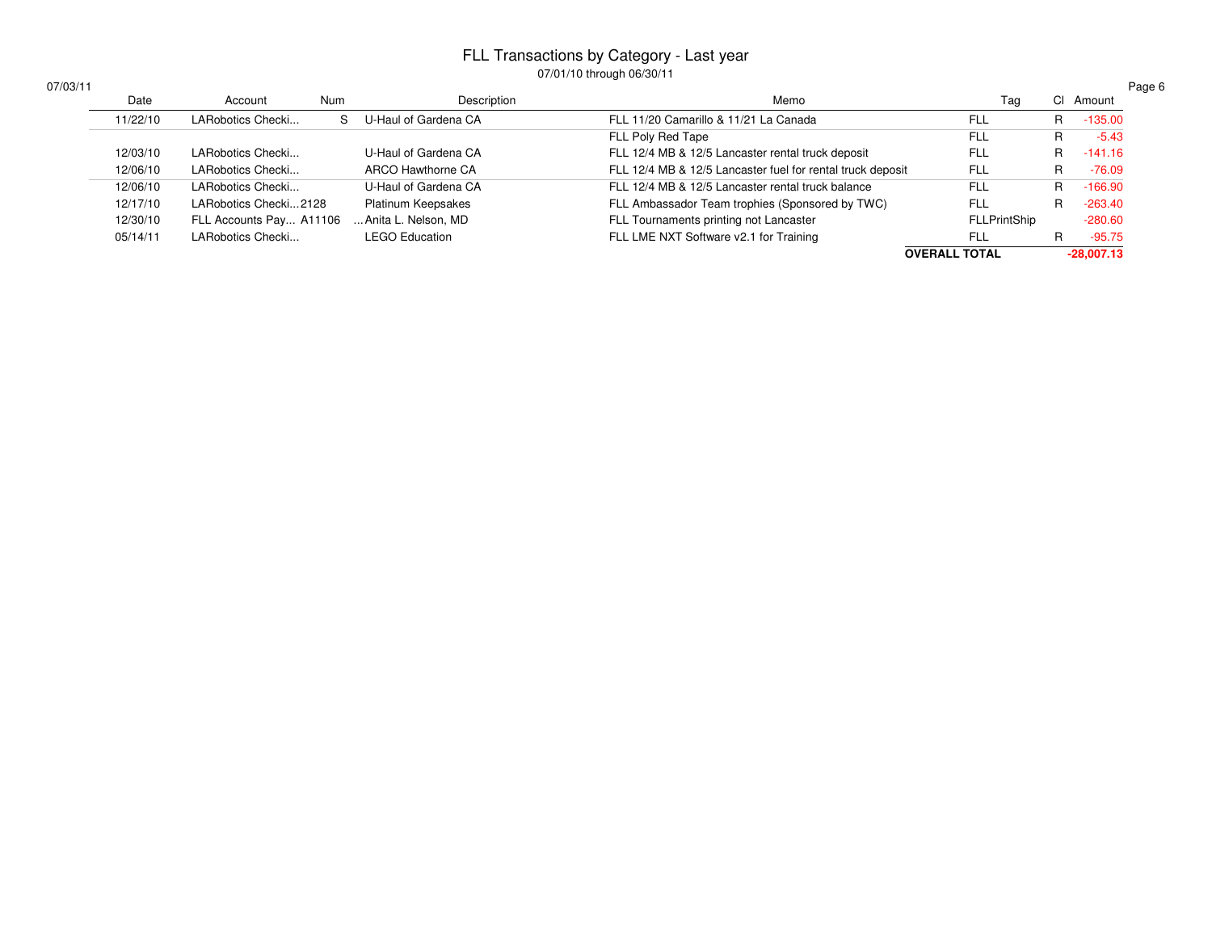# FLL Transactions by Category - Last year

07/01/10 through 06/30/11

07/03/11

| Date | Account | Num | Description | Memo | Tag | Cl | Amount |
|---|---|---|---|---|---|---|---|
| 11/22/10 | LARobotics Checki... | S | U-Haul of Gardena CA | FLL 11/20 Camarillo & 11/21 La Canada | FLL | R | -135.00 |
| | | | | FLL Poly Red Tape | FLL | R | -5.43 |
| 12/03/10 | LARobotics Checki... | | U-Haul of Gardena CA | FLL 12/4 MB & 12/5 Lancaster rental truck deposit | FLL | R | -141.16 |
| 12/06/10 | LARobotics Checki... | | ARCO Hawthorne CA | FLL 12/4 MB & 12/5 Lancaster fuel for rental truck deposit | FLL | R | -76.09 |
| 12/06/10 | LARobotics Checki... | | U-Haul of Gardena CA | FLL 12/4 MB & 12/5 Lancaster rental truck balance | FLL | R | -166.90 |
| 12/17/10 | LARobotics Checki... | 2128 | Platinum Keepsakes | FLL Ambassador Team trophies (Sponsored by TWC) | FLL | R | -263.40 |
| 12/30/10 | FLL Accounts Pay... | A11106 | ...Anita L. Nelson, MD | FLL Tournaments printing not Lancaster | FLLPrintShip | | -280.60 |
| 05/14/11 | LARobotics Checki... | | LEGO Education | FLL LME NXT Software v2.1 for Training | FLL | R | -95.75 |
| | | | | | **OVERALL TOTAL** | | **-28,007.13** |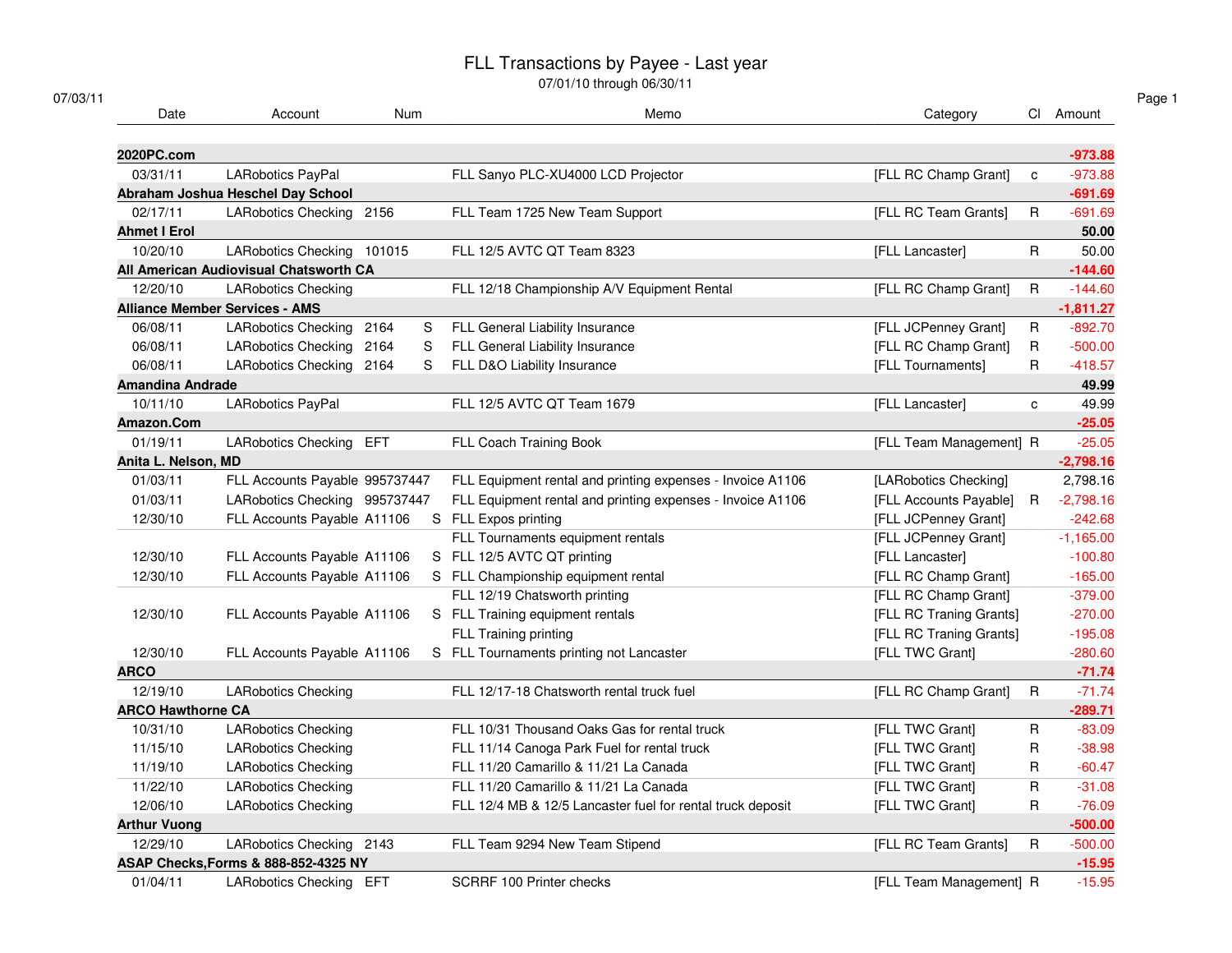# FLL Transactions by Payee - Last year

07/01/10 through 06/30/11

07/03/11

| Date | Account | Num | | Memo | Category | Cl | Amount |
|---|---|---|---|---|---|---|---|
| **2020PC.com** | | | | | | | **-973.88** |
| 03/31/11 | LARobotics PayPal | | | FLL Sanyo PLC-XU4000 LCD Projector | [FLL RC Champ Grant] | c | -973.88 |
| **Abraham Joshua Heschel Day School** | | | | | | | **-691.69** |
| 02/17/11 | LARobotics Checking | 2156 | | FLL Team 1725 New Team Support | [FLL RC Team Grants] | R | -691.69 |
| **Ahmet I Erol** | | | | | | | **50.00** |
| 10/20/10 | LARobotics Checking | 101015 | | FLL 12/5 AVTC QT Team 8323 | [FLL Lancaster] | R | 50.00 |
| **All American Audiovisual Chatsworth CA** | | | | | | | **-144.60** |
| 12/20/10 | LARobotics Checking | | | FLL 12/18 Championship A/V Equipment Rental | [FLL RC Champ Grant] | R | -144.60 |
| **Alliance Member Services - AMS** | | | | | | | **-1,811.27** |
| 06/08/11 | LARobotics Checking | 2164 | S | FLL General Liability Insurance | [FLL JCPenney Grant] | R | -892.70 |
| 06/08/11 | LARobotics Checking | 2164 | S | FLL General Liability Insurance | [FLL RC Champ Grant] | R | -500.00 |
| 06/08/11 | LARobotics Checking | 2164 | S | FLL D&O Liability Insurance | [FLL Tournaments] | R | -418.57 |
| **Amandina Andrade** | | | | | | | **49.99** |
| 10/11/10 | LARobotics PayPal | | | FLL 12/5 AVTC QT Team 1679 | [FLL Lancaster] | c | 49.99 |
| **Amazon.Com** | | | | | | | **-25.05** |
| 01/19/11 | LARobotics Checking | EFT | | FLL Coach Training Book | [FLL Team Management] | R | -25.05 |
| **Anita L. Nelson, MD** | | | | | | | **-2,798.16** |
| 01/03/11 | FLL Accounts Payable | 995737447 | | FLL Equipment rental and printing expenses - Invoice A1106 | [LARobotics Checking] | | 2,798.16 |
| 01/03/11 | LARobotics Checking | 995737447 | | FLL Equipment rental and printing expenses - Invoice A1106 | [FLL Accounts Payable] | R | -2,798.16 |
| 12/30/10 | FLL Accounts Payable | A11106 | S | FLL Expos printing | [FLL JCPenney Grant] | | -242.68 |
| | | | | FLL Tournaments equipment rentals | [FLL JCPenney Grant] | | -1,165.00 |
| 12/30/10 | FLL Accounts Payable | A11106 | S | FLL 12/5 AVTC QT printing | [FLL Lancaster] | | -100.80 |
| 12/30/10 | FLL Accounts Payable | A11106 | S | FLL Championship equipment rental | [FLL RC Champ Grant] | | -165.00 |
| | | | | FLL 12/19 Chatsworth printing | [FLL RC Champ Grant] | | -379.00 |
| 12/30/10 | FLL Accounts Payable | A11106 | S | FLL Training equipment rentals | [FLL RC Traning Grants] | | -270.00 |
| | | | | FLL Training printing | [FLL RC Traning Grants] | | -195.08 |
| 12/30/10 | FLL Accounts Payable | A11106 | S | FLL Tournaments printing not Lancaster | [FLL TWC Grant] | | -280.60 |
| **ARCO** | | | | | | | **-71.74** |
| 12/19/10 | LARobotics Checking | | | FLL 12/17-18 Chatsworth rental truck fuel | [FLL RC Champ Grant] | R | -71.74 |
| **ARCO Hawthorne CA** | | | | | | | **-289.71** |
| 10/31/10 | LARobotics Checking | | | FLL 10/31 Thousand Oaks Gas for rental truck | [FLL TWC Grant] | R | -83.09 |
| 11/15/10 | LARobotics Checking | | | FLL 11/14 Canoga Park Fuel for rental truck | [FLL TWC Grant] | R | -38.98 |
| 11/19/10 | LARobotics Checking | | | FLL 11/20 Camarillo & 11/21 La Canada | [FLL TWC Grant] | R | -60.47 |
| 11/22/10 | LARobotics Checking | | | FLL 11/20 Camarillo & 11/21 La Canada | [FLL TWC Grant] | R | -31.08 |
| 12/06/10 | LARobotics Checking | | | FLL 12/4 MB & 12/5 Lancaster fuel for rental truck deposit | [FLL TWC Grant] | R | -76.09 |
| **Arthur Vuong** | | | | | | | **-500.00** |
| 12/29/10 | LARobotics Checking | 2143 | | FLL Team 9294 New Team Stipend | [FLL RC Team Grants] | R | -500.00 |
| **ASAP Checks,Forms & 888-852-4325 NY** | | | | | | | **-15.95** |
| 01/04/11 | LARobotics Checking | EFT | | SCRRF 100 Printer checks | [FLL Team Management] | R | -15.95 |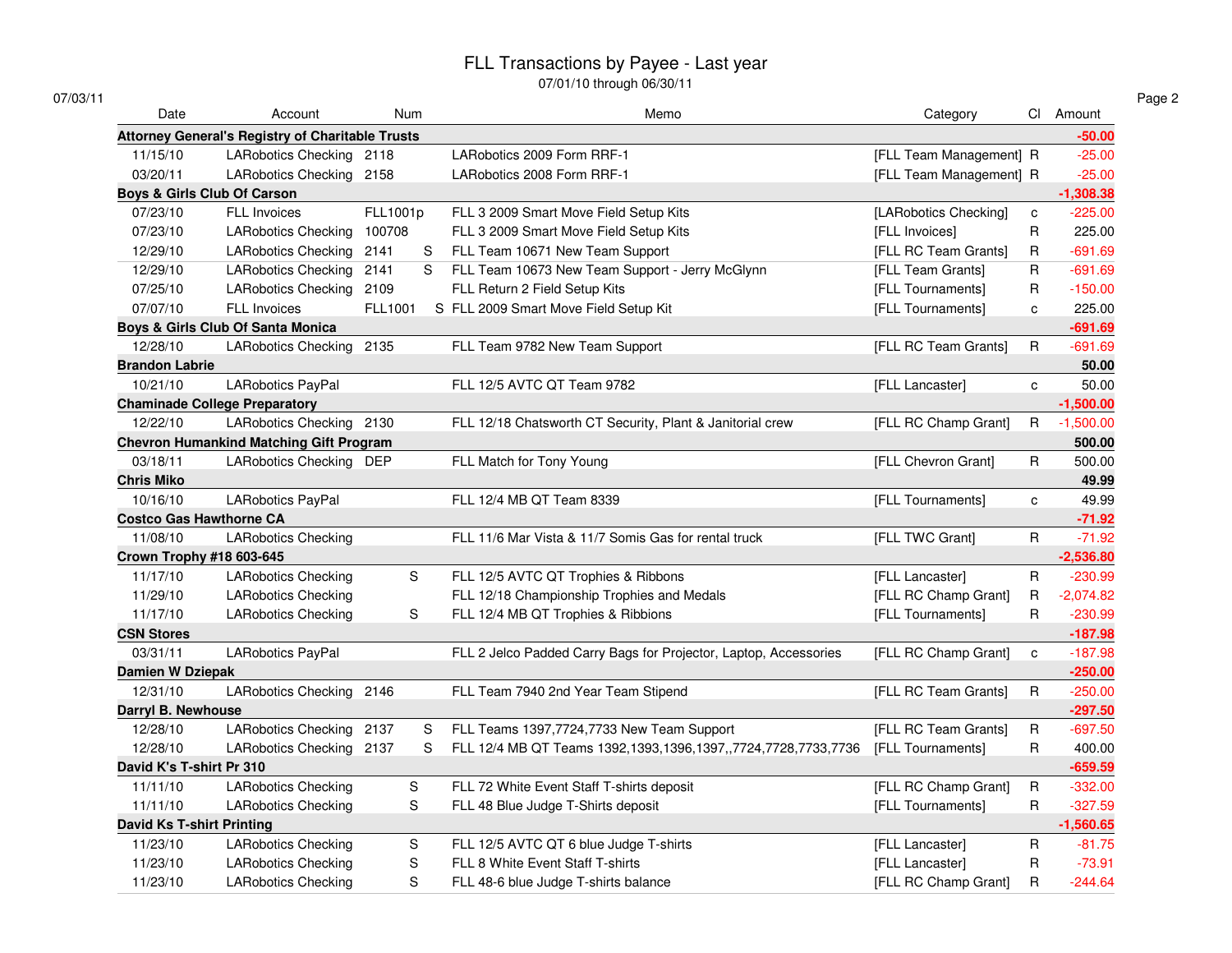# FLL Transactions by Payee - Last year

07/01/10 through 06/30/11

07/03/11

| Date | Account | Num | | Memo | Category | Cl | Amount |
|---|---|---|---|---|---|---|---|
| **Attorney General's Registry of Charitable Trusts** | | | | | | | **-50.00** |
| 11/15/10 | LARobotics Checking | 2118 | | LARobotics 2009 Form RRF-1 | [FLL Team Management] | R | -25.00 |
| 03/20/11 | LARobotics Checking | 2158 | | LARobotics 2008 Form RRF-1 | [FLL Team Management] | R | -25.00 |
| **Boys & Girls Club Of Carson** | | | | | | | **-1,308.38** |
| 07/23/10 | FLL Invoices | FLL1001p | | FLL 3 2009 Smart Move Field Setup Kits | [LARobotics Checking] | c | -225.00 |
| 07/23/10 | LARobotics Checking | 100708 | | FLL 3 2009 Smart Move Field Setup Kits | [FLL Invoices] | R | 225.00 |
| 12/29/10 | LARobotics Checking | 2141 | S | FLL Team 10671 New Team Support | [FLL RC Team Grants] | R | -691.69 |
| 12/29/10 | LARobotics Checking | 2141 | S | FLL Team 10673 New Team Support - Jerry McGlynn | [FLL Team Grants] | R | -691.69 |
| 07/25/10 | LARobotics Checking | 2109 | | FLL Return 2 Field Setup Kits | [FLL Tournaments] | R | -150.00 |
| 07/07/10 | FLL Invoices | FLL1001 | S | FLL 2009 Smart Move Field Setup Kit | [FLL Tournaments] | c | 225.00 |
| **Boys & Girls Club Of Santa Monica** | | | | | | | **-691.69** |
| 12/28/10 | LARobotics Checking | 2135 | | FLL Team 9782 New Team Support | [FLL RC Team Grants] | R | -691.69 |
| **Brandon Labrie** | | | | | | | **50.00** |
| 10/21/10 | LARobotics PayPal | | | FLL 12/5 AVTC QT Team 9782 | [FLL Lancaster] | c | 50.00 |
| **Chaminade College Preparatory** | | | | | | | **-1,500.00** |
| 12/22/10 | LARobotics Checking | 2130 | | FLL 12/18 Chatsworth CT Security, Plant & Janitorial crew | [FLL RC Champ Grant] | R | -1,500.00 |
| **Chevron Humankind Matching Gift Program** | | | | | | | **500.00** |
| 03/18/11 | LARobotics Checking | DEP | | FLL Match for Tony Young | [FLL Chevron Grant] | R | 500.00 |
| **Chris Miko** | | | | | | | **49.99** |
| 10/16/10 | LARobotics PayPal | | | FLL 12/4 MB QT Team 8339 | [FLL Tournaments] | c | 49.99 |
| **Costco Gas Hawthorne CA** | | | | | | | **-71.92** |
| 11/08/10 | LARobotics Checking | | | FLL 11/6 Mar Vista & 11/7 Somis Gas for rental truck | [FLL TWC Grant] | R | -71.92 |
| **Crown Trophy #18 603-645** | | | | | | | **-2,536.80** |
| 11/17/10 | LARobotics Checking | | S | FLL 12/5 AVTC QT Trophies & Ribbons | [FLL Lancaster] | R | -230.99 |
| 11/29/10 | LARobotics Checking | | | FLL 12/18 Championship Trophies and Medals | [FLL RC Champ Grant] | R | -2,074.82 |
| 11/17/10 | LARobotics Checking | | S | FLL 12/4 MB QT Trophies & Ribbions | [FLL Tournaments] | R | -230.99 |
| **CSN Stores** | | | | | | | **-187.98** |
| 03/31/11 | LARobotics PayPal | | | FLL 2 Jelco Padded Carry Bags for Projector, Laptop, Accessories | [FLL RC Champ Grant] | c | -187.98 |
| **Damien W Dziepak** | | | | | | | **-250.00** |
| 12/31/10 | LARobotics Checking | 2146 | | FLL Team 7940 2nd Year Team Stipend | [FLL RC Team Grants] | R | -250.00 |
| **Darryl B. Newhouse** | | | | | | | **-297.50** |
| 12/28/10 | LARobotics Checking | 2137 | S | FLL Teams 1397,7724,7733 New Team Support | [FLL RC Team Grants] | R | -697.50 |
| 12/28/10 | LARobotics Checking | 2137 | S | FLL 12/4 MB QT Teams 1392,1393,1396,1397,,7724,7728,7733,7736 | [FLL Tournaments] | R | 400.00 |
| **David K's T-shirt Pr 310** | | | | | | | **-659.59** |
| 11/11/10 | LARobotics Checking | | S | FLL 72 White Event Staff T-shirts deposit | [FLL RC Champ Grant] | R | -332.00 |
| 11/11/10 | LARobotics Checking | | S | FLL 48 Blue Judge T-Shirts deposit | [FLL Tournaments] | R | -327.59 |
| **David Ks T-shirt Printing** | | | | | | | **-1,560.65** |
| 11/23/10 | LARobotics Checking | | S | FLL 12/5 AVTC QT 6 blue Judge T-shirts | [FLL Lancaster] | R | -81.75 |
| 11/23/10 | LARobotics Checking | | S | FLL 8 White Event Staff T-shirts | [FLL Lancaster] | R | -73.91 |
| 11/23/10 | LARobotics Checking | | S | FLL 48-6 blue Judge T-shirts balance | [FLL RC Champ Grant] | R | -244.64 |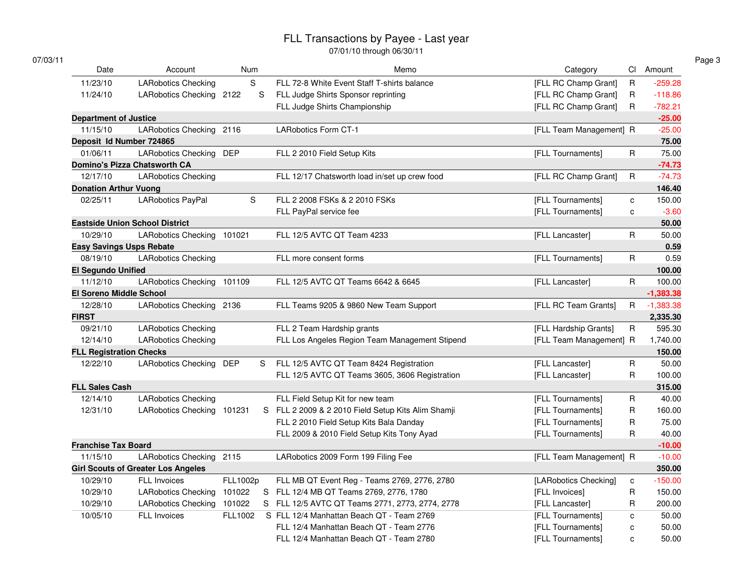# FLL Transactions by Payee - Last year

07/01/10 through 06/30/11

07/03/11

| Date | Account | Num | | Memo | Category | Cl | Amount |
|---|---|---|---|---|---|---|---|
| 11/23/10 | LARobotics Checking | | S | FLL 72-8 White Event Staff T-shirts balance | [FLL RC Champ Grant] | R | -259.28 |
| 11/24/10 | LARobotics Checking | 2122 | S | FLL Judge Shirts Sponsor reprinting | [FLL RC Champ Grant] | R | -118.86 |
| | | | | FLL Judge Shirts Championship | [FLL RC Champ Grant] | R | -782.21 |
| **Department of Justice** | | | | | | | **-25.00** |
| 11/15/10 | LARobotics Checking | 2116 | | LARobotics Form CT-1 | [FLL Team Management] | R | -25.00 |
| **Deposit Id Number 724865** | | | | | | | **75.00** |
| 01/06/11 | LARobotics Checking | DEP | | FLL 2 2010 Field Setup Kits | [FLL Tournaments] | R | 75.00 |
| **Domino's Pizza Chatsworth CA** | | | | | | | **-74.73** |
| 12/17/10 | LARobotics Checking | | | FLL 12/17 Chatsworth load in/set up crew food | [FLL RC Champ Grant] | R | -74.73 |
| **Donation Arthur Vuong** | | | | | | | **146.40** |
| 02/25/11 | LARobotics PayPal | | S | FLL 2 2008 FSKs & 2 2010 FSKs | [FLL Tournaments] | c | 150.00 |
| | | | | FLL PayPal service fee | [FLL Tournaments] | c | -3.60 |
| **Eastside Union School District** | | | | | | | **50.00** |
| 10/29/10 | LARobotics Checking | 101021 | | FLL 12/5 AVTC QT Team 4233 | [FLL Lancaster] | R | 50.00 |
| **Easy Savings Usps Rebate** | | | | | | | **0.59** |
| 08/19/10 | LARobotics Checking | | | FLL more consent forms | [FLL Tournaments] | R | 0.59 |
| **El Segundo Unified** | | | | | | | **100.00** |
| 11/12/10 | LARobotics Checking | 101109 | | FLL 12/5 AVTC QT Teams 6642 & 6645 | [FLL Lancaster] | R | 100.00 |
| **El Soreno Middle School** | | | | | | | **-1,383.38** |
| 12/28/10 | LARobotics Checking | 2136 | | FLL Teams 9205 & 9860 New Team Support | [FLL RC Team Grants] | R | -1,383.38 |
| **FIRST** | | | | | | | **2,335.30** |
| 09/21/10 | LARobotics Checking | | | FLL 2 Team Hardship grants | [FLL Hardship Grants] | R | 595.30 |
| 12/14/10 | LARobotics Checking | | | FLL Los Angeles Region Team Management Stipend | [FLL Team Management] | R | 1,740.00 |
| **FLL Registration Checks** | | | | | | | **150.00** |
| 12/22/10 | LARobotics Checking | DEP | S | FLL 12/5 AVTC QT Team 8424 Registration | [FLL Lancaster] | R | 50.00 |
| | | | | FLL 12/5 AVTC QT Teams 3605, 3606 Registration | [FLL Lancaster] | R | 100.00 |
| **FLL Sales Cash** | | | | | | | **315.00** |
| 12/14/10 | LARobotics Checking | | | FLL Field Setup Kit for new team | [FLL Tournaments] | R | 40.00 |
| 12/31/10 | LARobotics Checking | 101231 | S | FLL 2 2009 & 2 2010 Field Setup Kits Alim Shamji | [FLL Tournaments] | R | 160.00 |
| | | | | FLL 2 2010 Field Setup Kits Bala Danday | [FLL Tournaments] | R | 75.00 |
| | | | | FLL 2009 & 2010 Field Setup Kits Tony Ayad | [FLL Tournaments] | R | 40.00 |
| **Franchise Tax Board** | | | | | | | **-10.00** |
| 11/15/10 | LARobotics Checking | 2115 | | LARobotics 2009 Form 199 Filing Fee | [FLL Team Management] | R | -10.00 |
| **Girl Scouts of Greater Los Angeles** | | | | | | | **350.00** |
| 10/29/10 | FLL Invoices | FLL1002p | | FLL MB QT Event Reg - Teams 2769, 2776, 2780 | [LARobotics Checking] | c | -150.00 |
| 10/29/10 | LARobotics Checking | 101022 | S | FLL 12/4 MB QT Teams 2769, 2776, 1780 | [FLL Invoices] | R | 150.00 |
| 10/29/10 | LARobotics Checking | 101022 | S | FLL 12/5 AVTC QT Teams 2771, 2773, 2774, 2778 | [FLL Lancaster] | R | 200.00 |
| 10/05/10 | FLL Invoices | FLL1002 | S | FLL 12/4 Manhattan Beach QT - Team 2769 | [FLL Tournaments] | c | 50.00 |
| | | | | FLL 12/4 Manhattan Beach QT - Team 2776 | [FLL Tournaments] | c | 50.00 |
| | | | | FLL 12/4 Manhattan Beach QT - Team 2780 | [FLL Tournaments] | c | 50.00 |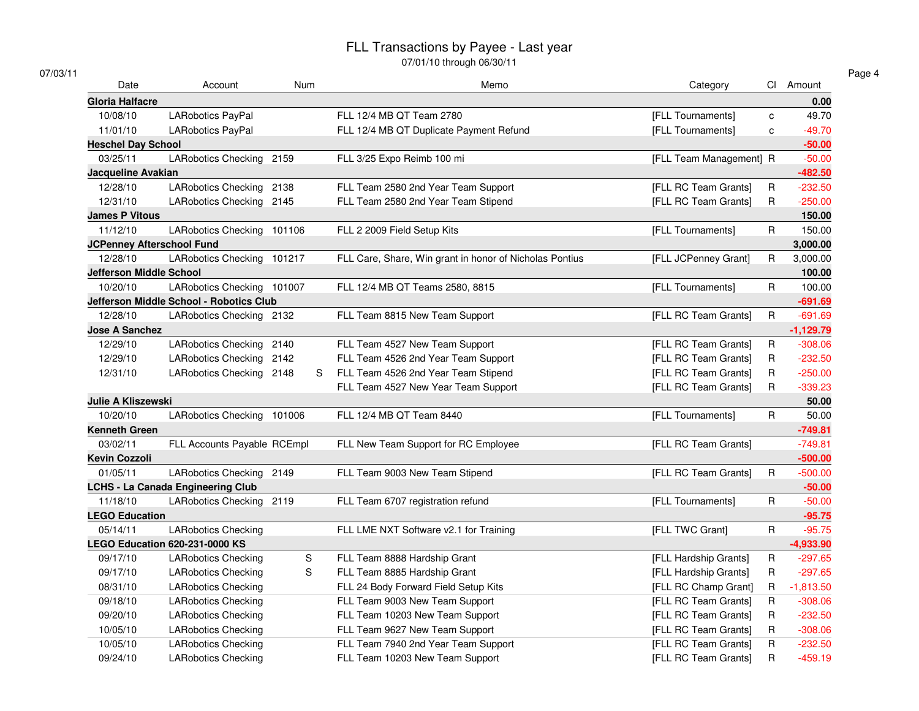# FLL Transactions by Payee - Last year

07/01/10 through 06/30/11

07/03/11

| Date | Account | Num | | Memo | Category | Cl | Amount |
|---|---|---|---|---|---|---|---|
| **Gloria Halfacre** | | | | | | | **0.00** |
| 10/08/10 | LARobotics PayPal | | | FLL 12/4 MB QT Team 2780 | [FLL Tournaments] | c | 49.70 |
| 11/01/10 | LARobotics PayPal | | | FLL 12/4 MB QT Duplicate Payment Refund | [FLL Tournaments] | c | -49.70 |
| **Heschel Day School** | | | | | | | **-50.00** |
| 03/25/11 | LARobotics Checking | 2159 | | FLL 3/25 Expo Reimb 100 mi | [FLL Team Management] | R | -50.00 |
| **Jacqueline Avakian** | | | | | | | **-482.50** |
| 12/28/10 | LARobotics Checking | 2138 | | FLL Team 2580 2nd Year Team Support | [FLL RC Team Grants] | R | -232.50 |
| 12/31/10 | LARobotics Checking | 2145 | | FLL Team 2580 2nd Year Team Stipend | [FLL RC Team Grants] | R | -250.00 |
| **James P Vitous** | | | | | | | **150.00** |
| 11/12/10 | LARobotics Checking | 101106 | | FLL 2 2009 Field Setup Kits | [FLL Tournaments] | R | 150.00 |
| **JCPenney Afterschool Fund** | | | | | | | **3,000.00** |
| 12/28/10 | LARobotics Checking | 101217 | | FLL Care, Share, Win grant in honor of Nicholas Pontius | [FLL JCPenney Grant] | R | 3,000.00 |
| **Jefferson Middle School** | | | | | | | **100.00** |
| 10/20/10 | LARobotics Checking | 101007 | | FLL 12/4 MB QT Teams 2580, 8815 | [FLL Tournaments] | R | 100.00 |
| **Jefferson Middle School - Robotics Club** | | | | | | | **-691.69** |
| 12/28/10 | LARobotics Checking | 2132 | | FLL Team 8815 New Team Support | [FLL RC Team Grants] | R | -691.69 |
| **Jose A Sanchez** | | | | | | | **-1,129.79** |
| 12/29/10 | LARobotics Checking | 2140 | | FLL Team 4527 New Team Support | [FLL RC Team Grants] | R | -308.06 |
| 12/29/10 | LARobotics Checking | 2142 | | FLL Team 4526 2nd Year Team Support | [FLL RC Team Grants] | R | -232.50 |
| 12/31/10 | LARobotics Checking | 2148 | S | FLL Team 4526 2nd Year Team Stipend | [FLL RC Team Grants] | R | -250.00 |
| | | | | FLL Team 4527 New Year Team Support | [FLL RC Team Grants] | R | -339.23 |
| **Julie A Kliszewski** | | | | | | | **50.00** |
| 10/20/10 | LARobotics Checking | 101006 | | FLL 12/4 MB QT Team 8440 | [FLL Tournaments] | R | 50.00 |
| **Kenneth Green** | | | | | | | **-749.81** |
| 03/02/11 | FLL Accounts Payable | RCEmpl | | FLL New Team Support for RC Employee | [FLL RC Team Grants] | | -749.81 |
| **Kevin Cozzoli** | | | | | | | **-500.00** |
| 01/05/11 | LARobotics Checking | 2149 | | FLL Team 9003 New Team Stipend | [FLL RC Team Grants] | R | -500.00 |
| **LCHS - La Canada Engineering Club** | | | | | | | **-50.00** |
| 11/18/10 | LARobotics Checking | 2119 | | FLL Team 6707 registration refund | [FLL Tournaments] | R | -50.00 |
| **LEGO Education** | | | | | | | **-95.75** |
| 05/14/11 | LARobotics Checking | | | FLL LME NXT Software v2.1 for Training | [FLL TWC Grant] | R | -95.75 |
| **LEGO Education 620-231-0000 KS** | | | | | | | **-4,933.90** |
| 09/17/10 | LARobotics Checking | S | | FLL Team 8888 Hardship Grant | [FLL Hardship Grants] | R | -297.65 |
| 09/17/10 | LARobotics Checking | S | | FLL Team 8885 Hardship Grant | [FLL Hardship Grants] | R | -297.65 |
| 08/31/10 | LARobotics Checking | | | FLL 24 Body Forward Field Setup Kits | [FLL RC Champ Grant] | R | -1,813.50 |
| 09/18/10 | LARobotics Checking | | | FLL Team 9003 New Team Support | [FLL RC Team Grants] | R | -308.06 |
| 09/20/10 | LARobotics Checking | | | FLL Team 10203 New Team Support | [FLL RC Team Grants] | R | -232.50 |
| 10/05/10 | LARobotics Checking | | | FLL Team 9627 New Team Support | [FLL RC Team Grants] | R | -308.06 |
| 10/05/10 | LARobotics Checking | | | FLL Team 7940 2nd Year Team Support | [FLL RC Team Grants] | R | -232.50 |
| 09/24/10 | LARobotics Checking | | | FLL Team 10203 New Team Support | [FLL RC Team Grants] | R | -459.19 |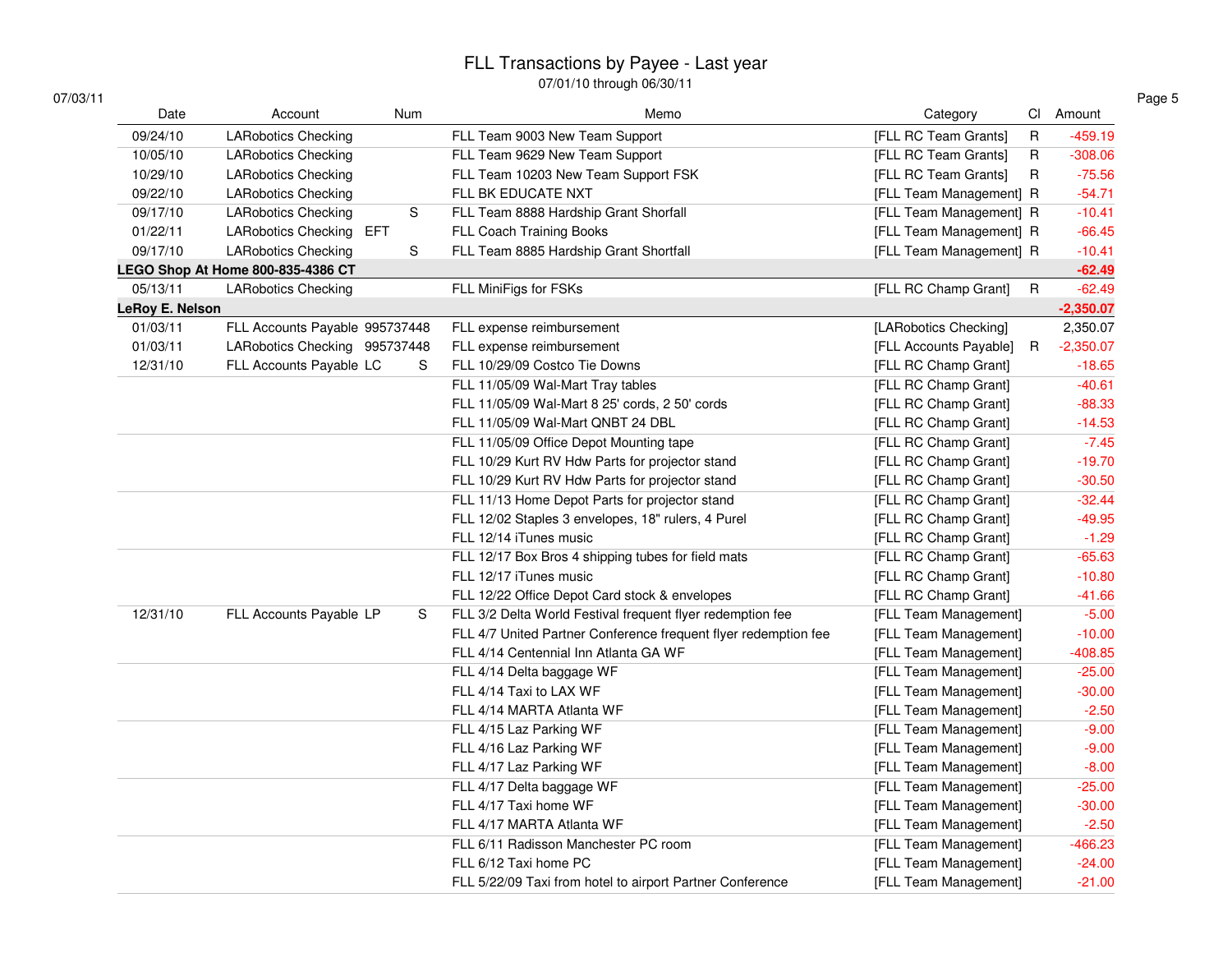# FLL Transactions by Payee - Last year

07/01/10 through 06/30/11

07/03/11

| Date | Account | Num | Memo | Category | Cl | Amount |
|---|---|---|---|---|---|---|
| 09/24/10 | LARobotics Checking | | FLL Team 9003 New Team Support | [FLL RC Team Grants] | R | -459.19 |
| 10/05/10 | LARobotics Checking | | FLL Team 9629 New Team Support | [FLL RC Team Grants] | R | -308.06 |
| 10/29/10 | LARobotics Checking | | FLL Team 10203 New Team Support FSK | [FLL RC Team Grants] | R | -75.56 |
| 09/22/10 | LARobotics Checking | | FLL BK EDUCATE NXT | [FLL Team Management] | R | -54.71 |
| 09/17/10 | LARobotics Checking | S | FLL Team 8888 Hardship Grant Shorfall | [FLL Team Management] | R | -10.41 |
| 01/22/11 | LARobotics Checking | EFT | FLL Coach Training Books | [FLL Team Management] | R | -66.45 |
| 09/17/10 | LARobotics Checking | S | FLL Team 8885 Hardship Grant Shortfall | [FLL Team Management] | R | -10.41 |
| **LEGO Shop At Home 800-835-4386 CT** | | | | | | **-62.49** |
| 05/13/11 | LARobotics Checking | | FLL MiniFigs for FSKs | [FLL RC Champ Grant] | R | -62.49 |
| **LeRoy E. Nelson** | | | | | | **-2,350.07** |
| 01/03/11 | FLL Accounts Payable | 995737448 | FLL expense reimbursement | [LARobotics Checking] | | 2,350.07 |
| 01/03/11 | LARobotics Checking | 995737448 | FLL expense reimbursement | [FLL Accounts Payable] | R | -2,350.07 |
| 12/31/10 | FLL Accounts Payable | LC S | FLL 10/29/09 Costco Tie Downs | [FLL RC Champ Grant] | | -18.65 |
| | | | FLL 11/05/09 Wal-Mart Tray tables | [FLL RC Champ Grant] | | -40.61 |
| | | | FLL 11/05/09 Wal-Mart 8 25' cords, 2 50' cords | [FLL RC Champ Grant] | | -88.33 |
| | | | FLL 11/05/09 Wal-Mart QNBT 24 DBL | [FLL RC Champ Grant] | | -14.53 |
| | | | FLL 11/05/09 Office Depot Mounting tape | [FLL RC Champ Grant] | | -7.45 |
| | | | FLL 10/29 Kurt RV Hdw Parts for projector stand | [FLL RC Champ Grant] | | -19.70 |
| | | | FLL 10/29 Kurt RV Hdw Parts for projector stand | [FLL RC Champ Grant] | | -30.50 |
| | | | FLL 11/13 Home Depot Parts for projector stand | [FLL RC Champ Grant] | | -32.44 |
| | | | FLL 12/02 Staples 3 envelopes, 18" rulers, 4 Purel | [FLL RC Champ Grant] | | -49.95 |
| | | | FLL 12/14 iTunes music | [FLL RC Champ Grant] | | -1.29 |
| | | | FLL 12/17 Box Bros 4 shipping tubes for field mats | [FLL RC Champ Grant] | | -65.63 |
| | | | FLL 12/17 iTunes music | [FLL RC Champ Grant] | | -10.80 |
| | | | FLL 12/22 Office Depot Card stock & envelopes | [FLL RC Champ Grant] | | -41.66 |
| 12/31/10 | FLL Accounts Payable | LP S | FLL 3/2 Delta World Festival frequent flyer redemption fee | [FLL Team Management] | | -5.00 |
| | | | FLL 4/7 United Partner Conference frequent flyer redemption fee | [FLL Team Management] | | -10.00 |
| | | | FLL 4/14 Centennial Inn Atlanta GA WF | [FLL Team Management] | | -408.85 |
| | | | FLL 4/14 Delta baggage WF | [FLL Team Management] | | -25.00 |
| | | | FLL 4/14 Taxi to LAX WF | [FLL Team Management] | | -30.00 |
| | | | FLL 4/14 MARTA Atlanta WF | [FLL Team Management] | | -2.50 |
| | | | FLL 4/15 Laz Parking WF | [FLL Team Management] | | -9.00 |
| | | | FLL 4/16 Laz Parking WF | [FLL Team Management] | | -9.00 |
| | | | FLL 4/17 Laz Parking WF | [FLL Team Management] | | -8.00 |
| | | | FLL 4/17 Delta baggage WF | [FLL Team Management] | | -25.00 |
| | | | FLL 4/17 Taxi home WF | [FLL Team Management] | | -30.00 |
| | | | FLL 4/17 MARTA Atlanta WF | [FLL Team Management] | | -2.50 |
| | | | FLL 6/11 Radisson Manchester PC room | [FLL Team Management] | | -466.23 |
| | | | FLL 6/12 Taxi home PC | [FLL Team Management] | | -24.00 |
| | | | FLL 5/22/09 Taxi from hotel to airport Partner Conference | [FLL Team Management] | | -21.00 |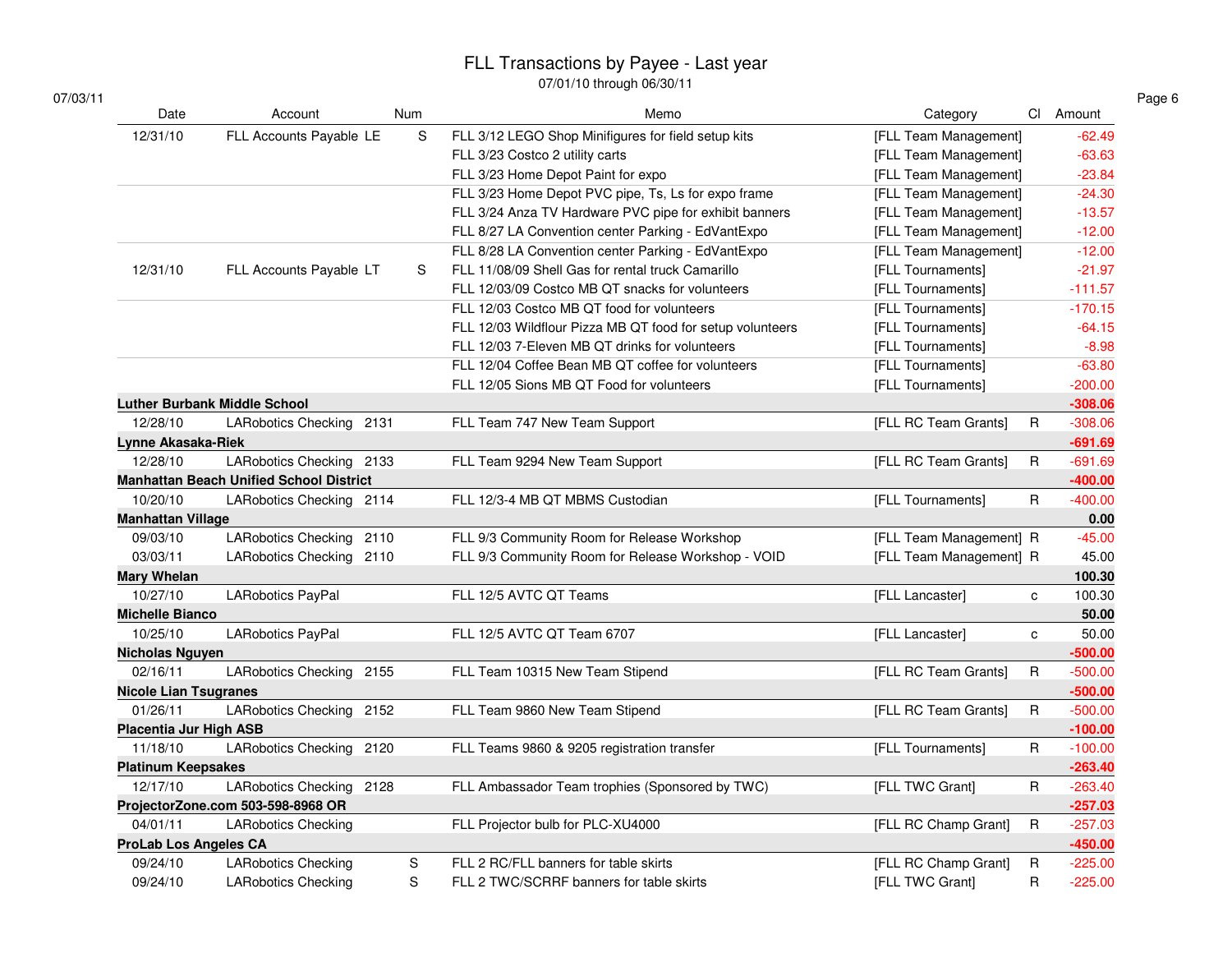# FLL Transactions by Payee - Last year

07/01/10 through 06/30/11

07/03/11

| Date | Account | Num | Memo | Category | Cl | Amount |
|---|---|---|---|---|---|---|
| 12/31/10 | FLL Accounts Payable LE | S | FLL 3/12 LEGO Shop Minifigures for field setup kits | [FLL Team Management] | | -62.49 |
| | | | FLL 3/23 Costco 2 utility carts | [FLL Team Management] | | -63.63 |
| | | | FLL 3/23 Home Depot Paint for expo | [FLL Team Management] | | -23.84 |
| | | | FLL 3/23 Home Depot PVC pipe, Ts, Ls for expo frame | [FLL Team Management] | | -24.30 |
| | | | FLL 3/24 Anza TV Hardware PVC pipe for exhibit banners | [FLL Team Management] | | -13.57 |
| | | | FLL 8/27 LA Convention center Parking - EdVantExpo | [FLL Team Management] | | -12.00 |
| | | | FLL 8/28 LA Convention center Parking - EdVantExpo | [FLL Team Management] | | -12.00 |
| 12/31/10 | FLL Accounts Payable LT | S | FLL 11/08/09 Shell Gas for rental truck Camarillo | [FLL Tournaments] | | -21.97 |
| | | | FLL 12/03/09 Costco MB QT snacks for volunteers | [FLL Tournaments] | | -111.57 |
| | | | FLL 12/03 Costco MB QT food for volunteers | [FLL Tournaments] | | -170.15 |
| | | | FLL 12/03 Wildflour Pizza MB QT food for setup volunteers | [FLL Tournaments] | | -64.15 |
| | | | FLL 12/03 7-Eleven MB QT drinks for volunteers | [FLL Tournaments] | | -8.98 |
| | | | FLL 12/04 Coffee Bean MB QT coffee for volunteers | [FLL Tournaments] | | -63.80 |
| | | | FLL 12/05 Sions MB QT Food for volunteers | [FLL Tournaments] | | -200.00 |
| **Luther Burbank Middle School** | | | | | | **-308.06** |
| 12/28/10 | LARobotics Checking | 2131 | FLL Team 747 New Team Support | [FLL RC Team Grants] | R | -308.06 |
| **Lynne Akasaka-Riek** | | | | | | **-691.69** |
| 12/28/10 | LARobotics Checking | 2133 | FLL Team 9294 New Team Support | [FLL RC Team Grants] | R | -691.69 |
| **Manhattan Beach Unified School District** | | | | | | **-400.00** |
| 10/20/10 | LARobotics Checking | 2114 | FLL 12/3-4 MB QT MBMS Custodian | [FLL Tournaments] | R | -400.00 |
| **Manhattan Village** | | | | | | **0.00** |
| 09/03/10 | LARobotics Checking | 2110 | FLL 9/3 Community Room for Release Workshop | [FLL Team Management] | R | -45.00 |
| 03/03/11 | LARobotics Checking | 2110 | FLL 9/3 Community Room for Release Workshop - VOID | [FLL Team Management] | R | 45.00 |
| **Mary Whelan** | | | | | | **100.30** |
| 10/27/10 | LARobotics PayPal | | FLL 12/5 AVTC QT Teams | [FLL Lancaster] | c | 100.30 |
| **Michelle Bianco** | | | | | | **50.00** |
| 10/25/10 | LARobotics PayPal | | FLL 12/5 AVTC QT Team 6707 | [FLL Lancaster] | c | 50.00 |
| **Nicholas Nguyen** | | | | | | **-500.00** |
| 02/16/11 | LARobotics Checking | 2155 | FLL Team 10315 New Team Stipend | [FLL RC Team Grants] | R | -500.00 |
| **Nicole Lian Tsugranes** | | | | | | **-500.00** |
| 01/26/11 | LARobotics Checking | 2152 | FLL Team 9860 New Team Stipend | [FLL RC Team Grants] | R | -500.00 |
| **Placentia Jur High ASB** | | | | | | **-100.00** |
| 11/18/10 | LARobotics Checking | 2120 | FLL Teams 9860 & 9205 registration transfer | [FLL Tournaments] | R | -100.00 |
| **Platinum Keepsakes** | | | | | | **-263.40** |
| 12/17/10 | LARobotics Checking | 2128 | FLL Ambassador Team trophies (Sponsored by TWC) | [FLL TWC Grant] | R | -263.40 |
| **ProjectorZone.com 503-598-8968 OR** | | | | | | **-257.03** |
| 04/01/11 | LARobotics Checking | | FLL Projector bulb for PLC-XU4000 | [FLL RC Champ Grant] | R | -257.03 |
| **ProLab Los Angeles CA** | | | | | | **-450.00** |
| 09/24/10 | LARobotics Checking | S | FLL 2 RC/FLL banners for table skirts | [FLL RC Champ Grant] | R | -225.00 |
| 09/24/10 | LARobotics Checking | S | FLL 2 TWC/SCRRF banners for table skirts | [FLL TWC Grant] | R | -225.00 |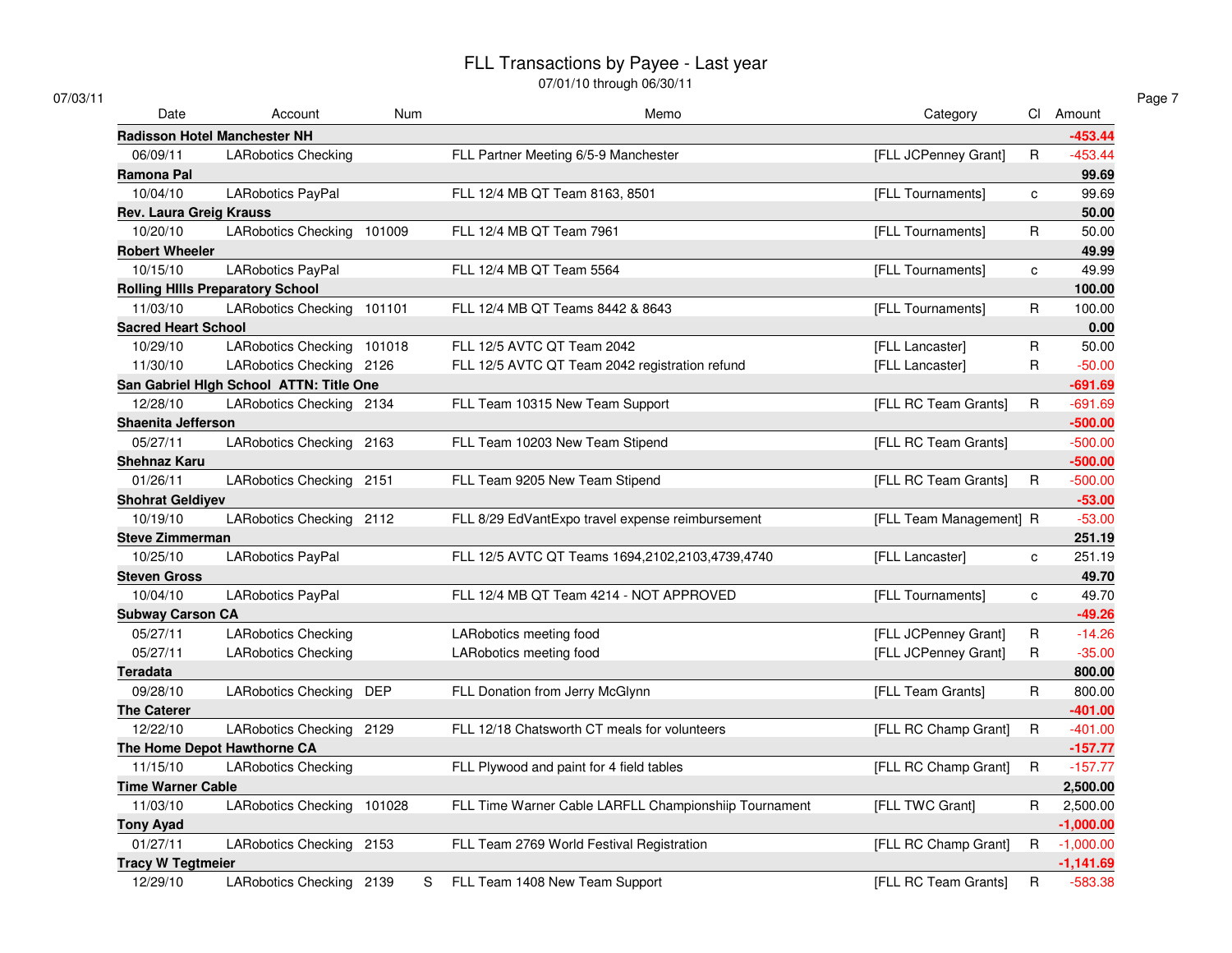# FLL Transactions by Payee - Last year

07/01/10 through 06/30/11

07/03/11

| Date | Account | Num | | Memo | Category | Cl | Amount |
|---|---|---|---|---|---|---|---|
| **Radisson Hotel Manchester NH** | | | | | | | **-453.44** |
| 06/09/11 | LARobotics Checking | | | FLL Partner Meeting 6/5-9 Manchester | [FLL JCPenney Grant] | R | -453.44 |
| **Ramona Pal** | | | | | | | **99.69** |
| 10/04/10 | LARobotics PayPal | | | FLL 12/4 MB QT Team 8163, 8501 | [FLL Tournaments] | c | 99.69 |
| **Rev. Laura Greig Krauss** | | | | | | | **50.00** |
| 10/20/10 | LARobotics Checking | 101009 | | FLL 12/4 MB QT Team 7961 | [FLL Tournaments] | R | 50.00 |
| **Robert Wheeler** | | | | | | | **49.99** |
| 10/15/10 | LARobotics PayPal | | | FLL 12/4 MB QT Team 5564 | [FLL Tournaments] | c | 49.99 |
| **Rolling HIlls Preparatory School** | | | | | | | **100.00** |
| 11/03/10 | LARobotics Checking | 101101 | | FLL 12/4 MB QT Teams 8442 & 8643 | [FLL Tournaments] | R | 100.00 |
| **Sacred Heart School** | | | | | | | **0.00** |
| 10/29/10 | LARobotics Checking | 101018 | | FLL 12/5 AVTC QT Team 2042 | [FLL Lancaster] | R | 50.00 |
| 11/30/10 | LARobotics Checking | 2126 | | FLL 12/5 AVTC QT Team 2042 registration refund | [FLL Lancaster] | R | -50.00 |
| **San Gabriel HIgh School ATTN: Title One** | | | | | | | **-691.69** |
| 12/28/10 | LARobotics Checking | 2134 | | FLL Team 10315 New Team Support | [FLL RC Team Grants] | R | -691.69 |
| **Shaenita Jefferson** | | | | | | | **-500.00** |
| 05/27/11 | LARobotics Checking | 2163 | | FLL Team 10203 New Team Stipend | [FLL RC Team Grants] | | -500.00 |
| **Shehnaz Karu** | | | | | | | **-500.00** |
| 01/26/11 | LARobotics Checking | 2151 | | FLL Team 9205 New Team Stipend | [FLL RC Team Grants] | R | -500.00 |
| **Shohrat Geldiyev** | | | | | | | **-53.00** |
| 10/19/10 | LARobotics Checking | 2112 | | FLL 8/29 EdVantExpo travel expense reimbursement | [FLL Team Management] | R | -53.00 |
| **Steve Zimmerman** | | | | | | | **251.19** |
| 10/25/10 | LARobotics PayPal | | | FLL 12/5 AVTC QT Teams 1694,2102,2103,4739,4740 | [FLL Lancaster] | c | 251.19 |
| **Steven Gross** | | | | | | | **49.70** |
| 10/04/10 | LARobotics PayPal | | | FLL 12/4 MB QT Team 4214 - NOT APPROVED | [FLL Tournaments] | c | 49.70 |
| **Subway Carson CA** | | | | | | | **-49.26** |
| 05/27/11 | LARobotics Checking | | | LARobotics meeting food | [FLL JCPenney Grant] | R | -14.26 |
| 05/27/11 | LARobotics Checking | | | LARobotics meeting food | [FLL JCPenney Grant] | R | -35.00 |
| **Teradata** | | | | | | | **800.00** |
| 09/28/10 | LARobotics Checking | DEP | | FLL Donation from Jerry McGlynn | [FLL Team Grants] | R | 800.00 |
| **The Caterer** | | | | | | | **-401.00** |
| 12/22/10 | LARobotics Checking | 2129 | | FLL 12/18 Chatsworth CT meals for volunteers | [FLL RC Champ Grant] | R | -401.00 |
| **The Home Depot Hawthorne CA** | | | | | | | **-157.77** |
| 11/15/10 | LARobotics Checking | | | FLL Plywood and paint for 4 field tables | [FLL RC Champ Grant] | R | -157.77 |
| **Time Warner Cable** | | | | | | | **2,500.00** |
| 11/03/10 | LARobotics Checking | 101028 | | FLL Time Warner Cable LARFLL Championshiip Tournament | [FLL TWC Grant] | R | 2,500.00 |
| **Tony Ayad** | | | | | | | **-1,000.00** |
| 01/27/11 | LARobotics Checking | 2153 | | FLL Team 2769 World Festival Registration | [FLL RC Champ Grant] | R | -1,000.00 |
| **Tracy W Tegtmeier** | | | | | | | **-1,141.69** |
| 12/29/10 | LARobotics Checking | 2139 | S | FLL Team 1408 New Team Support | [FLL RC Team Grants] | R | -583.38 |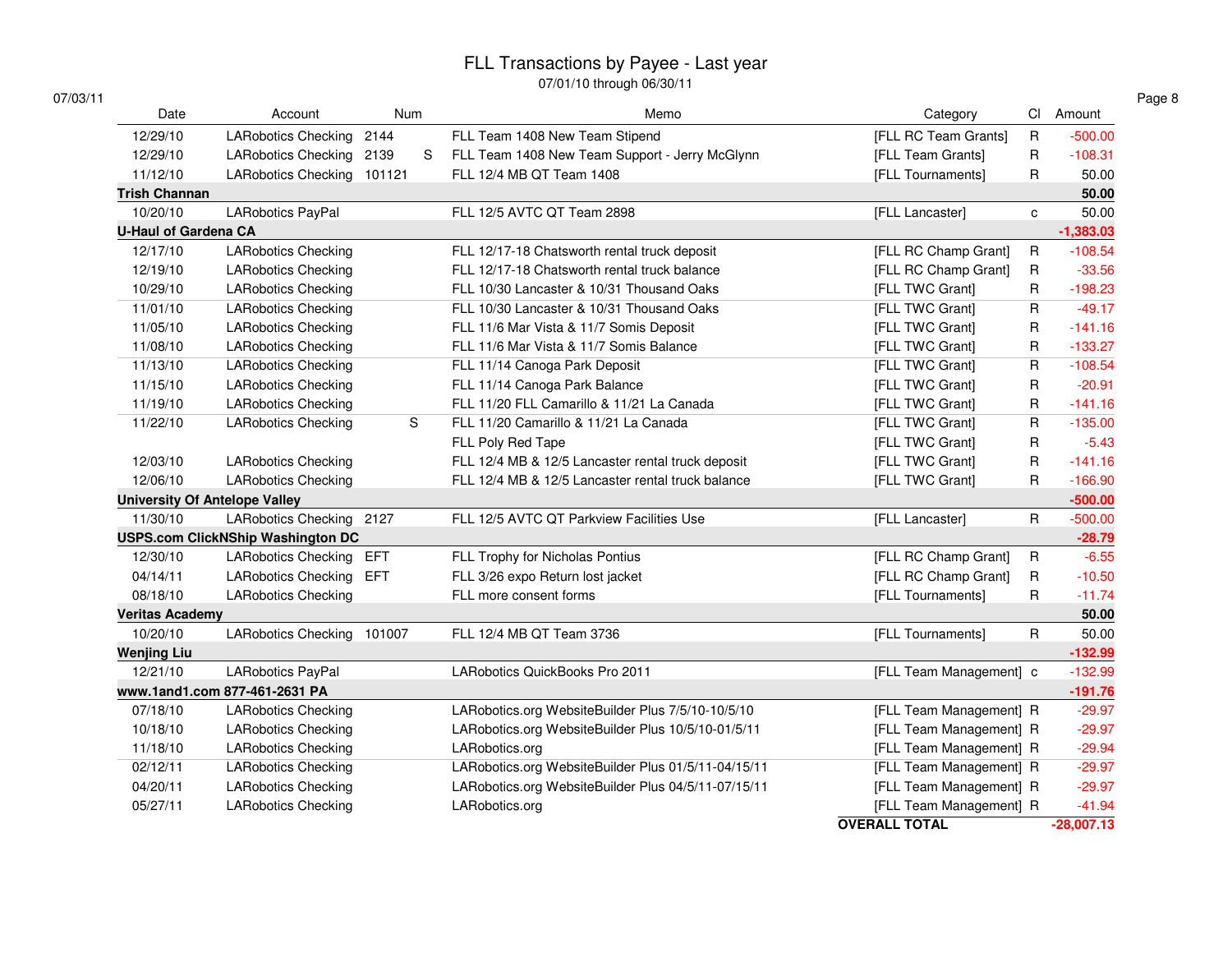# FLL Transactions by Payee - Last year

07/01/10 through 06/30/11

07/03/11

| Date | Account | Num | Memo | Category | Cl | Amount |
|---|---|---|---|---|---|---|
| 12/29/10 | LARobotics Checking | 2144 | FLL Team 1408 New Team Stipend | [FLL RC Team Grants] | R | -500.00 |
| 12/29/10 | LARobotics Checking | 2139 S | FLL Team 1408 New Team Support - Jerry McGlynn | [FLL Team Grants] | R | -108.31 |
| 11/12/10 | LARobotics Checking | 101121 | FLL 12/4 MB QT Team 1408 | [FLL Tournaments] | R | 50.00 |
| **Trish Channan** | | | | | | **50.00** |
| 10/20/10 | LARobotics PayPal | | FLL 12/5 AVTC QT Team 2898 | [FLL Lancaster] | c | 50.00 |
| **U-Haul of Gardena CA** | | | | | | **-1,383.03** |
| 12/17/10 | LARobotics Checking | | FLL 12/17-18 Chatsworth rental truck deposit | [FLL RC Champ Grant] | R | -108.54 |
| 12/19/10 | LARobotics Checking | | FLL 12/17-18 Chatsworth rental truck balance | [FLL RC Champ Grant] | R | -33.56 |
| 10/29/10 | LARobotics Checking | | FLL 10/30 Lancaster & 10/31 Thousand Oaks | [FLL TWC Grant] | R | -198.23 |
| 11/01/10 | LARobotics Checking | | FLL 10/30 Lancaster & 10/31 Thousand Oaks | [FLL TWC Grant] | R | -49.17 |
| 11/05/10 | LARobotics Checking | | FLL 11/6 Mar Vista & 11/7 Somis Deposit | [FLL TWC Grant] | R | -141.16 |
| 11/08/10 | LARobotics Checking | | FLL 11/6 Mar Vista & 11/7 Somis Balance | [FLL TWC Grant] | R | -133.27 |
| 11/13/10 | LARobotics Checking | | FLL 11/14 Canoga Park Deposit | [FLL TWC Grant] | R | -108.54 |
| 11/15/10 | LARobotics Checking | | FLL 11/14 Canoga Park Balance | [FLL TWC Grant] | R | -20.91 |
| 11/19/10 | LARobotics Checking | | FLL 11/20 FLL Camarillo & 11/21 La Canada | [FLL TWC Grant] | R | -141.16 |
| 11/22/10 | LARobotics Checking | S | FLL 11/20 Camarillo & 11/21 La Canada | [FLL TWC Grant] | R | -135.00 |
| | | | FLL Poly Red Tape | [FLL TWC Grant] | R | -5.43 |
| 12/03/10 | LARobotics Checking | | FLL 12/4 MB & 12/5 Lancaster rental truck deposit | [FLL TWC Grant] | R | -141.16 |
| 12/06/10 | LARobotics Checking | | FLL 12/4 MB & 12/5 Lancaster rental truck balance | [FLL TWC Grant] | R | -166.90 |
| **University Of Antelope Valley** | | | | | | **-500.00** |
| 11/30/10 | LARobotics Checking | 2127 | FLL 12/5 AVTC QT Parkview Facilities Use | [FLL Lancaster] | R | -500.00 |
| **USPS.com ClickNShip Washington DC** | | | | | | **-28.79** |
| 12/30/10 | LARobotics Checking | EFT | FLL Trophy for Nicholas Pontius | [FLL RC Champ Grant] | R | -6.55 |
| 04/14/11 | LARobotics Checking | EFT | FLL 3/26 expo Return lost jacket | [FLL RC Champ Grant] | R | -10.50 |
| 08/18/10 | LARobotics Checking | | FLL more consent forms | [FLL Tournaments] | R | -11.74 |
| **Veritas Academy** | | | | | | **50.00** |
| 10/20/10 | LARobotics Checking | 101007 | FLL 12/4 MB QT Team 3736 | [FLL Tournaments] | R | 50.00 |
| **Wenjing Liu** | | | | | | **-132.99** |
| 12/21/10 | LARobotics PayPal | | LARobotics QuickBooks Pro 2011 | [FLL Team Management] | c | -132.99 |
| **www.1and1.com 877-461-2631 PA** | | | | | | **-191.76** |
| 07/18/10 | LARobotics Checking | | LARobotics.org WebsiteBuilder Plus 7/5/10-10/5/10 | [FLL Team Management] | R | -29.97 |
| 10/18/10 | LARobotics Checking | | LARobotics.org WebsiteBuilder Plus 10/5/10-01/5/11 | [FLL Team Management] | R | -29.97 |
| 11/18/10 | LARobotics Checking | | LARobotics.org | [FLL Team Management] | R | -29.94 |
| 02/12/11 | LARobotics Checking | | LARobotics.org WebsiteBuilder Plus 01/5/11-04/15/11 | [FLL Team Management] | R | -29.97 |
| 04/20/11 | LARobotics Checking | | LARobotics.org WebsiteBuilder Plus 04/5/11-07/15/11 | [FLL Team Management] | R | -29.97 |
| 05/27/11 | LARobotics Checking | | LARobotics.org | [FLL Team Management] | R | -41.94 |
| | | | | **OVERALL TOTAL** | | **-28,007.13** |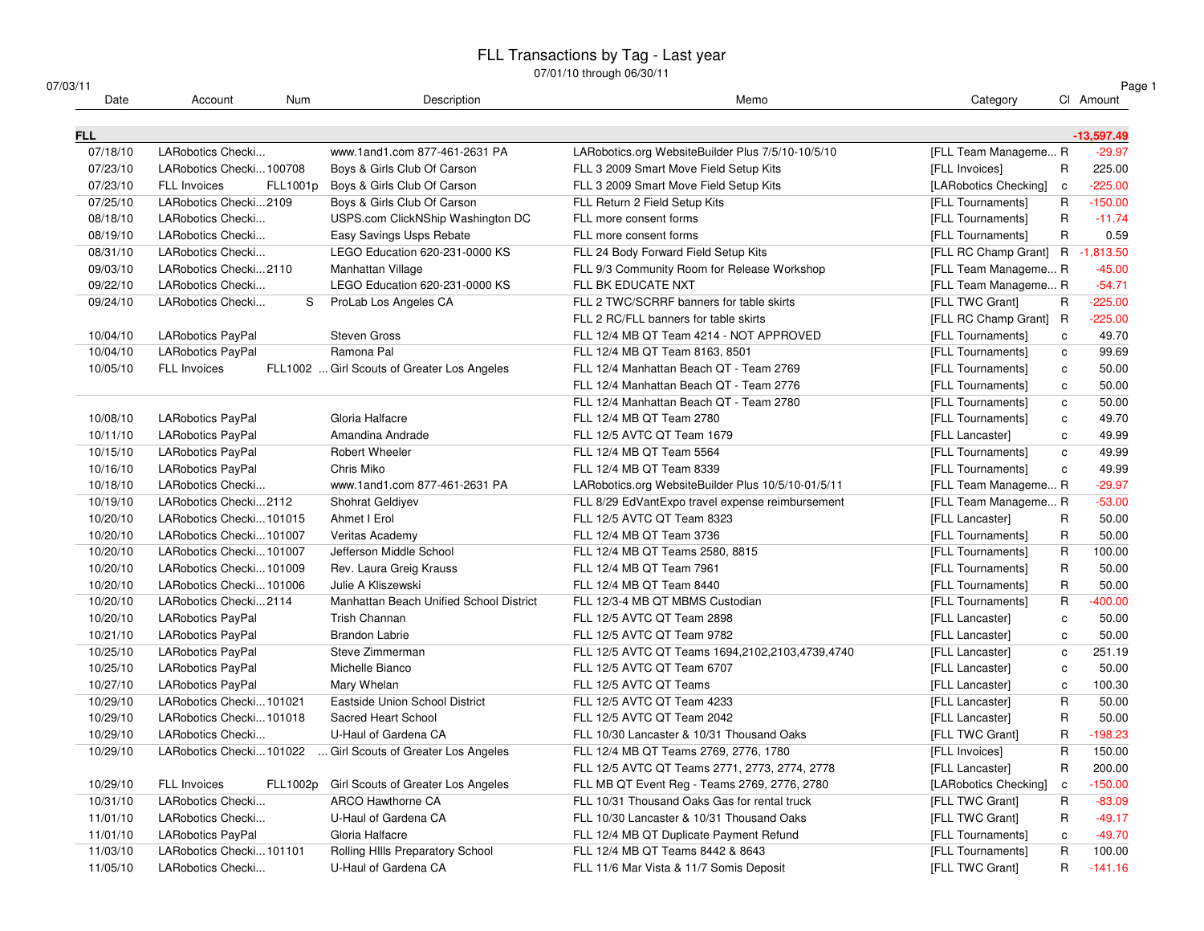# FLL Transactions by Tag - Last year

07/01/10 through 06/30/11

07/03/11

| Date | Account | Num | Description | Memo | Category | Cl | Amount |
|---|---|---|---|---|---|---|---|
| **FLL** | | | | | | | **-13,597.49** |
| 07/18/10 | LARobotics Checki... | | www.1and1.com 877-461-2631 PA | LARobotics.org WebsiteBuilder Plus 7/5/10-10/5/10 | [FLL Team Manageme... | R | -29.97 |
| 07/23/10 | LARobotics Checki... | 100708 | Boys & Girls Club Of Carson | FLL 3 2009 Smart Move Field Setup Kits | [FLL Invoices] | R | 225.00 |
| 07/23/10 | FLL Invoices | FLL1001p | Boys & Girls Club Of Carson | FLL 3 2009 Smart Move Field Setup Kits | [LARobotics Checking] | c | -225.00 |
| 07/25/10 | LARobotics Checki... | 2109 | Boys & Girls Club Of Carson | FLL Return 2 Field Setup Kits | [FLL Tournaments] | R | -150.00 |
| 08/18/10 | LARobotics Checki... | | USPS.com ClickNShip Washington DC | FLL more consent forms | [FLL Tournaments] | R | -11.74 |
| 08/19/10 | LARobotics Checki... | | Easy Savings Usps Rebate | FLL more consent forms | [FLL Tournaments] | R | 0.59 |
| 08/31/10 | LARobotics Checki... | | LEGO Education 620-231-0000 KS | FLL 24 Body Forward Field Setup Kits | [FLL RC Champ Grant] | R | -1,813.50 |
| 09/03/10 | LARobotics Checki... | 2110 | Manhattan Village | FLL 9/3 Community Room for Release Workshop | [FLL Team Manageme... | R | -45.00 |
| 09/22/10 | LARobotics Checki... | | LEGO Education 620-231-0000 KS | FLL BK EDUCATE NXT | [FLL Team Manageme... | R | -54.71 |
| 09/24/10 | LARobotics Checki... | S | ProLab Los Angeles CA | FLL 2 TWC/SCRRF banners for table skirts | [FLL TWC Grant] | R | -225.00 |
| | | | | FLL 2 RC/FLL banners for table skirts | [FLL RC Champ Grant] | R | -225.00 |
| 10/04/10 | LARobotics PayPal | | Steven Gross | FLL 12/4 MB QT Team 4214 - NOT APPROVED | [FLL Tournaments] | c | 49.70 |
| 10/04/10 | LARobotics PayPal | | Ramona Pal | FLL 12/4 MB QT Team 8163, 8501 | [FLL Tournaments] | c | 99.69 |
| 10/05/10 | FLL Invoices | FLL1002 ... | Girl Scouts of Greater Los Angeles | FLL 12/4 Manhattan Beach QT - Team 2769 | [FLL Tournaments] | c | 50.00 |
| | | | | FLL 12/4 Manhattan Beach QT - Team 2776 | [FLL Tournaments] | c | 50.00 |
| | | | | FLL 12/4 Manhattan Beach QT - Team 2780 | [FLL Tournaments] | c | 50.00 |
| 10/08/10 | LARobotics PayPal | | Gloria Halfacre | FLL 12/4 MB QT Team 2780 | [FLL Tournaments] | c | 49.70 |
| 10/11/10 | LARobotics PayPal | | Amandina Andrade | FLL 12/5 AVTC QT Team 1679 | [FLL Lancaster] | c | 49.99 |
| 10/15/10 | LARobotics PayPal | | Robert Wheeler | FLL 12/4 MB QT Team 5564 | [FLL Tournaments] | c | 49.99 |
| 10/16/10 | LARobotics PayPal | | Chris Miko | FLL 12/4 MB QT Team 8339 | [FLL Tournaments] | c | 49.99 |
| 10/18/10 | LARobotics Checki... | | www.1and1.com 877-461-2631 PA | LARobotics.org WebsiteBuilder Plus 10/5/10-01/5/11 | [FLL Team Manageme... | R | -29.97 |
| 10/19/10 | LARobotics Checki... | 2112 | Shohrat Geldiyev | FLL 8/29 EdVantExpo travel expense reimbursement | [FLL Team Manageme... | R | -53.00 |
| 10/20/10 | LARobotics Checki... | 101015 | Ahmet I Erol | FLL 12/5 AVTC QT Team 8323 | [FLL Lancaster] | R | 50.00 |
| 10/20/10 | LARobotics Checki... | 101007 | Veritas Academy | FLL 12/4 MB QT Team 3736 | [FLL Tournaments] | R | 50.00 |
| 10/20/10 | LARobotics Checki... | 101007 | Jefferson Middle School | FLL 12/4 MB QT Teams 2580, 8815 | [FLL Tournaments] | R | 100.00 |
| 10/20/10 | LARobotics Checki... | 101009 | Rev. Laura Greig Krauss | FLL 12/4 MB QT Team 7961 | [FLL Tournaments] | R | 50.00 |
| 10/20/10 | LARobotics Checki... | 101006 | Julie A Kliszewski | FLL 12/4 MB QT Team 8440 | [FLL Tournaments] | R | 50.00 |
| 10/20/10 | LARobotics Checki... | 2114 | Manhattan Beach Unified School District | FLL 12/3-4 MB QT MBMS Custodian | [FLL Tournaments] | R | -400.00 |
| 10/20/10 | LARobotics PayPal | | Trish Channan | FLL 12/5 AVTC QT Team 2898 | [FLL Lancaster] | c | 50.00 |
| 10/21/10 | LARobotics PayPal | | Brandon Labrie | FLL 12/5 AVTC QT Team 9782 | [FLL Lancaster] | c | 50.00 |
| 10/25/10 | LARobotics PayPal | | Steve Zimmerman | FLL 12/5 AVTC QT Teams 1694,2102,2103,4739,4740 | [FLL Lancaster] | c | 251.19 |
| 10/25/10 | LARobotics PayPal | | Michelle Bianco | FLL 12/5 AVTC QT Team 6707 | [FLL Lancaster] | c | 50.00 |
| 10/27/10 | LARobotics PayPal | | Mary Whelan | FLL 12/5 AVTC QT Teams | [FLL Lancaster] | c | 100.30 |
| 10/29/10 | LARobotics Checki... | 101021 | Eastside Union School District | FLL 12/5 AVTC QT Team 4233 | [FLL Lancaster] | R | 50.00 |
| 10/29/10 | LARobotics Checki... | 101018 | Sacred Heart School | FLL 12/5 AVTC QT Team 2042 | [FLL Lancaster] | R | 50.00 |
| 10/29/10 | LARobotics Checki... | | U-Haul of Gardena CA | FLL 10/30 Lancaster & 10/31 Thousand Oaks | [FLL TWC Grant] | R | -198.23 |
| 10/29/10 | LARobotics Checki... | 101022 ... | Girl Scouts of Greater Los Angeles | FLL 12/4 MB QT Teams 2769, 2776, 1780 | [FLL Invoices] | R | 150.00 |
| | | | | FLL 12/5 AVTC QT Teams 2771, 2773, 2774, 2778 | [FLL Lancaster] | R | 200.00 |
| 10/29/10 | FLL Invoices | FLL1002p | Girl Scouts of Greater Los Angeles | FLL MB QT Event Reg - Teams 2769, 2776, 2780 | [LARobotics Checking] | c | -150.00 |
| 10/31/10 | LARobotics Checki... | | ARCO Hawthorne CA | FLL 10/31 Thousand Oaks Gas for rental truck | [FLL TWC Grant] | R | -83.09 |
| 11/01/10 | LARobotics Checki... | | U-Haul of Gardena CA | FLL 10/30 Lancaster & 10/31 Thousand Oaks | [FLL TWC Grant] | R | -49.17 |
| 11/01/10 | LARobotics PayPal | | Gloria Halfacre | FLL 12/4 MB QT Duplicate Payment Refund | [FLL Tournaments] | c | -49.70 |
| 11/03/10 | LARobotics Checki... | 101101 | Rolling HIlls Preparatory School | FLL 12/4 MB QT Teams 8442 & 8643 | [FLL Tournaments] | R | 100.00 |
| 11/05/10 | LARobotics Checki... | | U-Haul of Gardena CA | FLL 11/6 Mar Vista & 11/7 Somis Deposit | [FLL TWC Grant] | R | -141.16 |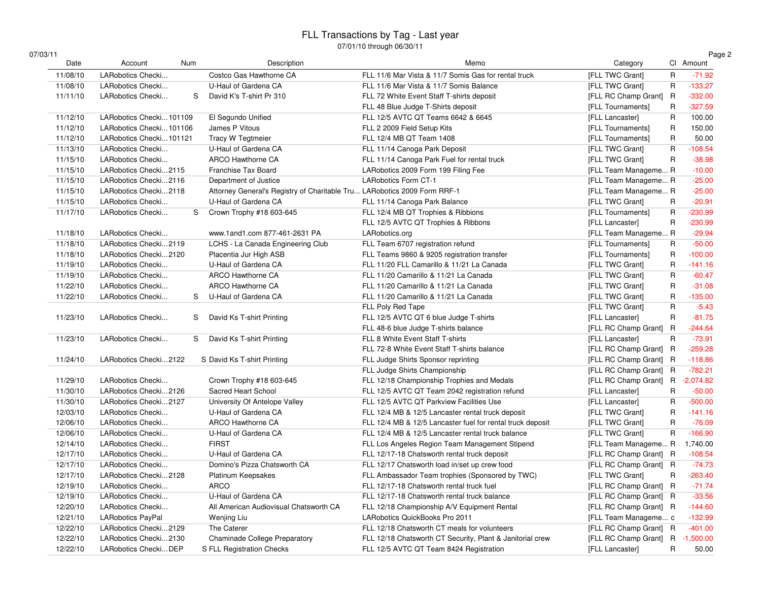# FLL Transactions by Tag - Last year

07/01/10 through 06/30/11

07/03/11

| Date | Account | Num | Description | Memo | Category | Cl | Amount |
|---|---|---|---|---|---|---|---|
| 11/08/10 | LARobotics Checki... | | Costco Gas Hawthorne CA | FLL 11/6 Mar Vista & 11/7 Somis Gas for rental truck | [FLL TWC Grant] | R | -71.92 |
| 11/08/10 | LARobotics Checki... | | U-Haul of Gardena CA | FLL 11/6 Mar Vista & 11/7 Somis Balance | [FLL TWC Grant] | R | -133.27 |
| 11/11/10 | LARobotics Checki... | S | David K's T-shirt Pr 310 | FLL 72 White Event Staff T-shirts deposit | [FLL RC Champ Grant] | R | -332.00 |
| | | | | FLL 48 Blue Judge T-Shirts deposit | [FLL Tournaments] | R | -327.59 |
| 11/12/10 | LARobotics Checki... | 101109 | El Segundo Unified | FLL 12/5 AVTC QT Teams 6642 & 6645 | [FLL Lancaster] | R | 100.00 |
| 11/12/10 | LARobotics Checki... | 101106 | James P Vitous | FLL 2 2009 Field Setup Kits | [FLL Tournaments] | R | 150.00 |
| 11/12/10 | LARobotics Checki... | 101121 | Tracy W Tegtmeier | FLL 12/4 MB QT Team 1408 | [FLL Tournaments] | R | 50.00 |
| 11/13/10 | LARobotics Checki... | | U-Haul of Gardena CA | FLL 11/14 Canoga Park Deposit | [FLL TWC Grant] | R | -108.54 |
| 11/15/10 | LARobotics Checki... | | ARCO Hawthorne CA | FLL 11/14 Canoga Park Fuel for rental truck | [FLL TWC Grant] | R | -38.98 |
| 11/15/10 | LARobotics Checki... | 2115 | Franchise Tax Board | LARobotics 2009 Form 199 Filing Fee | [FLL Team Manageme... | R | -10.00 |
| 11/15/10 | LARobotics Checki... | 2116 | Department of Justice | LARobotics Form CT-1 | [FLL Team Manageme... | R | -25.00 |
| 11/15/10 | LARobotics Checki... | 2118 | Attorney General's Registry of Charitable Tru... | LARobotics 2009 Form RRF-1 | [FLL Team Manageme... | R | -25.00 |
| 11/15/10 | LARobotics Checki... | | U-Haul of Gardena CA | FLL 11/14 Canoga Park Balance | [FLL TWC Grant] | R | -20.91 |
| 11/17/10 | LARobotics Checki... | S | Crown Trophy #18 603-645 | FLL 12/4 MB QT Trophies & Ribbions | [FLL Tournaments] | R | -230.99 |
| | | | | FLL 12/5 AVTC QT Trophies & Ribbons | [FLL Lancaster] | R | -230.99 |
| 11/18/10 | LARobotics Checki... | | www.1and1.com 877-461-2631 PA | LARobotics.org | [FLL Team Manageme... | R | -29.94 |
| 11/18/10 | LARobotics Checki... | 2119 | LCHS - La Canada Engineering Club | FLL Team 6707 registration refund | [FLL Tournaments] | R | -50.00 |
| 11/18/10 | LARobotics Checki... | 2120 | Placentia Jur High ASB | FLL Teams 9860 & 9205 registration transfer | [FLL Tournaments] | R | -100.00 |
| 11/19/10 | LARobotics Checki... | | U-Haul of Gardena CA | FLL 11/20 FLL Camarillo & 11/21 La Canada | [FLL TWC Grant] | R | -141.16 |
| 11/19/10 | LARobotics Checki... | | ARCO Hawthorne CA | FLL 11/20 Camarillo & 11/21 La Canada | [FLL TWC Grant] | R | -60.47 |
| 11/22/10 | LARobotics Checki... | | ARCO Hawthorne CA | FLL 11/20 Camarillo & 11/21 La Canada | [FLL TWC Grant] | R | -31.08 |
| 11/22/10 | LARobotics Checki... | S | U-Haul of Gardena CA | FLL 11/20 Camarillo & 11/21 La Canada | [FLL TWC Grant] | R | -135.00 |
| | | | | FLL Poly Red Tape | [FLL TWC Grant] | R | -5.43 |
| 11/23/10 | LARobotics Checki... | S | David Ks T-shirt Printing | FLL 12/5 AVTC QT 6 blue Judge T-shirts | [FLL Lancaster] | R | -81.75 |
| | | | | FLL 48-6 blue Judge T-shirts balance | [FLL RC Champ Grant] | R | -244.64 |
| 11/23/10 | LARobotics Checki... | S | David Ks T-shirt Printing | FLL 8 White Event Staff T-shirts | [FLL Lancaster] | R | -73.91 |
| | | | | FLL 72-8 White Event Staff T-shirts balance | [FLL RC Champ Grant] | R | -259.28 |
| 11/24/10 | LARobotics Checki... | 2122 | S David Ks T-shirt Printing | FLL Judge Shirts Sponsor reprinting | [FLL RC Champ Grant] | R | -118.86 |
| | | | | FLL Judge Shirts Championship | [FLL RC Champ Grant] | R | -782.21 |
| 11/29/10 | LARobotics Checki... | | Crown Trophy #18 603-645 | FLL 12/18 Championship Trophies and Medals | [FLL RC Champ Grant] | R | -2,074.82 |
| 11/30/10 | LARobotics Checki... | 2126 | Sacred Heart School | FLL 12/5 AVTC QT Team 2042 registration refund | [FLL Lancaster] | R | -50.00 |
| 11/30/10 | LARobotics Checki... | 2127 | University Of Antelope Valley | FLL 12/5 AVTC QT Parkview Facilities Use | [FLL Lancaster] | R | -500.00 |
| 12/03/10 | LARobotics Checki... | | U-Haul of Gardena CA | FLL 12/4 MB & 12/5 Lancaster rental truck deposit | [FLL TWC Grant] | R | -141.16 |
| 12/06/10 | LARobotics Checki... | | ARCO Hawthorne CA | FLL 12/4 MB & 12/5 Lancaster fuel for rental truck deposit | [FLL TWC Grant] | R | -76.09 |
| 12/06/10 | LARobotics Checki... | | U-Haul of Gardena CA | FLL 12/4 MB & 12/5 Lancaster rental truck balance | [FLL TWC Grant] | R | -166.90 |
| 12/14/10 | LARobotics Checki... | | FIRST | FLL Los Angeles Region Team Management Stipend | [FLL Team Manageme... | R | 1,740.00 |
| 12/17/10 | LARobotics Checki... | | U-Haul of Gardena CA | FLL 12/17-18 Chatsworth rental truck deposit | [FLL RC Champ Grant] | R | -108.54 |
| 12/17/10 | LARobotics Checki... | | Domino's Pizza Chatsworth CA | FLL 12/17 Chatsworth load in/set up crew food | [FLL RC Champ Grant] | R | -74.73 |
| 12/17/10 | LARobotics Checki... | 2128 | Platinum Keepsakes | FLL Ambassador Team trophies (Sponsored by TWC) | [FLL TWC Grant] | R | -263.40 |
| 12/19/10 | LARobotics Checki... | | ARCO | FLL 12/17-18 Chatsworth rental truck fuel | [FLL RC Champ Grant] | R | -71.74 |
| 12/19/10 | LARobotics Checki... | | U-Haul of Gardena CA | FLL 12/17-18 Chatsworth rental truck balance | [FLL RC Champ Grant] | R | -33.56 |
| 12/20/10 | LARobotics Checki... | | All American Audiovisual Chatsworth CA | FLL 12/18 Championship A/V Equipment Rental | [FLL RC Champ Grant] | R | -144.60 |
| 12/21/10 | LARobotics PayPal | | Wenjing Liu | LARobotics QuickBooks Pro 2011 | [FLL Team Manageme... | c | -132.99 |
| 12/22/10 | LARobotics Checki... | 2129 | The Caterer | FLL 12/18 Chatsworth CT meals for volunteers | [FLL RC Champ Grant] | R | -401.00 |
| 12/22/10 | LARobotics Checki... | 2130 | Chaminade College Preparatory | FLL 12/18 Chatsworth CT Security, Plant & Janitorial crew | [FLL RC Champ Grant] | R | -1,500.00 |
| 12/22/10 | LARobotics Checki... | DEP | S FLL Registration Checks | FLL 12/5 AVTC QT Team 8424 Registration | [FLL Lancaster] | R | 50.00 |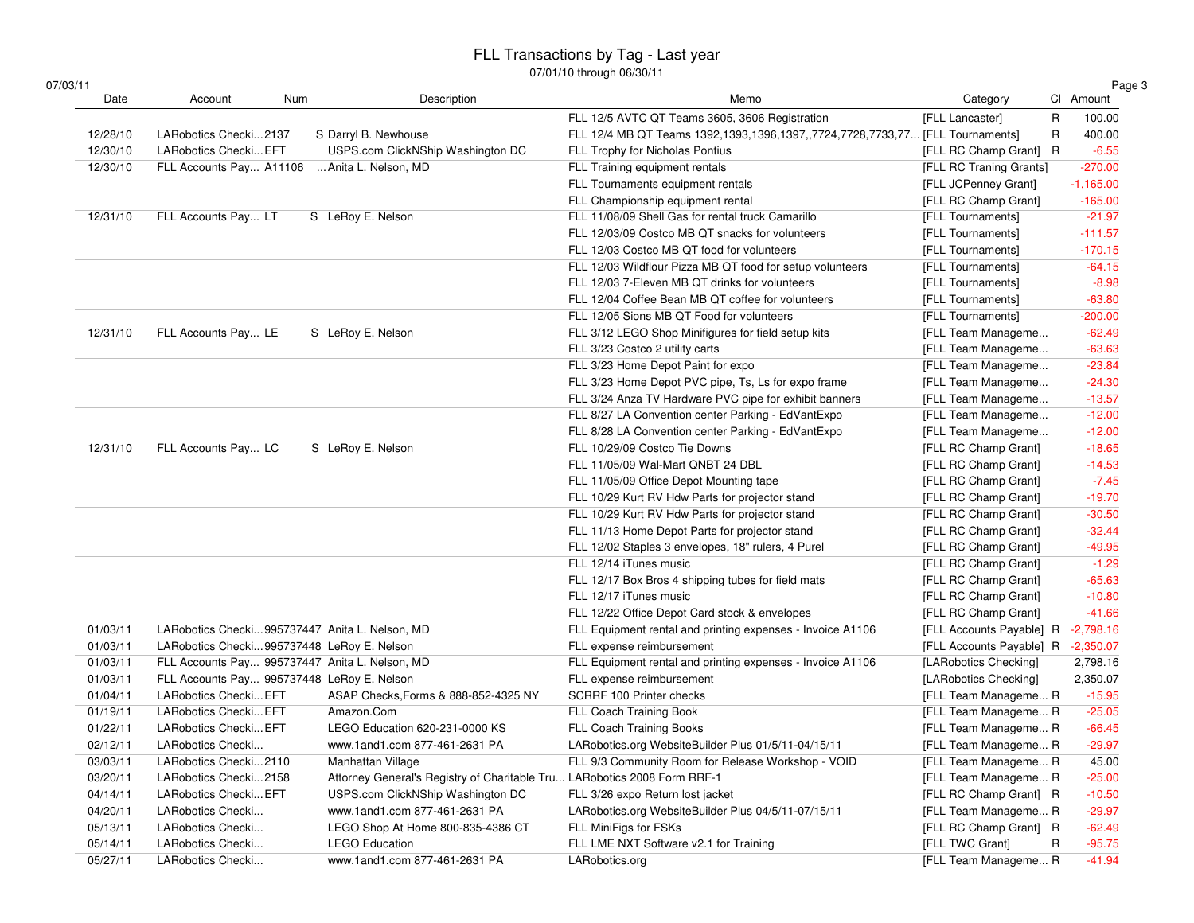# FLL Transactions by Tag - Last year

07/01/10 through 06/30/11

07/03/11

| Date | Account | Num | Description | Memo | Category | Clr | Amount |
|---|---|---|---|---|---|---|---|
| | | | | FLL 12/5 AVTC QT Teams 3605, 3606 Registration | [FLL Lancaster] | R | 100.00 |
| 12/28/10 | LARobotics Checki... | 2137 | S Darryl B. Newhouse | FLL 12/4 MB QT Teams 1392,1393,1396,1397,,7724,7728,7733,77... | [FLL Tournaments] | R | 400.00 |
| 12/30/10 | LARobotics Checki... | EFT | USPS.com ClickNShip Washington DC | FLL Trophy for Nicholas Pontius | [FLL RC Champ Grant] | R | -6.55 |
| 12/30/10 | FLL Accounts Pay... | A11106 | ...Anita L. Nelson, MD | FLL Training equipment rentals | [FLL RC Traning Grants] | | -270.00 |
| | | | | FLL Tournaments equipment rentals | [FLL JCPenney Grant] | | -1,165.00 |
| | | | | FLL Championship equipment rental | [FLL RC Champ Grant] | | -165.00 |
| 12/31/10 | FLL Accounts Pay... | LT | S LeRoy E. Nelson | FLL 11/08/09 Shell Gas for rental truck Camarillo | [FLL Tournaments] | | -21.97 |
| | | | | FLL 12/03/09 Costco MB QT snacks for volunteers | [FLL Tournaments] | | -111.57 |
| | | | | FLL 12/03 Costco MB QT food for volunteers | [FLL Tournaments] | | -170.15 |
| | | | | FLL 12/03 Wildflour Pizza MB QT food for setup volunteers | [FLL Tournaments] | | -64.15 |
| | | | | FLL 12/03 7-Eleven MB QT drinks for volunteers | [FLL Tournaments] | | -8.98 |
| | | | | FLL 12/04 Coffee Bean MB QT coffee for volunteers | [FLL Tournaments] | | -63.80 |
| | | | | FLL 12/05 Sions MB QT Food for volunteers | [FLL Tournaments] | | -200.00 |
| 12/31/10 | FLL Accounts Pay... | LE | S LeRoy E. Nelson | FLL 3/12 LEGO Shop Minifigures for field setup kits | [FLL Team Manageme... | | -62.49 |
| | | | | FLL 3/23 Costco 2 utility carts | [FLL Team Manageme... | | -63.63 |
| | | | | FLL 3/23 Home Depot Paint for expo | [FLL Team Manageme... | | -23.84 |
| | | | | FLL 3/23 Home Depot PVC pipe, Ts, Ls for expo frame | [FLL Team Manageme... | | -24.30 |
| | | | | FLL 3/24 Anza TV Hardware PVC pipe for exhibit banners | [FLL Team Manageme... | | -13.57 |
| | | | | FLL 8/27 LA Convention center Parking - EdVantExpo | [FLL Team Manageme... | | -12.00 |
| | | | | FLL 8/28 LA Convention center Parking - EdVantExpo | [FLL Team Manageme... | | -12.00 |
| 12/31/10 | FLL Accounts Pay... | LC | S LeRoy E. Nelson | FLL 10/29/09 Costco Tie Downs | [FLL RC Champ Grant] | | -18.65 |
| | | | | FLL 11/05/09 Wal-Mart QNBT 24 DBL | [FLL RC Champ Grant] | | -14.53 |
| | | | | FLL 11/05/09 Office Depot Mounting tape | [FLL RC Champ Grant] | | -7.45 |
| | | | | FLL 10/29 Kurt RV Hdw Parts for projector stand | [FLL RC Champ Grant] | | -19.70 |
| | | | | FLL 10/29 Kurt RV Hdw Parts for projector stand | [FLL RC Champ Grant] | | -30.50 |
| | | | | FLL 11/13 Home Depot Parts for projector stand | [FLL RC Champ Grant] | | -32.44 |
| | | | | FLL 12/02 Staples 3 envelopes, 18" rulers, 4 Purel | [FLL RC Champ Grant] | | -49.95 |
| | | | | FLL 12/14 iTunes music | [FLL RC Champ Grant] | | -1.29 |
| | | | | FLL 12/17 Box Bros 4 shipping tubes for field mats | [FLL RC Champ Grant] | | -65.63 |
| | | | | FLL 12/17 iTunes music | [FLL RC Champ Grant] | | -10.80 |
| | | | | FLL 12/22 Office Depot Card stock & envelopes | [FLL RC Champ Grant] | | -41.66 |
| 01/03/11 | LARobotics Checki... | 995737447 | Anita L. Nelson, MD | FLL Equipment rental and printing expenses - Invoice A1106 | [FLL Accounts Payable] | R | -2,798.16 |
| 01/03/11 | LARobotics Checki... | 995737448 | LeRoy E. Nelson | FLL expense reimbursement | [FLL Accounts Payable] | R | -2,350.07 |
| 01/03/11 | FLL Accounts Pay... | 995737447 | Anita L. Nelson, MD | FLL Equipment rental and printing expenses - Invoice A1106 | [LARobotics Checking] | | 2,798.16 |
| 01/03/11 | FLL Accounts Pay... | 995737448 | LeRoy E. Nelson | FLL expense reimbursement | [LARobotics Checking] | | 2,350.07 |
| 01/04/11 | LARobotics Checki... | EFT | ASAP Checks,Forms & 888-852-4325 NY | SCRRF 100 Printer checks | [FLL Team Manageme... | R | -15.95 |
| 01/19/11 | LARobotics Checki... | EFT | Amazon.Com | FLL Coach Training Book | [FLL Team Manageme... | R | -25.05 |
| 01/22/11 | LARobotics Checki... | EFT | LEGO Education 620-231-0000 KS | FLL Coach Training Books | [FLL Team Manageme... | R | -66.45 |
| 02/12/11 | LARobotics Checki... | | www.1and1.com 877-461-2631 PA | LARobotics.org WebsiteBuilder Plus 01/5/11-04/15/11 | [FLL Team Manageme... | R | -29.97 |
| 03/03/11 | LARobotics Checki... | 2110 | Manhattan Village | FLL 9/3 Community Room for Release Workshop - VOID | [FLL Team Manageme... | R | 45.00 |
| 03/20/11 | LARobotics Checki... | 2158 | Attorney General's Registry of Charitable Tru... | LARobotics 2008 Form RRF-1 | [FLL Team Manageme... | R | -25.00 |
| 04/14/11 | LARobotics Checki... | EFT | USPS.com ClickNShip Washington DC | FLL 3/26 expo Return lost jacket | [FLL RC Champ Grant] | R | -10.50 |
| 04/20/11 | LARobotics Checki... | | www.1and1.com 877-461-2631 PA | LARobotics.org WebsiteBuilder Plus 04/5/11-07/15/11 | [FLL Team Manageme... | R | -29.97 |
| 05/13/11 | LARobotics Checki... | | LEGO Shop At Home 800-835-4386 CT | FLL MiniFigs for FSKs | [FLL RC Champ Grant] | R | -62.49 |
| 05/14/11 | LARobotics Checki... | | LEGO Education | FLL LME NXT Software v2.1 for Training | [FLL TWC Grant] | R | -95.75 |
| 05/27/11 | LARobotics Checki... | | www.1and1.com 877-461-2631 PA | LARobotics.org | [FLL Team Manageme... | R | -41.94 |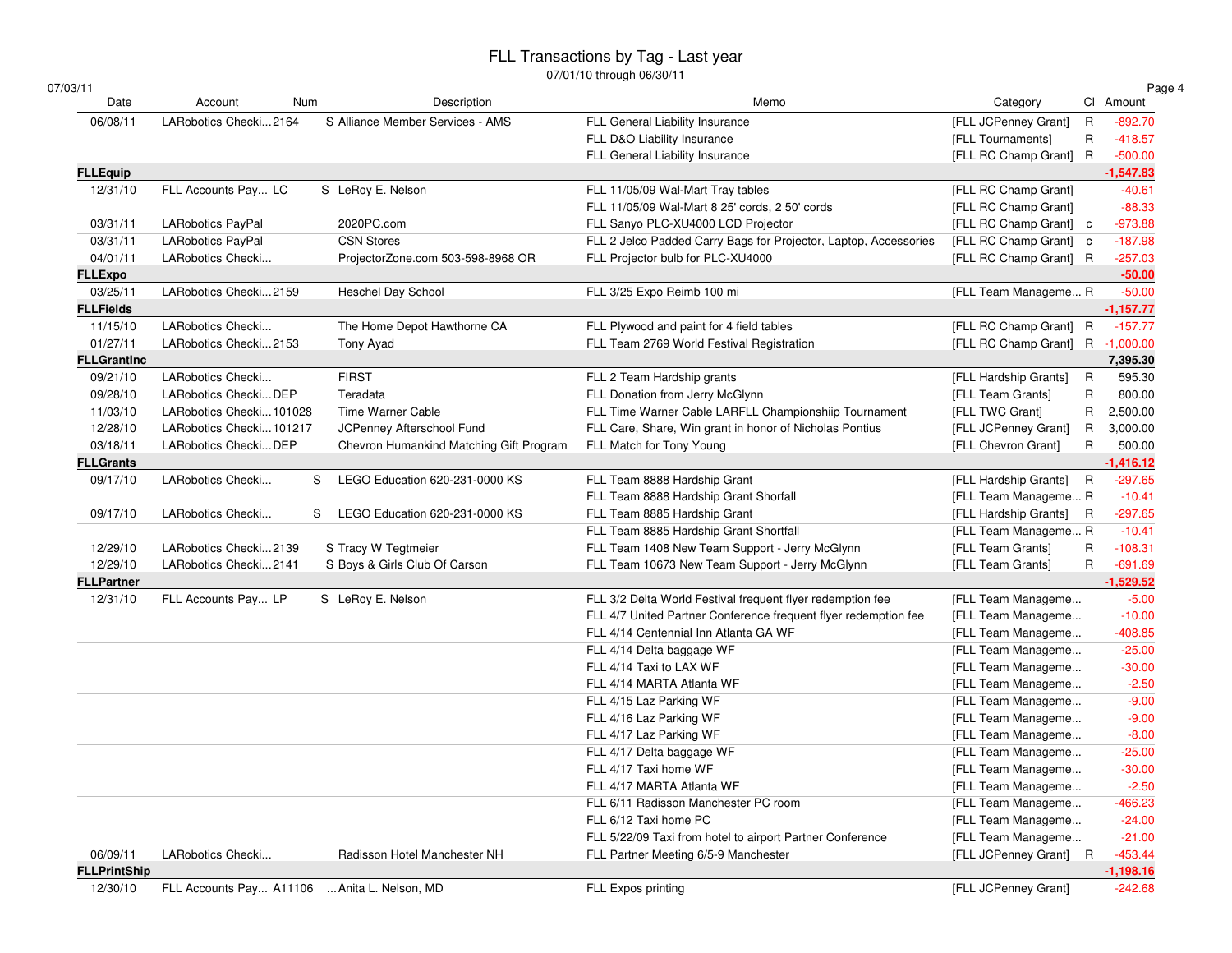# FLL Transactions by Tag - Last year

07/01/10 through 06/30/11

07/03/11

| Date | Account | Num | Description | Memo | Category | Cl | Amount |
|---|---|---|---|---|---|---|---|
| 06/08/11 | LARobotics Checki...2164 | S | Alliance Member Services - AMS | FLL General Liability Insurance | [FLL JCPenney Grant] | R | -892.70 |
| | | | | FLL D&O Liability Insurance | [FLL Tournaments] | R | -418.57 |
| | | | | FLL General Liability Insurance | [FLL RC Champ Grant] | R | -500.00 |
| **FLLEquip** | | | | | | | **-1,547.83** |
| 12/31/10 | FLL Accounts Pay... LC | S | LeRoy E. Nelson | FLL 11/05/09 Wal-Mart Tray tables | [FLL RC Champ Grant] | | -40.61 |
| | | | | FLL 11/05/09 Wal-Mart 8 25' cords, 2 50' cords | [FLL RC Champ Grant] | | -88.33 |
| 03/31/11 | LARobotics PayPal | | 2020PC.com | FLL Sanyo PLC-XU4000 LCD Projector | [FLL RC Champ Grant] | c | -973.88 |
| 03/31/11 | LARobotics PayPal | | CSN Stores | FLL 2 Jelco Padded Carry Bags for Projector, Laptop, Accessories | [FLL RC Champ Grant] | c | -187.98 |
| 04/01/11 | LARobotics Checki... | | ProjectorZone.com 503-598-8968 OR | FLL Projector bulb for PLC-XU4000 | [FLL RC Champ Grant] | R | -257.03 |
| **FLLExpo** | | | | | | | **-50.00** |
| 03/25/11 | LARobotics Checki...2159 | | Heschel Day School | FLL 3/25 Expo Reimb 100 mi | [FLL Team Manageme... | R | -50.00 |
| **FLLFields** | | | | | | | **-1,157.77** |
| 11/15/10 | LARobotics Checki... | | The Home Depot Hawthorne CA | FLL Plywood and paint for 4 field tables | [FLL RC Champ Grant] | R | -157.77 |
| 01/27/11 | LARobotics Checki...2153 | | Tony Ayad | FLL Team 2769 World Festival Registration | [FLL RC Champ Grant] | R | -1,000.00 |
| **FLLGrantInc** | | | | | | | **7,395.30** |
| 09/21/10 | LARobotics Checki... | | FIRST | FLL 2 Team Hardship grants | [FLL Hardship Grants] | R | 595.30 |
| 09/28/10 | LARobotics Checki...DEP | | Teradata | FLL Donation from Jerry McGlynn | [FLL Team Grants] | R | 800.00 |
| 11/03/10 | LARobotics Checki...101028 | | Time Warner Cable | FLL Time Warner Cable LARFLL Championshiip Tournament | [FLL TWC Grant] | R | 2,500.00 |
| 12/28/10 | LARobotics Checki...101217 | | JCPenney Afterschool Fund | FLL Care, Share, Win grant in honor of Nicholas Pontius | [FLL JCPenney Grant] | R | 3,000.00 |
| 03/18/11 | LARobotics Checki...DEP | | Chevron Humankind Matching Gift Program | FLL Match for Tony Young | [FLL Chevron Grant] | R | 500.00 |
| **FLLGrants** | | | | | | | **-1,416.12** |
| 09/17/10 | LARobotics Checki... | S | LEGO Education 620-231-0000 KS | FLL Team 8888 Hardship Grant | [FLL Hardship Grants] | R | -297.65 |
| | | | | FLL Team 8888 Hardship Grant Shorfall | [FLL Team Manageme... | R | -10.41 |
| 09/17/10 | LARobotics Checki... | S | LEGO Education 620-231-0000 KS | FLL Team 8885 Hardship Grant | [FLL Hardship Grants] | R | -297.65 |
| | | | | FLL Team 8885 Hardship Grant Shortfall | [FLL Team Manageme... | R | -10.41 |
| 12/29/10 | LARobotics Checki...2139 | S | Tracy W Tegtmeier | FLL Team 1408 New Team Support - Jerry McGlynn | [FLL Team Grants] | R | -108.31 |
| 12/29/10 | LARobotics Checki...2141 | S | Boys & Girls Club Of Carson | FLL Team 10673 New Team Support - Jerry McGlynn | [FLL Team Grants] | R | -691.69 |
| **FLLPartner** | | | | | | | **-1,529.52** |
| 12/31/10 | FLL Accounts Pay... LP | S | LeRoy E. Nelson | FLL 3/2 Delta World Festival frequent flyer redemption fee | [FLL Team Manageme... | | -5.00 |
| | | | | FLL 4/7 United Partner Conference frequent flyer redemption fee | [FLL Team Manageme... | | -10.00 |
| | | | | FLL 4/14 Centennial Inn Atlanta GA WF | [FLL Team Manageme... | | -408.85 |
| | | | | FLL 4/14 Delta baggage WF | [FLL Team Manageme... | | -25.00 |
| | | | | FLL 4/14 Taxi to LAX WF | [FLL Team Manageme... | | -30.00 |
| | | | | FLL 4/14 MARTA Atlanta WF | [FLL Team Manageme... | | -2.50 |
| | | | | FLL 4/15 Laz Parking WF | [FLL Team Manageme... | | -9.00 |
| | | | | FLL 4/16 Laz Parking WF | [FLL Team Manageme... | | -9.00 |
| | | | | FLL 4/17 Laz Parking WF | [FLL Team Manageme... | | -8.00 |
| | | | | FLL 4/17 Delta baggage WF | [FLL Team Manageme... | | -25.00 |
| | | | | FLL 4/17 Taxi home WF | [FLL Team Manageme... | | -30.00 |
| | | | | FLL 4/17 MARTA Atlanta WF | [FLL Team Manageme... | | -2.50 |
| | | | | FLL 6/11 Radisson Manchester PC room | [FLL Team Manageme... | | -466.23 |
| | | | | FLL 6/12 Taxi home PC | [FLL Team Manageme... | | -24.00 |
| | | | | FLL 5/22/09 Taxi from hotel to airport Partner Conference | [FLL Team Manageme... | | -21.00 |
| 06/09/11 | LARobotics Checki... | | Radisson Hotel Manchester NH | FLL Partner Meeting 6/5-9 Manchester | [FLL JCPenney Grant] | R | -453.44 |
| **FLLPrintShip** | | | | | | | **-1,198.16** |
| 12/30/10 | FLL Accounts Pay... A11106 | | ...Anita L. Nelson, MD | FLL Expos printing | [FLL JCPenney Grant] | | -242.68 |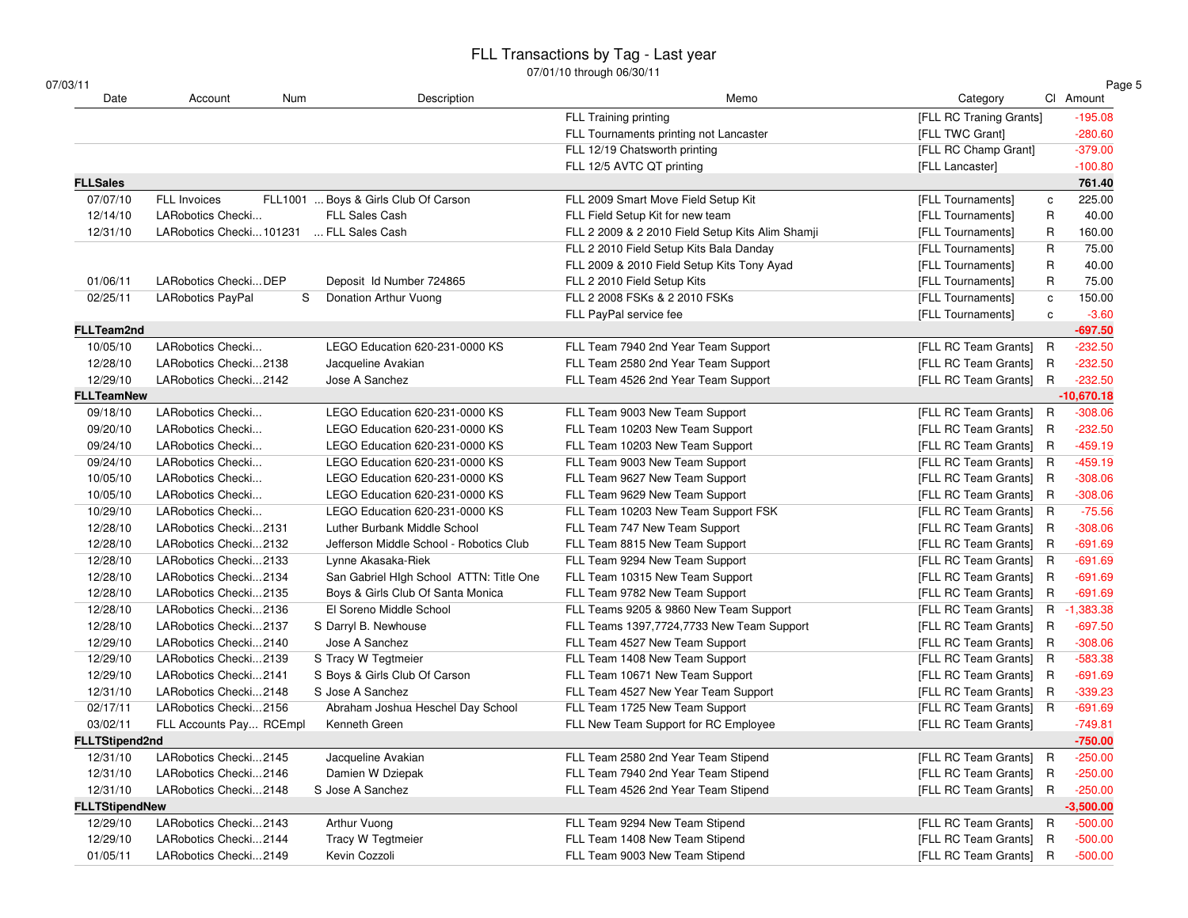# FLL Transactions by Tag - Last year

07/01/10 through 06/30/11

07/03/11

| Date | Account | Num | Description | Memo | Category | Cl | Amount |
|---|---|---|---|---|---|---|---|
| | | | | FLL Training printing | [FLL RC Traning Grants] | | -195.08 |
| | | | | FLL Tournaments printing not Lancaster | [FLL TWC Grant] | | -280.60 |
| | | | | FLL 12/19 Chatsworth printing | [FLL RC Champ Grant] | | -379.00 |
| | | | | FLL 12/5 AVTC QT printing | [FLL Lancaster] | | -100.80 |
| **FLLSales** | | | | | | | **761.40** |
| 07/07/10 | FLL Invoices | FLL1001 ... | Boys & Girls Club Of Carson | FLL 2009 Smart Move Field Setup Kit | [FLL Tournaments] | c | 225.00 |
| 12/14/10 | LARobotics Checki... | | FLL Sales Cash | FLL Field Setup Kit for new team | [FLL Tournaments] | R | 40.00 |
| 12/31/10 | LARobotics Checki... | 101231 ... | FLL Sales Cash | FLL 2 2009 & 2 2010 Field Setup Kits Alim Shamji | [FLL Tournaments] | R | 160.00 |
| | | | | FLL 2 2010 Field Setup Kits Bala Danday | [FLL Tournaments] | R | 75.00 |
| | | | | FLL 2009 & 2010 Field Setup Kits Tony Ayad | [FLL Tournaments] | R | 40.00 |
| 01/06/11 | LARobotics Checki... | DEP | Deposit Id Number 724865 | FLL 2 2010 Field Setup Kits | [FLL Tournaments] | R | 75.00 |
| 02/25/11 | LARobotics PayPal | S | Donation Arthur Vuong | FLL 2 2008 FSKs & 2 2010 FSKs | [FLL Tournaments] | c | 150.00 |
| | | | | FLL PayPal service fee | [FLL Tournaments] | c | -3.60 |
| **FLLTeam2nd** | | | | | | | **-697.50** |
| 10/05/10 | LARobotics Checki... | | LEGO Education 620-231-0000 KS | FLL Team 7940 2nd Year Team Support | [FLL RC Team Grants] | R | -232.50 |
| 12/28/10 | LARobotics Checki... | 2138 | Jacqueline Avakian | FLL Team 2580 2nd Year Team Support | [FLL RC Team Grants] | R | -232.50 |
| 12/29/10 | LARobotics Checki... | 2142 | Jose A Sanchez | FLL Team 4526 2nd Year Team Support | [FLL RC Team Grants] | R | -232.50 |
| **FLLTeamNew** | | | | | | | **-10,670.18** |
| 09/18/10 | LARobotics Checki... | | LEGO Education 620-231-0000 KS | FLL Team 9003 New Team Support | [FLL RC Team Grants] | R | -308.06 |
| 09/20/10 | LARobotics Checki... | | LEGO Education 620-231-0000 KS | FLL Team 10203 New Team Support | [FLL RC Team Grants] | R | -232.50 |
| 09/24/10 | LARobotics Checki... | | LEGO Education 620-231-0000 KS | FLL Team 10203 New Team Support | [FLL RC Team Grants] | R | -459.19 |
| 09/24/10 | LARobotics Checki... | | LEGO Education 620-231-0000 KS | FLL Team 9003 New Team Support | [FLL RC Team Grants] | R | -459.19 |
| 10/05/10 | LARobotics Checki... | | LEGO Education 620-231-0000 KS | FLL Team 9627 New Team Support | [FLL RC Team Grants] | R | -308.06 |
| 10/05/10 | LARobotics Checki... | | LEGO Education 620-231-0000 KS | FLL Team 9629 New Team Support | [FLL RC Team Grants] | R | -308.06 |
| 10/29/10 | LARobotics Checki... | | LEGO Education 620-231-0000 KS | FLL Team 10203 New Team Support FSK | [FLL RC Team Grants] | R | -75.56 |
| 12/28/10 | LARobotics Checki... | 2131 | Luther Burbank Middle School | FLL Team 747 New Team Support | [FLL RC Team Grants] | R | -308.06 |
| 12/28/10 | LARobotics Checki... | 2132 | Jefferson Middle School - Robotics Club | FLL Team 8815 New Team Support | [FLL RC Team Grants] | R | -691.69 |
| 12/28/10 | LARobotics Checki... | 2133 | Lynne Akasaka-Riek | FLL Team 9294 New Team Support | [FLL RC Team Grants] | R | -691.69 |
| 12/28/10 | LARobotics Checki... | 2134 | San Gabriel HIgh School ATTN: Title One | FLL Team 10315 New Team Support | [FLL RC Team Grants] | R | -691.69 |
| 12/28/10 | LARobotics Checki... | 2135 | Boys & Girls Club Of Santa Monica | FLL Team 9782 New Team Support | [FLL RC Team Grants] | R | -691.69 |
| 12/28/10 | LARobotics Checki... | 2136 | El Soreno Middle School | FLL Teams 9205 & 9860 New Team Support | [FLL RC Team Grants] | R | -1,383.38 |
| 12/28/10 | LARobotics Checki... | 2137 | S Darryl B. Newhouse | FLL Teams 1397,7724,7733 New Team Support | [FLL RC Team Grants] | R | -697.50 |
| 12/29/10 | LARobotics Checki... | 2140 | Jose A Sanchez | FLL Team 4527 New Team Support | [FLL RC Team Grants] | R | -308.06 |
| 12/29/10 | LARobotics Checki... | 2139 | S Tracy W Tegtmeier | FLL Team 1408 New Team Support | [FLL RC Team Grants] | R | -583.38 |
| 12/29/10 | LARobotics Checki... | 2141 | S Boys & Girls Club Of Carson | FLL Team 10671 New Team Support | [FLL RC Team Grants] | R | -691.69 |
| 12/31/10 | LARobotics Checki... | 2148 | S Jose A Sanchez | FLL Team 4527 New Year Team Support | [FLL RC Team Grants] | R | -339.23 |
| 02/17/11 | LARobotics Checki... | 2156 | Abraham Joshua Heschel Day School | FLL Team 1725 New Team Support | [FLL RC Team Grants] | R | -691.69 |
| 03/02/11 | FLL Accounts Pay... | RCEmpl | Kenneth Green | FLL New Team Support for RC Employee | [FLL RC Team Grants] | | -749.81 |
| **FLLTStipend2nd** | | | | | | | **-750.00** |
| 12/31/10 | LARobotics Checki... | 2145 | Jacqueline Avakian | FLL Team 2580 2nd Year Team Stipend | [FLL RC Team Grants] | R | -250.00 |
| 12/31/10 | LARobotics Checki... | 2146 | Damien W Dziepak | FLL Team 7940 2nd Year Team Stipend | [FLL RC Team Grants] | R | -250.00 |
| 12/31/10 | LARobotics Checki... | 2148 | S Jose A Sanchez | FLL Team 4526 2nd Year Team Stipend | [FLL RC Team Grants] | R | -250.00 |
| **FLLTStipendNew** | | | | | | | **-3,500.00** |
| 12/29/10 | LARobotics Checki... | 2143 | Arthur Vuong | FLL Team 9294 New Team Stipend | [FLL RC Team Grants] | R | -500.00 |
| 12/29/10 | LARobotics Checki... | 2144 | Tracy W Tegtmeier | FLL Team 1408 New Team Stipend | [FLL RC Team Grants] | R | -500.00 |
| 01/05/11 | LARobotics Checki... | 2149 | Kevin Cozzoli | FLL Team 9003 New Team Stipend | [FLL RC Team Grants] | R | -500.00 |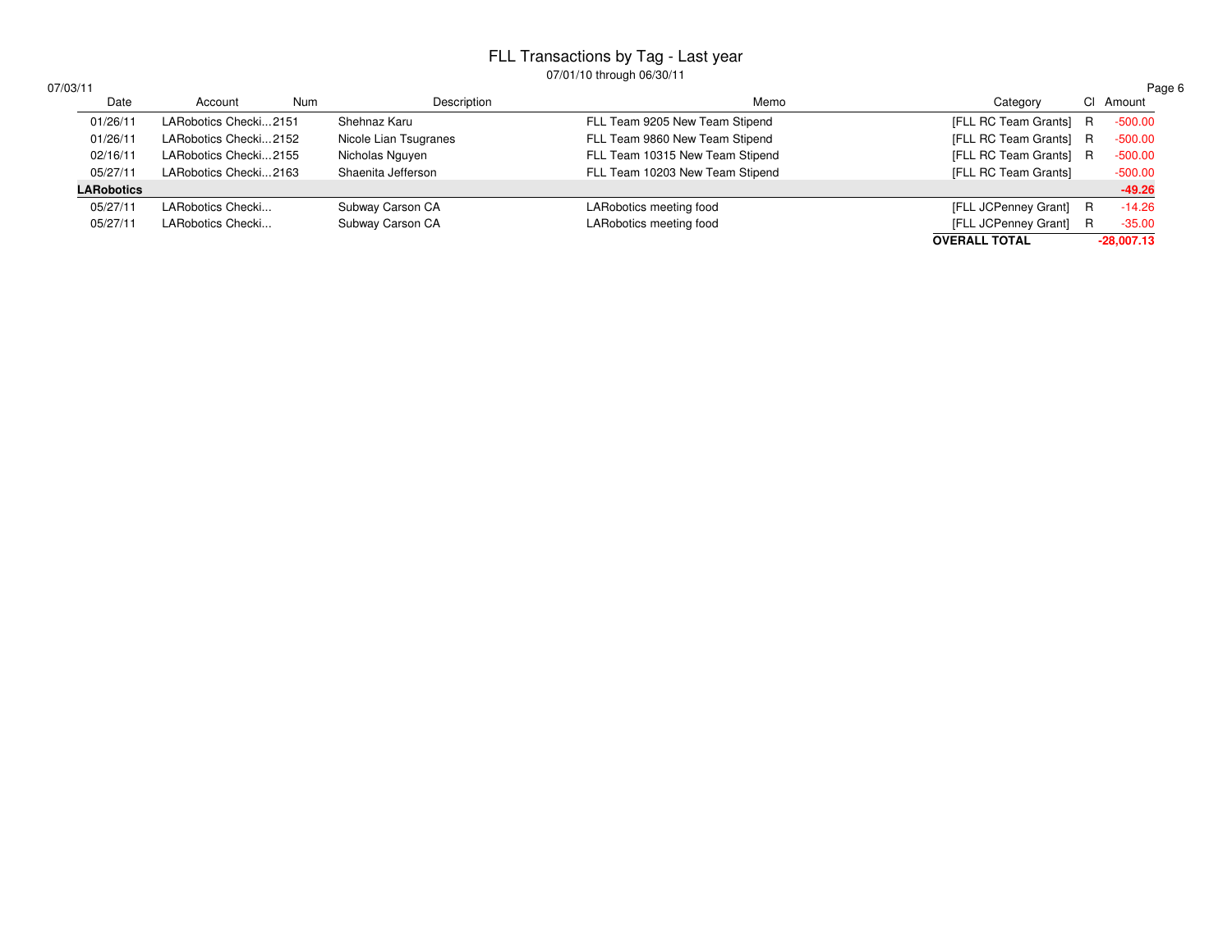# FLL Transactions by Tag - Last year

07/01/10 through 06/30/11

07/03/11

| Date | Account | Num | Description | Memo | Category | Cl | Amount |
|---|---|---|---|---|---|---|---|
| 01/26/11 | LARobotics Checki... | 2151 | Shehnaz Karu | FLL Team 9205 New Team Stipend | [FLL RC Team Grants] | R | -500.00 |
| 01/26/11 | LARobotics Checki... | 2152 | Nicole Lian Tsugranes | FLL Team 9860 New Team Stipend | [FLL RC Team Grants] | R | -500.00 |
| 02/16/11 | LARobotics Checki... | 2155 | Nicholas Nguyen | FLL Team 10315 New Team Stipend | [FLL RC Team Grants] | R | -500.00 |
| 05/27/11 | LARobotics Checki... | 2163 | Shaenita Jefferson | FLL Team 10203 New Team Stipend | [FLL RC Team Grants] | | -500.00 |
| **LARobotics** | | | | | | | **-49.26** |
| 05/27/11 | LARobotics Checki... | | Subway Carson CA | LARobotics meeting food | [FLL JCPenney Grant] | R | -14.26 |
| 05/27/11 | LARobotics Checki... | | Subway Carson CA | LARobotics meeting food | [FLL JCPenney Grant] | R | -35.00 |
| | | | | | **OVERALL TOTAL** | | **-28,007.13** |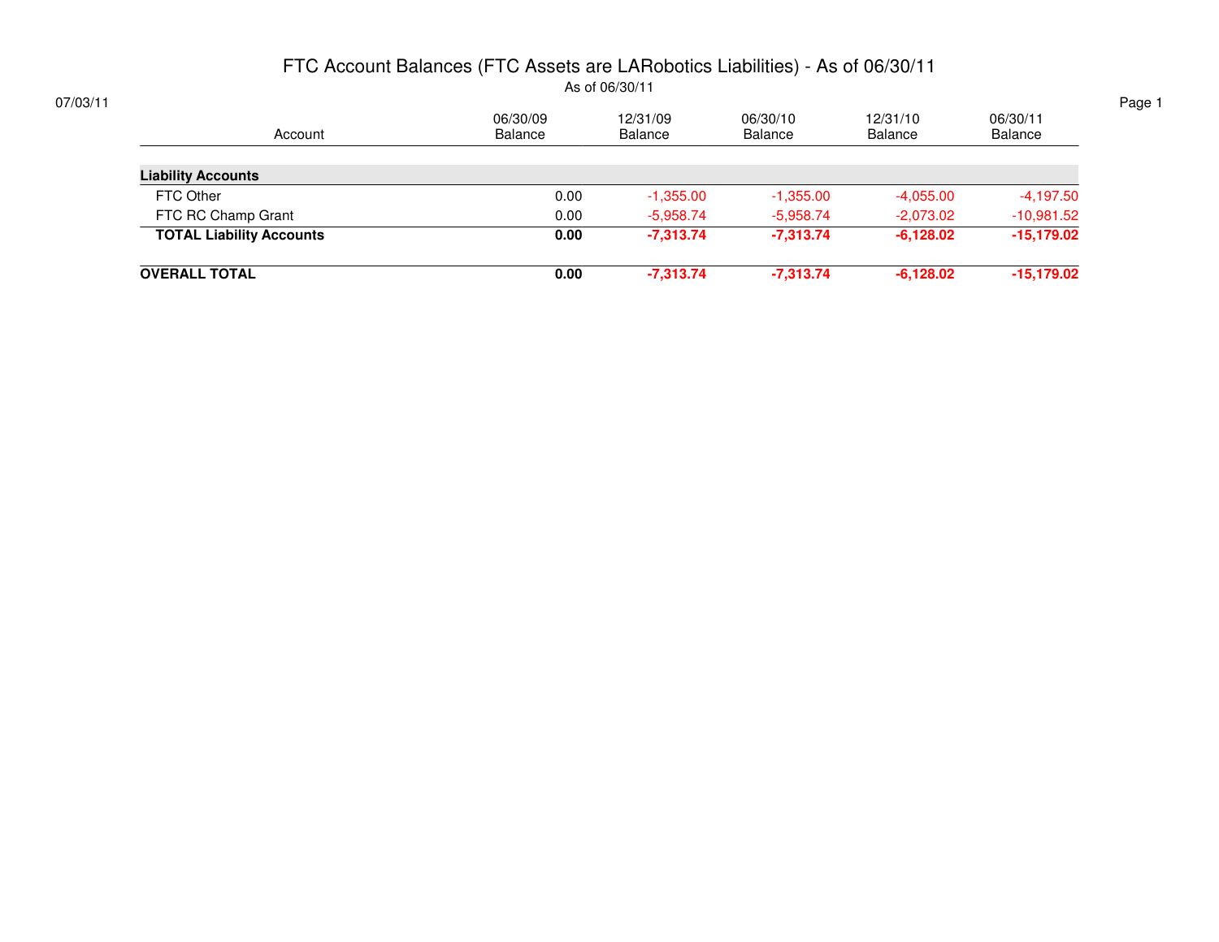# FTC Account Balances (FTC Assets are LARobotics Liabilities) - As of 06/30/11

As of 06/30/11

07/03/11

| Account | 06/30/09 Balance | 12/31/09 Balance | 06/30/10 Balance | 12/31/10 Balance | 06/30/11 Balance |
|---|---|---|---|---|---|
| **Liability Accounts** | | | | | |
| FTC Other | 0.00 | -1,355.00 | -1,355.00 | -4,055.00 | -4,197.50 |
| FTC RC Champ Grant | 0.00 | -5,958.74 | -5,958.74 | -2,073.02 | -10,981.52 |
| **TOTAL Liability Accounts** | **0.00** | **-7,313.74** | **-7,313.74** | **-6,128.02** | **-15,179.02** |
| **OVERALL TOTAL** | **0.00** | **-7,313.74** | **-7,313.74** | **-6,128.02** | **-15,179.02** |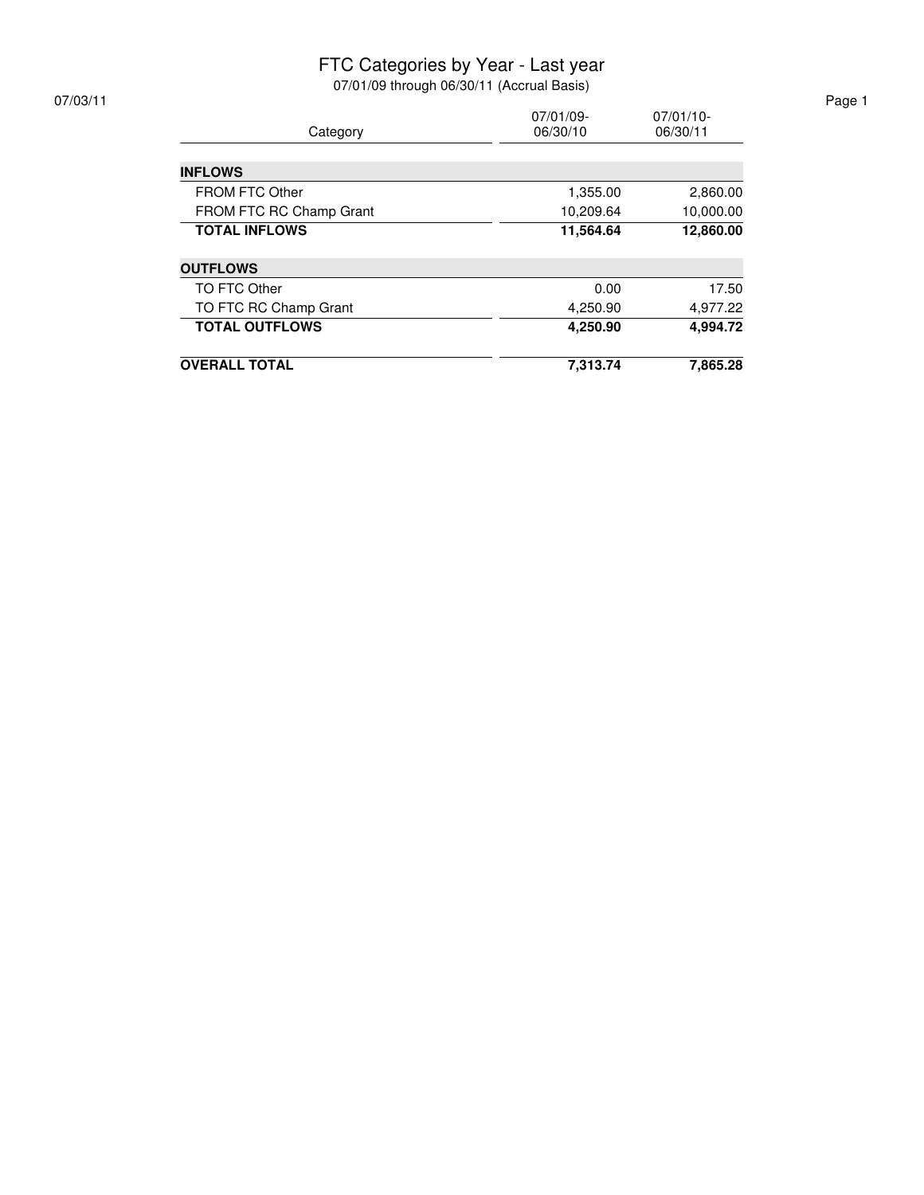# FTC Categories by Year - Last year

07/01/09 through 06/30/11 (Accrual Basis)

07/03/11

| Category | 07/01/09-06/30/10 | 07/01/10-06/30/11 |
|---|---|---|
| **INFLOWS** | | |
| FROM FTC Other | 1,355.00 | 2,860.00 |
| FROM FTC RC Champ Grant | 10,209.64 | 10,000.00 |
| **TOTAL INFLOWS** | **11,564.64** | **12,860.00** |
| **OUTFLOWS** | | |
| TO FTC Other | 0.00 | 17.50 |
| TO FTC RC Champ Grant | 4,250.90 | 4,977.22 |
| **TOTAL OUTFLOWS** | **4,250.90** | **4,994.72** |
| **OVERALL TOTAL** | **7,313.74** | **7,865.28** |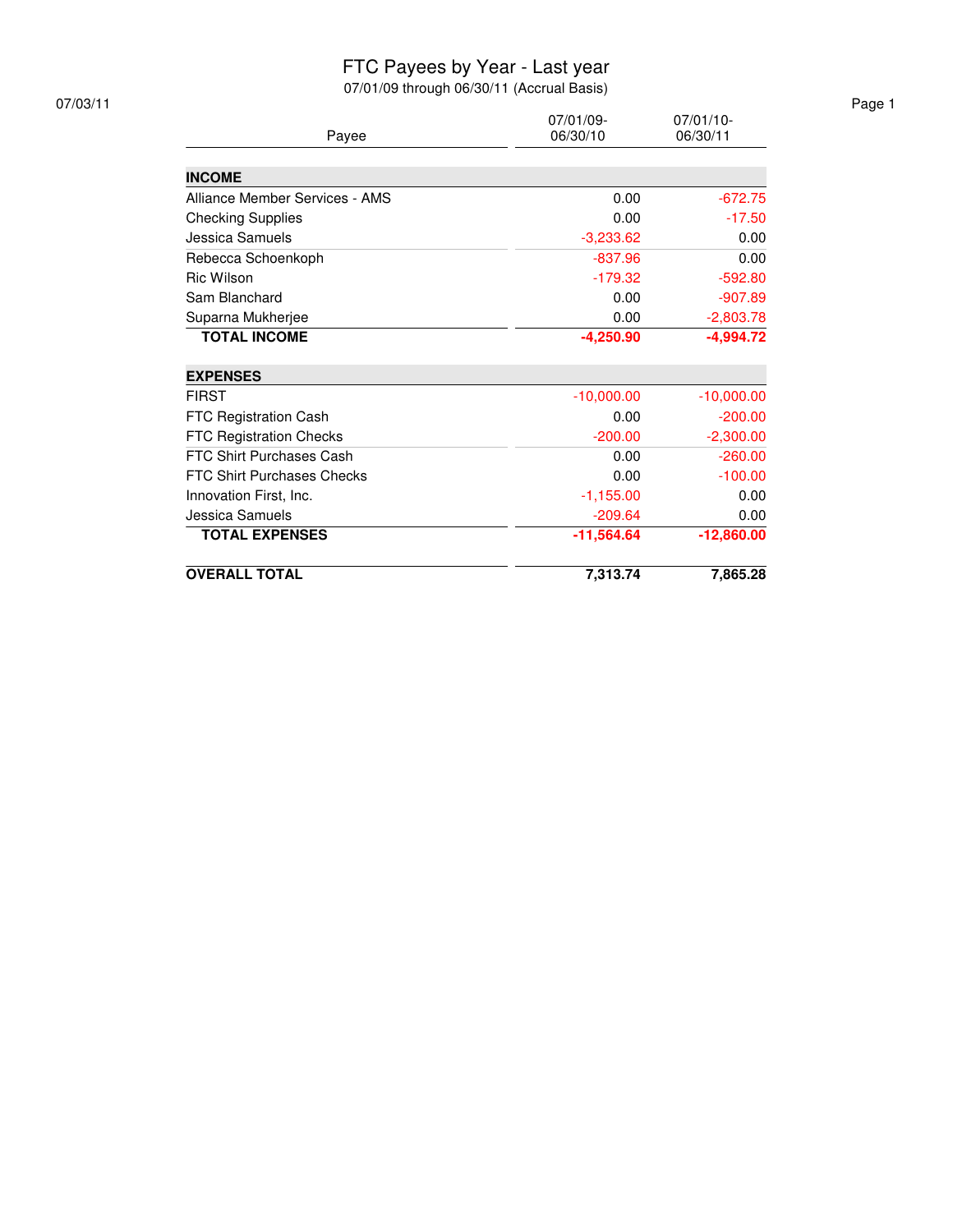# FTC Payees by Year - Last year

07/01/09 through 06/30/11 (Accrual Basis)

07/03/11

| Payee | 07/01/09-06/30/10 | 07/01/10-06/30/11 |
|---|---|---|
| **INCOME** | | |
| Alliance Member Services - AMS | 0.00 | -672.75 |
| Checking Supplies | 0.00 | -17.50 |
| Jessica Samuels | -3,233.62 | 0.00 |
| Rebecca Schoenkoph | -837.96 | 0.00 |
| Ric Wilson | -179.32 | -592.80 |
| Sam Blanchard | 0.00 | -907.89 |
| Suparna Mukherjee | 0.00 | -2,803.78 |
| **TOTAL INCOME** | **-4,250.90** | **-4,994.72** |
| **EXPENSES** | | |
| FIRST | -10,000.00 | -10,000.00 |
| FTC Registration Cash | 0.00 | -200.00 |
| FTC Registration Checks | -200.00 | -2,300.00 |
| FTC Shirt Purchases Cash | 0.00 | -260.00 |
| FTC Shirt Purchases Checks | 0.00 | -100.00 |
| Innovation First, Inc. | -1,155.00 | 0.00 |
| Jessica Samuels | -209.64 | 0.00 |
| **TOTAL EXPENSES** | **-11,564.64** | **-12,860.00** |
| **OVERALL TOTAL** | **7,313.74** | **7,865.28** |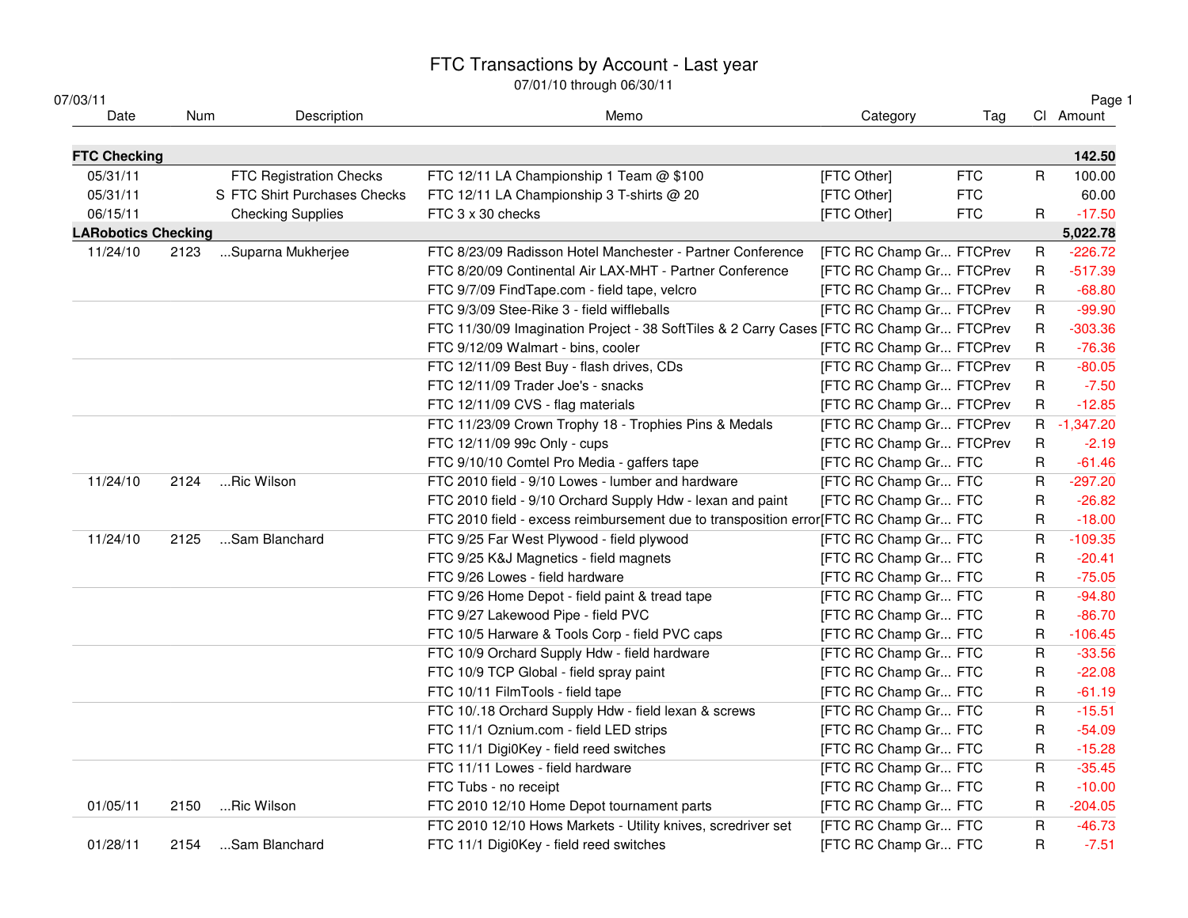# FTC Transactions by Account - Last year

07/01/10 through 06/30/11

07/03/11

| Date | Num | Description | Memo | Category | Tag | Cl | Amount |
|---|---|---|---|---|---|---|---|
| **FTC Checking** | | | | | | | **142.50** |
| 05/31/11 | | FTC Registration Checks | FTC 12/11 LA Championship 1 Team @ $100 | [FTC Other] | FTC | R | 100.00 |
| 05/31/11 | | S FTC Shirt Purchases Checks | FTC 12/11 LA Championship 3 T-shirts @ 20 | [FTC Other] | FTC | | 60.00 |
| 06/15/11 | | Checking Supplies | FTC 3 x 30 checks | [FTC Other] | FTC | R | -17.50 |
| **LARobotics Checking** | | | | | | | **5,022.78** |
| 11/24/10 | 2123 | ...Suparna Mukherjee | FTC 8/23/09 Radisson Hotel Manchester - Partner Conference | [FTC RC Champ Gr... | FTCPrev | R | -226.72 |
| | | | FTC 8/20/09 Continental Air LAX-MHT - Partner Conference | [FTC RC Champ Gr... | FTCPrev | R | -517.39 |
| | | | FTC 9/7/09 FindTape.com - field tape, velcro | [FTC RC Champ Gr... | FTCPrev | R | -68.80 |
| | | | FTC 9/3/09 Stee-Rike 3 - field wiffleballs | [FTC RC Champ Gr... | FTCPrev | R | -99.90 |
| | | | FTC 11/30/09 Imagination Project - 38 SoftTiles & 2 Carry Cases | [FTC RC Champ Gr... | FTCPrev | R | -303.36 |
| | | | FTC 9/12/09 Walmart - bins, cooler | [FTC RC Champ Gr... | FTCPrev | R | -76.36 |
| | | | FTC 12/11/09 Best Buy - flash drives, CDs | [FTC RC Champ Gr... | FTCPrev | R | -80.05 |
| | | | FTC 12/11/09 Trader Joe's - snacks | [FTC RC Champ Gr... | FTCPrev | R | -7.50 |
| | | | FTC 12/11/09 CVS - flag materials | [FTC RC Champ Gr... | FTCPrev | R | -12.85 |
| | | | FTC 11/23/09 Crown Trophy 18 - Trophies Pins & Medals | [FTC RC Champ Gr... | FTCPrev | R | -1,347.20 |
| | | | FTC 12/11/09 99c Only - cups | [FTC RC Champ Gr... | FTCPrev | R | -2.19 |
| | | | FTC 9/10/10 Comtel Pro Media - gaffers tape | [FTC RC Champ Gr... | FTC | R | -61.46 |
| 11/24/10 | 2124 | ...Ric Wilson | FTC 2010 field - 9/10 Lowes - lumber and hardware | [FTC RC Champ Gr... | FTC | R | -297.20 |
| | | | FTC 2010 field - 9/10 Orchard Supply Hdw - lexan and paint | [FTC RC Champ Gr... | FTC | R | -26.82 |
| | | | FTC 2010 field - excess reimbursement due to transposition error | [FTC RC Champ Gr... | FTC | R | -18.00 |
| 11/24/10 | 2125 | ...Sam Blanchard | FTC 9/25 Far West Plywood - field plywood | [FTC RC Champ Gr... | FTC | R | -109.35 |
| | | | FTC 9/25 K&J Magnetics - field magnets | [FTC RC Champ Gr... | FTC | R | -20.41 |
| | | | FTC 9/26 Lowes - field hardware | [FTC RC Champ Gr... | FTC | R | -75.05 |
| | | | FTC 9/26 Home Depot - field paint & tread tape | [FTC RC Champ Gr... | FTC | R | -94.80 |
| | | | FTC 9/27 Lakewood Pipe - field PVC | [FTC RC Champ Gr... | FTC | R | -86.70 |
| | | | FTC 10/5 Harware & Tools Corp - field PVC caps | [FTC RC Champ Gr... | FTC | R | -106.45 |
| | | | FTC 10/9 Orchard Supply Hdw - field hardware | [FTC RC Champ Gr... | FTC | R | -33.56 |
| | | | FTC 10/9 TCP Global - field spray paint | [FTC RC Champ Gr... | FTC | R | -22.08 |
| | | | FTC 10/11 FilmTools - field tape | [FTC RC Champ Gr... | FTC | R | -61.19 |
| | | | FTC 10/.18 Orchard Supply Hdw - field lexan & screws | [FTC RC Champ Gr... | FTC | R | -15.51 |
| | | | FTC 11/1 Oznium.com - field LED strips | [FTC RC Champ Gr... | FTC | R | -54.09 |
| | | | FTC 11/1 Digi0Key - field reed switches | [FTC RC Champ Gr... | FTC | R | -15.28 |
| | | | FTC 11/11 Lowes - field hardware | [FTC RC Champ Gr... | FTC | R | -35.45 |
| | | | FTC Tubs - no receipt | [FTC RC Champ Gr... | FTC | R | -10.00 |
| 01/05/11 | 2150 | ...Ric Wilson | FTC 2010 12/10 Home Depot tournament parts | [FTC RC Champ Gr... | FTC | R | -204.05 |
| | | | FTC 2010 12/10 Hows Markets - Utility knives, scredriver set | [FTC RC Champ Gr... | FTC | R | -46.73 |
| 01/28/11 | 2154 | ...Sam Blanchard | FTC 11/1 Digi0Key - field reed switches | [FTC RC Champ Gr... | FTC | R | -7.51 |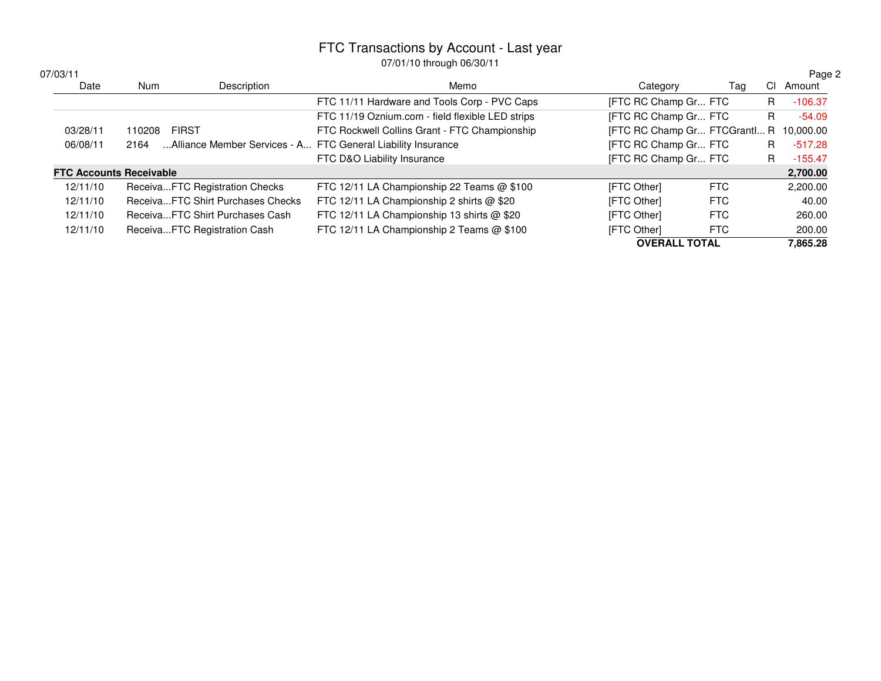# FTC Transactions by Account - Last year

07/01/10 through 06/30/11

07/03/11

| Date | Num | Description | Memo | Category | Tag | Cl | Amount |
|---|---|---|---|---|---|---|---|
| | | | FTC 11/11 Hardware and Tools Corp - PVC Caps | [FTC RC Champ Gr... | FTC | R | -106.37 |
| | | | FTC 11/19 Oznium.com - field flexible LED strips | [FTC RC Champ Gr... | FTC | R | -54.09 |
| 03/28/11 | 110208 | FIRST | FTC Rockwell Collins Grant - FTC Championship | [FTC RC Champ Gr... | FTCGrantl... | R | 10,000.00 |
| 06/08/11 | 2164 | ...Alliance Member Services - A... | FTC General Liability Insurance | [FTC RC Champ Gr... | FTC | R | -517.28 |
| | | | FTC D&O Liability Insurance | [FTC RC Champ Gr... | FTC | R | -155.47 |
| **FTC Accounts Receivable** | | | | | | | **2,700.00** |
| 12/11/10 | Receiva... | FTC Registration Checks | FTC 12/11 LA Championship 22 Teams @ $100 | [FTC Other] | FTC | | 2,200.00 |
| 12/11/10 | Receiva... | FTC Shirt Purchases Checks | FTC 12/11 LA Championship 2 shirts @ $20 | [FTC Other] | FTC | | 40.00 |
| 12/11/10 | Receiva... | FTC Shirt Purchases Cash | FTC 12/11 LA Championship 13 shirts @ $20 | [FTC Other] | FTC | | 260.00 |
| 12/11/10 | Receiva... | FTC Registration Cash | FTC 12/11 LA Championship 2 Teams @ $100 | [FTC Other] | FTC | | 200.00 |
| | | | | **OVERALL TOTAL** | | | **7,865.28** |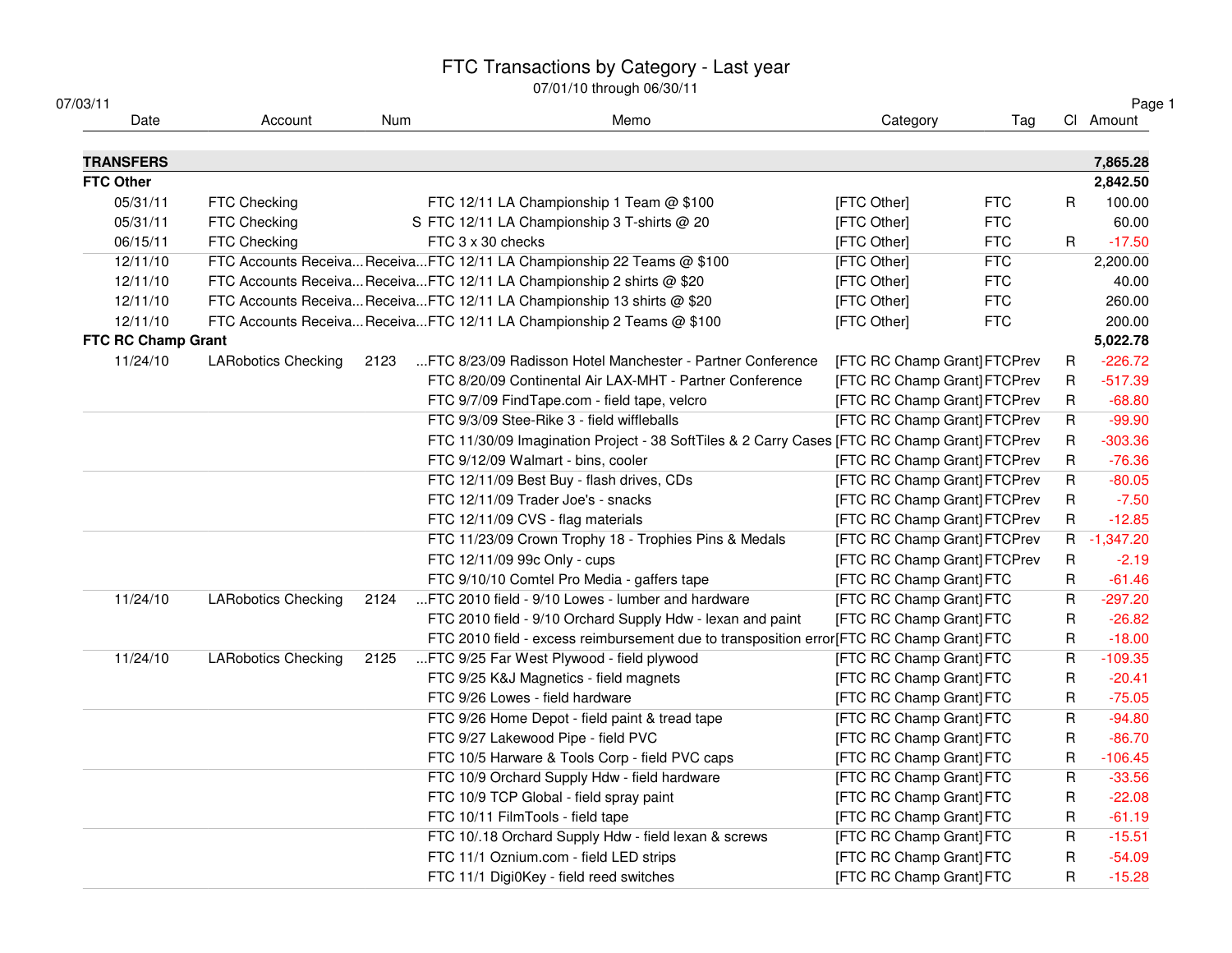# FTC Transactions by Category - Last year

07/01/10 through 06/30/11

07/03/11

| Date | Account | Num | Memo | Category | Tag | Cl | Amount |
|---|---|---|---|---|---|---|---|
| **TRANSFERS** | | | | | | | **7,865.28** |
| **FTC Other** | | | | | | | **2,842.50** |
| 05/31/11 | FTC Checking | | FTC 12/11 LA Championship 1 Team @ $100 | [FTC Other] | FTC | R | 100.00 |
| 05/31/11 | FTC Checking | | S FTC 12/11 LA Championship 3 T-shirts @ 20 | [FTC Other] | FTC | | 60.00 |
| 06/15/11 | FTC Checking | | FTC 3 x 30 checks | [FTC Other] | FTC | R | -17.50 |
| 12/11/10 | FTC Accounts Receiva... | Receiva... | FTC 12/11 LA Championship 22 Teams @ $100 | [FTC Other] | FTC | | 2,200.00 |
| 12/11/10 | FTC Accounts Receiva... | Receiva... | FTC 12/11 LA Championship 2 shirts @ $20 | [FTC Other] | FTC | | 40.00 |
| 12/11/10 | FTC Accounts Receiva... | Receiva... | FTC 12/11 LA Championship 13 shirts @ $20 | [FTC Other] | FTC | | 260.00 |
| 12/11/10 | FTC Accounts Receiva... | Receiva... | FTC 12/11 LA Championship 2 Teams @ $100 | [FTC Other] | FTC | | 200.00 |
| **FTC RC Champ Grant** | | | | | | | **5,022.78** |
| 11/24/10 | LARobotics Checking | 2123 | ...FTC 8/23/09 Radisson Hotel Manchester - Partner Conference | [FTC RC Champ Grant] | FTCPrev | R | -226.72 |
| | | | FTC 8/20/09 Continental Air LAX-MHT - Partner Conference | [FTC RC Champ Grant] | FTCPrev | R | -517.39 |
| | | | FTC 9/7/09 FindTape.com - field tape, velcro | [FTC RC Champ Grant] | FTCPrev | R | -68.80 |
| | | | FTC 9/3/09 Stee-Rike 3 - field wiffleballs | [FTC RC Champ Grant] | FTCPrev | R | -99.90 |
| | | | FTC 11/30/09 Imagination Project - 38 SoftTiles & 2 Carry Cases | [FTC RC Champ Grant] | FTCPrev | R | -303.36 |
| | | | FTC 9/12/09 Walmart - bins, cooler | [FTC RC Champ Grant] | FTCPrev | R | -76.36 |
| | | | FTC 12/11/09 Best Buy - flash drives, CDs | [FTC RC Champ Grant] | FTCPrev | R | -80.05 |
| | | | FTC 12/11/09 Trader Joe's - snacks | [FTC RC Champ Grant] | FTCPrev | R | -7.50 |
| | | | FTC 12/11/09 CVS - flag materials | [FTC RC Champ Grant] | FTCPrev | R | -12.85 |
| | | | FTC 11/23/09 Crown Trophy 18 - Trophies Pins & Medals | [FTC RC Champ Grant] | FTCPrev | R | -1,347.20 |
| | | | FTC 12/11/09 99c Only - cups | [FTC RC Champ Grant] | FTCPrev | R | -2.19 |
| | | | FTC 9/10/10 Comtel Pro Media - gaffers tape | [FTC RC Champ Grant] | FTC | R | -61.46 |
| 11/24/10 | LARobotics Checking | 2124 | ...FTC 2010 field - 9/10 Lowes - lumber and hardware | [FTC RC Champ Grant] | FTC | R | -297.20 |
| | | | FTC 2010 field - 9/10 Orchard Supply Hdw - lexan and paint | [FTC RC Champ Grant] | FTC | R | -26.82 |
| | | | FTC 2010 field - excess reimbursement due to transposition error | [FTC RC Champ Grant] | FTC | R | -18.00 |
| 11/24/10 | LARobotics Checking | 2125 | ...FTC 9/25 Far West Plywood - field plywood | [FTC RC Champ Grant] | FTC | R | -109.35 |
| | | | FTC 9/25 K&J Magnetics - field magnets | [FTC RC Champ Grant] | FTC | R | -20.41 |
| | | | FTC 9/26 Lowes - field hardware | [FTC RC Champ Grant] | FTC | R | -75.05 |
| | | | FTC 9/26 Home Depot - field paint & tread tape | [FTC RC Champ Grant] | FTC | R | -94.80 |
| | | | FTC 9/27 Lakewood Pipe - field PVC | [FTC RC Champ Grant] | FTC | R | -86.70 |
| | | | FTC 10/5 Harware & Tools Corp - field PVC caps | [FTC RC Champ Grant] | FTC | R | -106.45 |
| | | | FTC 10/9 Orchard Supply Hdw - field hardware | [FTC RC Champ Grant] | FTC | R | -33.56 |
| | | | FTC 10/9 TCP Global - field spray paint | [FTC RC Champ Grant] | FTC | R | -22.08 |
| | | | FTC 10/11 FilmTools - field tape | [FTC RC Champ Grant] | FTC | R | -61.19 |
| | | | FTC 10/.18 Orchard Supply Hdw - field lexan & screws | [FTC RC Champ Grant] | FTC | R | -15.51 |
| | | | FTC 11/1 Oznium.com - field LED strips | [FTC RC Champ Grant] | FTC | R | -54.09 |
| | | | FTC 11/1 Digi0Key - field reed switches | [FTC RC Champ Grant] | FTC | R | -15.28 |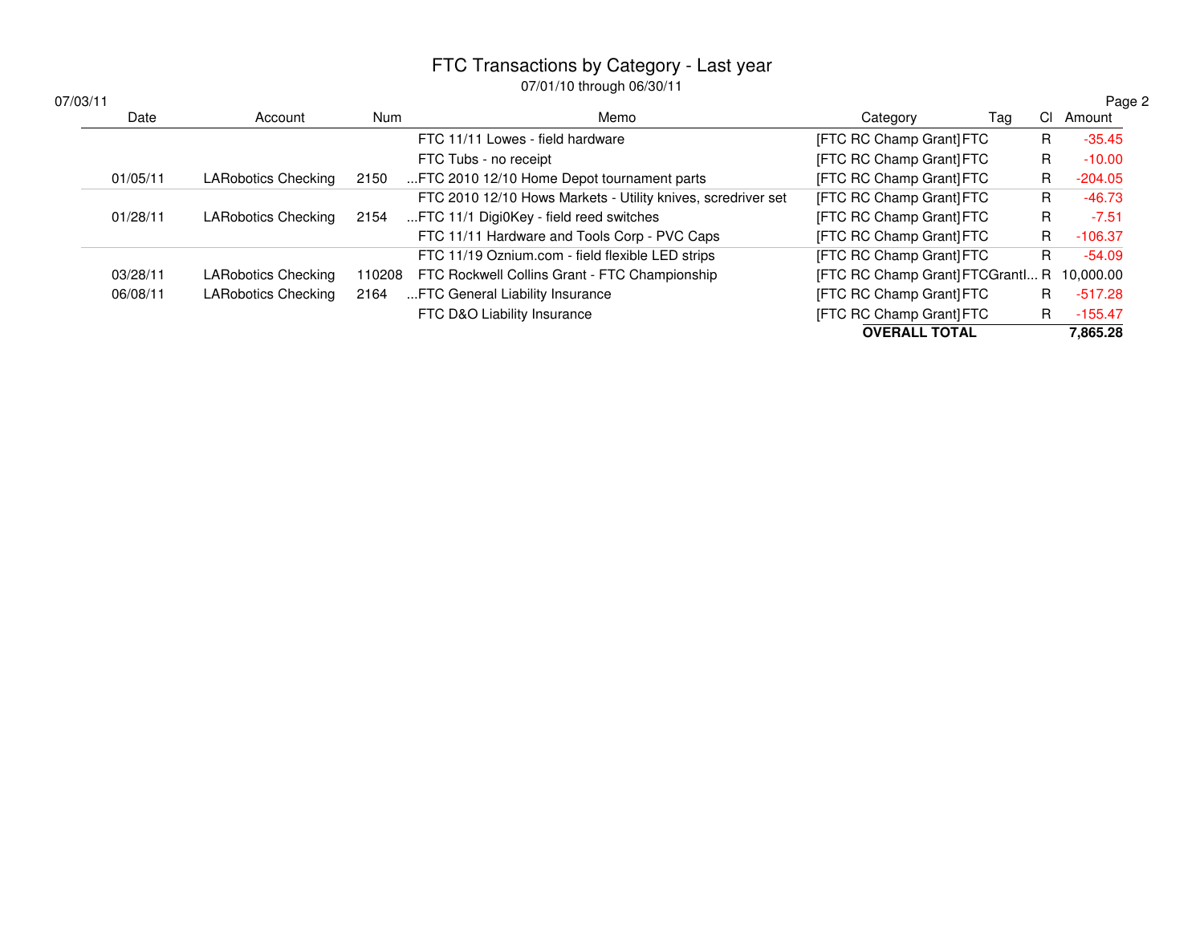# FTC Transactions by Category - Last year

07/01/10 through 06/30/11

07/03/11

| Date | Account | Num | Memo | Category | Tag | Cl | Amount |
|---|---|---|---|---|---|---|---|
| | | | FTC 11/11 Lowes - field hardware | [FTC RC Champ Grant] | FTC | R | -35.45 |
| | | | FTC Tubs - no receipt | [FTC RC Champ Grant] | FTC | R | -10.00 |
| 01/05/11 | LARobotics Checking | 2150 | ...FTC 2010 12/10 Home Depot tournament parts | [FTC RC Champ Grant] | FTC | R | -204.05 |
| | | | FTC 2010 12/10 Hows Markets - Utility knives, scredriver set | [FTC RC Champ Grant] | FTC | R | -46.73 |
| 01/28/11 | LARobotics Checking | 2154 | ...FTC 11/1 Digi0Key - field reed switches | [FTC RC Champ Grant] | FTC | R | -7.51 |
| | | | FTC 11/11 Hardware and Tools Corp - PVC Caps | [FTC RC Champ Grant] | FTC | R | -106.37 |
| | | | FTC 11/19 Oznium.com - field flexible LED strips | [FTC RC Champ Grant] | FTC | R | -54.09 |
| 03/28/11 | LARobotics Checking | 110208 | FTC Rockwell Collins Grant - FTC Championship | [FTC RC Champ Grant] | FTCGrantI... | R | 10,000.00 |
| 06/08/11 | LARobotics Checking | 2164 | ...FTC General Liability Insurance | [FTC RC Champ Grant] | FTC | R | -517.28 |
| | | | FTC D&O Liability Insurance | [FTC RC Champ Grant] | FTC | R | -155.47 |
| | | | | **OVERALL TOTAL** | | | **7,865.28** |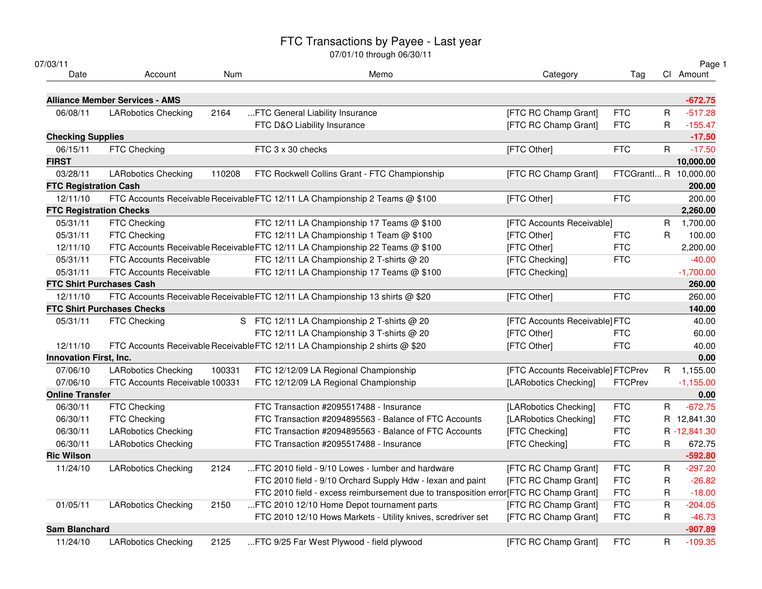# FTC Transactions by Payee - Last year

07/01/10 through 06/30/11

07/03/11

| Date | Account | Num | Memo | Category | Tag | Cl | Amount |
|---|---|---|---|---|---|---|---|
| **Alliance Member Services - AMS** | | | | | | | **-672.75** |
| 06/08/11 | LARobotics Checking | 2164 | ...FTC General Liability Insurance | [FTC RC Champ Grant] | FTC | R | -517.28 |
| | | | FTC D&O Liability Insurance | [FTC RC Champ Grant] | FTC | R | -155.47 |
| **Checking Supplies** | | | | | | | **-17.50** |
| 06/15/11 | FTC Checking | | FTC 3 x 30 checks | [FTC Other] | FTC | R | -17.50 |
| **FIRST** | | | | | | | **10,000.00** |
| 03/28/11 | LARobotics Checking | 110208 | FTC Rockwell Collins Grant - FTC Championship | [FTC RC Champ Grant] | FTCGrantI... | R | 10,000.00 |
| **FTC Registration Cash** | | | | | | | **200.00** |
| 12/11/10 | FTC Accounts Receivable | Receivable | FTC 12/11 LA Championship 2 Teams @ $100 | [FTC Other] | FTC | | 200.00 |
| **FTC Registration Checks** | | | | | | | **2,260.00** |
| 05/31/11 | FTC Checking | | FTC 12/11 LA Championship 17 Teams @ $100 | [FTC Accounts Receivable] | | R | 1,700.00 |
| 05/31/11 | FTC Checking | | FTC 12/11 LA Championship 1 Team @ $100 | [FTC Other] | FTC | R | 100.00 |
| 12/11/10 | FTC Accounts Receivable | Receivable | FTC 12/11 LA Championship 22 Teams @ $100 | [FTC Other] | FTC | | 2,200.00 |
| 05/31/11 | FTC Accounts Receivable | | FTC 12/11 LA Championship 2 T-shirts @ 20 | [FTC Checking] | FTC | | -40.00 |
| 05/31/11 | FTC Accounts Receivable | | FTC 12/11 LA Championship 17 Teams @ $100 | [FTC Checking] | | | -1,700.00 |
| **FTC Shirt Purchases Cash** | | | | | | | **260.00** |
| 12/11/10 | FTC Accounts Receivable | Receivable | FTC 12/11 LA Championship 13 shirts @ $20 | [FTC Other] | FTC | | 260.00 |
| **FTC Shirt Purchases Checks** | | | | | | | **140.00** |
| 05/31/11 | FTC Checking | S | FTC 12/11 LA Championship 2 T-shirts @ 20 | [FTC Accounts Receivable] | FTC | | 40.00 |
| | | | FTC 12/11 LA Championship 3 T-shirts @ 20 | [FTC Other] | FTC | | 60.00 |
| 12/11/10 | FTC Accounts Receivable | Receivable | FTC 12/11 LA Championship 2 shirts @ $20 | [FTC Other] | FTC | | 40.00 |
| **Innovation First, Inc.** | | | | | | | **0.00** |
| 07/06/10 | LARobotics Checking | 100331 | FTC 12/12/09 LA Regional Championship | [FTC Accounts Receivable] | FTCPrev | R | 1,155.00 |
| 07/06/10 | FTC Accounts Receivable | 100331 | FTC 12/12/09 LA Regional Championship | [LARobotics Checking] | FTCPrev | | -1,155.00 |
| **Online Transfer** | | | | | | | **0.00** |
| 06/30/11 | FTC Checking | | FTC Transaction #2095517488 - Insurance | [LARobotics Checking] | FTC | R | -672.75 |
| 06/30/11 | FTC Checking | | FTC Transaction #2094895563 - Balance of FTC Accounts | [LARobotics Checking] | FTC | R | 12,841.30 |
| 06/30/11 | LARobotics Checking | | FTC Transaction #2094895563 - Balance of FTC Accounts | [FTC Checking] | FTC | R | -12,841.30 |
| 06/30/11 | LARobotics Checking | | FTC Transaction #2095517488 - Insurance | [FTC Checking] | FTC | R | 672.75 |
| **Ric Wilson** | | | | | | | **-592.80** |
| 11/24/10 | LARobotics Checking | 2124 | ...FTC 2010 field - 9/10 Lowes - lumber and hardware | [FTC RC Champ Grant] | FTC | R | -297.20 |
| | | | FTC 2010 field - 9/10 Orchard Supply Hdw - lexan and paint | [FTC RC Champ Grant] | FTC | R | -26.82 |
| | | | FTC 2010 field - excess reimbursement due to transposition error | [FTC RC Champ Grant] | FTC | R | -18.00 |
| 01/05/11 | LARobotics Checking | 2150 | ...FTC 2010 12/10 Home Depot tournament parts | [FTC RC Champ Grant] | FTC | R | -204.05 |
| | | | FTC 2010 12/10 Hows Markets - Utility knives, scredriver set | [FTC RC Champ Grant] | FTC | R | -46.73 |
| **Sam Blanchard** | | | | | | | **-907.89** |
| 11/24/10 | LARobotics Checking | 2125 | ...FTC 9/25 Far West Plywood - field plywood | [FTC RC Champ Grant] | FTC | R | -109.35 |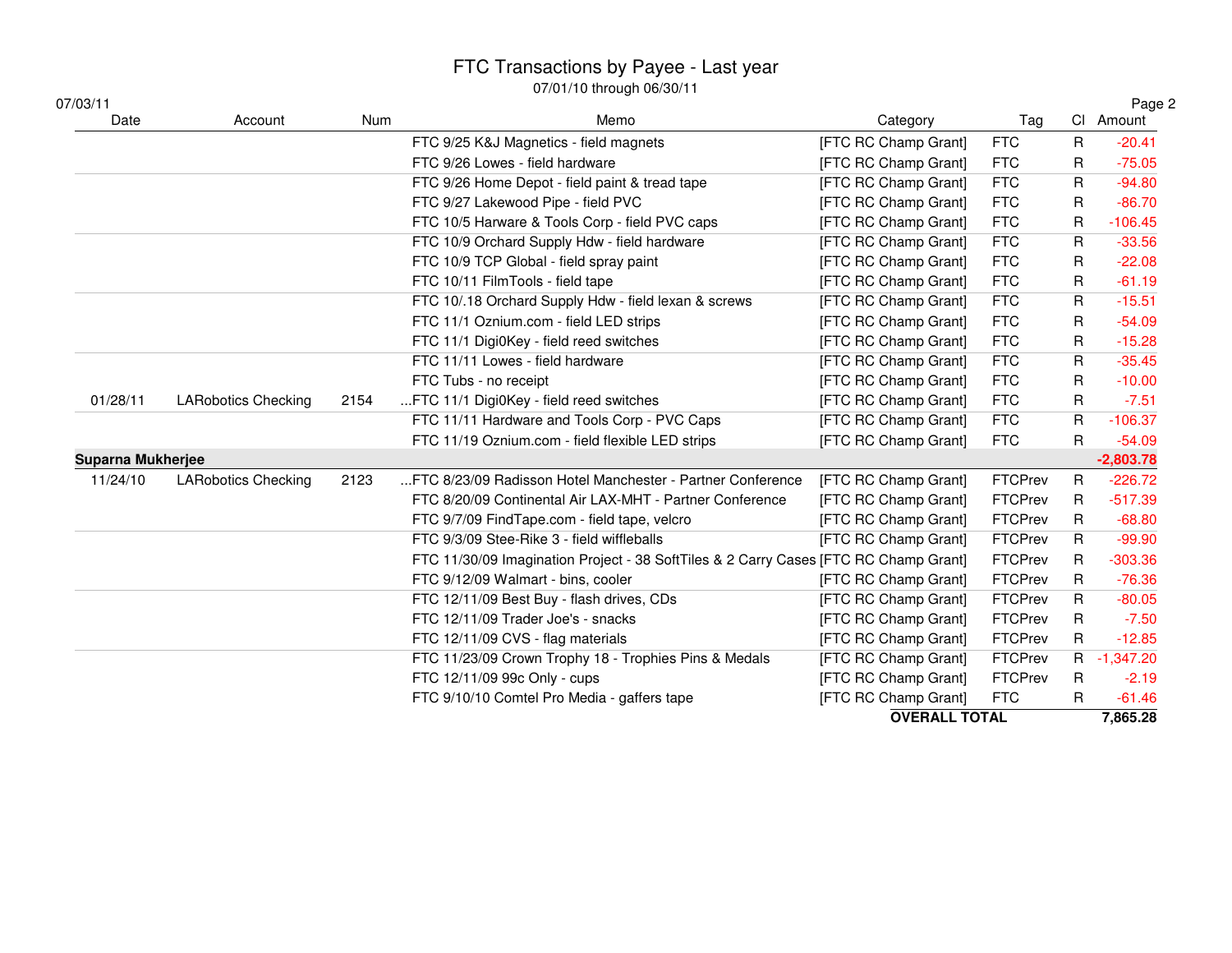# FTC Transactions by Payee - Last year

07/01/10 through 06/30/11

07/03/11

| Date | Account | Num | Memo | Category | Tag | Cl | Amount |
|---|---|---|---|---|---|---|---|
| | | | FTC 9/25 K&J Magnetics - field magnets | [FTC RC Champ Grant] | FTC | R | -20.41 |
| | | | FTC 9/26 Lowes - field hardware | [FTC RC Champ Grant] | FTC | R | -75.05 |
| | | | FTC 9/26 Home Depot - field paint & tread tape | [FTC RC Champ Grant] | FTC | R | -94.80 |
| | | | FTC 9/27 Lakewood Pipe - field PVC | [FTC RC Champ Grant] | FTC | R | -86.70 |
| | | | FTC 10/5 Harware & Tools Corp - field PVC caps | [FTC RC Champ Grant] | FTC | R | -106.45 |
| | | | FTC 10/9 Orchard Supply Hdw - field hardware | [FTC RC Champ Grant] | FTC | R | -33.56 |
| | | | FTC 10/9 TCP Global - field spray paint | [FTC RC Champ Grant] | FTC | R | -22.08 |
| | | | FTC 10/11 FilmTools - field tape | [FTC RC Champ Grant] | FTC | R | -61.19 |
| | | | FTC 10/.18 Orchard Supply Hdw - field lexan & screws | [FTC RC Champ Grant] | FTC | R | -15.51 |
| | | | FTC 11/1 Oznium.com - field LED strips | [FTC RC Champ Grant] | FTC | R | -54.09 |
| | | | FTC 11/1 Digi0Key - field reed switches | [FTC RC Champ Grant] | FTC | R | -15.28 |
| | | | FTC 11/11 Lowes - field hardware | [FTC RC Champ Grant] | FTC | R | -35.45 |
| | | | FTC Tubs - no receipt | [FTC RC Champ Grant] | FTC | R | -10.00 |
| 01/28/11 | LARobotics Checking | 2154 | ...FTC 11/1 Digi0Key - field reed switches | [FTC RC Champ Grant] | FTC | R | -7.51 |
| | | | FTC 11/11 Hardware and Tools Corp - PVC Caps | [FTC RC Champ Grant] | FTC | R | -106.37 |
| | | | FTC 11/19 Oznium.com - field flexible LED strips | [FTC RC Champ Grant] | FTC | R | -54.09 |
| **Suparna Mukherjee** | | | | | | | **-2,803.78** |
| 11/24/10 | LARobotics Checking | 2123 | ...FTC 8/23/09 Radisson Hotel Manchester - Partner Conference | [FTC RC Champ Grant] | FTCPrev | R | -226.72 |
| | | | FTC 8/20/09 Continental Air LAX-MHT - Partner Conference | [FTC RC Champ Grant] | FTCPrev | R | -517.39 |
| | | | FTC 9/7/09 FindTape.com - field tape, velcro | [FTC RC Champ Grant] | FTCPrev | R | -68.80 |
| | | | FTC 9/3/09 Stee-Rike 3 - field wiffleballs | [FTC RC Champ Grant] | FTCPrev | R | -99.90 |
| | | | FTC 11/30/09 Imagination Project - 38 SoftTiles & 2 Carry Cases | [FTC RC Champ Grant] | FTCPrev | R | -303.36 |
| | | | FTC 9/12/09 Walmart - bins, cooler | [FTC RC Champ Grant] | FTCPrev | R | -76.36 |
| | | | FTC 12/11/09 Best Buy - flash drives, CDs | [FTC RC Champ Grant] | FTCPrev | R | -80.05 |
| | | | FTC 12/11/09 Trader Joe's - snacks | [FTC RC Champ Grant] | FTCPrev | R | -7.50 |
| | | | FTC 12/11/09 CVS - flag materials | [FTC RC Champ Grant] | FTCPrev | R | -12.85 |
| | | | FTC 11/23/09 Crown Trophy 18 - Trophies Pins & Medals | [FTC RC Champ Grant] | FTCPrev | R | -1,347.20 |
| | | | FTC 12/11/09 99c Only - cups | [FTC RC Champ Grant] | FTCPrev | R | -2.19 |
| | | | FTC 9/10/10 Comtel Pro Media - gaffers tape | [FTC RC Champ Grant] | FTC | R | -61.46 |
| | | | | **OVERALL TOTAL** | | | **7,865.28** |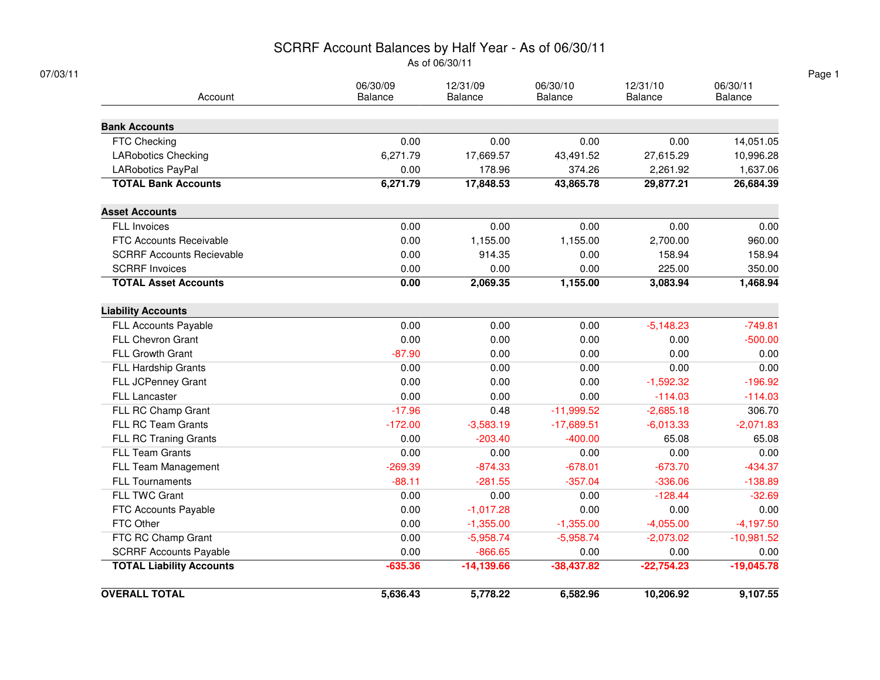# SCRRF Account Balances by Half Year - As of 06/30/11

As of 06/30/11

07/03/11

| Account | 06/30/09 Balance | 12/31/09 Balance | 06/30/10 Balance | 12/31/10 Balance | 06/30/11 Balance |
|---|---|---|---|---|---|
| **Bank Accounts** | | | | | |
| FTC Checking | 0.00 | 0.00 | 0.00 | 0.00 | 14,051.05 |
| LARobotics Checking | 6,271.79 | 17,669.57 | 43,491.52 | 27,615.29 | 10,996.28 |
| LARobotics PayPal | 0.00 | 178.96 | 374.26 | 2,261.92 | 1,637.06 |
| **TOTAL Bank Accounts** | **6,271.79** | **17,848.53** | **43,865.78** | **29,877.21** | **26,684.39** |
| **Asset Accounts** | | | | | |
| FLL Invoices | 0.00 | 0.00 | 0.00 | 0.00 | 0.00 |
| FTC Accounts Receivable | 0.00 | 1,155.00 | 1,155.00 | 2,700.00 | 960.00 |
| SCRRF Accounts Recievable | 0.00 | 914.35 | 0.00 | 158.94 | 158.94 |
| SCRRF Invoices | 0.00 | 0.00 | 0.00 | 225.00 | 350.00 |
| **TOTAL Asset Accounts** | **0.00** | **2,069.35** | **1,155.00** | **3,083.94** | **1,468.94** |
| **Liability Accounts** | | | | | |
| FLL Accounts Payable | 0.00 | 0.00 | 0.00 | -5,148.23 | -749.81 |
| FLL Chevron Grant | 0.00 | 0.00 | 0.00 | 0.00 | -500.00 |
| FLL Growth Grant | -87.90 | 0.00 | 0.00 | 0.00 | 0.00 |
| FLL Hardship Grants | 0.00 | 0.00 | 0.00 | 0.00 | 0.00 |
| FLL JCPenney Grant | 0.00 | 0.00 | 0.00 | -1,592.32 | -196.92 |
| FLL Lancaster | 0.00 | 0.00 | 0.00 | -114.03 | -114.03 |
| FLL RC Champ Grant | -17.96 | 0.48 | -11,999.52 | -2,685.18 | 306.70 |
| FLL RC Team Grants | -172.00 | -3,583.19 | -17,689.51 | -6,013.33 | -2,071.83 |
| FLL RC Traning Grants | 0.00 | -203.40 | -400.00 | 65.08 | 65.08 |
| FLL Team Grants | 0.00 | 0.00 | 0.00 | 0.00 | 0.00 |
| FLL Team Management | -269.39 | -874.33 | -678.01 | -673.70 | -434.37 |
| FLL Tournaments | -88.11 | -281.55 | -357.04 | -336.06 | -138.89 |
| FLL TWC Grant | 0.00 | 0.00 | 0.00 | -128.44 | -32.69 |
| FTC Accounts Payable | 0.00 | -1,017.28 | 0.00 | 0.00 | 0.00 |
| FTC Other | 0.00 | -1,355.00 | -1,355.00 | -4,055.00 | -4,197.50 |
| FTC RC Champ Grant | 0.00 | -5,958.74 | -5,958.74 | -2,073.02 | -10,981.52 |
| SCRRF Accounts Payable | 0.00 | -866.65 | 0.00 | 0.00 | 0.00 |
| **TOTAL Liability Accounts** | **-635.36** | **-14,139.66** | **-38,437.82** | **-22,754.23** | **-19,045.78** |
| **OVERALL TOTAL** | **5,636.43** | **5,778.22** | **6,582.96** | **10,206.92** | **9,107.55** |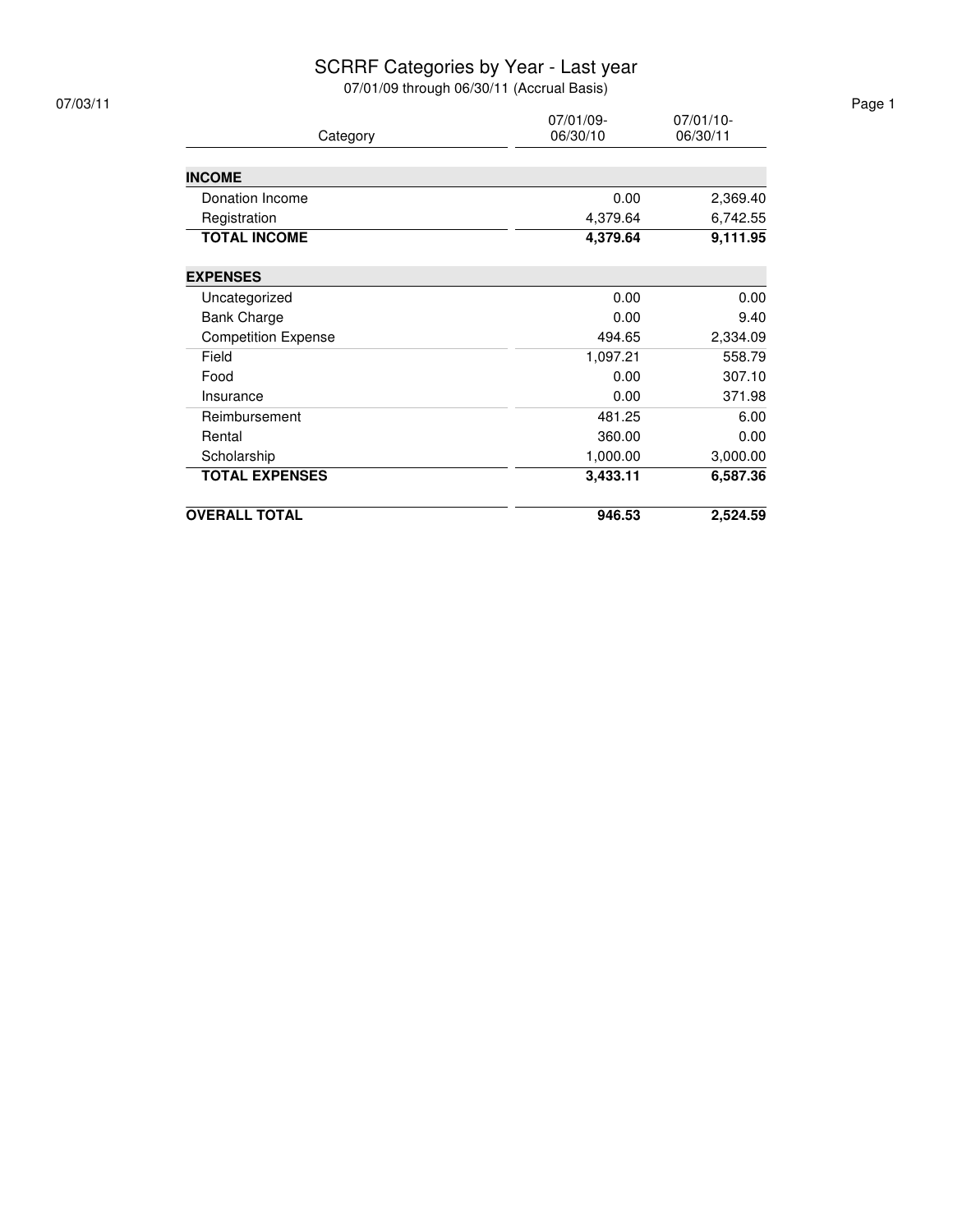# SCRRF Categories by Year - Last year

07/01/09 through 06/30/11 (Accrual Basis)

07/03/11

| Category | 07/01/09-06/30/10 | 07/01/10-06/30/11 |
|---|---|---|
| **INCOME** | | |
| Donation Income | 0.00 | 2,369.40 |
| Registration | 4,379.64 | 6,742.55 |
| **TOTAL INCOME** | **4,379.64** | **9,111.95** |
| **EXPENSES** | | |
| Uncategorized | 0.00 | 0.00 |
| Bank Charge | 0.00 | 9.40 |
| Competition Expense | 494.65 | 2,334.09 |
| Field | 1,097.21 | 558.79 |
| Food | 0.00 | 307.10 |
| Insurance | 0.00 | 371.98 |
| Reimbursement | 481.25 | 6.00 |
| Rental | 360.00 | 0.00 |
| Scholarship | 1,000.00 | 3,000.00 |
| **TOTAL EXPENSES** | **3,433.11** | **6,587.36** |
| **OVERALL TOTAL** | **946.53** | **2,524.59** |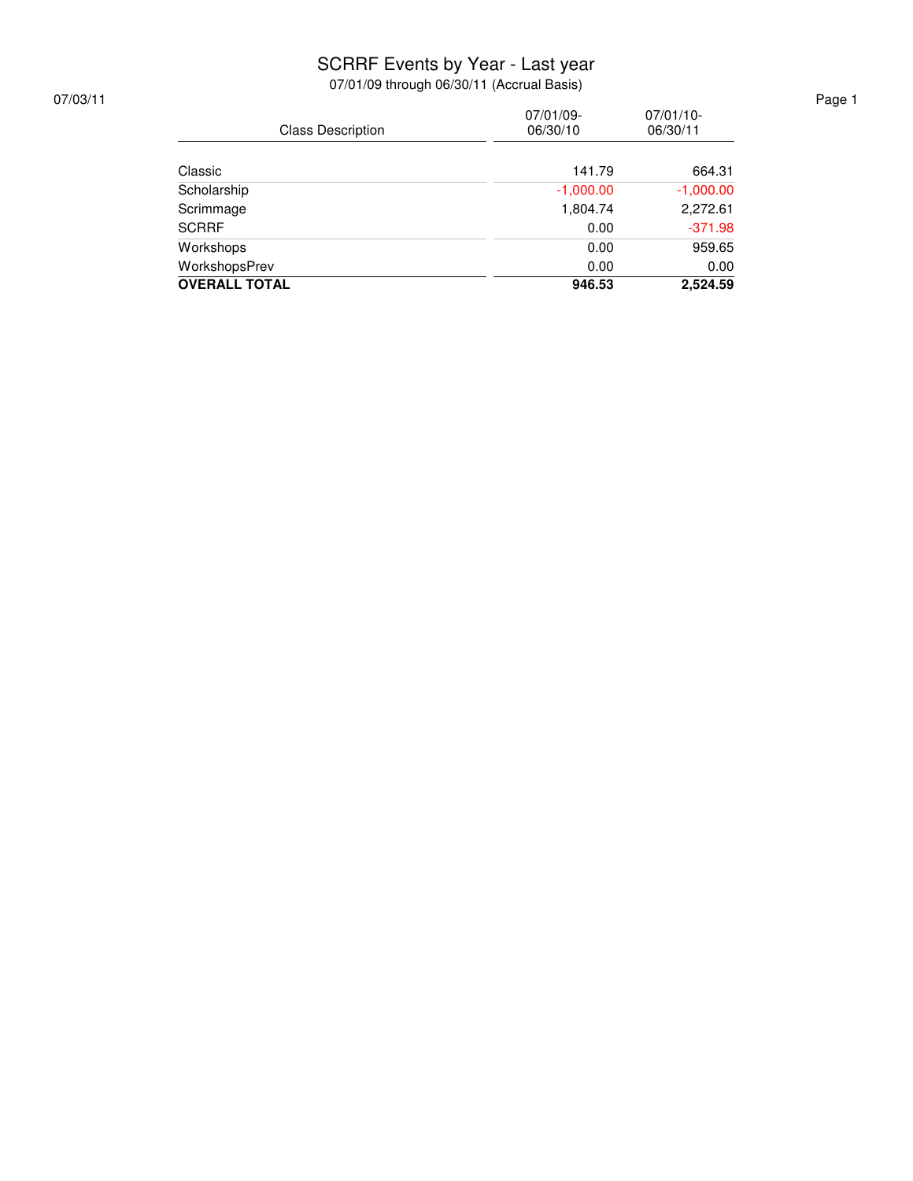# SCRRF Events by Year - Last year

07/01/09 through 06/30/11 (Accrual Basis)

07/03/11

| Class Description | 07/01/09-06/30/10 | 07/01/10-06/30/11 |
|---|---|---|
| Classic | 141.79 | 664.31 |
| Scholarship | -1,000.00 | -1,000.00 |
| Scrimmage | 1,804.74 | 2,272.61 |
| SCRRF | 0.00 | -371.98 |
| Workshops | 0.00 | 959.65 |
| WorkshopsPrev | 0.00 | 0.00 |
| **OVERALL TOTAL** | **946.53** | **2,524.59** |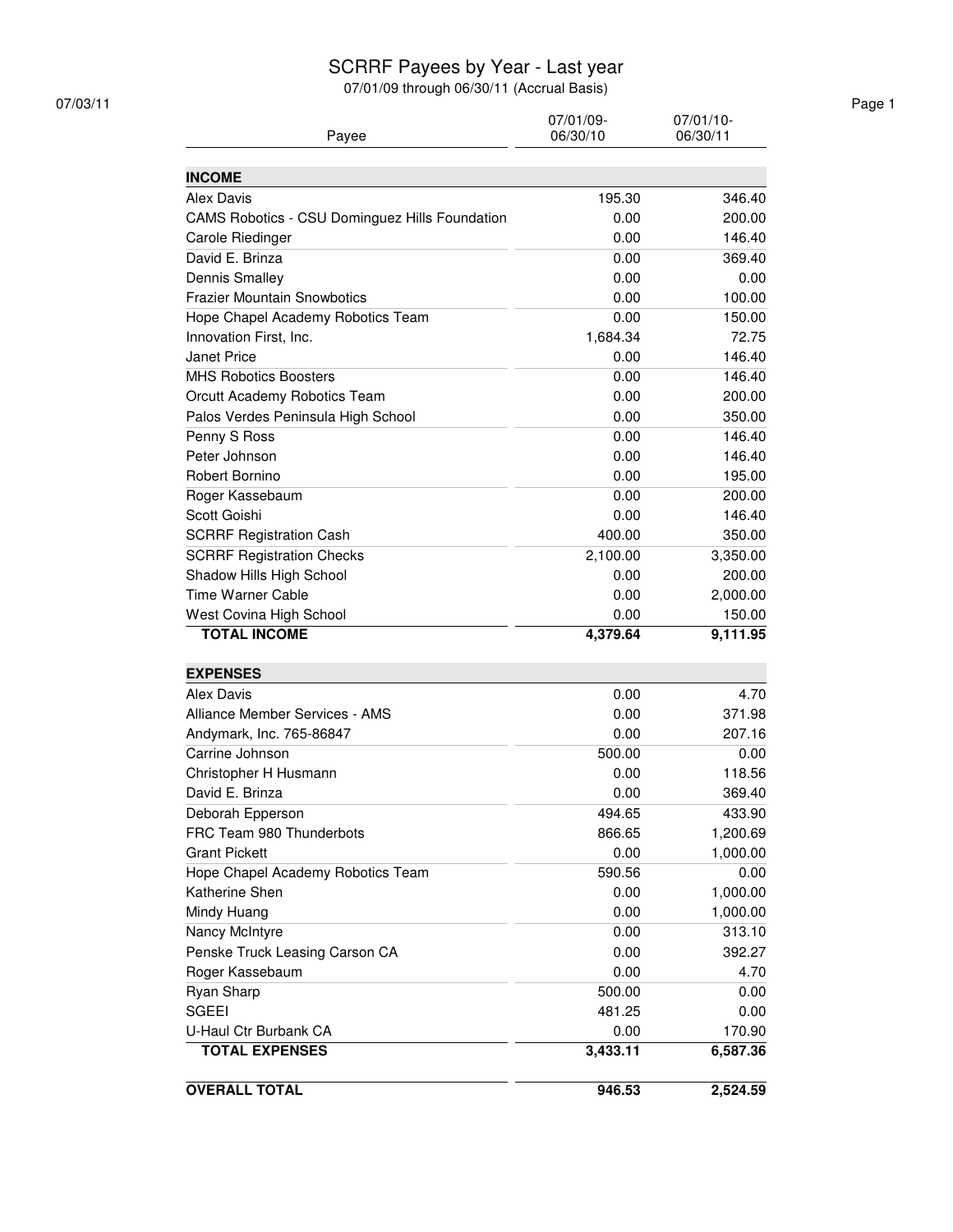# SCRRF Payees by Year - Last year

07/01/09 through 06/30/11 (Accrual Basis)

07/03/11

| Payee | 07/01/09-06/30/10 | 07/01/10-06/30/11 |
|---|---|---|
| **INCOME** | | |
| Alex Davis | 195.30 | 346.40 |
| CAMS Robotics - CSU Dominguez Hills Foundation | 0.00 | 200.00 |
| Carole Riedinger | 0.00 | 146.40 |
| David E. Brinza | 0.00 | 369.40 |
| Dennis Smalley | 0.00 | 0.00 |
| Frazier Mountain Snowbotics | 0.00 | 100.00 |
| Hope Chapel Academy Robotics Team | 0.00 | 150.00 |
| Innovation First, Inc. | 1,684.34 | 72.75 |
| Janet Price | 0.00 | 146.40 |
| MHS Robotics Boosters | 0.00 | 146.40 |
| Orcutt Academy Robotics Team | 0.00 | 200.00 |
| Palos Verdes Peninsula High School | 0.00 | 350.00 |
| Penny S Ross | 0.00 | 146.40 |
| Peter Johnson | 0.00 | 146.40 |
| Robert Bornino | 0.00 | 195.00 |
| Roger Kassebaum | 0.00 | 200.00 |
| Scott Goishi | 0.00 | 146.40 |
| SCRRF Registration Cash | 400.00 | 350.00 |
| SCRRF Registration Checks | 2,100.00 | 3,350.00 |
| Shadow Hills High School | 0.00 | 200.00 |
| Time Warner Cable | 0.00 | 2,000.00 |
| West Covina High School | 0.00 | 150.00 |
| **TOTAL INCOME** | **4,379.64** | **9,111.95** |
| **EXPENSES** | | |
| Alex Davis | 0.00 | 4.70 |
| Alliance Member Services - AMS | 0.00 | 371.98 |
| Andymark, Inc. 765-86847 | 0.00 | 207.16 |
| Carrine Johnson | 500.00 | 0.00 |
| Christopher H Husmann | 0.00 | 118.56 |
| David E. Brinza | 0.00 | 369.40 |
| Deborah Epperson | 494.65 | 433.90 |
| FRC Team 980 Thunderbots | 866.65 | 1,200.69 |
| Grant Pickett | 0.00 | 1,000.00 |
| Hope Chapel Academy Robotics Team | 590.56 | 0.00 |
| Katherine Shen | 0.00 | 1,000.00 |
| Mindy Huang | 0.00 | 1,000.00 |
| Nancy McIntyre | 0.00 | 313.10 |
| Penske Truck Leasing Carson CA | 0.00 | 392.27 |
| Roger Kassebaum | 0.00 | 4.70 |
| Ryan Sharp | 500.00 | 0.00 |
| SGEEI | 481.25 | 0.00 |
| U-Haul Ctr Burbank CA | 0.00 | 170.90 |
| **TOTAL EXPENSES** | **3,433.11** | **6,587.36** |
| **OVERALL TOTAL** | **946.53** | **2,524.59** |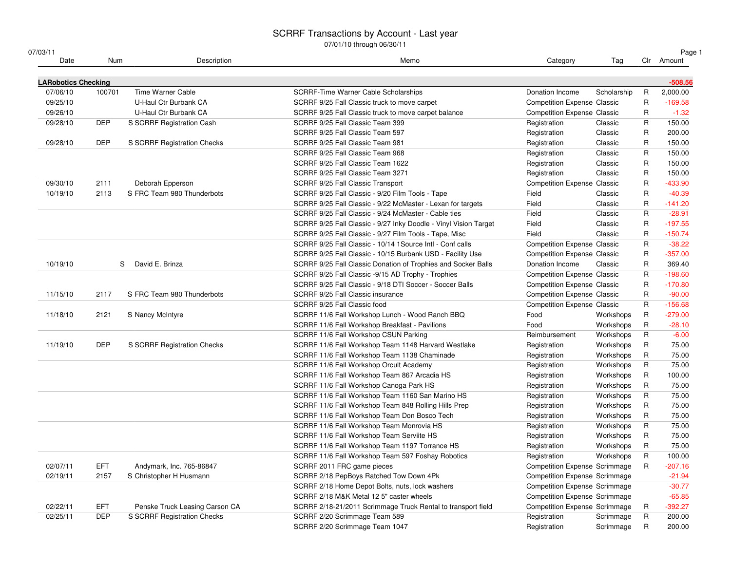# SCRRF Transactions by Account - Last year

07/01/10 through 06/30/11

07/03/11

| Date | Num | Description | Memo | Category | Tag | Clr | Amount |
|---|---|---|---|---|---|---|---|
| **LARobotics Checking** | | | | | | | **-508.56** |
| 07/06/10 | 100701 | Time Warner Cable | SCRRF-Time Warner Cable Scholarships | Donation Income | Scholarship | R | 2,000.00 |
| 09/25/10 | | U-Haul Ctr Burbank CA | SCRRF 9/25 Fall Classic truck to move carpet | Competition Expense | Classic | R | -169.58 |
| 09/26/10 | | U-Haul Ctr Burbank CA | SCRRF 9/25 Fall Classic truck to move carpet balance | Competition Expense | Classic | R | -1.32 |
| 09/28/10 | DEP | S SCRRF Registration Cash | SCRRF 9/25 Fall Classic Team 399 | Registration | Classic | R | 150.00 |
| | | | SCRRF 9/25 Fall Classic Team 597 | Registration | Classic | R | 200.00 |
| 09/28/10 | DEP | S SCRRF Registration Checks | SCRRF 9/25 Fall Classic Team 981 | Registration | Classic | R | 150.00 |
| | | | SCRRF 9/25 Fall Classic Team 968 | Registration | Classic | R | 150.00 |
| | | | SCRRF 9/25 Fall Classic Team 1622 | Registration | Classic | R | 150.00 |
| | | | SCRRF 9/25 Fall Classic Team 3271 | Registration | Classic | R | 150.00 |
| 09/30/10 | 2111 | Deborah Epperson | SCRRF 9/25 Fall Classic Transport | Competition Expense | Classic | R | -433.90 |
| 10/19/10 | 2113 | S FRC Team 980 Thunderbots | SCRRF 9/25 Fall Classic - 9/20 Film Tools - Tape | Field | Classic | R | -40.39 |
| | | | SCRRF 9/25 Fall Classic - 9/22 McMaster - Lexan for targets | Field | Classic | R | -141.20 |
| | | | SCRRF 9/25 Fall Classic - 9/24 McMaster - Cable ties | Field | Classic | R | -28.91 |
| | | | SCRRF 9/25 Fall Classic - 9/27 Inky Doodle - Vinyl Vision Target | Field | Classic | R | -197.55 |
| | | | SCRRF 9/25 Fall Classic - 9/27 Film Tools - Tape, Misc | Field | Classic | R | -150.74 |
| | | | SCRRF 9/25 Fall Classic - 10/14 1Source Intl - Conf calls | Competition Expense | Classic | R | -38.22 |
| | | | SCRRF 9/25 Fall Classic - 10/15 Burbank USD - Facility Use | Competition Expense | Classic | R | -357.00 |
| 10/19/10 | | S David E. Brinza | SCRRF 9/25 Fall Classic Donation of Trophies and Socker Balls | Donation Income | Classic | R | 369.40 |
| | | | SCRRF 9/25 Fall Classic -9/15 AD Trophy - Trophies | Competition Expense | Classic | R | -198.60 |
| | | | SCRRF 9/25 Fall Classic - 9/18 DTI Soccer - Soccer Balls | Competition Expense | Classic | R | -170.80 |
| 11/15/10 | 2117 | S FRC Team 980 Thunderbots | SCRRF 9/25 Fall Classic insurance | Competition Expense | Classic | R | -90.00 |
| | | | SCRRF 9/25 Fall Classic food | Competition Expense | Classic | R | -156.68 |
| 11/18/10 | 2121 | S Nancy McIntyre | SCRRF 11/6 Fall Workshop Lunch - Wood Ranch BBQ | Food | Workshops | R | -279.00 |
| | | | SCRRF 11/6 Fall Workshop Breakfast - Pavilions | Food | Workshops | R | -28.10 |
| | | | SCRRF 11/6 Fall Workshop CSUN Parking | Reimbursement | Workshops | R | -6.00 |
| 11/19/10 | DEP | S SCRRF Registration Checks | SCRRF 11/6 Fall Workshop Team 1148 Harvard Westlake | Registration | Workshops | R | 75.00 |
| | | | SCRRF 11/6 Fall Workshop Team 1138 Chaminade | Registration | Workshops | R | 75.00 |
| | | | SCRRF 11/6 Fall Workshop Orcult Academy | Registration | Workshops | R | 75.00 |
| | | | SCRRF 11/6 Fall Workshop Team 867 Arcadia HS | Registration | Workshops | R | 100.00 |
| | | | SCRRF 11/6 Fall Workshop Canoga Park HS | Registration | Workshops | R | 75.00 |
| | | | SCRRF 11/6 Fall Workshop Team 1160 San Marino HS | Registration | Workshops | R | 75.00 |
| | | | SCRRF 11/6 Fall Workshop Team 848 Rolling Hills Prep | Registration | Workshops | R | 75.00 |
| | | | SCRRF 11/6 Fall Workshop Team Don Bosco Tech | Registration | Workshops | R | 75.00 |
| | | | SCRRF 11/6 Fall Workshop Team Monrovia HS | Registration | Workshops | R | 75.00 |
| | | | SCRRF 11/6 Fall Workshop Team Serviite HS | Registration | Workshops | R | 75.00 |
| | | | SCRRF 11/6 Fall Workshop Team 1197 Torrance HS | Registration | Workshops | R | 75.00 |
| | | | SCRRF 11/6 Fall Workshop Team 597 Foshay Robotics | Registration | Workshops | R | 100.00 |
| 02/07/11 | EFT | Andymark, Inc. 765-86847 | SCRRF 2011 FRC game pieces | Competition Expense | Scrimmage | R | -207.16 |
| 02/19/11 | 2157 | S Christopher H Husmann | SCRRF 2/18 PepBoys Ratched Tow Down 4Pk | Competition Expense | Scrimmage | | -21.94 |
| | | | SCRRF 2/18 Home Depot Bolts, nuts, lock washers | Competition Expense | Scrimmage | | -30.77 |
| | | | SCRRF 2/18 M&K Metal 12 5" caster wheels | Competition Expense | Scrimmage | | -65.85 |
| 02/22/11 | EFT | Penske Truck Leasing Carson CA | SCRRF 2/18-21/2011 Scrimmage Truck Rental to transport field | Competition Expense | Scrimmage | R | -392.27 |
| 02/25/11 | DEP | S SCRRF Registration Checks | SCRRF 2/20 Scrimmage Team 589 | Registration | Scrimmage | R | 200.00 |
| | | | SCRRF 2/20 Scrimmage Team 1047 | Registration | Scrimmage | R | 200.00 |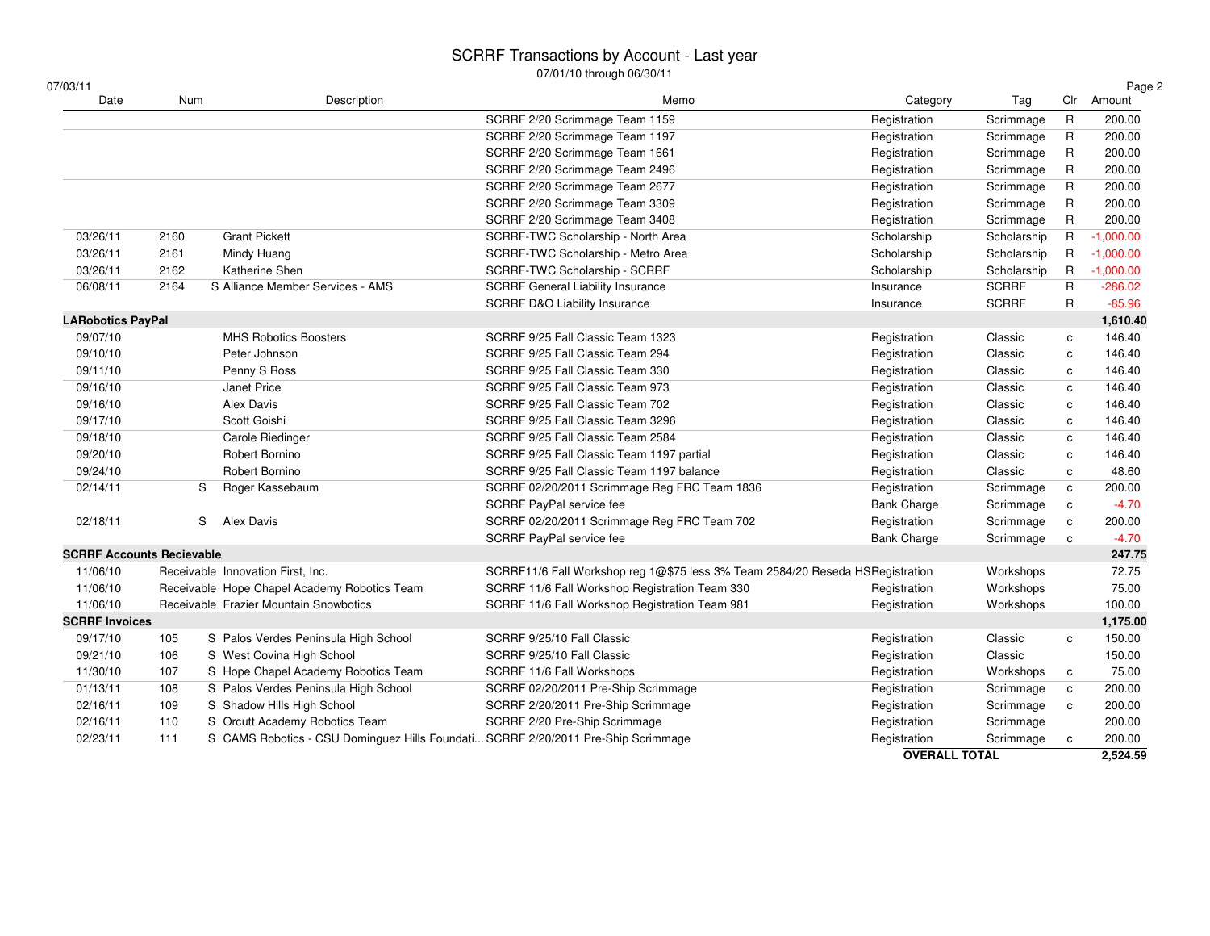# SCRRF Transactions by Account - Last year

07/01/10 through 06/30/11

07/03/11

| Date | Num | Description | Memo | Category | Tag | Clr | Amount |
|---|---|---|---|---|---|---|---|
| | | | SCRRF 2/20 Scrimmage Team 1159 | Registration | Scrimmage | R | 200.00 |
| | | | SCRRF 2/20 Scrimmage Team 1197 | Registration | Scrimmage | R | 200.00 |
| | | | SCRRF 2/20 Scrimmage Team 1661 | Registration | Scrimmage | R | 200.00 |
| | | | SCRRF 2/20 Scrimmage Team 2496 | Registration | Scrimmage | R | 200.00 |
| | | | SCRRF 2/20 Scrimmage Team 2677 | Registration | Scrimmage | R | 200.00 |
| | | | SCRRF 2/20 Scrimmage Team 3309 | Registration | Scrimmage | R | 200.00 |
| | | | SCRRF 2/20 Scrimmage Team 3408 | Registration | Scrimmage | R | 200.00 |
| 03/26/11 | 2160 | Grant Pickett | SCRRF-TWC Scholarship - North Area | Scholarship | Scholarship | R | -1,000.00 |
| 03/26/11 | 2161 | Mindy Huang | SCRRF-TWC Scholarship - Metro Area | Scholarship | Scholarship | R | -1,000.00 |
| 03/26/11 | 2162 | Katherine Shen | SCRRF-TWC Scholarship - SCRRF | Scholarship | Scholarship | R | -1,000.00 |
| 06/08/11 | 2164 | S Alliance Member Services - AMS | SCRRF General Liability Insurance | Insurance | SCRRF | R | -286.02 |
| | | | SCRRF D&O Liability Insurance | Insurance | SCRRF | R | -85.96 |
| **LARobotics PayPal** | | | | | | | **1,610.40** |
| 09/07/10 | | MHS Robotics Boosters | SCRRF 9/25 Fall Classic Team 1323 | Registration | Classic | c | 146.40 |
| 09/10/10 | | Peter Johnson | SCRRF 9/25 Fall Classic Team 294 | Registration | Classic | c | 146.40 |
| 09/11/10 | | Penny S Ross | SCRRF 9/25 Fall Classic Team 330 | Registration | Classic | c | 146.40 |
| 09/16/10 | | Janet Price | SCRRF 9/25 Fall Classic Team 973 | Registration | Classic | c | 146.40 |
| 09/16/10 | | Alex Davis | SCRRF 9/25 Fall Classic Team 702 | Registration | Classic | c | 146.40 |
| 09/17/10 | | Scott Goishi | SCRRF 9/25 Fall Classic Team 3296 | Registration | Classic | c | 146.40 |
| 09/18/10 | | Carole Riedinger | SCRRF 9/25 Fall Classic Team 2584 | Registration | Classic | c | 146.40 |
| 09/20/10 | | Robert Bornino | SCRRF 9/25 Fall Classic Team 1197 partial | Registration | Classic | c | 146.40 |
| 09/24/10 | | Robert Bornino | SCRRF 9/25 Fall Classic Team 1197 balance | Registration | Classic | c | 48.60 |
| 02/14/11 | S | Roger Kassebaum | SCRRF 02/20/2011 Scrimmage Reg FRC Team 1836 | Registration | Scrimmage | c | 200.00 |
| | | | SCRRF PayPal service fee | Bank Charge | Scrimmage | c | -4.70 |
| 02/18/11 | S | Alex Davis | SCRRF 02/20/2011 Scrimmage Reg FRC Team 702 | Registration | Scrimmage | c | 200.00 |
| | | | SCRRF PayPal service fee | Bank Charge | Scrimmage | c | -4.70 |
| **SCRRF Accounts Recievable** | | | | | | | **247.75** |
| 11/06/10 | Receivable | Innovation First, Inc. | SCRRF11/6 Fall Workshop reg 1@$75 less 3% Team 2584/20 Reseda HS | Registration | Workshops | | 72.75 |
| 11/06/10 | Receivable | Hope Chapel Academy Robotics Team | SCRRF 11/6 Fall Workshop Registration Team 330 | Registration | Workshops | | 75.00 |
| 11/06/10 | Receivable | Frazier Mountain Snowbotics | SCRRF 11/6 Fall Workshop Registration Team 981 | Registration | Workshops | | 100.00 |
| **SCRRF Invoices** | | | | | | | **1,175.00** |
| 09/17/10 | 105 | S Palos Verdes Peninsula High School | SCRRF 9/25/10 Fall Classic | Registration | Classic | c | 150.00 |
| 09/21/10 | 106 | S West Covina High School | SCRRF 9/25/10 Fall Classic | Registration | Classic | | 150.00 |
| 11/30/10 | 107 | S Hope Chapel Academy Robotics Team | SCRRF 11/6 Fall Workshops | Registration | Workshops | c | 75.00 |
| 01/13/11 | 108 | S Palos Verdes Peninsula High School | SCRRF 02/20/2011 Pre-Ship Scrimmage | Registration | Scrimmage | c | 200.00 |
| 02/16/11 | 109 | S Shadow Hills High School | SCRRF 2/20/2011 Pre-Ship Scrimmage | Registration | Scrimmage | c | 200.00 |
| 02/16/11 | 110 | S Orcutt Academy Robotics Team | SCRRF 2/20 Pre-Ship Scrimmage | Registration | Scrimmage | | 200.00 |
| 02/23/11 | 111 | S CAMS Robotics - CSU Dominguez Hills Foundati... | SCRRF 2/20/2011 Pre-Ship Scrimmage | Registration | Scrimmage | c | 200.00 |
| | | | | **OVERALL TOTAL** | | | **2,524.59** |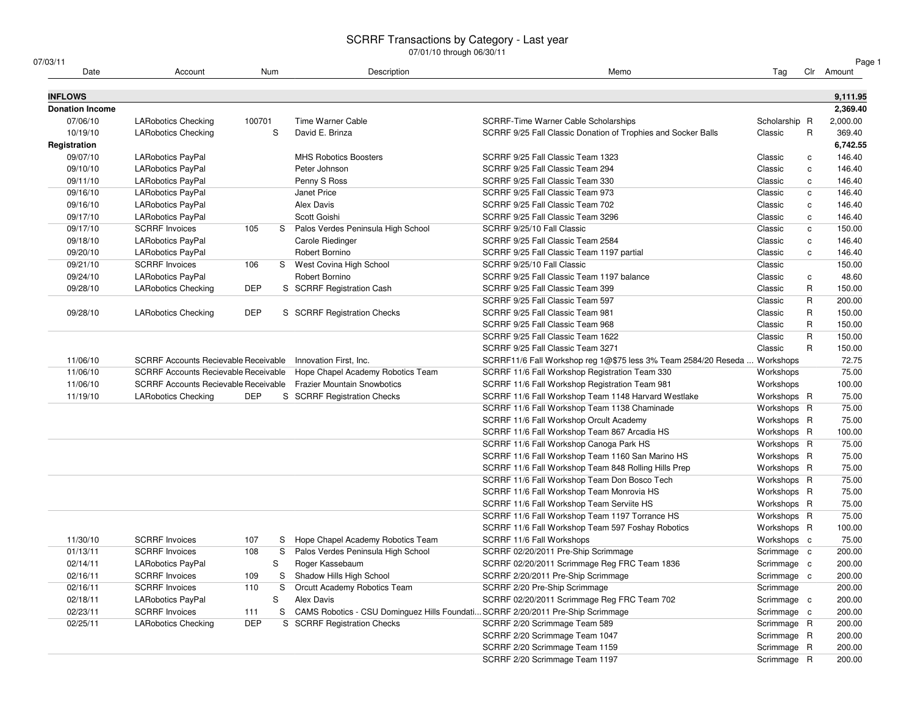# SCRRF Transactions by Category - Last year

07/01/10 through 06/30/11

07/03/11

| Date | Account | Num | Description | Memo | Tag | Clr | Amount |
|---|---|---|---|---|---|---|---|
| **INFLOWS** | | | | | | | **9,111.95** |
| **Donation Income** | | | | | | | **2,369.40** |
| 07/06/10 | LARobotics Checking | 100701 | Time Warner Cable | SCRRF-Time Warner Cable Scholarships | Scholarship | R | 2,000.00 |
| 10/19/10 | LARobotics Checking | S | David E. Brinza | SCRRF 9/25 Fall Classic Donation of Trophies and Socker Balls | Classic | R | 369.40 |
| **Registration** | | | | | | | **6,742.55** |
| 09/07/10 | LARobotics PayPal | | MHS Robotics Boosters | SCRRF 9/25 Fall Classic Team 1323 | Classic | c | 146.40 |
| 09/10/10 | LARobotics PayPal | | Peter Johnson | SCRRF 9/25 Fall Classic Team 294 | Classic | c | 146.40 |
| 09/11/10 | LARobotics PayPal | | Penny S Ross | SCRRF 9/25 Fall Classic Team 330 | Classic | c | 146.40 |
| 09/16/10 | LARobotics PayPal | | Janet Price | SCRRF 9/25 Fall Classic Team 973 | Classic | c | 146.40 |
| 09/16/10 | LARobotics PayPal | | Alex Davis | SCRRF 9/25 Fall Classic Team 702 | Classic | c | 146.40 |
| 09/17/10 | LARobotics PayPal | | Scott Goishi | SCRRF 9/25 Fall Classic Team 3296 | Classic | c | 146.40 |
| 09/17/10 | SCRRF Invoices | 105 S | Palos Verdes Peninsula High School | SCRRF 9/25/10 Fall Classic | Classic | c | 150.00 |
| 09/18/10 | LARobotics PayPal | | Carole Riedinger | SCRRF 9/25 Fall Classic Team 2584 | Classic | c | 146.40 |
| 09/20/10 | LARobotics PayPal | | Robert Bornino | SCRRF 9/25 Fall Classic Team 1197 partial | Classic | c | 146.40 |
| 09/21/10 | SCRRF Invoices | 106 S | West Covina High School | SCRRF 9/25/10 Fall Classic | Classic | | 150.00 |
| 09/24/10 | LARobotics PayPal | | Robert Bornino | SCRRF 9/25 Fall Classic Team 1197 balance | Classic | c | 48.60 |
| 09/28/10 | LARobotics Checking | DEP S | SCRRF Registration Cash | SCRRF 9/25 Fall Classic Team 399 | Classic | R | 150.00 |
| | | | | SCRRF 9/25 Fall Classic Team 597 | Classic | R | 200.00 |
| 09/28/10 | LARobotics Checking | DEP S | SCRRF Registration Checks | SCRRF 9/25 Fall Classic Team 981 | Classic | R | 150.00 |
| | | | | SCRRF 9/25 Fall Classic Team 968 | Classic | R | 150.00 |
| | | | | SCRRF 9/25 Fall Classic Team 1622 | Classic | R | 150.00 |
| | | | | SCRRF 9/25 Fall Classic Team 3271 | Classic | R | 150.00 |
| 11/06/10 | SCRRF Accounts Recievable | Receivable | Innovation First, Inc. | SCRRF11/6 Fall Workshop reg 1@$75 less 3% Team 2584/20 Reseda ... | Workshops | | 72.75 |
| 11/06/10 | SCRRF Accounts Recievable | Receivable | Hope Chapel Academy Robotics Team | SCRRF 11/6 Fall Workshop Registration Team 330 | Workshops | | 75.00 |
| 11/06/10 | SCRRF Accounts Recievable | Receivable | Frazier Mountain Snowbotics | SCRRF 11/6 Fall Workshop Registration Team 981 | Workshops | | 100.00 |
| 11/19/10 | LARobotics Checking | DEP S | SCRRF Registration Checks | SCRRF 11/6 Fall Workshop Team 1148 Harvard Westlake | Workshops | R | 75.00 |
| | | | | SCRRF 11/6 Fall Workshop Team 1138 Chaminade | Workshops | R | 75.00 |
| | | | | SCRRF 11/6 Fall Workshop Orcult Academy | Workshops | R | 75.00 |
| | | | | SCRRF 11/6 Fall Workshop Team 867 Arcadia HS | Workshops | R | 100.00 |
| | | | | SCRRF 11/6 Fall Workshop Canoga Park HS | Workshops | R | 75.00 |
| | | | | SCRRF 11/6 Fall Workshop Team 1160 San Marino HS | Workshops | R | 75.00 |
| | | | | SCRRF 11/6 Fall Workshop Team 848 Rolling Hills Prep | Workshops | R | 75.00 |
| | | | | SCRRF 11/6 Fall Workshop Team Don Bosco Tech | Workshops | R | 75.00 |
| | | | | SCRRF 11/6 Fall Workshop Team Monrovia HS | Workshops | R | 75.00 |
| | | | | SCRRF 11/6 Fall Workshop Team Serviite HS | Workshops | R | 75.00 |
| | | | | SCRRF 11/6 Fall Workshop Team 1197 Torrance HS | Workshops | R | 75.00 |
| | | | | SCRRF 11/6 Fall Workshop Team 597 Foshay Robotics | Workshops | R | 100.00 |
| 11/30/10 | SCRRF Invoices | 107 S | Hope Chapel Academy Robotics Team | SCRRF 11/6 Fall Workshops | Workshops | c | 75.00 |
| 01/13/11 | SCRRF Invoices | 108 S | Palos Verdes Peninsula High School | SCRRF 02/20/2011 Pre-Ship Scrimmage | Scrimmage | c | 200.00 |
| 02/14/11 | LARobotics PayPal | S | Roger Kassebaum | SCRRF 02/20/2011 Scrimmage Reg FRC Team 1836 | Scrimmage | c | 200.00 |
| 02/16/11 | SCRRF Invoices | 109 S | Shadow Hills High School | SCRRF 2/20/2011 Pre-Ship Scrimmage | Scrimmage | c | 200.00 |
| 02/16/11 | SCRRF Invoices | 110 S | Orcutt Academy Robotics Team | SCRRF 2/20 Pre-Ship Scrimmage | Scrimmage | | 200.00 |
| 02/18/11 | LARobotics PayPal | S | Alex Davis | SCRRF 02/20/2011 Scrimmage Reg FRC Team 702 | Scrimmage | c | 200.00 |
| 02/23/11 | SCRRF Invoices | 111 S | CAMS Robotics - CSU Dominguez Hills Foundati... | SCRRF 2/20/2011 Pre-Ship Scrimmage | Scrimmage | c | 200.00 |
| 02/25/11 | LARobotics Checking | DEP S | SCRRF Registration Checks | SCRRF 2/20 Scrimmage Team 589 | Scrimmage | R | 200.00 |
| | | | | SCRRF 2/20 Scrimmage Team 1047 | Scrimmage | R | 200.00 |
| | | | | SCRRF 2/20 Scrimmage Team 1159 | Scrimmage | R | 200.00 |
| | | | | SCRRF 2/20 Scrimmage Team 1197 | Scrimmage | R | 200.00 |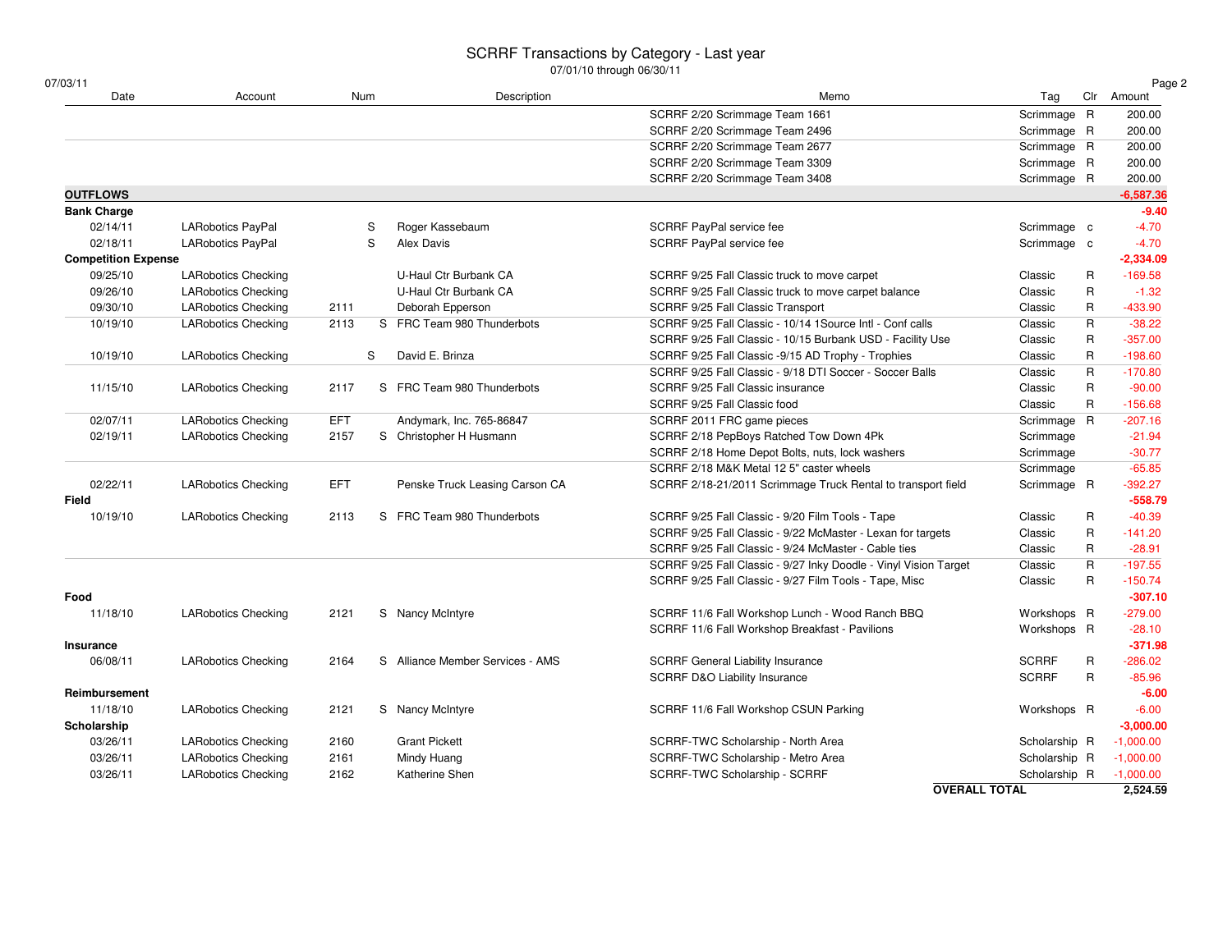# SCRRF Transactions by Category - Last year

07/01/10 through 06/30/11

07/03/11

| Date | Account | Num | | Description | Memo | Tag | Clr | Amount |
|---|---|---|---|---|---|---|---|---|
| | | | | | SCRRF 2/20 Scrimmage Team 1661 | Scrimmage | R | 200.00 |
| | | | | | SCRRF 2/20 Scrimmage Team 2496 | Scrimmage | R | 200.00 |
| | | | | | SCRRF 2/20 Scrimmage Team 2677 | Scrimmage | R | 200.00 |
| | | | | | SCRRF 2/20 Scrimmage Team 3309 | Scrimmage | R | 200.00 |
| | | | | | SCRRF 2/20 Scrimmage Team 3408 | Scrimmage | R | 200.00 |
| **OUTFLOWS** | | | | | | | | **-6,587.36** |
| **Bank Charge** | | | | | | | | **-9.40** |
| 02/14/11 | LARobotics PayPal | | S | Roger Kassebaum | SCRRF PayPal service fee | Scrimmage | c | -4.70 |
| 02/18/11 | LARobotics PayPal | | S | Alex Davis | SCRRF PayPal service fee | Scrimmage | c | -4.70 |
| **Competition Expense** | | | | | | | | **-2,334.09** |
| 09/25/10 | LARobotics Checking | | | U-Haul Ctr Burbank CA | SCRRF 9/25 Fall Classic truck to move carpet | Classic | R | -169.58 |
| 09/26/10 | LARobotics Checking | | | U-Haul Ctr Burbank CA | SCRRF 9/25 Fall Classic truck to move carpet balance | Classic | R | -1.32 |
| 09/30/10 | LARobotics Checking | 2111 | | Deborah Epperson | SCRRF 9/25 Fall Classic Transport | Classic | R | -433.90 |
| 10/19/10 | LARobotics Checking | 2113 | S | FRC Team 980 Thunderbots | SCRRF 9/25 Fall Classic - 10/14 1Source Intl - Conf calls | Classic | R | -38.22 |
| | | | | | SCRRF 9/25 Fall Classic - 10/15 Burbank USD - Facility Use | Classic | R | -357.00 |
| 10/19/10 | LARobotics Checking | | S | David E. Brinza | SCRRF 9/25 Fall Classic -9/15 AD Trophy - Trophies | Classic | R | -198.60 |
| | | | | | SCRRF 9/25 Fall Classic - 9/18 DTI Soccer - Soccer Balls | Classic | R | -170.80 |
| 11/15/10 | LARobotics Checking | 2117 | S | FRC Team 980 Thunderbots | SCRRF 9/25 Fall Classic insurance | Classic | R | -90.00 |
| | | | | | SCRRF 9/25 Fall Classic food | Classic | R | -156.68 |
| 02/07/11 | LARobotics Checking | EFT | | Andymark, Inc. 765-86847 | SCRRF 2011 FRC game pieces | Scrimmage | R | -207.16 |
| 02/19/11 | LARobotics Checking | 2157 | S | Christopher H Husmann | SCRRF 2/18 PepBoys Ratched Tow Down 4Pk | Scrimmage | | -21.94 |
| | | | | | SCRRF 2/18 Home Depot Bolts, nuts, lock washers | Scrimmage | | -30.77 |
| | | | | | SCRRF 2/18 M&K Metal 12 5" caster wheels | Scrimmage | | -65.85 |
| 02/22/11 | LARobotics Checking | EFT | | Penske Truck Leasing Carson CA | SCRRF 2/18-21/2011 Scrimmage Truck Rental to transport field | Scrimmage | R | -392.27 |
| **Field** | | | | | | | | **-558.79** |
| 10/19/10 | LARobotics Checking | 2113 | S | FRC Team 980 Thunderbots | SCRRF 9/25 Fall Classic - 9/20 Film Tools - Tape | Classic | R | -40.39 |
| | | | | | SCRRF 9/25 Fall Classic - 9/22 McMaster - Lexan for targets | Classic | R | -141.20 |
| | | | | | SCRRF 9/25 Fall Classic - 9/24 McMaster - Cable ties | Classic | R | -28.91 |
| | | | | | SCRRF 9/25 Fall Classic - 9/27 Inky Doodle - Vinyl Vision Target | Classic | R | -197.55 |
| | | | | | SCRRF 9/25 Fall Classic - 9/27 Film Tools - Tape, Misc | Classic | R | -150.74 |
| **Food** | | | | | | | | **-307.10** |
| 11/18/10 | LARobotics Checking | 2121 | S | Nancy McIntyre | SCRRF 11/6 Fall Workshop Lunch - Wood Ranch BBQ | Workshops | R | -279.00 |
| | | | | | SCRRF 11/6 Fall Workshop Breakfast - Pavilions | Workshops | R | -28.10 |
| **Insurance** | | | | | | | | **-371.98** |
| 06/08/11 | LARobotics Checking | 2164 | S | Alliance Member Services - AMS | SCRRF General Liability Insurance | SCRRF | R | -286.02 |
| | | | | | SCRRF D&O Liability Insurance | SCRRF | R | -85.96 |
| **Reimbursement** | | | | | | | | **-6.00** |
| 11/18/10 | LARobotics Checking | 2121 | S | Nancy McIntyre | SCRRF 11/6 Fall Workshop CSUN Parking | Workshops | R | -6.00 |
| **Scholarship** | | | | | | | | **-3,000.00** |
| 03/26/11 | LARobotics Checking | 2160 | | Grant Pickett | SCRRF-TWC Scholarship - North Area | Scholarship | R | -1,000.00 |
| 03/26/11 | LARobotics Checking | 2161 | | Mindy Huang | SCRRF-TWC Scholarship - Metro Area | Scholarship | R | -1,000.00 |
| 03/26/11 | LARobotics Checking | 2162 | | Katherine Shen | SCRRF-TWC Scholarship - SCRRF | Scholarship | R | -1,000.00 |
| | | | | | **OVERALL TOTAL** | | | **2,524.59** |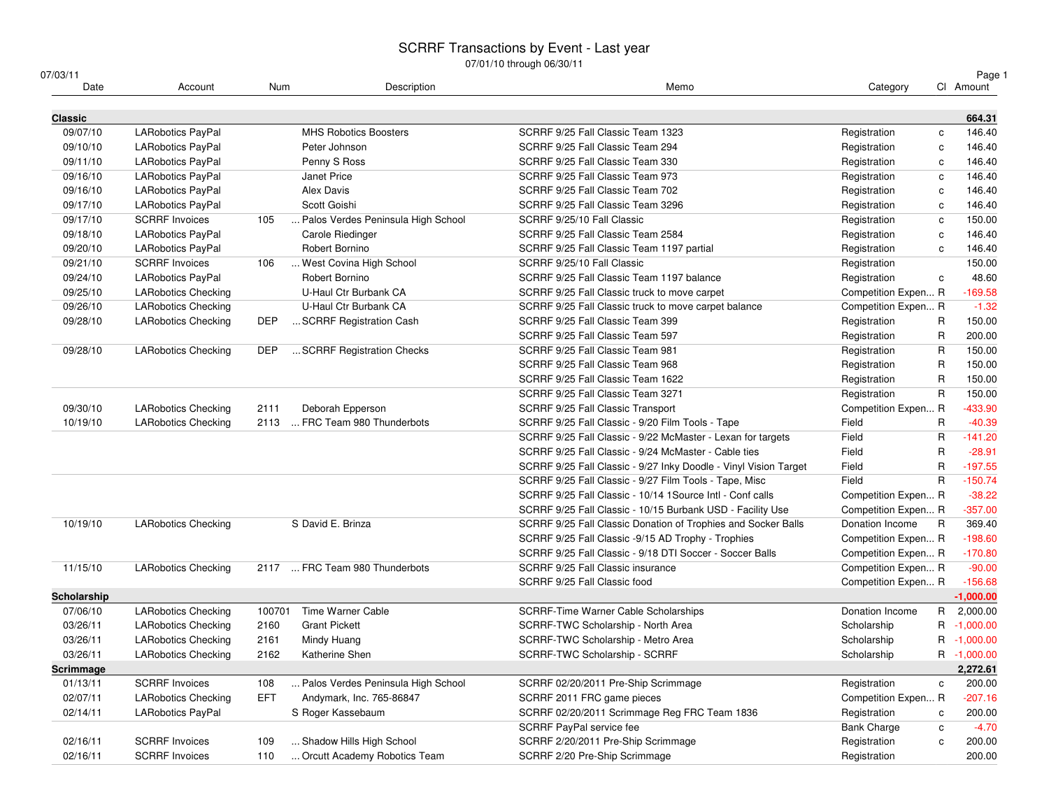# SCRRF Transactions by Event - Last year

07/01/10 through 06/30/11

07/03/11

| Date | Account | Num | Description | Memo | Category | Cl | Amount |
|---|---|---|---|---|---|---|---|
| **Classic** | | | | | | | **664.31** |
| 09/07/10 | LARobotics PayPal | | MHS Robotics Boosters | SCRRF 9/25 Fall Classic Team 1323 | Registration | c | 146.40 |
| 09/10/10 | LARobotics PayPal | | Peter Johnson | SCRRF 9/25 Fall Classic Team 294 | Registration | c | 146.40 |
| 09/11/10 | LARobotics PayPal | | Penny S Ross | SCRRF 9/25 Fall Classic Team 330 | Registration | c | 146.40 |
| 09/16/10 | LARobotics PayPal | | Janet Price | SCRRF 9/25 Fall Classic Team 973 | Registration | c | 146.40 |
| 09/16/10 | LARobotics PayPal | | Alex Davis | SCRRF 9/25 Fall Classic Team 702 | Registration | c | 146.40 |
| 09/17/10 | LARobotics PayPal | | Scott Goishi | SCRRF 9/25 Fall Classic Team 3296 | Registration | c | 146.40 |
| 09/17/10 | SCRRF Invoices | 105 | ... Palos Verdes Peninsula High School | SCRRF 9/25/10 Fall Classic | Registration | c | 150.00 |
| 09/18/10 | LARobotics PayPal | | Carole Riedinger | SCRRF 9/25 Fall Classic Team 2584 | Registration | c | 146.40 |
| 09/20/10 | LARobotics PayPal | | Robert Bornino | SCRRF 9/25 Fall Classic Team 1197 partial | Registration | c | 146.40 |
| 09/21/10 | SCRRF Invoices | 106 | ... West Covina High School | SCRRF 9/25/10 Fall Classic | Registration | | 150.00 |
| 09/24/10 | LARobotics PayPal | | Robert Bornino | SCRRF 9/25 Fall Classic Team 1197 balance | Registration | c | 48.60 |
| 09/25/10 | LARobotics Checking | | U-Haul Ctr Burbank CA | SCRRF 9/25 Fall Classic truck to move carpet | Competition Expen... | R | -169.58 |
| 09/26/10 | LARobotics Checking | | U-Haul Ctr Burbank CA | SCRRF 9/25 Fall Classic truck to move carpet balance | Competition Expen... | R | -1.32 |
| 09/28/10 | LARobotics Checking | DEP | ... SCRRF Registration Cash | SCRRF 9/25 Fall Classic Team 399 | Registration | R | 150.00 |
| | | | | SCRRF 9/25 Fall Classic Team 597 | Registration | R | 200.00 |
| 09/28/10 | LARobotics Checking | DEP | ... SCRRF Registration Checks | SCRRF 9/25 Fall Classic Team 981 | Registration | R | 150.00 |
| | | | | SCRRF 9/25 Fall Classic Team 968 | Registration | R | 150.00 |
| | | | | SCRRF 9/25 Fall Classic Team 1622 | Registration | R | 150.00 |
| | | | | SCRRF 9/25 Fall Classic Team 3271 | Registration | R | 150.00 |
| 09/30/10 | LARobotics Checking | 2111 | Deborah Epperson | SCRRF 9/25 Fall Classic Transport | Competition Expen... | R | -433.90 |
| 10/19/10 | LARobotics Checking | 2113 | ... FRC Team 980 Thunderbots | SCRRF 9/25 Fall Classic - 9/20 Film Tools - Tape | Field | R | -40.39 |
| | | | | SCRRF 9/25 Fall Classic - 9/22 McMaster - Lexan for targets | Field | R | -141.20 |
| | | | | SCRRF 9/25 Fall Classic - 9/24 McMaster - Cable ties | Field | R | -28.91 |
| | | | | SCRRF 9/25 Fall Classic - 9/27 Inky Doodle - Vinyl Vision Target | Field | R | -197.55 |
| | | | | SCRRF 9/25 Fall Classic - 9/27 Film Tools - Tape, Misc | Field | R | -150.74 |
| | | | | SCRRF 9/25 Fall Classic - 10/14 1Source Intl - Conf calls | Competition Expen... | R | -38.22 |
| | | | | SCRRF 9/25 Fall Classic - 10/15 Burbank USD - Facility Use | Competition Expen... | R | -357.00 |
| 10/19/10 | LARobotics Checking | | S David E. Brinza | SCRRF 9/25 Fall Classic Donation of Trophies and Socker Balls | Donation Income | R | 369.40 |
| | | | | SCRRF 9/25 Fall Classic -9/15 AD Trophy - Trophies | Competition Expen... | R | -198.60 |
| | | | | SCRRF 9/25 Fall Classic - 9/18 DTI Soccer - Soccer Balls | Competition Expen... | R | -170.80 |
| 11/15/10 | LARobotics Checking | 2117 | ... FRC Team 980 Thunderbots | SCRRF 9/25 Fall Classic insurance | Competition Expen... | R | -90.00 |
| | | | | SCRRF 9/25 Fall Classic food | Competition Expen... | R | -156.68 |
| **Scholarship** | | | | | | | **-1,000.00** |
| 07/06/10 | LARobotics Checking | 100701 | Time Warner Cable | SCRRF-Time Warner Cable Scholarships | Donation Income | R | 2,000.00 |
| 03/26/11 | LARobotics Checking | 2160 | Grant Pickett | SCRRF-TWC Scholarship - North Area | Scholarship | R | -1,000.00 |
| 03/26/11 | LARobotics Checking | 2161 | Mindy Huang | SCRRF-TWC Scholarship - Metro Area | Scholarship | R | -1,000.00 |
| 03/26/11 | LARobotics Checking | 2162 | Katherine Shen | SCRRF-TWC Scholarship - SCRRF | Scholarship | R | -1,000.00 |
| **Scrimmage** | | | | | | | **2,272.61** |
| 01/13/11 | SCRRF Invoices | 108 | ... Palos Verdes Peninsula High School | SCRRF 02/20/2011 Pre-Ship Scrimmage | Registration | c | 200.00 |
| 02/07/11 | LARobotics Checking | EFT | Andymark, Inc. 765-86847 | SCRRF 2011 FRC game pieces | Competition Expen... | R | -207.16 |
| 02/14/11 | LARobotics PayPal | | S Roger Kassebaum | SCRRF 02/20/2011 Scrimmage Reg FRC Team 1836 | Registration | c | 200.00 |
| | | | | SCRRF PayPal service fee | Bank Charge | c | -4.70 |
| 02/16/11 | SCRRF Invoices | 109 | ... Shadow Hills High School | SCRRF 2/20/2011 Pre-Ship Scrimmage | Registration | c | 200.00 |
| 02/16/11 | SCRRF Invoices | 110 | ... Orcutt Academy Robotics Team | SCRRF 2/20 Pre-Ship Scrimmage | Registration | | 200.00 |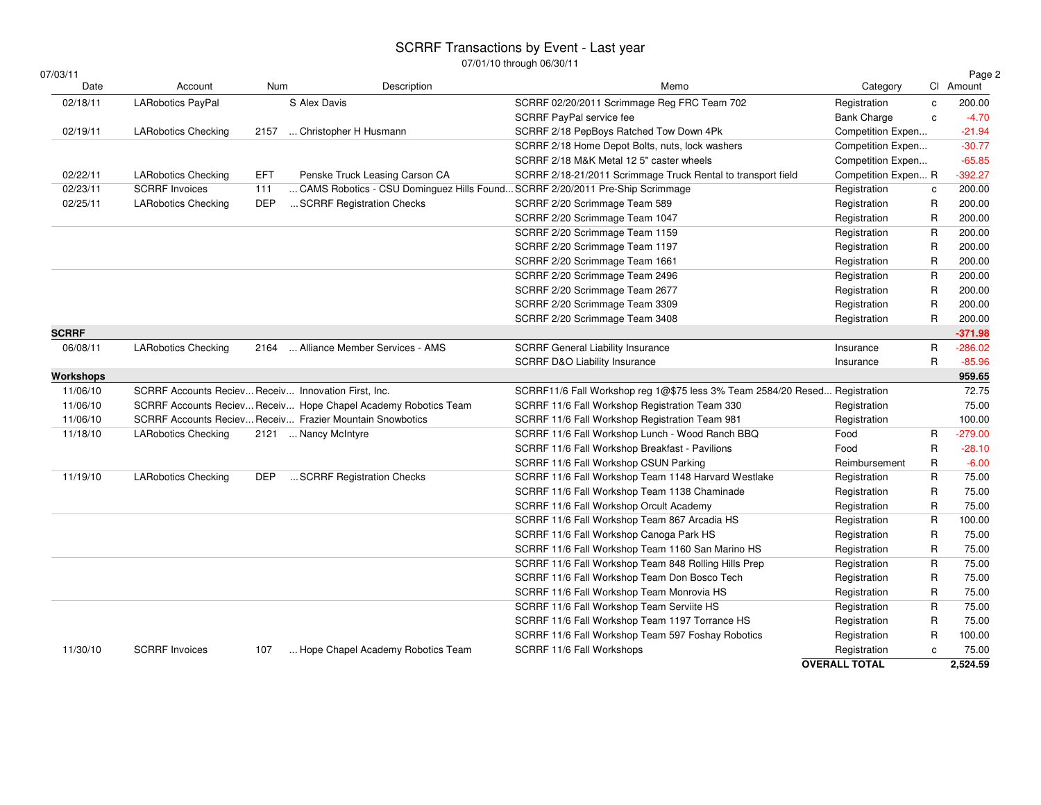# SCRRF Transactions by Event - Last year

07/01/10 through 06/30/11

07/03/11

| Date | Account | Num | Description | Memo | Category | Cl | Amount |
|---|---|---|---|---|---|---|---|
| 02/18/11 | LARobotics PayPal | | S Alex Davis | SCRRF 02/20/2011 Scrimmage Reg FRC Team 702 | Registration | c | 200.00 |
| | | | | SCRRF PayPal service fee | Bank Charge | c | -4.70 |
| 02/19/11 | LARobotics Checking | 2157 | ... Christopher H Husmann | SCRRF 2/18 PepBoys Ratched Tow Down 4Pk | Competition Expen... | | -21.94 |
| | | | | SCRRF 2/18 Home Depot Bolts, nuts, lock washers | Competition Expen... | | -30.77 |
| | | | | SCRRF 2/18 M&K Metal 12 5" caster wheels | Competition Expen... | | -65.85 |
| 02/22/11 | LARobotics Checking | EFT | Penske Truck Leasing Carson CA | SCRRF 2/18-21/2011 Scrimmage Truck Rental to transport field | Competition Expen... | R | -392.27 |
| 02/23/11 | SCRRF Invoices | 111 | ... CAMS Robotics - CSU Dominguez Hills Found... | SCRRF 2/20/2011 Pre-Ship Scrimmage | Registration | c | 200.00 |
| 02/25/11 | LARobotics Checking | DEP | ... SCRRF Registration Checks | SCRRF 2/20 Scrimmage Team 589 | Registration | R | 200.00 |
| | | | | SCRRF 2/20 Scrimmage Team 1047 | Registration | R | 200.00 |
| | | | | SCRRF 2/20 Scrimmage Team 1159 | Registration | R | 200.00 |
| | | | | SCRRF 2/20 Scrimmage Team 1197 | Registration | R | 200.00 |
| | | | | SCRRF 2/20 Scrimmage Team 1661 | Registration | R | 200.00 |
| | | | | SCRRF 2/20 Scrimmage Team 2496 | Registration | R | 200.00 |
| | | | | SCRRF 2/20 Scrimmage Team 2677 | Registration | R | 200.00 |
| | | | | SCRRF 2/20 Scrimmage Team 3309 | Registration | R | 200.00 |
| | | | | SCRRF 2/20 Scrimmage Team 3408 | Registration | R | 200.00 |
| **SCRRF** | | | | | | | **-371.98** |
| 06/08/11 | LARobotics Checking | 2164 | ... Alliance Member Services - AMS | SCRRF General Liability Insurance | Insurance | R | -286.02 |
| | | | | SCRRF D&O Liability Insurance | Insurance | R | -85.96 |
| **Workshops** | | | | | | | **959.65** |
| 11/06/10 | SCRRF Accounts Reciev... | Receiv... | Innovation First, Inc. | SCRRF11/6 Fall Workshop reg 1@$75 less 3% Team 2584/20 Resed... | Registration | | 72.75 |
| 11/06/10 | SCRRF Accounts Reciev... | Receiv... | Hope Chapel Academy Robotics Team | SCRRF 11/6 Fall Workshop Registration Team 330 | Registration | | 75.00 |
| 11/06/10 | SCRRF Accounts Reciev... | Receiv... | Frazier Mountain Snowbotics | SCRRF 11/6 Fall Workshop Registration Team 981 | Registration | | 100.00 |
| 11/18/10 | LARobotics Checking | 2121 | ... Nancy McIntyre | SCRRF 11/6 Fall Workshop Lunch - Wood Ranch BBQ | Food | R | -279.00 |
| | | | | SCRRF 11/6 Fall Workshop Breakfast - Pavilions | Food | R | -28.10 |
| | | | | SCRRF 11/6 Fall Workshop CSUN Parking | Reimbursement | R | -6.00 |
| 11/19/10 | LARobotics Checking | DEP | ... SCRRF Registration Checks | SCRRF 11/6 Fall Workshop Team 1148 Harvard Westlake | Registration | R | 75.00 |
| | | | | SCRRF 11/6 Fall Workshop Team 1138 Chaminade | Registration | R | 75.00 |
| | | | | SCRRF 11/6 Fall Workshop Orcult Academy | Registration | R | 75.00 |
| | | | | SCRRF 11/6 Fall Workshop Team 867 Arcadia HS | Registration | R | 100.00 |
| | | | | SCRRF 11/6 Fall Workshop Canoga Park HS | Registration | R | 75.00 |
| | | | | SCRRF 11/6 Fall Workshop Team 1160 San Marino HS | Registration | R | 75.00 |
| | | | | SCRRF 11/6 Fall Workshop Team 848 Rolling Hills Prep | Registration | R | 75.00 |
| | | | | SCRRF 11/6 Fall Workshop Team Don Bosco Tech | Registration | R | 75.00 |
| | | | | SCRRF 11/6 Fall Workshop Team Monrovia HS | Registration | R | 75.00 |
| | | | | SCRRF 11/6 Fall Workshop Team Serviite HS | Registration | R | 75.00 |
| | | | | SCRRF 11/6 Fall Workshop Team 1197 Torrance HS | Registration | R | 75.00 |
| | | | | SCRRF 11/6 Fall Workshop Team 597 Foshay Robotics | Registration | R | 100.00 |
| 11/30/10 | SCRRF Invoices | 107 | ... Hope Chapel Academy Robotics Team | SCRRF 11/6 Fall Workshops | Registration | c | 75.00 |
| | | | | | **OVERALL TOTAL** | | **2,524.59** |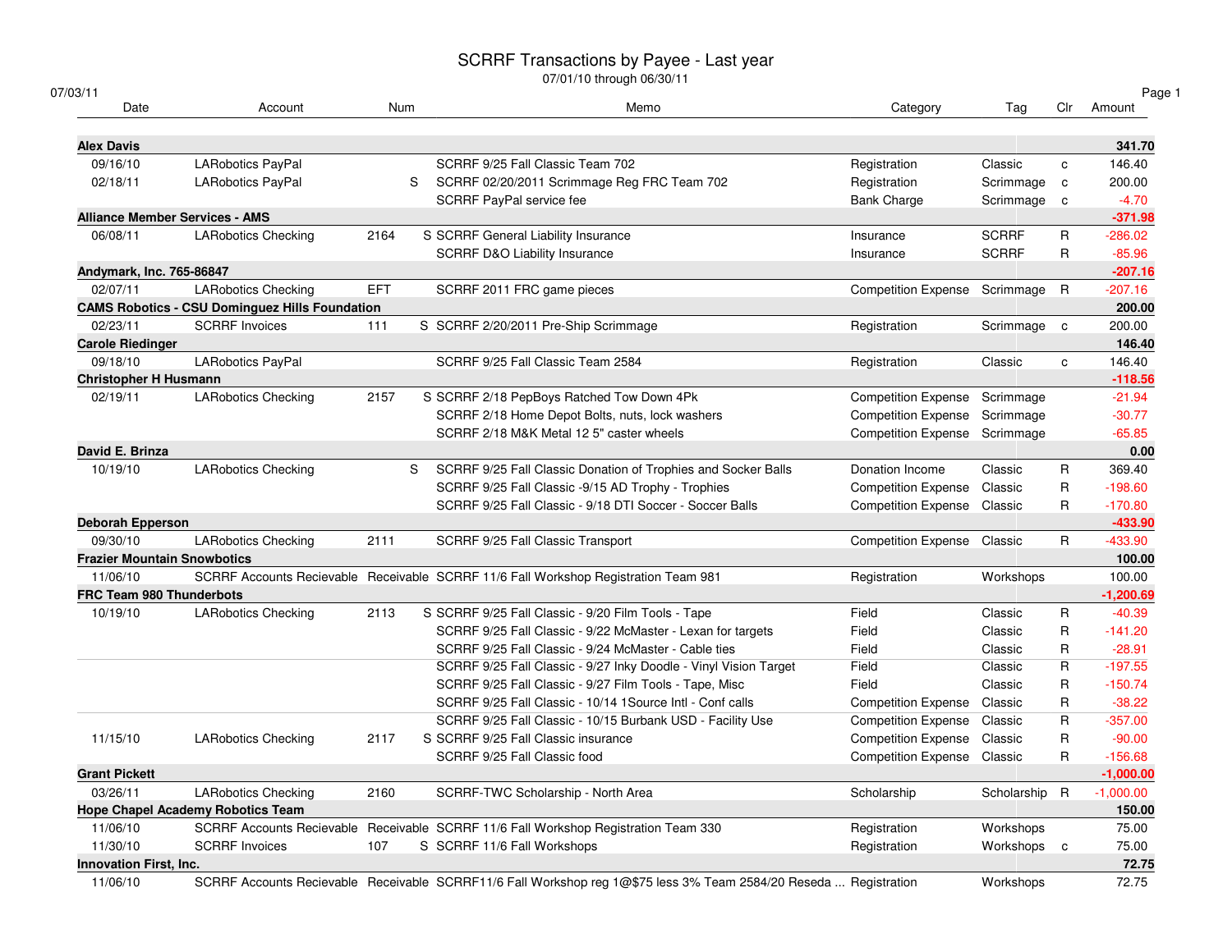# SCRRF Transactions by Payee - Last year

07/01/10 through 06/30/11

07/03/11

| Date | Account | Num | | Memo | Category | Tag | Clr | Amount |
|---|---|---|---|---|---|---|---|---|
| **Alex Davis** | | | | | | | | **341.70** |
| 09/16/10 | LARobotics PayPal | | | SCRRF 9/25 Fall Classic Team 702 | Registration | Classic | c | 146.40 |
| 02/18/11 | LARobotics PayPal | | S | SCRRF 02/20/2011 Scrimmage Reg FRC Team 702 | Registration | Scrimmage | c | 200.00 |
| | | | | SCRRF PayPal service fee | Bank Charge | Scrimmage | c | -4.70 |
| **Alliance Member Services - AMS** | | | | | | | | **-371.98** |
| 06/08/11 | LARobotics Checking | 2164 | S | SCRRF General Liability Insurance | Insurance | SCRRF | R | -286.02 |
| | | | | SCRRF D&O Liability Insurance | Insurance | SCRRF | R | -85.96 |
| **Andymark, Inc. 765-86847** | | | | | | | | **-207.16** |
| 02/07/11 | LARobotics Checking | EFT | | SCRRF 2011 FRC game pieces | Competition Expense | Scrimmage | R | -207.16 |
| **CAMS Robotics - CSU Dominguez Hills Foundation** | | | | | | | | **200.00** |
| 02/23/11 | SCRRF Invoices | 111 | S | SCRRF 2/20/2011 Pre-Ship Scrimmage | Registration | Scrimmage | c | 200.00 |
| **Carole Riedinger** | | | | | | | | **146.40** |
| 09/18/10 | LARobotics PayPal | | | SCRRF 9/25 Fall Classic Team 2584 | Registration | Classic | c | 146.40 |
| **Christopher H Husmann** | | | | | | | | **-118.56** |
| 02/19/11 | LARobotics Checking | 2157 | S | SCRRF 2/18 PepBoys Ratched Tow Down 4Pk | Competition Expense | Scrimmage | | -21.94 |
| | | | | SCRRF 2/18 Home Depot Bolts, nuts, lock washers | Competition Expense | Scrimmage | | -30.77 |
| | | | | SCRRF 2/18 M&K Metal 12 5" caster wheels | Competition Expense | Scrimmage | | -65.85 |
| **David E. Brinza** | | | | | | | | **0.00** |
| 10/19/10 | LARobotics Checking | | S | SCRRF 9/25 Fall Classic Donation of Trophies and Socker Balls | Donation Income | Classic | R | 369.40 |
| | | | | SCRRF 9/25 Fall Classic -9/15 AD Trophy - Trophies | Competition Expense | Classic | R | -198.60 |
| | | | | SCRRF 9/25 Fall Classic - 9/18 DTI Soccer - Soccer Balls | Competition Expense | Classic | R | -170.80 |
| **Deborah Epperson** | | | | | | | | **-433.90** |
| 09/30/10 | LARobotics Checking | 2111 | | SCRRF 9/25 Fall Classic Transport | Competition Expense | Classic | R | -433.90 |
| **Frazier Mountain Snowbotics** | | | | | | | | **100.00** |
| 11/06/10 | SCRRF Accounts Recievable | Receivable | | SCRRF 11/6 Fall Workshop Registration Team 981 | Registration | Workshops | | 100.00 |
| **FRC Team 980 Thunderbots** | | | | | | | | **-1,200.69** |
| 10/19/10 | LARobotics Checking | 2113 | S | SCRRF 9/25 Fall Classic - 9/20 Film Tools - Tape | Field | Classic | R | -40.39 |
| | | | | SCRRF 9/25 Fall Classic - 9/22 McMaster - Lexan for targets | Field | Classic | R | -141.20 |
| | | | | SCRRF 9/25 Fall Classic - 9/24 McMaster - Cable ties | Field | Classic | R | -28.91 |
| | | | | SCRRF 9/25 Fall Classic - 9/27 Inky Doodle - Vinyl Vision Target | Field | Classic | R | -197.55 |
| | | | | SCRRF 9/25 Fall Classic - 9/27 Film Tools - Tape, Misc | Field | Classic | R | -150.74 |
| | | | | SCRRF 9/25 Fall Classic - 10/14 1Source Intl - Conf calls | Competition Expense | Classic | R | -38.22 |
| | | | | SCRRF 9/25 Fall Classic - 10/15 Burbank USD - Facility Use | Competition Expense | Classic | R | -357.00 |
| 11/15/10 | LARobotics Checking | 2117 | S | SCRRF 9/25 Fall Classic insurance | Competition Expense | Classic | R | -90.00 |
| | | | | SCRRF 9/25 Fall Classic food | Competition Expense | Classic | R | -156.68 |
| **Grant Pickett** | | | | | | | | **-1,000.00** |
| 03/26/11 | LARobotics Checking | 2160 | | SCRRF-TWC Scholarship - North Area | Scholarship | Scholarship | R | -1,000.00 |
| **Hope Chapel Academy Robotics Team** | | | | | | | | **150.00** |
| 11/06/10 | SCRRF Accounts Recievable | Receivable | | SCRRF 11/6 Fall Workshop Registration Team 330 | Registration | Workshops | | 75.00 |
| 11/30/10 | SCRRF Invoices | 107 | S | SCRRF 11/6 Fall Workshops | Registration | Workshops | c | 75.00 |
| **Innovation First, Inc.** | | | | | | | | **72.75** |
| 11/06/10 | SCRRF Accounts Recievable | Receivable | | SCRRF11/6 Fall Workshop reg 1@$75 less 3% Team 2584/20 Reseda ... | Registration | Workshops | | 72.75 |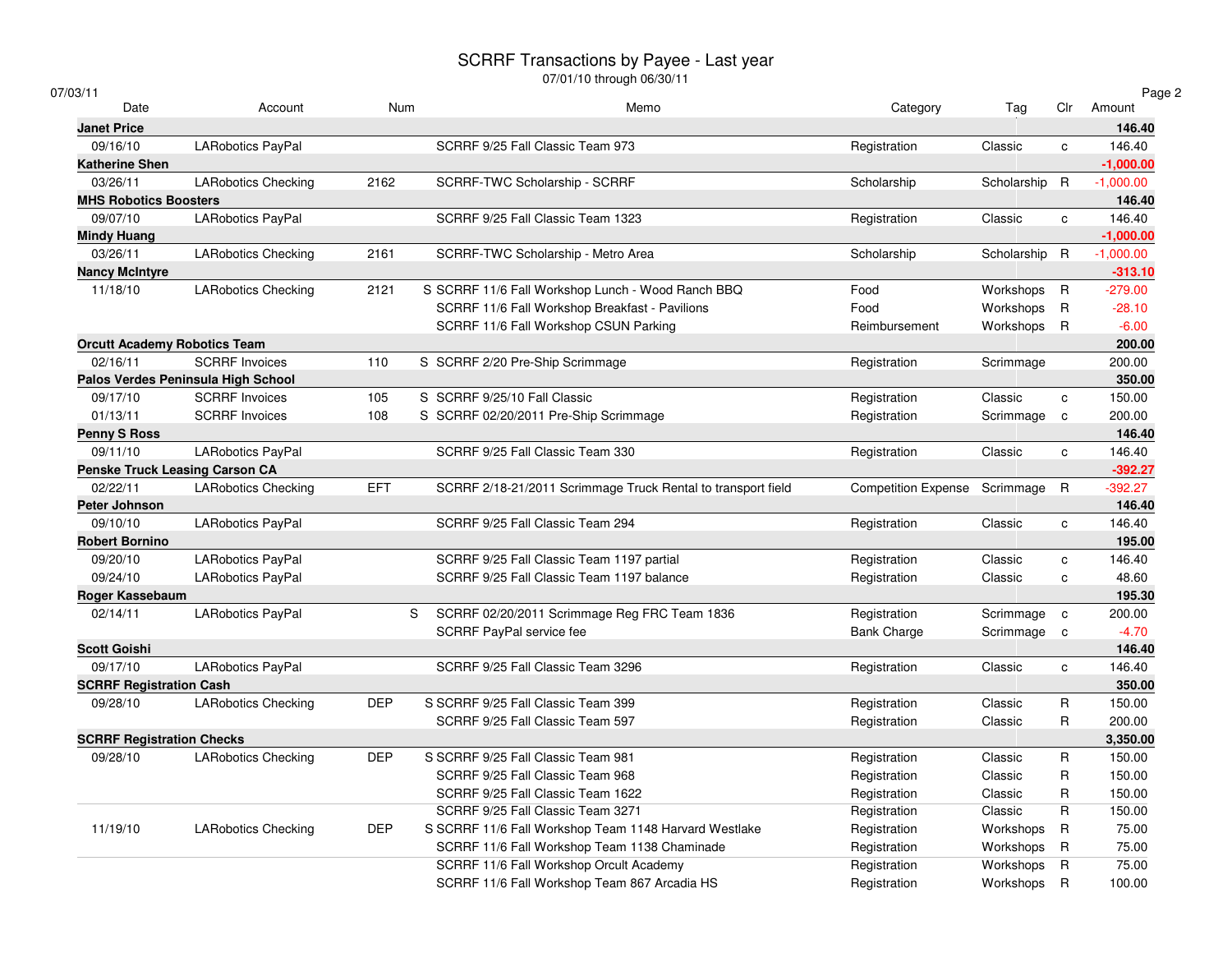# SCRRF Transactions by Payee - Last year

07/01/10 through 06/30/11

07/03/11

| Date | Account | Num | | Memo | Category | Tag | Clr | Amount |
|---|---|---|---|---|---|---|---|---|
| **Janet Price** | | | | | | | | **146.40** |
| 09/16/10 | LARobotics PayPal | | | SCRRF 9/25 Fall Classic Team 973 | Registration | Classic | c | 146.40 |
| **Katherine Shen** | | | | | | | | **-1,000.00** |
| 03/26/11 | LARobotics Checking | 2162 | | SCRRF-TWC Scholarship - SCRRF | Scholarship | Scholarship | R | -1,000.00 |
| **MHS Robotics Boosters** | | | | | | | | **146.40** |
| 09/07/10 | LARobotics PayPal | | | SCRRF 9/25 Fall Classic Team 1323 | Registration | Classic | c | 146.40 |
| **Mindy Huang** | | | | | | | | **-1,000.00** |
| 03/26/11 | LARobotics Checking | 2161 | | SCRRF-TWC Scholarship - Metro Area | Scholarship | Scholarship | R | -1,000.00 |
| **Nancy McIntyre** | | | | | | | | **-313.10** |
| 11/18/10 | LARobotics Checking | 2121 | S | SCRRF 11/6 Fall Workshop Lunch - Wood Ranch BBQ | Food | Workshops | R | -279.00 |
| | | | | SCRRF 11/6 Fall Workshop Breakfast - Pavilions | Food | Workshops | R | -28.10 |
| | | | | SCRRF 11/6 Fall Workshop CSUN Parking | Reimbursement | Workshops | R | -6.00 |
| **Orcutt Academy Robotics Team** | | | | | | | | **200.00** |
| 02/16/11 | SCRRF Invoices | 110 | S | SCRRF 2/20 Pre-Ship Scrimmage | Registration | Scrimmage | | 200.00 |
| **Palos Verdes Peninsula High School** | | | | | | | | **350.00** |
| 09/17/10 | SCRRF Invoices | 105 | S | SCRRF 9/25/10 Fall Classic | Registration | Classic | c | 150.00 |
| 01/13/11 | SCRRF Invoices | 108 | S | SCRRF 02/20/2011 Pre-Ship Scrimmage | Registration | Scrimmage | c | 200.00 |
| **Penny S Ross** | | | | | | | | **146.40** |
| 09/11/10 | LARobotics PayPal | | | SCRRF 9/25 Fall Classic Team 330 | Registration | Classic | c | 146.40 |
| **Penske Truck Leasing Carson CA** | | | | | | | | **-392.27** |
| 02/22/11 | LARobotics Checking | EFT | | SCRRF 2/18-21/2011 Scrimmage Truck Rental to transport field | Competition Expense | Scrimmage | R | -392.27 |
| **Peter Johnson** | | | | | | | | **146.40** |
| 09/10/10 | LARobotics PayPal | | | SCRRF 9/25 Fall Classic Team 294 | Registration | Classic | c | 146.40 |
| **Robert Bornino** | | | | | | | | **195.00** |
| 09/20/10 | LARobotics PayPal | | | SCRRF 9/25 Fall Classic Team 1197 partial | Registration | Classic | c | 146.40 |
| 09/24/10 | LARobotics PayPal | | | SCRRF 9/25 Fall Classic Team 1197 balance | Registration | Classic | c | 48.60 |
| **Roger Kassebaum** | | | | | | | | **195.30** |
| 02/14/11 | LARobotics PayPal | | S | SCRRF 02/20/2011 Scrimmage Reg FRC Team 1836 | Registration | Scrimmage | c | 200.00 |
| | | | | SCRRF PayPal service fee | Bank Charge | Scrimmage | c | -4.70 |
| **Scott Goishi** | | | | | | | | **146.40** |
| 09/17/10 | LARobotics PayPal | | | SCRRF 9/25 Fall Classic Team 3296 | Registration | Classic | c | 146.40 |
| **SCRRF Registration Cash** | | | | | | | | **350.00** |
| 09/28/10 | LARobotics Checking | DEP | S | SCRRF 9/25 Fall Classic Team 399 | Registration | Classic | R | 150.00 |
| | | | | SCRRF 9/25 Fall Classic Team 597 | Registration | Classic | R | 200.00 |
| **SCRRF Registration Checks** | | | | | | | | **3,350.00** |
| 09/28/10 | LARobotics Checking | DEP | S | SCRRF 9/25 Fall Classic Team 981 | Registration | Classic | R | 150.00 |
| | | | | SCRRF 9/25 Fall Classic Team 968 | Registration | Classic | R | 150.00 |
| | | | | SCRRF 9/25 Fall Classic Team 1622 | Registration | Classic | R | 150.00 |
| | | | | SCRRF 9/25 Fall Classic Team 3271 | Registration | Classic | R | 150.00 |
| 11/19/10 | LARobotics Checking | DEP | S | SCRRF 11/6 Fall Workshop Team 1148 Harvard Westlake | Registration | Workshops | R | 75.00 |
| | | | | SCRRF 11/6 Fall Workshop Team 1138 Chaminade | Registration | Workshops | R | 75.00 |
| | | | | SCRRF 11/6 Fall Workshop Orcult Academy | Registration | Workshops | R | 75.00 |
| | | | | SCRRF 11/6 Fall Workshop Team 867 Arcadia HS | Registration | Workshops | R | 100.00 |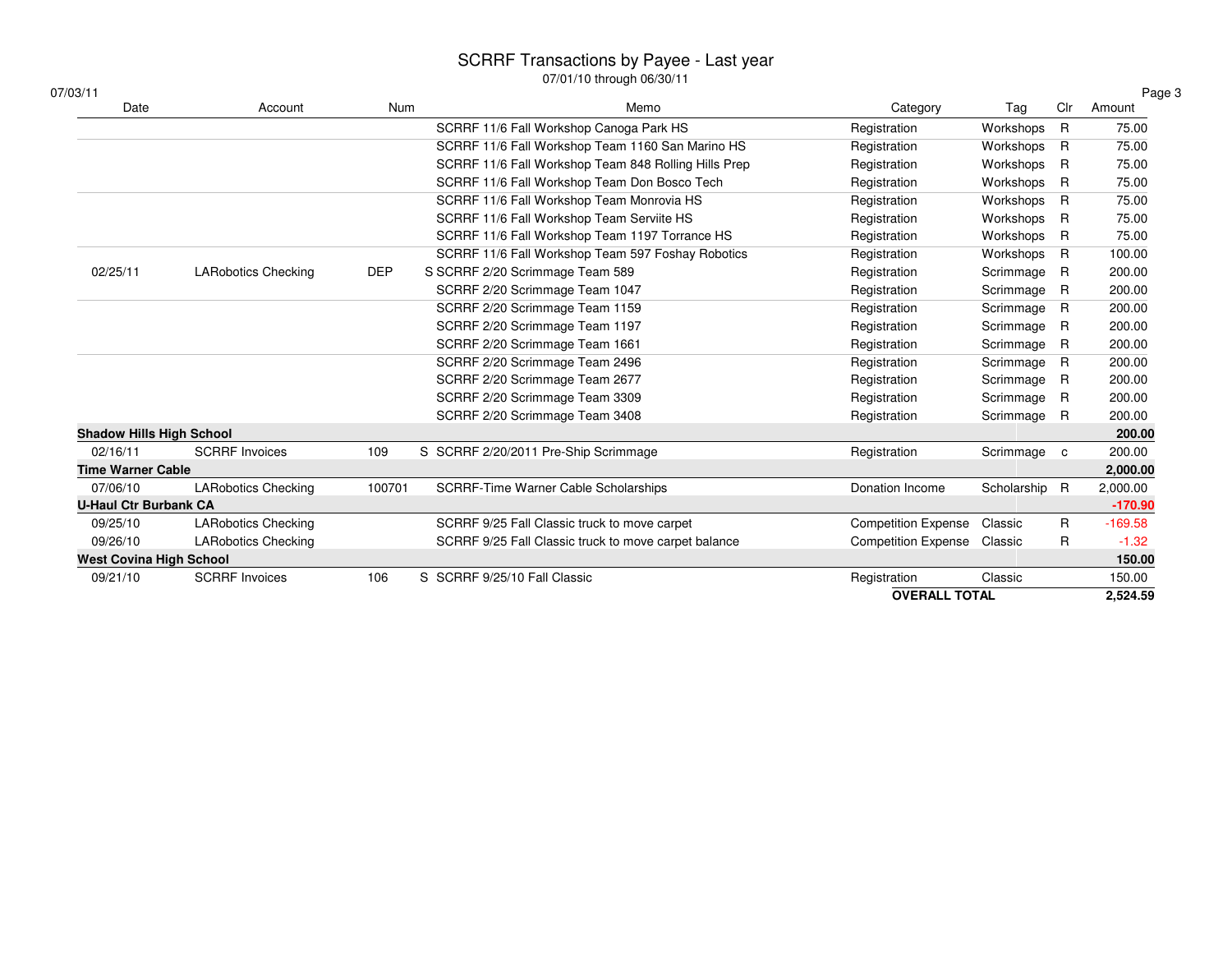# SCRRF Transactions by Payee - Last year

07/01/10 through 06/30/11

07/03/11

| Date | Account | Num | Memo | Category | Tag | Clr | Amount |
|---|---|---|---|---|---|---|---|
| | | | SCRRF 11/6 Fall Workshop Canoga Park HS | Registration | Workshops | R | 75.00 |
| | | | SCRRF 11/6 Fall Workshop Team 1160 San Marino HS | Registration | Workshops | R | 75.00 |
| | | | SCRRF 11/6 Fall Workshop Team 848 Rolling Hills Prep | Registration | Workshops | R | 75.00 |
| | | | SCRRF 11/6 Fall Workshop Team Don Bosco Tech | Registration | Workshops | R | 75.00 |
| | | | SCRRF 11/6 Fall Workshop Team Monrovia HS | Registration | Workshops | R | 75.00 |
| | | | SCRRF 11/6 Fall Workshop Team Serviite HS | Registration | Workshops | R | 75.00 |
| | | | SCRRF 11/6 Fall Workshop Team 1197 Torrance HS | Registration | Workshops | R | 75.00 |
| | | | SCRRF 11/6 Fall Workshop Team 597 Foshay Robotics | Registration | Workshops | R | 100.00 |
| 02/25/11 | LARobotics Checking | DEP | S SCRRF 2/20 Scrimmage Team 589 | Registration | Scrimmage | R | 200.00 |
| | | | SCRRF 2/20 Scrimmage Team 1047 | Registration | Scrimmage | R | 200.00 |
| | | | SCRRF 2/20 Scrimmage Team 1159 | Registration | Scrimmage | R | 200.00 |
| | | | SCRRF 2/20 Scrimmage Team 1197 | Registration | Scrimmage | R | 200.00 |
| | | | SCRRF 2/20 Scrimmage Team 1661 | Registration | Scrimmage | R | 200.00 |
| | | | SCRRF 2/20 Scrimmage Team 2496 | Registration | Scrimmage | R | 200.00 |
| | | | SCRRF 2/20 Scrimmage Team 2677 | Registration | Scrimmage | R | 200.00 |
| | | | SCRRF 2/20 Scrimmage Team 3309 | Registration | Scrimmage | R | 200.00 |
| | | | SCRRF 2/20 Scrimmage Team 3408 | Registration | Scrimmage | R | 200.00 |
| **Shadow Hills High School** | | | | | | | **200.00** |
| 02/16/11 | SCRRF Invoices | 109 | S SCRRF 2/20/2011 Pre-Ship Scrimmage | Registration | Scrimmage | c | 200.00 |
| **Time Warner Cable** | | | | | | | **2,000.00** |
| 07/06/10 | LARobotics Checking | 100701 | SCRRF-Time Warner Cable Scholarships | Donation Income | Scholarship | R | 2,000.00 |
| **U-Haul Ctr Burbank CA** | | | | | | | **-170.90** |
| 09/25/10 | LARobotics Checking | | SCRRF 9/25 Fall Classic truck to move carpet | Competition Expense | Classic | R | -169.58 |
| 09/26/10 | LARobotics Checking | | SCRRF 9/25 Fall Classic truck to move carpet balance | Competition Expense | Classic | R | -1.32 |
| **West Covina High School** | | | | | | | **150.00** |
| 09/21/10 | SCRRF Invoices | 106 | S SCRRF 9/25/10 Fall Classic | Registration | Classic | | 150.00 |
| | | | | **OVERALL TOTAL** | | | **2,524.59** |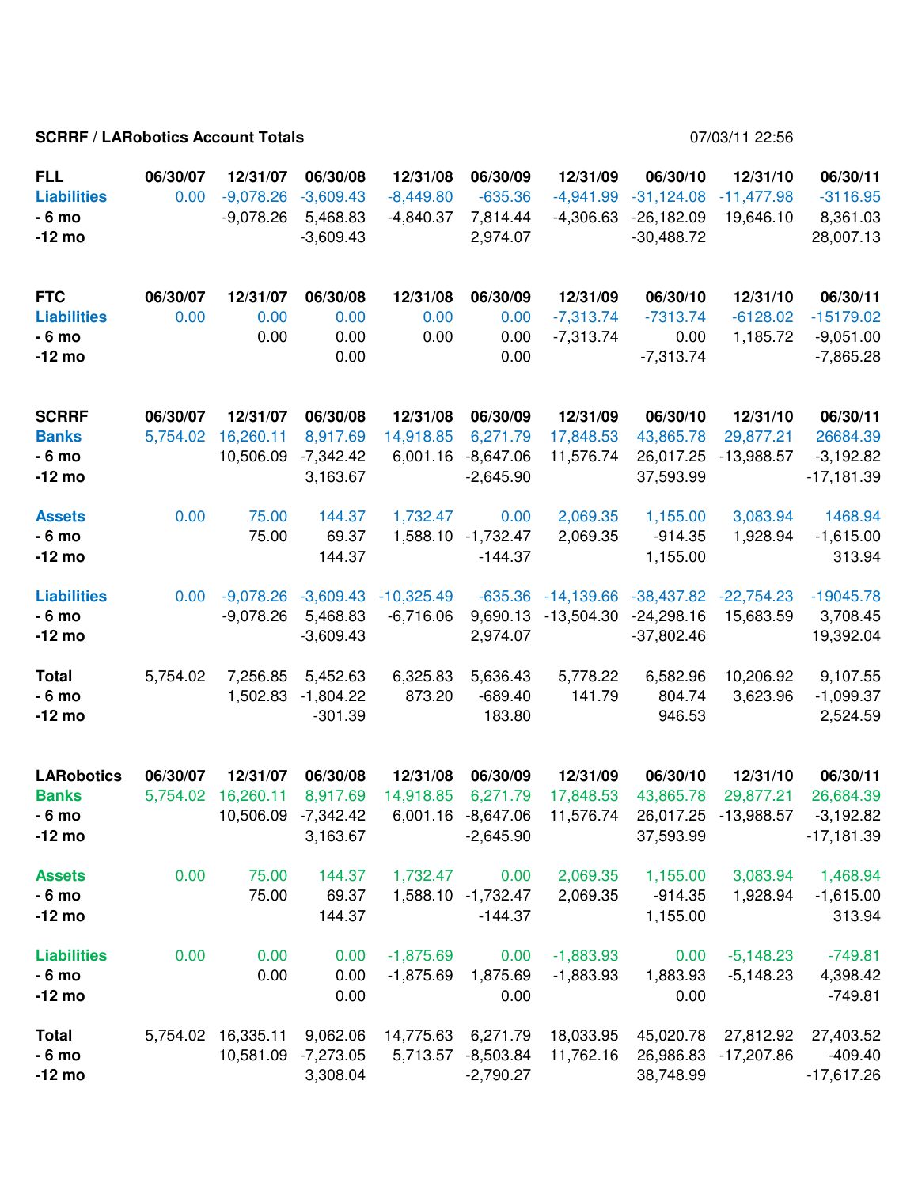**SCRRF / LARobotics Account Totals** 07/03/11 22:56

| **FLL** | **06/30/07** | **12/31/07** | **06/30/08** | **12/31/08** | **06/30/09** | **12/31/09** | **06/30/10** | **12/31/10** | **06/30/11** |
|---|---|---|---|---|---|---|---|---|---|
| **Liabilities** | 0.00 | -9,078.26 | -3,609.43 | -8,449.80 | -635.36 | -4,941.99 | -31,124.08 | -11,477.98 | -3116.95 |
| **- 6 mo** | | -9,078.26 | 5,468.83 | -4,840.37 | 7,814.44 | -4,306.63 | -26,182.09 | 19,646.10 | 8,361.03 |
| **-12 mo** | | | -3,609.43 | | 2,974.07 | | -30,488.72 | | 28,007.13 |

| **FTC** | **06/30/07** | **12/31/07** | **06/30/08** | **12/31/08** | **06/30/09** | **12/31/09** | **06/30/10** | **12/31/10** | **06/30/11** |
|---|---|---|---|---|---|---|---|---|---|
| **Liabilities** | 0.00 | 0.00 | 0.00 | 0.00 | 0.00 | -7,313.74 | -7313.74 | -6128.02 | -15179.02 |
| **- 6 mo** | | 0.00 | 0.00 | 0.00 | 0.00 | -7,313.74 | 0.00 | 1,185.72 | -9,051.00 |
| **-12 mo** | | | 0.00 | | 0.00 | | -7,313.74 | | -7,865.28 |

| **SCRRF** | **06/30/07** | **12/31/07** | **06/30/08** | **12/31/08** | **06/30/09** | **12/31/09** | **06/30/10** | **12/31/10** | **06/30/11** |
|---|---|---|---|---|---|---|---|---|---|
| **Banks** | 5,754.02 | 16,260.11 | 8,917.69 | 14,918.85 | 6,271.79 | 17,848.53 | 43,865.78 | 29,877.21 | 26684.39 |
| **- 6 mo** | | 10,506.09 | -7,342.42 | 6,001.16 | -8,647.06 | 11,576.74 | 26,017.25 | -13,988.57 | -3,192.82 |
| **-12 mo** | | | 3,163.67 | | -2,645.90 | | 37,593.99 | | -17,181.39 |
| **Assets** | 0.00 | 75.00 | 144.37 | 1,732.47 | 0.00 | 2,069.35 | 1,155.00 | 3,083.94 | 1468.94 |
| **- 6 mo** | | 75.00 | 69.37 | 1,588.10 | -1,732.47 | 2,069.35 | -914.35 | 1,928.94 | -1,615.00 |
| **-12 mo** | | | 144.37 | | -144.37 | | 1,155.00 | | 313.94 |
| **Liabilities** | 0.00 | -9,078.26 | -3,609.43 | -10,325.49 | -635.36 | -14,139.66 | -38,437.82 | -22,754.23 | -19045.78 |
| **- 6 mo** | | -9,078.26 | 5,468.83 | -6,716.06 | 9,690.13 | -13,504.30 | -24,298.16 | 15,683.59 | 3,708.45 |
| **-12 mo** | | | -3,609.43 | | 2,974.07 | | -37,802.46 | | 19,392.04 |
| **Total** | 5,754.02 | 7,256.85 | 5,452.63 | 6,325.83 | 5,636.43 | 5,778.22 | 6,582.96 | 10,206.92 | 9,107.55 |
| **- 6 mo** | | 1,502.83 | -1,804.22 | 873.20 | -689.40 | 141.79 | 804.74 | 3,623.96 | -1,099.37 |
| **-12 mo** | | | -301.39 | | 183.80 | | 946.53 | | 2,524.59 |

| **LARobotics** | **06/30/07** | **12/31/07** | **06/30/08** | **12/31/08** | **06/30/09** | **12/31/09** | **06/30/10** | **12/31/10** | **06/30/11** |
|---|---|---|---|---|---|---|---|---|---|
| **Banks** | 5,754.02 | 16,260.11 | 8,917.69 | 14,918.85 | 6,271.79 | 17,848.53 | 43,865.78 | 29,877.21 | 26,684.39 |
| **- 6 mo** | | 10,506.09 | -7,342.42 | 6,001.16 | -8,647.06 | 11,576.74 | 26,017.25 | -13,988.57 | -3,192.82 |
| **-12 mo** | | | 3,163.67 | | -2,645.90 | | 37,593.99 | | -17,181.39 |
| **Assets** | 0.00 | 75.00 | 144.37 | 1,732.47 | 0.00 | 2,069.35 | 1,155.00 | 3,083.94 | 1,468.94 |
| **- 6 mo** | | 75.00 | 69.37 | 1,588.10 | -1,732.47 | 2,069.35 | -914.35 | 1,928.94 | -1,615.00 |
| **-12 mo** | | | 144.37 | | -144.37 | | 1,155.00 | | 313.94 |
| **Liabilities** | 0.00 | 0.00 | 0.00 | -1,875.69 | 0.00 | -1,883.93 | 0.00 | -5,148.23 | -749.81 |
| **- 6 mo** | | 0.00 | 0.00 | -1,875.69 | 1,875.69 | -1,883.93 | 1,883.93 | -5,148.23 | 4,398.42 |
| **-12 mo** | | | 0.00 | | 0.00 | | 0.00 | | -749.81 |
| **Total** | 5,754.02 | 16,335.11 | 9,062.06 | 14,775.63 | 6,271.79 | 18,033.95 | 45,020.78 | 27,812.92 | 27,403.52 |
| **- 6 mo** | | 10,581.09 | -7,273.05 | 5,713.57 | -8,503.84 | 11,762.16 | 26,986.83 | -17,207.86 | -409.40 |
| **-12 mo** | | | 3,308.04 | | -2,790.27 | | 38,748.99 | | -17,617.26 |